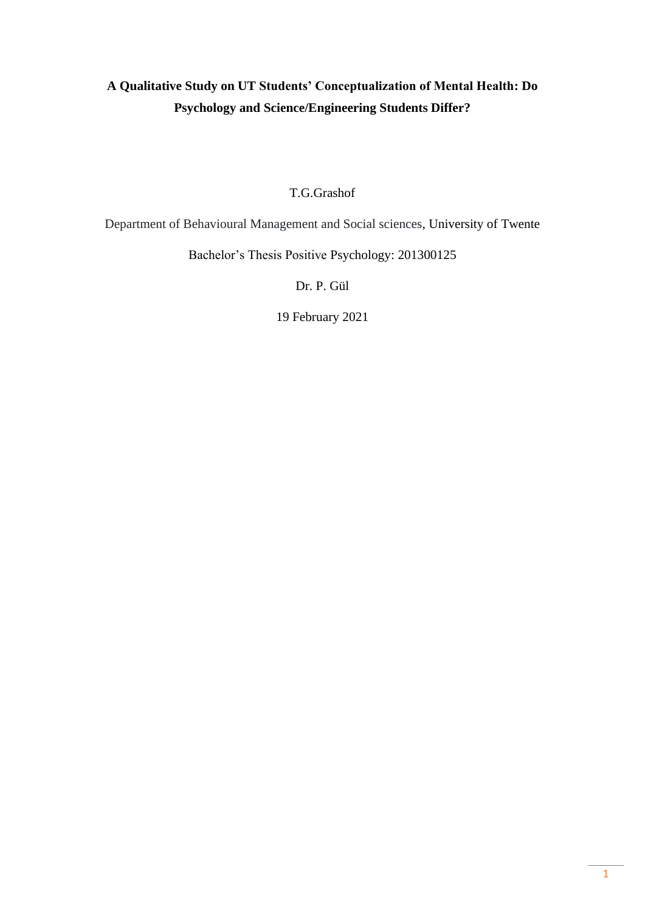# A Qualitative Study on UT Students' Conceptualization of Mental Health: Do Psychology and Science/Engineering Students Differ?

T.G.Grashof

Department of Behavioural Management and Social sciences, University of Twente

Bachelor's Thesis Positive Psychology: 201300125

Dr. P. Gül

19 February 2021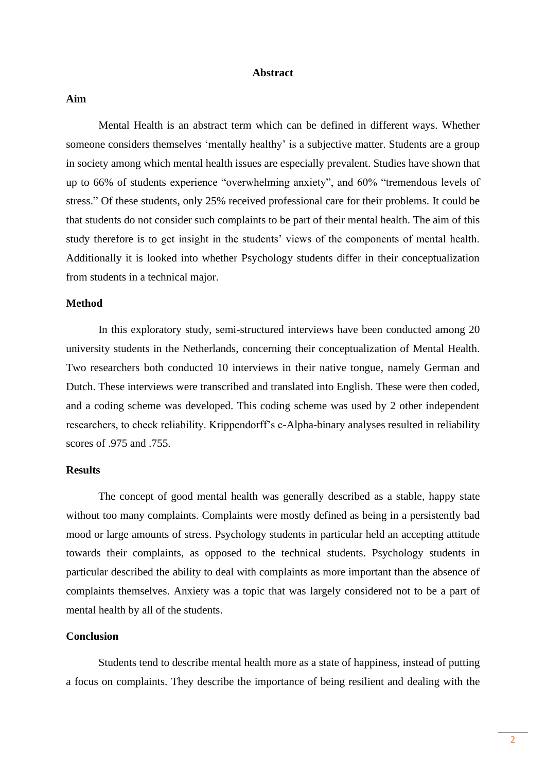## Abstract

### Aim

Mental Health is an abstract term which can be defined in different ways. Whether someone considers themselves 'mentally healthy' is a subjective matter. Students are a group in society among which mental health issues are especially prevalent. Studies have shown that up to 66% of students experience "overwhelming anxiety", and 60% "tremendous levels of stress." Of these students, only 25% received professional care for their problems. It could be that students do not consider such complaints to be part of their mental health. The aim of this study therefore is to get insight in the students' views of the components of mental health. Additionally it is looked into whether Psychology students differ in their conceptualization from students in a technical major.

### Method

In this exploratory study, semi-structured interviews have been conducted among 20 university students in the Netherlands, concerning their conceptualization of Mental Health. Two researchers both conducted 10 interviews in their native tongue, namely German and Dutch. These interviews were transcribed and translated into English. These were then coded, and a coding scheme was developed. This coding scheme was used by 2 other independent researchers, to check reliability. Krippendorff's c-Alpha-binary analyses resulted in reliability scores of .975 and .755.

### Results

The concept of good mental health was generally described as a stable, happy state without too many complaints. Complaints were mostly defined as being in a persistently bad mood or large amounts of stress. Psychology students in particular held an accepting attitude towards their complaints, as opposed to the technical students. Psychology students in particular described the ability to deal with complaints as more important than the absence of complaints themselves. Anxiety was a topic that was largely considered not to be a part of mental health by all of the students.

### Conclusion

Students tend to describe mental health more as a state of happiness, instead of putting a focus on complaints. They describe the importance of being resilient and dealing with the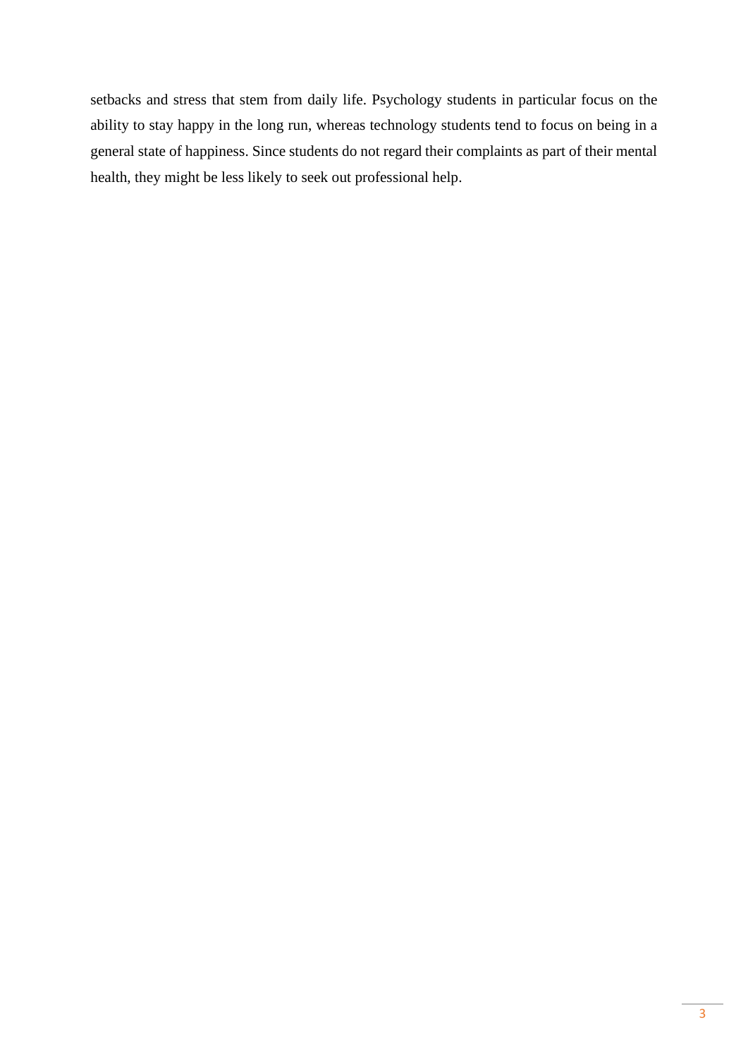setbacks and stress that stem from daily life. Psychology students in particular focus on the ability to stay happy in the long run, whereas technology students tend to focus on being in a general state of happiness. Since students do not regard their complaints as part of their mental health, they might be less likely to seek out professional help.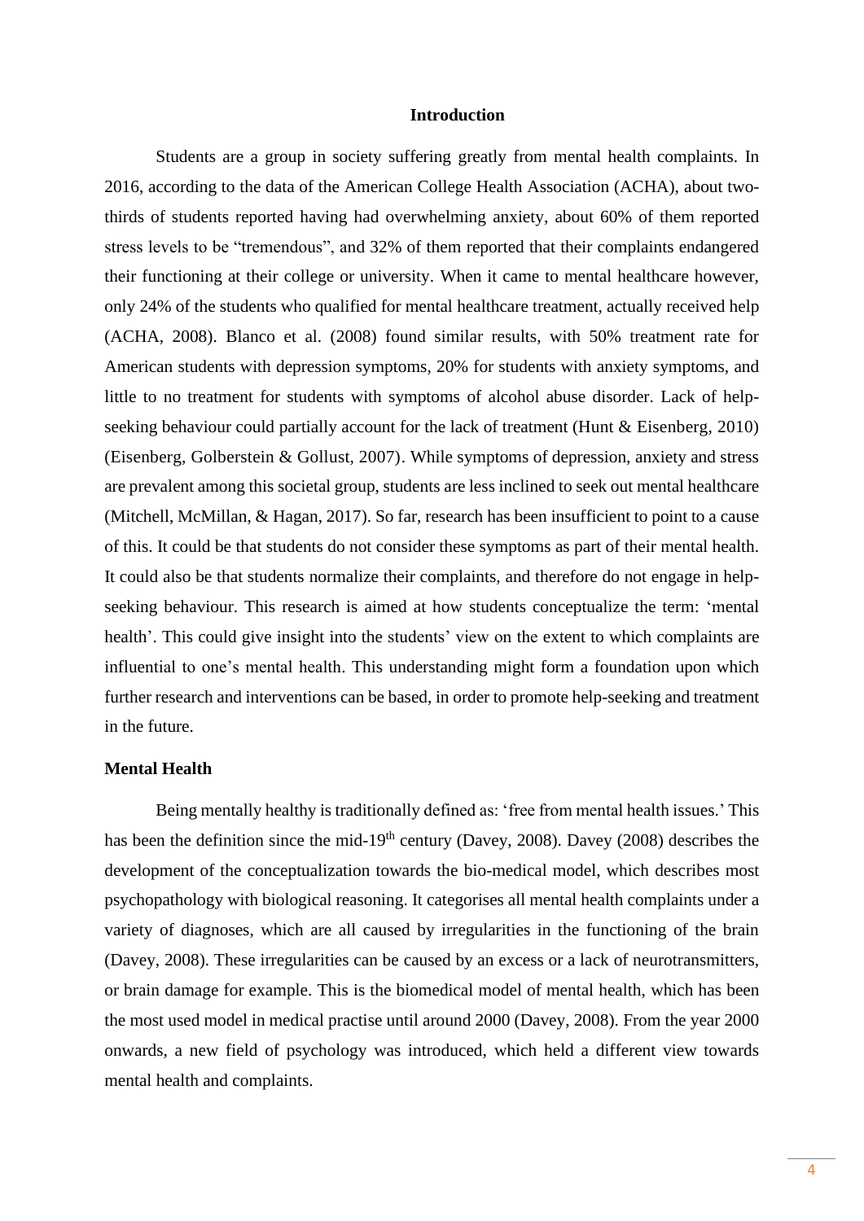# Introduction

Students are a group in society suffering greatly from mental health complaints. In 2016, according to the data of the American College Health Association (ACHA), about two-thirds of students reported having had overwhelming anxiety, about 60% of them reported stress levels to be "tremendous", and 32% of them reported that their complaints endangered their functioning at their college or university. When it came to mental healthcare however, only 24% of the students who qualified for mental healthcare treatment, actually received help (ACHA, 2008). Blanco et al. (2008) found similar results, with 50% treatment rate for American students with depression symptoms, 20% for students with anxiety symptoms, and little to no treatment for students with symptoms of alcohol abuse disorder. Lack of help-seeking behaviour could partially account for the lack of treatment (Hunt & Eisenberg, 2010) (Eisenberg, Golberstein & Gollust, 2007). While symptoms of depression, anxiety and stress are prevalent among this societal group, students are less inclined to seek out mental healthcare (Mitchell, McMillan, & Hagan, 2017). So far, research has been insufficient to point to a cause of this. It could be that students do not consider these symptoms as part of their mental health. It could also be that students normalize their complaints, and therefore do not engage in help-seeking behaviour. This research is aimed at how students conceptualize the term: 'mental health'. This could give insight into the students' view on the extent to which complaints are influential to one's mental health. This understanding might form a foundation upon which further research and interventions can be based, in order to promote help-seeking and treatment in the future.

## Mental Health

Being mentally healthy is traditionally defined as: 'free from mental health issues.' This has been the definition since the mid-19th century (Davey, 2008). Davey (2008) describes the development of the conceptualization towards the bio-medical model, which describes most psychopathology with biological reasoning. It categorises all mental health complaints under a variety of diagnoses, which are all caused by irregularities in the functioning of the brain (Davey, 2008). These irregularities can be caused by an excess or a lack of neurotransmitters, or brain damage for example. This is the biomedical model of mental health, which has been the most used model in medical practise until around 2000 (Davey, 2008). From the year 2000 onwards, a new field of psychology was introduced, which held a different view towards mental health and complaints.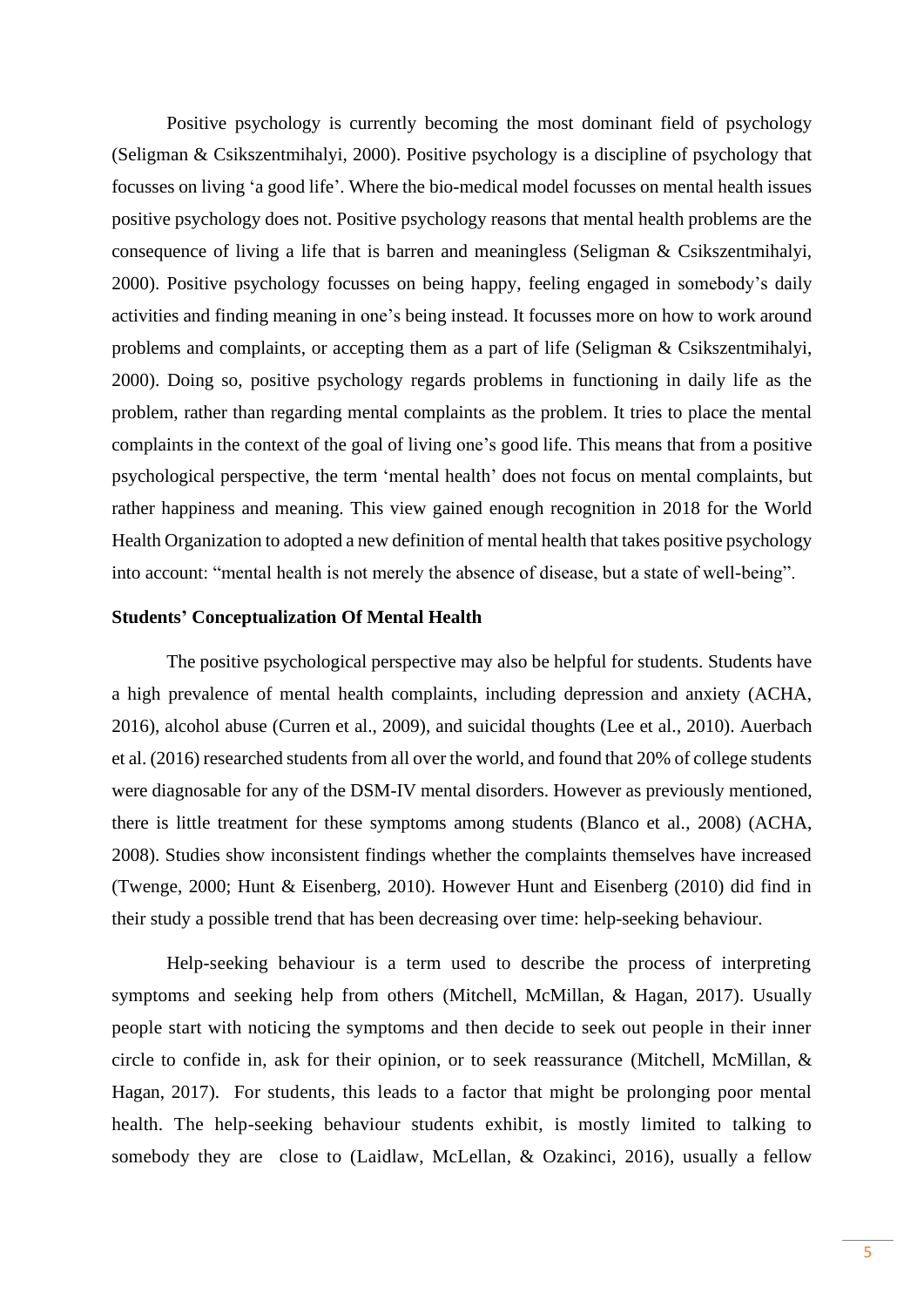Positive psychology is currently becoming the most dominant field of psychology (Seligman & Csikszentmihalyi, 2000). Positive psychology is a discipline of psychology that focusses on living 'a good life'. Where the bio-medical model focusses on mental health issues positive psychology does not. Positive psychology reasons that mental health problems are the consequence of living a life that is barren and meaningless (Seligman & Csikszentmihalyi, 2000). Positive psychology focusses on being happy, feeling engaged in somebody's daily activities and finding meaning in one's being instead. It focusses more on how to work around problems and complaints, or accepting them as a part of life (Seligman & Csikszentmihalyi, 2000). Doing so, positive psychology regards problems in functioning in daily life as the problem, rather than regarding mental complaints as the problem. It tries to place the mental complaints in the context of the goal of living one's good life. This means that from a positive psychological perspective, the term 'mental health' does not focus on mental complaints, but rather happiness and meaning. This view gained enough recognition in 2018 for the World Health Organization to adopted a new definition of mental health that takes positive psychology into account: "mental health is not merely the absence of disease, but a state of well-being".

**Students' Conceptualization Of Mental Health**

The positive psychological perspective may also be helpful for students. Students have a high prevalence of mental health complaints, including depression and anxiety (ACHA, 2016), alcohol abuse (Curren et al., 2009), and suicidal thoughts (Lee et al., 2010). Auerbach et al. (2016) researched students from all over the world, and found that 20% of college students were diagnosable for any of the DSM-IV mental disorders. However as previously mentioned, there is little treatment for these symptoms among students (Blanco et al., 2008) (ACHA, 2008). Studies show inconsistent findings whether the complaints themselves have increased (Twenge, 2000; Hunt & Eisenberg, 2010). However Hunt and Eisenberg (2010) did find in their study a possible trend that has been decreasing over time: help-seeking behaviour.

Help-seeking behaviour is a term used to describe the process of interpreting symptoms and seeking help from others (Mitchell, McMillan, & Hagan, 2017). Usually people start with noticing the symptoms and then decide to seek out people in their inner circle to confide in, ask for their opinion, or to seek reassurance (Mitchell, McMillan, & Hagan, 2017). For students, this leads to a factor that might be prolonging poor mental health. The help-seeking behaviour students exhibit, is mostly limited to talking to somebody they are close to (Laidlaw, McLellan, & Ozakinci, 2016), usually a fellow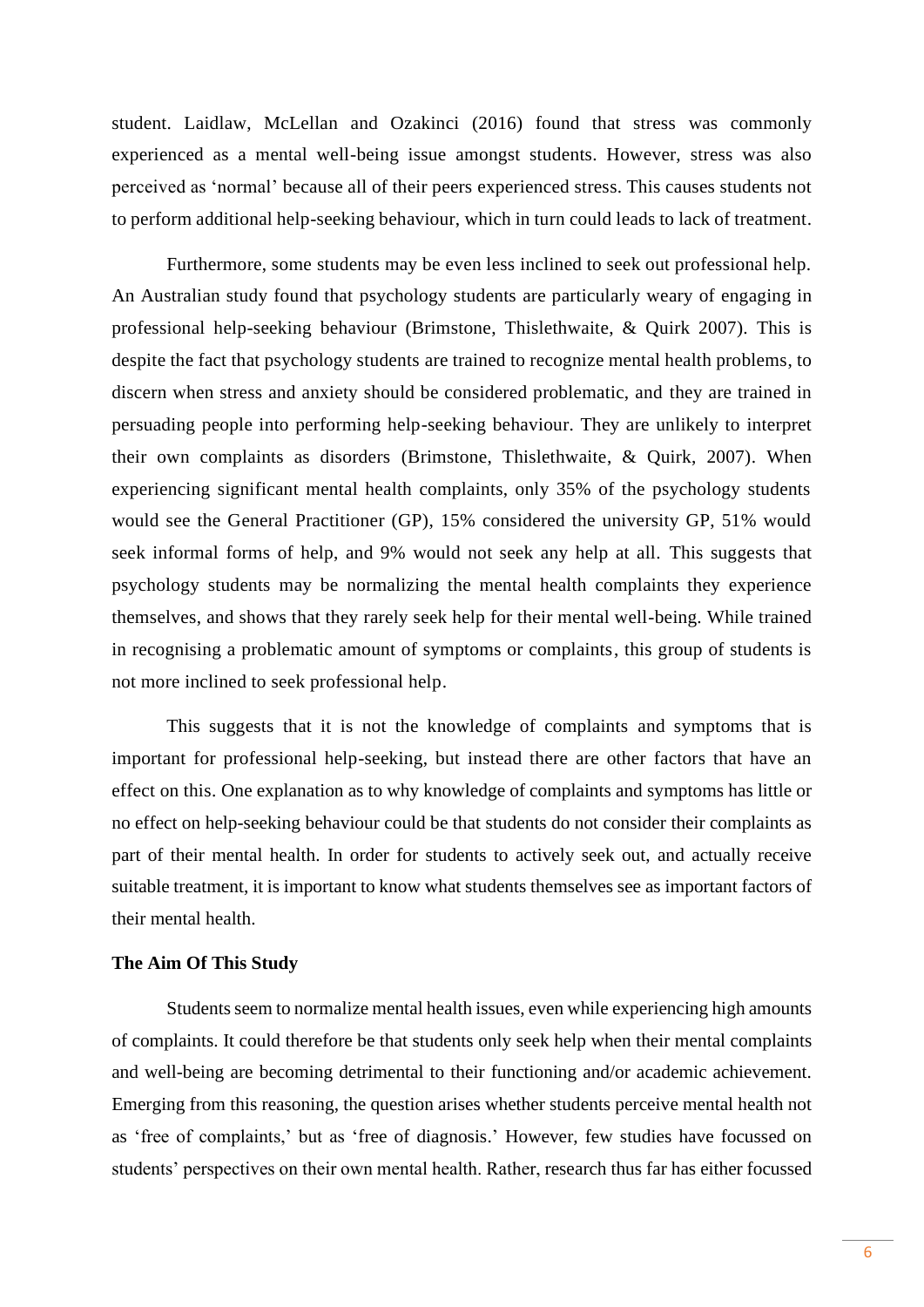student. Laidlaw, McLellan and Ozakinci (2016) found that stress was commonly experienced as a mental well-being issue amongst students. However, stress was also perceived as 'normal' because all of their peers experienced stress. This causes students not to perform additional help-seeking behaviour, which in turn could leads to lack of treatment.

Furthermore, some students may be even less inclined to seek out professional help. An Australian study found that psychology students are particularly weary of engaging in professional help-seeking behaviour (Brimstone, Thislethwaite, & Quirk 2007). This is despite the fact that psychology students are trained to recognize mental health problems, to discern when stress and anxiety should be considered problematic, and they are trained in persuading people into performing help-seeking behaviour. They are unlikely to interpret their own complaints as disorders (Brimstone, Thislethwaite, & Quirk, 2007). When experiencing significant mental health complaints, only 35% of the psychology students would see the General Practitioner (GP), 15% considered the university GP, 51% would seek informal forms of help, and 9% would not seek any help at all. This suggests that psychology students may be normalizing the mental health complaints they experience themselves, and shows that they rarely seek help for their mental well-being. While trained in recognising a problematic amount of symptoms or complaints, this group of students is not more inclined to seek professional help.

This suggests that it is not the knowledge of complaints and symptoms that is important for professional help-seeking, but instead there are other factors that have an effect on this. One explanation as to why knowledge of complaints and symptoms has little or no effect on help-seeking behaviour could be that students do not consider their complaints as part of their mental health. In order for students to actively seek out, and actually receive suitable treatment, it is important to know what students themselves see as important factors of their mental health.

**The Aim Of This Study**

Students seem to normalize mental health issues, even while experiencing high amounts of complaints. It could therefore be that students only seek help when their mental complaints and well-being are becoming detrimental to their functioning and/or academic achievement. Emerging from this reasoning, the question arises whether students perceive mental health not as 'free of complaints,' but as 'free of diagnosis.' However, few studies have focussed on students' perspectives on their own mental health. Rather, research thus far has either focussed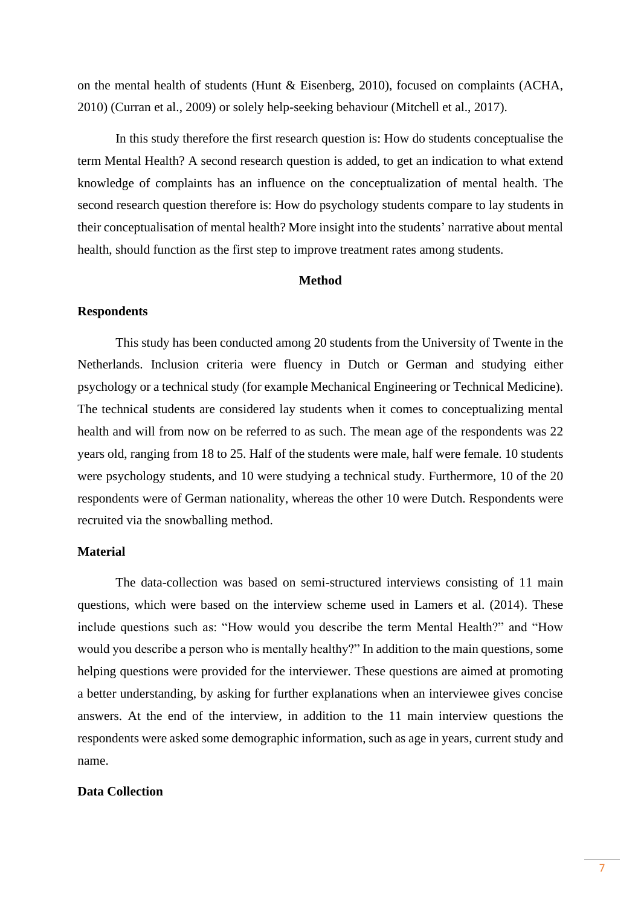on the mental health of students (Hunt & Eisenberg, 2010), focused on complaints (ACHA, 2010) (Curran et al., 2009) or solely help-seeking behaviour (Mitchell et al., 2017).

In this study therefore the first research question is: How do students conceptualise the term Mental Health? A second research question is added, to get an indication to what extend knowledge of complaints has an influence on the conceptualization of mental health. The second research question therefore is: How do psychology students compare to lay students in their conceptualisation of mental health? More insight into the students' narrative about mental health, should function as the first step to improve treatment rates among students.

## Method

### Respondents

This study has been conducted among 20 students from the University of Twente in the Netherlands. Inclusion criteria were fluency in Dutch or German and studying either psychology or a technical study (for example Mechanical Engineering or Technical Medicine). The technical students are considered lay students when it comes to conceptualizing mental health and will from now on be referred to as such. The mean age of the respondents was 22 years old, ranging from 18 to 25. Half of the students were male, half were female. 10 students were psychology students, and 10 were studying a technical study. Furthermore, 10 of the 20 respondents were of German nationality, whereas the other 10 were Dutch. Respondents were recruited via the snowballing method.

### Material

The data-collection was based on semi-structured interviews consisting of 11 main questions, which were based on the interview scheme used in Lamers et al. (2014). These include questions such as: "How would you describe the term Mental Health?" and "How would you describe a person who is mentally healthy?" In addition to the main questions, some helping questions were provided for the interviewer. These questions are aimed at promoting a better understanding, by asking for further explanations when an interviewee gives concise answers. At the end of the interview, in addition to the 11 main interview questions the respondents were asked some demographic information, such as age in years, current study and name.

### Data Collection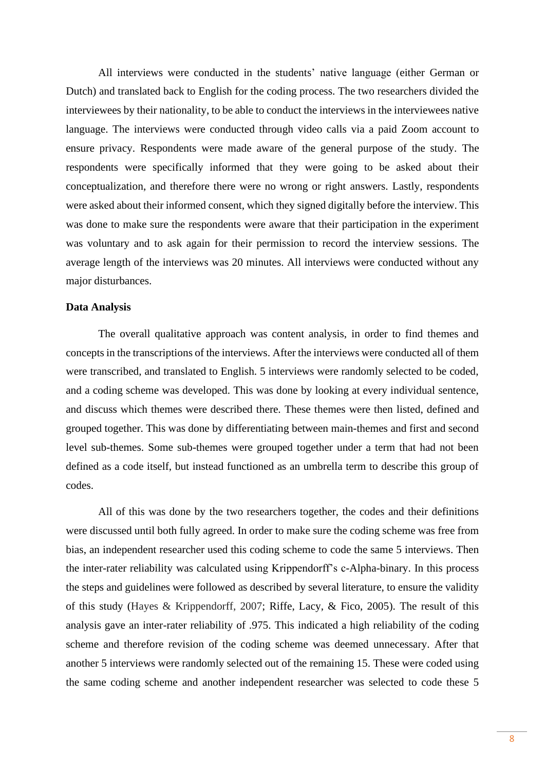All interviews were conducted in the students' native language (either German or Dutch) and translated back to English for the coding process. The two researchers divided the interviewees by their nationality, to be able to conduct the interviews in the interviewees native language. The interviews were conducted through video calls via a paid Zoom account to ensure privacy. Respondents were made aware of the general purpose of the study. The respondents were specifically informed that they were going to be asked about their conceptualization, and therefore there were no wrong or right answers. Lastly, respondents were asked about their informed consent, which they signed digitally before the interview. This was done to make sure the respondents were aware that their participation in the experiment was voluntary and to ask again for their permission to record the interview sessions. The average length of the interviews was 20 minutes. All interviews were conducted without any major disturbances.

**Data Analysis**

The overall qualitative approach was content analysis, in order to find themes and concepts in the transcriptions of the interviews. After the interviews were conducted all of them were transcribed, and translated to English. 5 interviews were randomly selected to be coded, and a coding scheme was developed. This was done by looking at every individual sentence, and discuss which themes were described there. These themes were then listed, defined and grouped together. This was done by differentiating between main-themes and first and second level sub-themes. Some sub-themes were grouped together under a term that had not been defined as a code itself, but instead functioned as an umbrella term to describe this group of codes.

All of this was done by the two researchers together, the codes and their definitions were discussed until both fully agreed. In order to make sure the coding scheme was free from bias, an independent researcher used this coding scheme to code the same 5 interviews. Then the inter-rater reliability was calculated using Krippendorff's c-Alpha-binary. In this process the steps and guidelines were followed as described by several literature, to ensure the validity of this study (Hayes & Krippendorff, 2007; Riffe, Lacy, & Fico, 2005). The result of this analysis gave an inter-rater reliability of .975. This indicated a high reliability of the coding scheme and therefore revision of the coding scheme was deemed unnecessary. After that another 5 interviews were randomly selected out of the remaining 15. These were coded using the same coding scheme and another independent researcher was selected to code these 5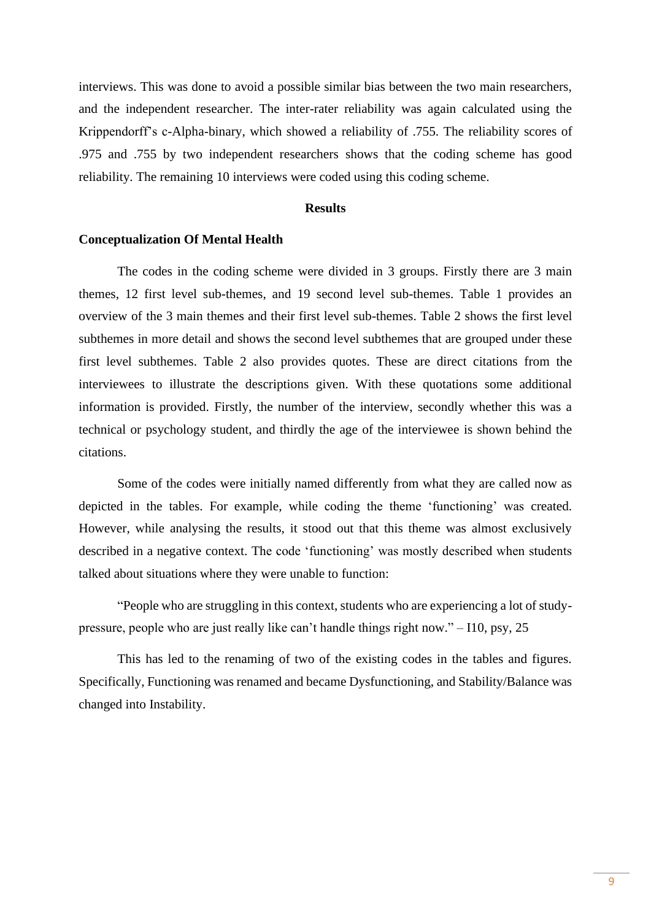interviews. This was done to avoid a possible similar bias between the two main researchers, and the independent researcher. The inter-rater reliability was again calculated using the Krippendorff's c-Alpha-binary, which showed a reliability of .755. The reliability scores of .975 and .755 by two independent researchers shows that the coding scheme has good reliability. The remaining 10 interviews were coded using this coding scheme.

# Results

## Conceptualization Of Mental Health

The codes in the coding scheme were divided in 3 groups. Firstly there are 3 main themes, 12 first level sub-themes, and 19 second level sub-themes. Table 1 provides an overview of the 3 main themes and their first level sub-themes. Table 2 shows the first level subthemes in more detail and shows the second level subthemes that are grouped under these first level subthemes. Table 2 also provides quotes. These are direct citations from the interviewees to illustrate the descriptions given. With these quotations some additional information is provided. Firstly, the number of the interview, secondly whether this was a technical or psychology student, and thirdly the age of the interviewee is shown behind the citations.

Some of the codes were initially named differently from what they are called now as depicted in the tables. For example, while coding the theme 'functioning' was created. However, while analysing the results, it stood out that this theme was almost exclusively described in a negative context. The code 'functioning' was mostly described when students talked about situations where they were unable to function:

"People who are struggling in this context, students who are experiencing a lot of study-pressure, people who are just really like can't handle things right now." – I10, psy, 25

This has led to the renaming of two of the existing codes in the tables and figures. Specifically, Functioning was renamed and became Dysfunctioning, and Stability/Balance was changed into Instability.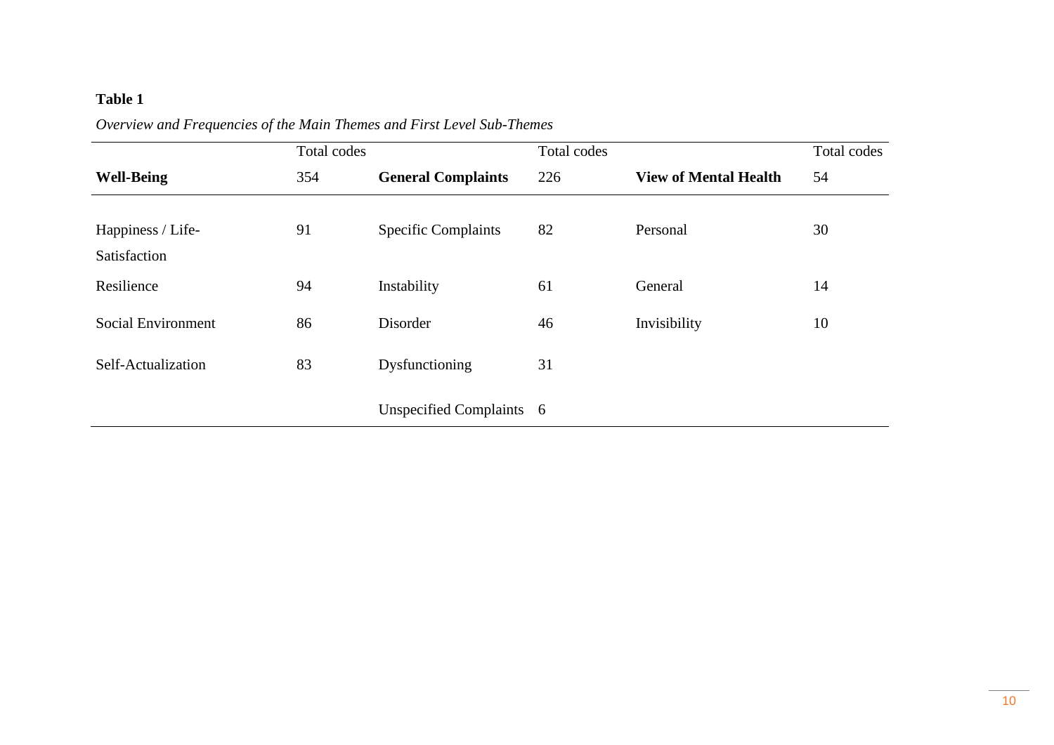**Table 1**

*Overview and Frequencies of the Main Themes and First Level Sub-Themes*

| | Total codes | | Total codes | | Total codes |
|---|---|---|---|---|---|
| **Well-Being** | 354 | **General Complaints** | 226 | **View of Mental Health** | 54 |
| Happiness / Life-Satisfaction | 91 | Specific Complaints | 82 | Personal | 30 |
| Resilience | 94 | Instability | 61 | General | 14 |
| Social Environment | 86 | Disorder | 46 | Invisibility | 10 |
| Self-Actualization | 83 | Dysfunctioning | 31 | | |
| | | Unspecified Complaints | 6 | | |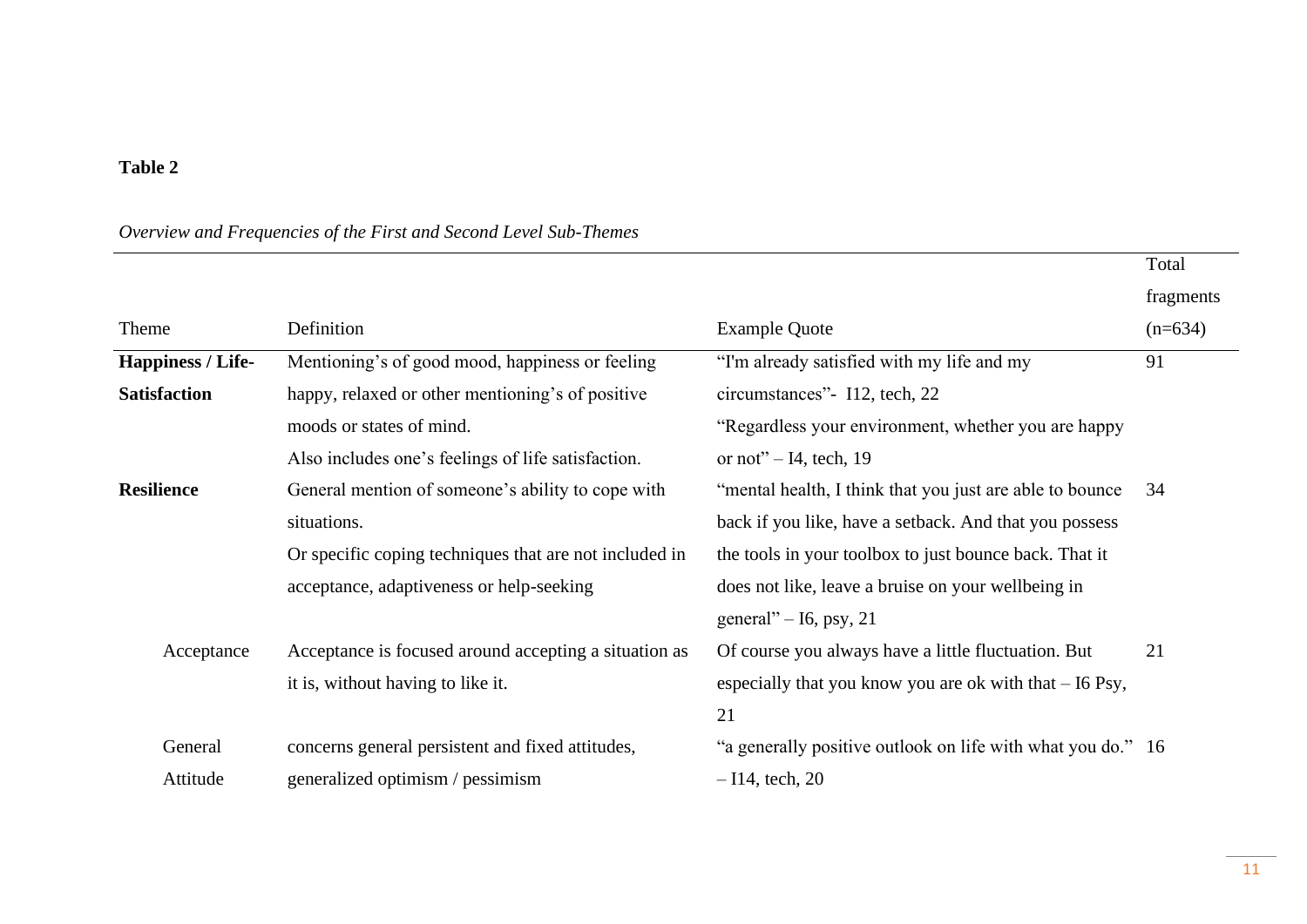**Table 2**

*Overview and Frequencies of the First and Second Level Sub-Themes*

| Theme | Definition | Example Quote | Total fragments (n=634) |
|---|---|---|---|
| **Happiness / Life-Satisfaction** | Mentioning's of good mood, happiness or feeling happy, relaxed or other mentioning's of positive moods or states of mind. Also includes one's feelings of life satisfaction. | "I'm already satisfied with my life and my circumstances"- I12, tech, 22 "Regardless your environment, whether you are happy or not" – I4, tech, 19 | 91 |
| **Resilience** | General mention of someone's ability to cope with situations. Or specific coping techniques that are not included in acceptance, adaptiveness or help-seeking | "mental health, I think that you just are able to bounce back if you like, have a setback. And that you possess the tools in your toolbox to just bounce back. That it does not like, leave a bruise on your wellbeing in general" – I6, psy, 21 | 34 |
| Acceptance | Acceptance is focused around accepting a situation as it is, without having to like it. | Of course you always have a little fluctuation. But especially that you know you are ok with that – I6 Psy, 21 | 21 |
| General Attitude | concerns general persistent and fixed attitudes, generalized optimism / pessimism | "a generally positive outlook on life with what you do." – I14, tech, 20 | 16 |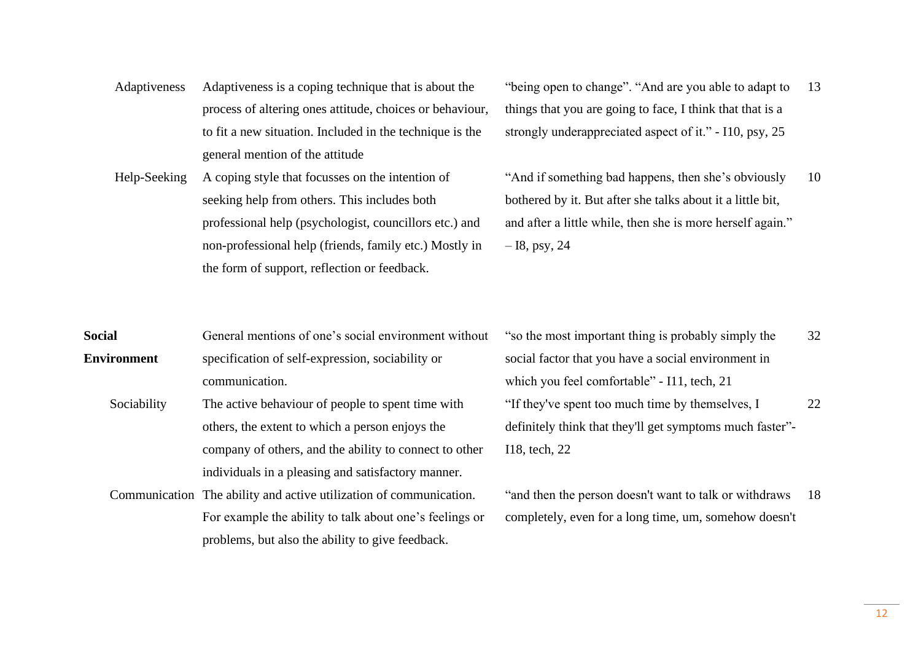| | | | |
|---|---|---|---|
| Adaptiveness | Adaptiveness is a coping technique that is about the process of altering ones attitude, choices or behaviour, to fit a new situation. Included in the technique is the general mention of the attitude | "being open to change". "And are you able to adapt to things that you are going to face, I think that that is a strongly underappreciated aspect of it." - I10, psy, 25 | 13 |
| Help-Seeking | A coping style that focusses on the intention of seeking help from others. This includes both professional help (psychologist, councillors etc.) and non-professional help (friends, family etc.) Mostly in the form of support, reflection or feedback. | "And if something bad happens, then she's obviously bothered by it. But after she talks about it a little bit, and after a little while, then she is more herself again." – I8, psy, 24 | 10 |
| **Social Environment** | General mentions of one's social environment without specification of self-expression, sociability or communication. | "so the most important thing is probably simply the social factor that you have a social environment in which you feel comfortable" - I11, tech, 21 | 32 |
| Sociability | The active behaviour of people to spent time with others, the extent to which a person enjoys the company of others, and the ability to connect to other individuals in a pleasing and satisfactory manner. | "If they've spent too much time by themselves, I definitely think that they'll get symptoms much faster"- I18, tech, 22 | 22 |
| Communication | The ability and active utilization of communication. For example the ability to talk about one's feelings or problems, but also the ability to give feedback. | "and then the person doesn't want to talk or withdraws completely, even for a long time, um, somehow doesn't | 18 |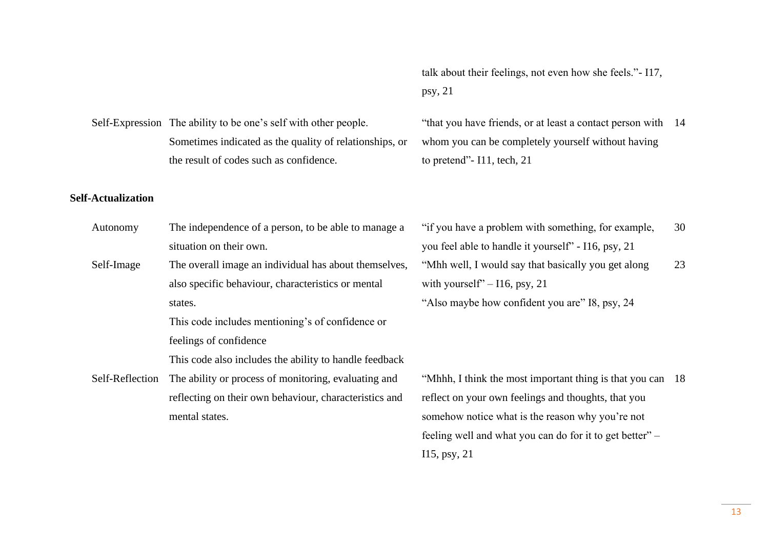| Code | Description | Example | N |
|---|---|---|---|
| | | talk about their feelings, not even how she feels."- I17, psy, 21 | |
| Self-Expression | The ability to be one's self with other people. Sometimes indicated as the quality of relationships, or the result of codes such as confidence. | "that you have friends, or at least a contact person with whom you can be completely yourself without having to pretend"- I11, tech, 21 | 14 |
| **Self-Actualization** | | | |
| Autonomy | The independence of a person, to be able to manage a situation on their own. | "if you have a problem with something, for example, you feel able to handle it yourself" - I16, psy, 21 | 30 |
| Self-Image | The overall image an individual has about themselves, also specific behaviour, characteristics or mental states. This code includes mentioning's of confidence or feelings of confidence This code also includes the ability to handle feedback | "Mhh well, I would say that basically you get along with yourself" – I16, psy, 21 "Also maybe how confident you are" I8, psy, 24 | 23 |
| Self-Reflection | The ability or process of monitoring, evaluating and reflecting on their own behaviour, characteristics and mental states. | "Mhhh, I think the most important thing is that you can reflect on your own feelings and thoughts, that you somehow notice what is the reason why you're not feeling well and what you can do for it to get better" – I15, psy, 21 | 18 |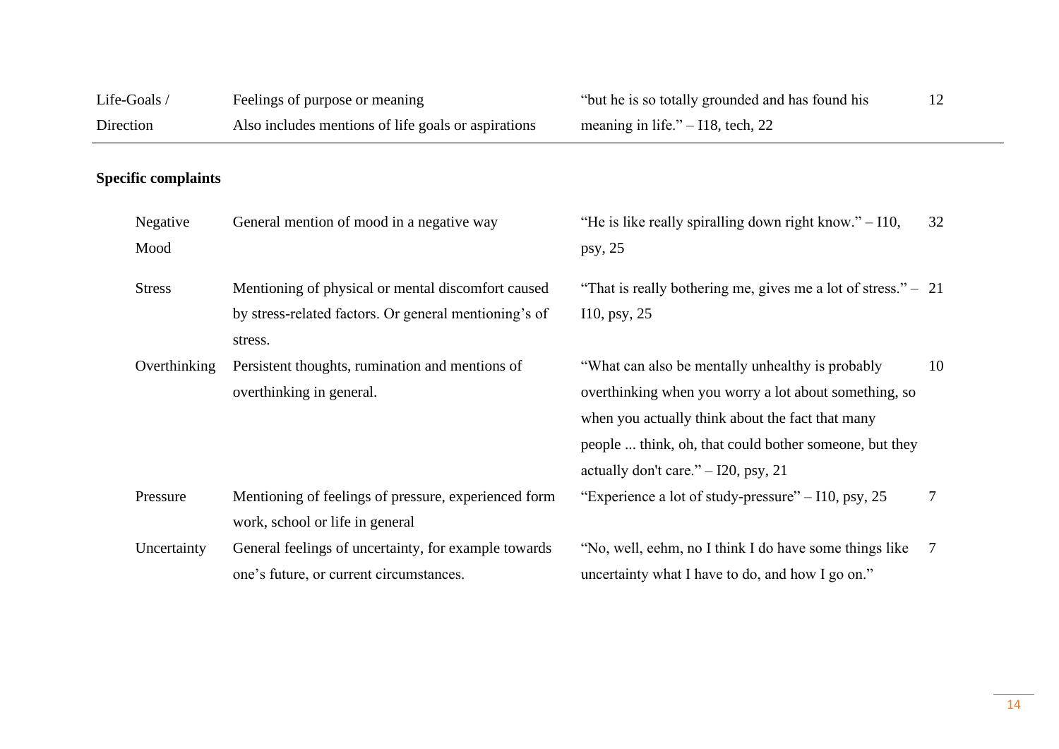| | | | |
|---|---|---|---|
| Life-Goals / Direction | Feelings of purpose or meaning Also includes mentions of life goals or aspirations | "but he is so totally grounded and has found his meaning in life." – I18, tech, 22 | 12 |
| **Specific complaints** | | | |
| Negative Mood | General mention of mood in a negative way | "He is like really spiralling down right know." – I10, psy, 25 | 32 |
| Stress | Mentioning of physical or mental discomfort caused by stress-related factors. Or general mentioning's of stress. | "That is really bothering me, gives me a lot of stress." – I10, psy, 25 | 21 |
| Overthinking | Persistent thoughts, rumination and mentions of overthinking in general. | "What can also be mentally unhealthy is probably overthinking when you worry a lot about something, so when you actually think about the fact that many people ... think, oh, that could bother someone, but they actually don't care." – I20, psy, 21 | 10 |
| Pressure | Mentioning of feelings of pressure, experienced form work, school or life in general | "Experience a lot of study-pressure" – I10, psy, 25 | 7 |
| Uncertainty | General feelings of uncertainty, for example towards one's future, or current circumstances. | "No, well, eehm, no I think I do have some things like uncertainty what I have to do, and how I go on." | 7 |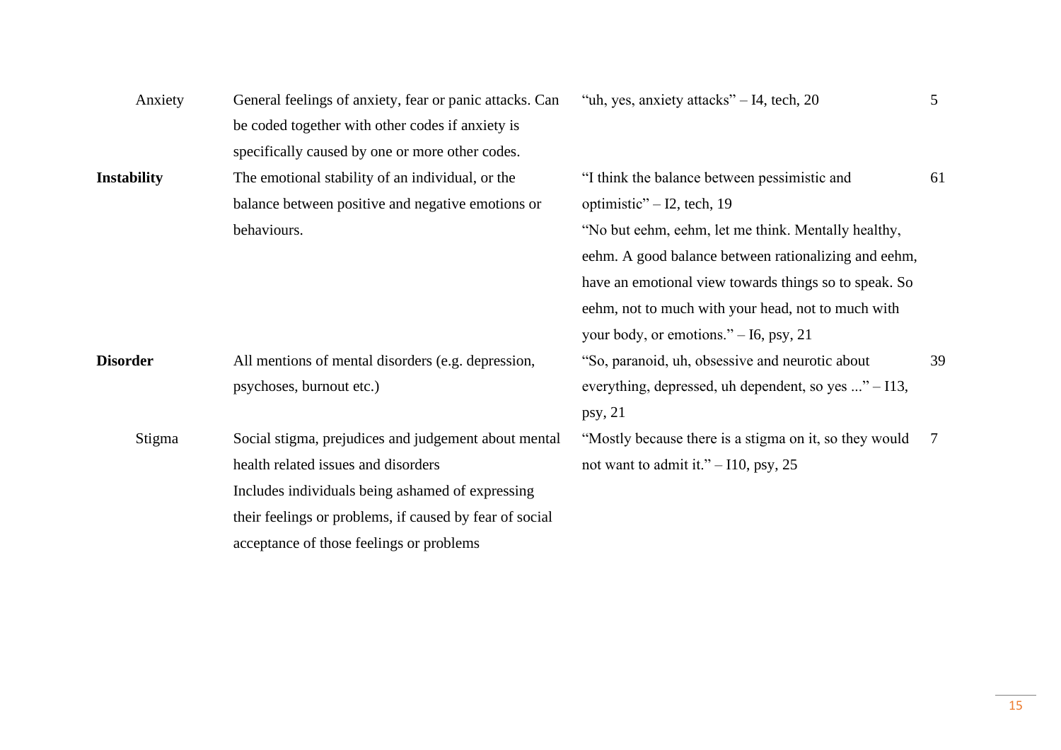| | | | |
|---|---|---|---|
| Anxiety | General feelings of anxiety, fear or panic attacks. Can be coded together with other codes if anxiety is specifically caused by one or more other codes. | "uh, yes, anxiety attacks" – I4, tech, 20 | 5 |
| **Instability** | The emotional stability of an individual, or the balance between positive and negative emotions or behaviours. | "I think the balance between pessimistic and optimistic" – I2, tech, 19<br>"No but eehm, eehm, let me think. Mentally healthy, eehm. A good balance between rationalizing and eehm, have an emotional view towards things so to speak. So eehm, not to much with your head, not to much with your body, or emotions." – I6, psy, 21 | 61 |
| **Disorder** | All mentions of mental disorders (e.g. depression, psychoses, burnout etc.) | "So, paranoid, uh, obsessive and neurotic about everything, depressed, uh dependent, so yes ..." – I13, psy, 21 | 39 |
| Stigma | Social stigma, prejudices and judgement about mental health related issues and disorders<br>Includes individuals being ashamed of expressing their feelings or problems, if caused by fear of social acceptance of those feelings or problems | "Mostly because there is a stigma on it, so they would not want to admit it." – I10, psy, 25 | 7 |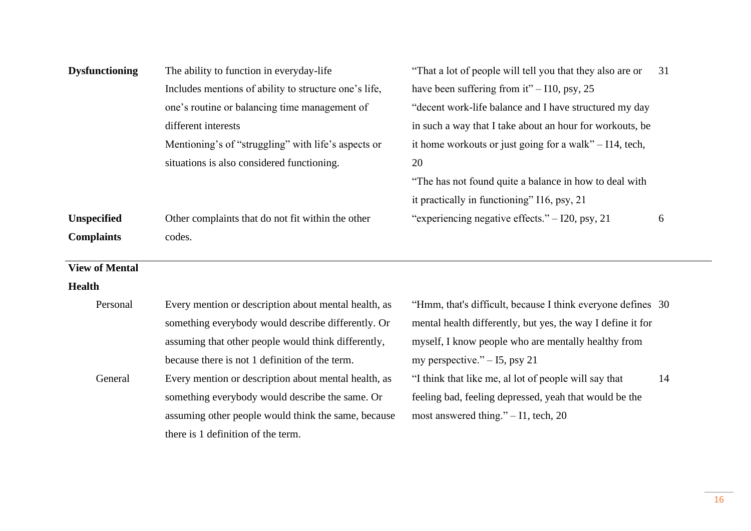| | | | |
|---|---|---|---|
| **Dysfunctioning** | The ability to function in everyday-life Includes mentions of ability to structure one's life, one's routine or balancing time management of different interests Mentioning's of "struggling" with life's aspects or situations is also considered functioning. | "That a lot of people will tell you that they also are or have been suffering from it" – I10, psy, 25 "decent work-life balance and I have structured my day in such a way that I take about an hour for workouts, be it home workouts or just going for a walk" – I14, tech, 20 "The has not found quite a balance in how to deal with it practically in functioning" I16, psy, 21 | 31 |
| **Unspecified Complaints** | Other complaints that do not fit within the other codes. | "experiencing negative effects." – I20, psy, 21 | 6 |
| **View of Mental Health** | | | |
| Personal | Every mention or description about mental health, as something everybody would describe differently. Or assuming that other people would think differently, because there is not 1 definition of the term. | "Hmm, that's difficult, because I think everyone defines mental health differently, but yes, the way I define it for myself, I know people who are mentally healthy from my perspective." – I5, psy 21 | 30 |
| General | Every mention or description about mental health, as something everybody would describe the same. Or assuming other people would think the same, because there is 1 definition of the term. | "I think that like me, al lot of people will say that feeling bad, feeling depressed, yeah that would be the most answered thing." – I1, tech, 20 | 14 |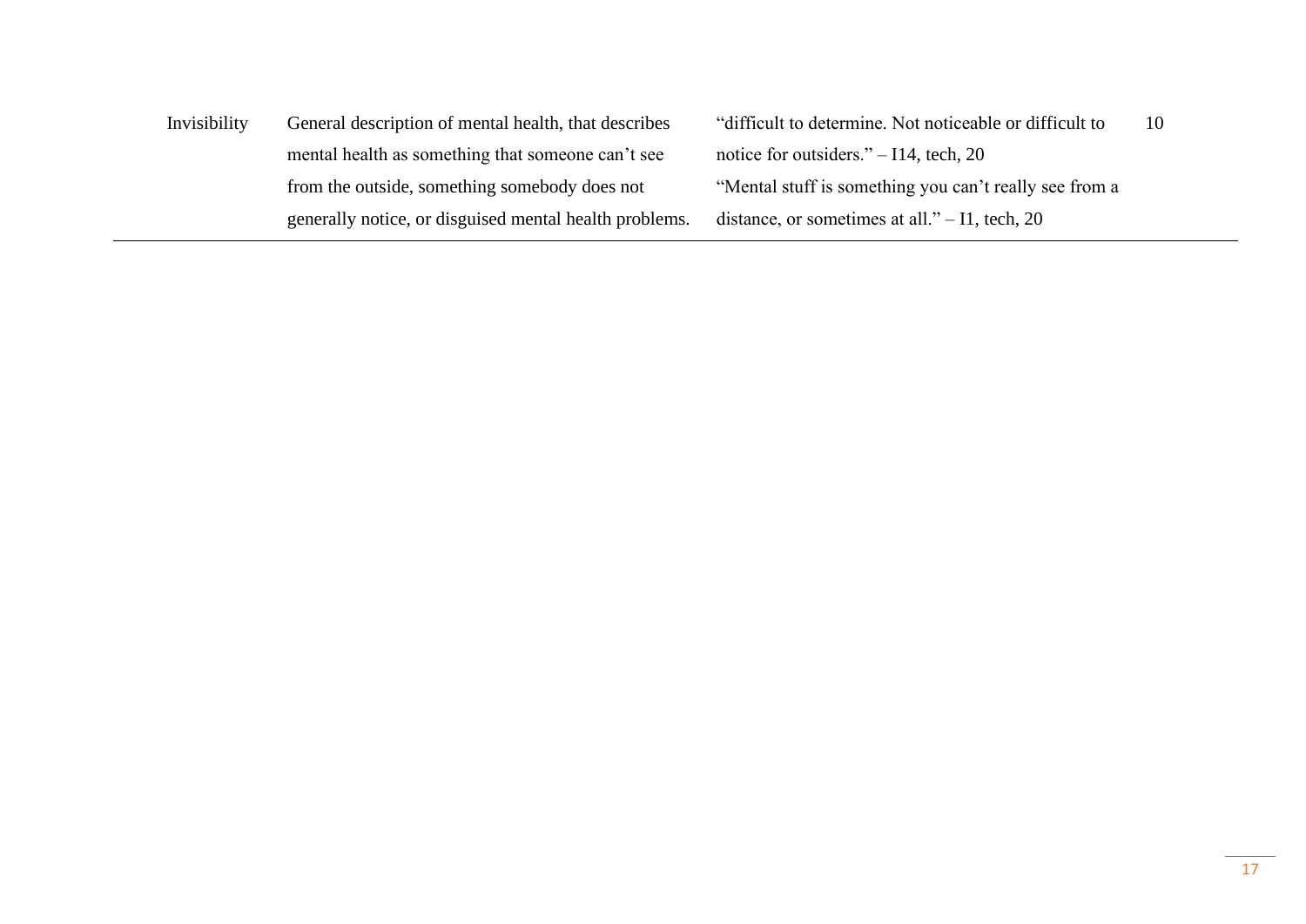| | | | |
|---|---|---|---|
| Invisibility | General description of mental health, that describes mental health as something that someone can't see from the outside, something somebody does not generally notice, or disguised mental health problems. | "difficult to determine. Not noticeable or difficult to notice for outsiders." – I14, tech, 20<br>"Mental stuff is something you can't really see from a distance, or sometimes at all." – I1, tech, 20 | 10 |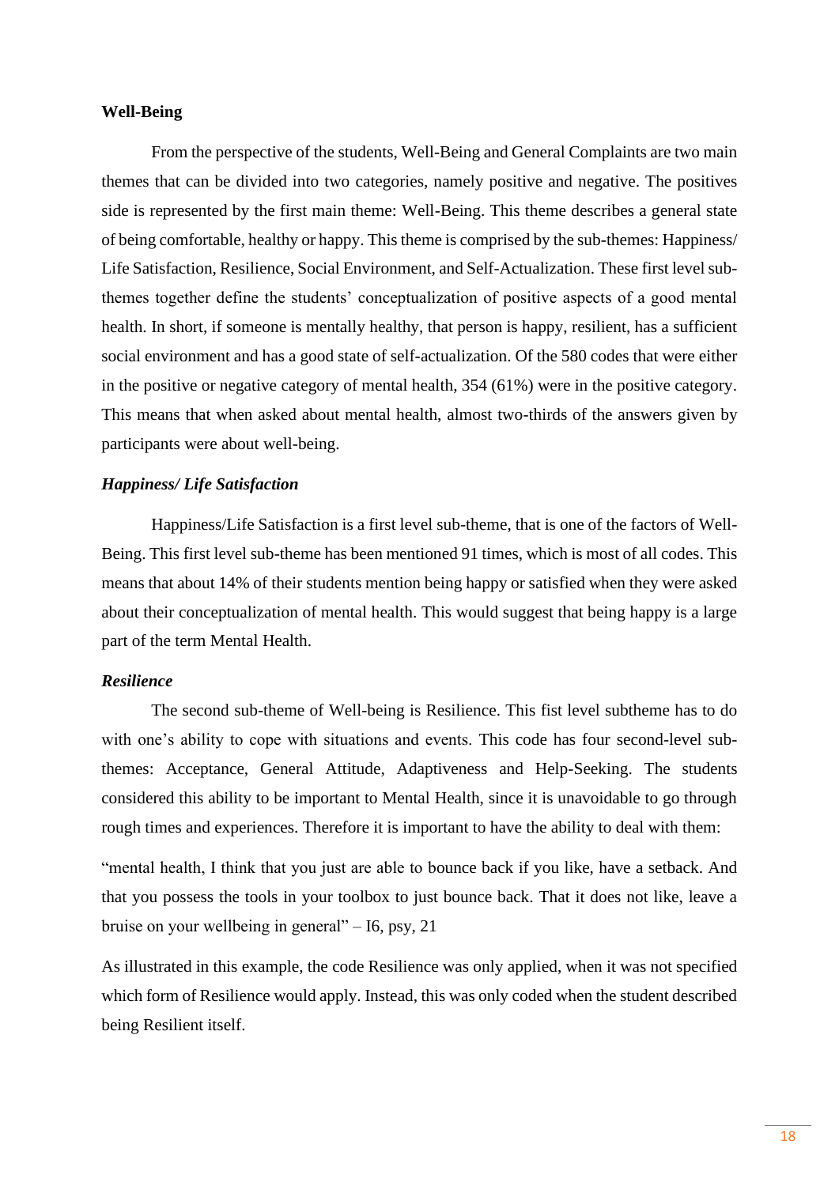**Well-Being**

From the perspective of the students, Well-Being and General Complaints are two main themes that can be divided into two categories, namely positive and negative. The positives side is represented by the first main theme: Well-Being. This theme describes a general state of being comfortable, healthy or happy. This theme is comprised by the sub-themes: Happiness/ Life Satisfaction, Resilience, Social Environment, and Self-Actualization. These first level sub-themes together define the students' conceptualization of positive aspects of a good mental health. In short, if someone is mentally healthy, that person is happy, resilient, has a sufficient social environment and has a good state of self-actualization. Of the 580 codes that were either in the positive or negative category of mental health, 354 (61%) were in the positive category. This means that when asked about mental health, almost two-thirds of the answers given by participants were about well-being.

***Happiness/ Life Satisfaction***

Happiness/Life Satisfaction is a first level sub-theme, that is one of the factors of Well-Being. This first level sub-theme has been mentioned 91 times, which is most of all codes. This means that about 14% of their students mention being happy or satisfied when they were asked about their conceptualization of mental health. This would suggest that being happy is a large part of the term Mental Health.

***Resilience***

The second sub-theme of Well-being is Resilience. This fist level subtheme has to do with one's ability to cope with situations and events. This code has four second-level sub-themes: Acceptance, General Attitude, Adaptiveness and Help-Seeking. The students considered this ability to be important to Mental Health, since it is unavoidable to go through rough times and experiences. Therefore it is important to have the ability to deal with them:

"mental health, I think that you just are able to bounce back if you like, have a setback. And that you possess the tools in your toolbox to just bounce back. That it does not like, leave a bruise on your wellbeing in general" – I6, psy, 21

As illustrated in this example, the code Resilience was only applied, when it was not specified which form of Resilience would apply. Instead, this was only coded when the student described being Resilient itself.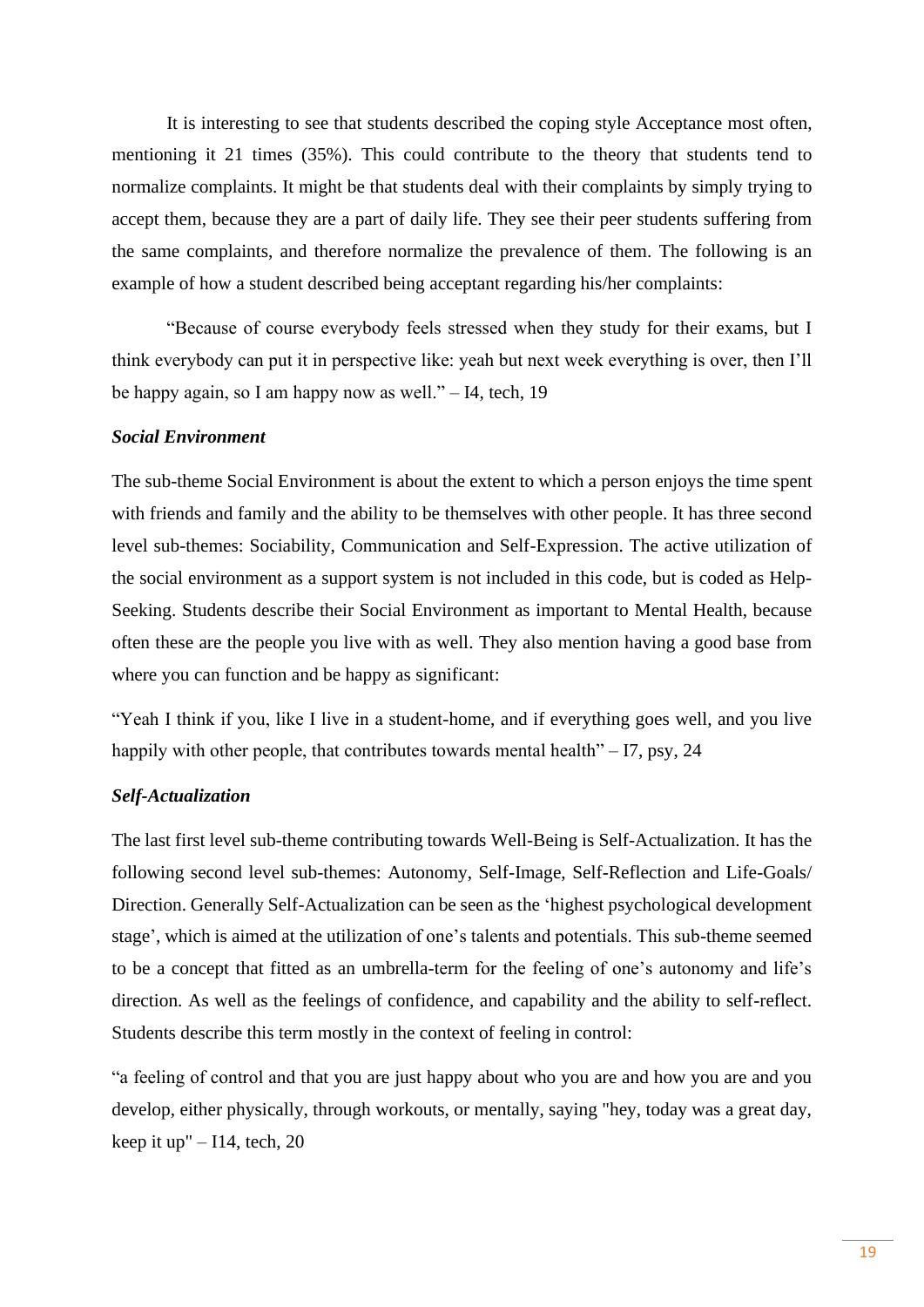It is interesting to see that students described the coping style Acceptance most often, mentioning it 21 times (35%). This could contribute to the theory that students tend to normalize complaints. It might be that students deal with their complaints by simply trying to accept them, because they are a part of daily life. They see their peer students suffering from the same complaints, and therefore normalize the prevalence of them. The following is an example of how a student described being acceptant regarding his/her complaints:

"Because of course everybody feels stressed when they study for their exams, but I think everybody can put it in perspective like: yeah but next week everything is over, then I'll be happy again, so I am happy now as well." – I4, tech, 19

### *Social Environment*

The sub-theme Social Environment is about the extent to which a person enjoys the time spent with friends and family and the ability to be themselves with other people. It has three second level sub-themes: Sociability, Communication and Self-Expression. The active utilization of the social environment as a support system is not included in this code, but is coded as Help-Seeking. Students describe their Social Environment as important to Mental Health, because often these are the people you live with as well. They also mention having a good base from where you can function and be happy as significant:

"Yeah I think if you, like I live in a student-home, and if everything goes well, and you live happily with other people, that contributes towards mental health" – I7, psy, 24

### *Self-Actualization*

The last first level sub-theme contributing towards Well-Being is Self-Actualization. It has the following second level sub-themes: Autonomy, Self-Image, Self-Reflection and Life-Goals/ Direction. Generally Self-Actualization can be seen as the 'highest psychological development stage', which is aimed at the utilization of one's talents and potentials. This sub-theme seemed to be a concept that fitted as an umbrella-term for the feeling of one's autonomy and life's direction. As well as the feelings of confidence, and capability and the ability to self-reflect. Students describe this term mostly in the context of feeling in control:

"a feeling of control and that you are just happy about who you are and how you are and you develop, either physically, through workouts, or mentally, saying "hey, today was a great day, keep it up" – I14, tech, 20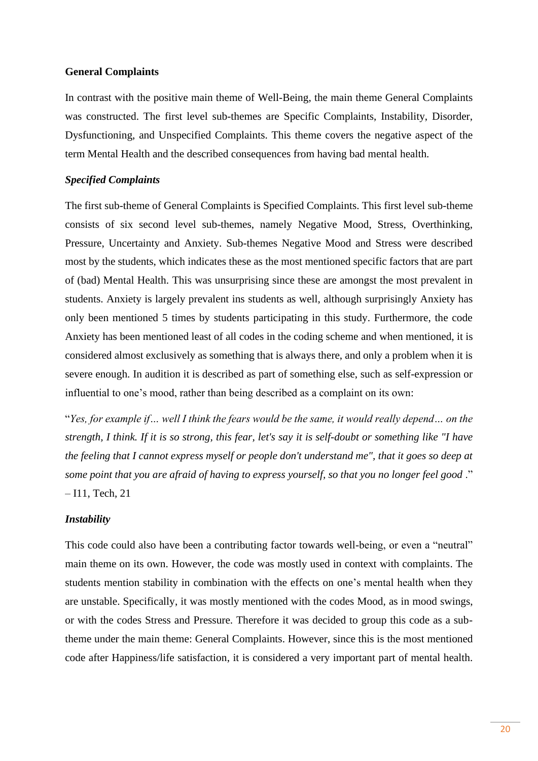**General Complaints**

In contrast with the positive main theme of Well-Being, the main theme General Complaints was constructed. The first level sub-themes are Specific Complaints, Instability, Disorder, Dysfunctioning, and Unspecified Complaints. This theme covers the negative aspect of the term Mental Health and the described consequences from having bad mental health.

***Specified Complaints***

The first sub-theme of General Complaints is Specified Complaints. This first level sub-theme consists of six second level sub-themes, namely Negative Mood, Stress, Overthinking, Pressure, Uncertainty and Anxiety. Sub-themes Negative Mood and Stress were described most by the students, which indicates these as the most mentioned specific factors that are part of (bad) Mental Health. This was unsurprising since these are amongst the most prevalent in students. Anxiety is largely prevalent ins students as well, although surprisingly Anxiety has only been mentioned 5 times by students participating in this study. Furthermore, the code Anxiety has been mentioned least of all codes in the coding scheme and when mentioned, it is considered almost exclusively as something that is always there, and only a problem when it is severe enough. In audition it is described as part of something else, such as self-expression or influential to one's mood, rather than being described as a complaint on its own:

"*Yes, for example if… well I think the fears would be the same, it would really depend… on the strength, I think. If it is so strong, this fear, let's say it is self-doubt or something like "I have the feeling that I cannot express myself or people don't understand me", that it goes so deep at some point that you are afraid of having to express yourself, so that you no longer feel good* ." – I11, Tech, 21

***Instability***

This code could also have been a contributing factor towards well-being, or even a "neutral" main theme on its own. However, the code was mostly used in context with complaints. The students mention stability in combination with the effects on one's mental health when they are unstable. Specifically, it was mostly mentioned with the codes Mood, as in mood swings, or with the codes Stress and Pressure. Therefore it was decided to group this code as a sub-theme under the main theme: General Complaints. However, since this is the most mentioned code after Happiness/life satisfaction, it is considered a very important part of mental health.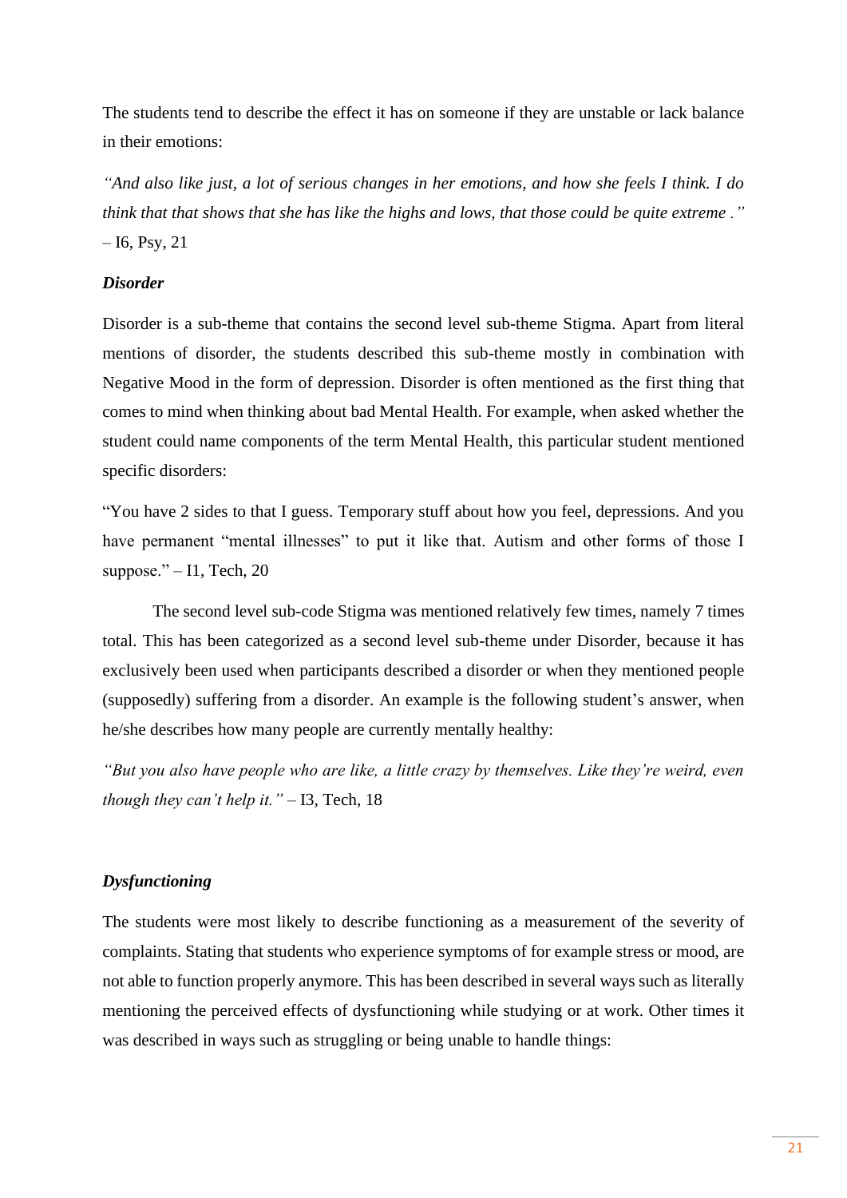The students tend to describe the effect it has on someone if they are unstable or lack balance in their emotions:

*"And also like just, a lot of serious changes in her emotions, and how she feels I think. I do think that that shows that she has like the highs and lows, that those could be quite extreme ."* – I6, Psy, 21

***Disorder***

Disorder is a sub-theme that contains the second level sub-theme Stigma. Apart from literal mentions of disorder, the students described this sub-theme mostly in combination with Negative Mood in the form of depression. Disorder is often mentioned as the first thing that comes to mind when thinking about bad Mental Health. For example, when asked whether the student could name components of the term Mental Health, this particular student mentioned specific disorders:

"You have 2 sides to that I guess. Temporary stuff about how you feel, depressions. And you have permanent "mental illnesses" to put it like that. Autism and other forms of those I suppose." – I1, Tech, 20

The second level sub-code Stigma was mentioned relatively few times, namely 7 times total. This has been categorized as a second level sub-theme under Disorder, because it has exclusively been used when participants described a disorder or when they mentioned people (supposedly) suffering from a disorder. An example is the following student's answer, when he/she describes how many people are currently mentally healthy:

*"But you also have people who are like, a little crazy by themselves. Like they're weird, even though they can't help it."* – I3, Tech, 18

***Dysfunctioning***

The students were most likely to describe functioning as a measurement of the severity of complaints. Stating that students who experience symptoms of for example stress or mood, are not able to function properly anymore. This has been described in several ways such as literally mentioning the perceived effects of dysfunctioning while studying or at work. Other times it was described in ways such as struggling or being unable to handle things: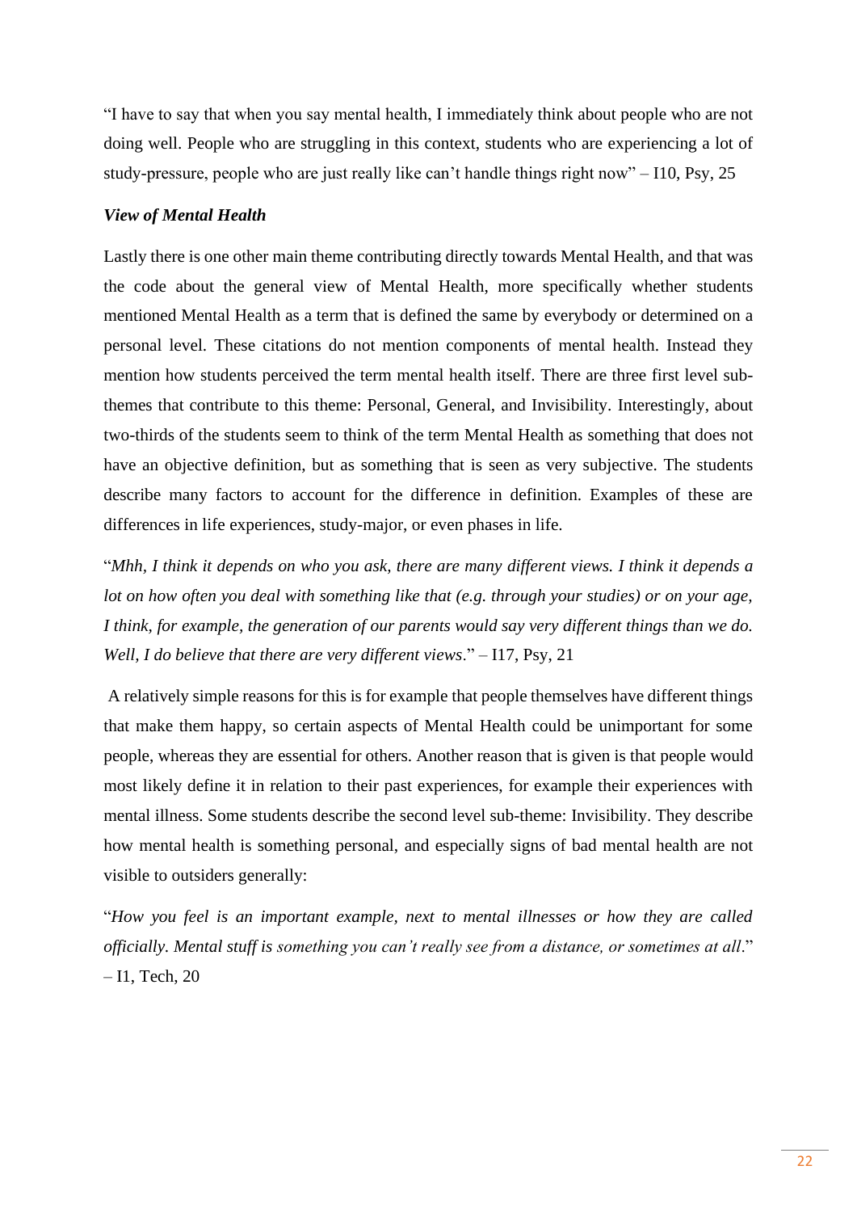"I have to say that when you say mental health, I immediately think about people who are not doing well. People who are struggling in this context, students who are experiencing a lot of study-pressure, people who are just really like can't handle things right now" – I10, Psy, 25

### *View of Mental Health*

Lastly there is one other main theme contributing directly towards Mental Health, and that was the code about the general view of Mental Health, more specifically whether students mentioned Mental Health as a term that is defined the same by everybody or determined on a personal level. These citations do not mention components of mental health. Instead they mention how students perceived the term mental health itself. There are three first level sub-themes that contribute to this theme: Personal, General, and Invisibility. Interestingly, about two-thirds of the students seem to think of the term Mental Health as something that does not have an objective definition, but as something that is seen as very subjective. The students describe many factors to account for the difference in definition. Examples of these are differences in life experiences, study-major, or even phases in life.

"*Mhh, I think it depends on who you ask, there are many different views. I think it depends a lot on how often you deal with something like that (e.g. through your studies) or on your age, I think, for example, the generation of our parents would say very different things than we do. Well, I do believe that there are very different views*." – I17, Psy, 21

A relatively simple reasons for this is for example that people themselves have different things that make them happy, so certain aspects of Mental Health could be unimportant for some people, whereas they are essential for others. Another reason that is given is that people would most likely define it in relation to their past experiences, for example their experiences with mental illness. Some students describe the second level sub-theme: Invisibility. They describe how mental health is something personal, and especially signs of bad mental health are not visible to outsiders generally:

"*How you feel is an important example, next to mental illnesses or how they are called officially. Mental stuff is something you can't really see from a distance, or sometimes at all*." – I1, Tech, 20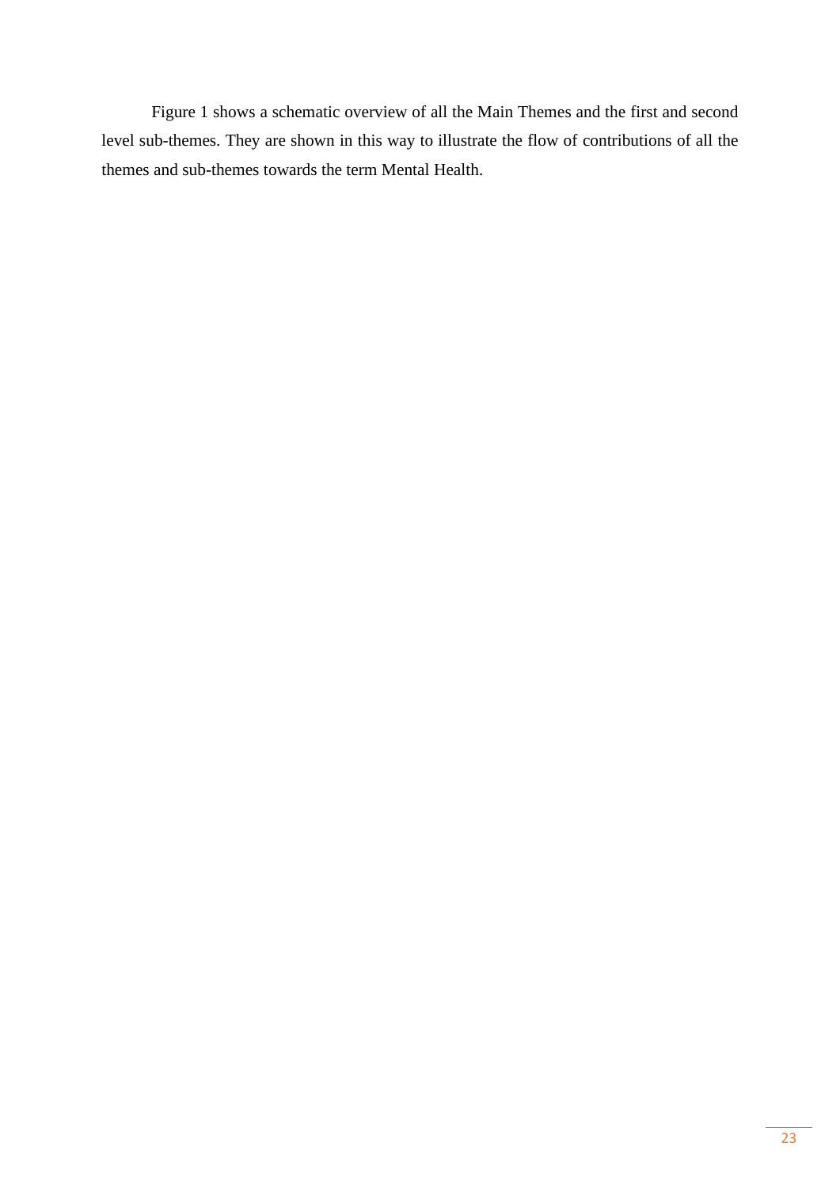Figure 1 shows a schematic overview of all the Main Themes and the first and second level sub-themes. They are shown in this way to illustrate the flow of contributions of all the themes and sub-themes towards the term Mental Health.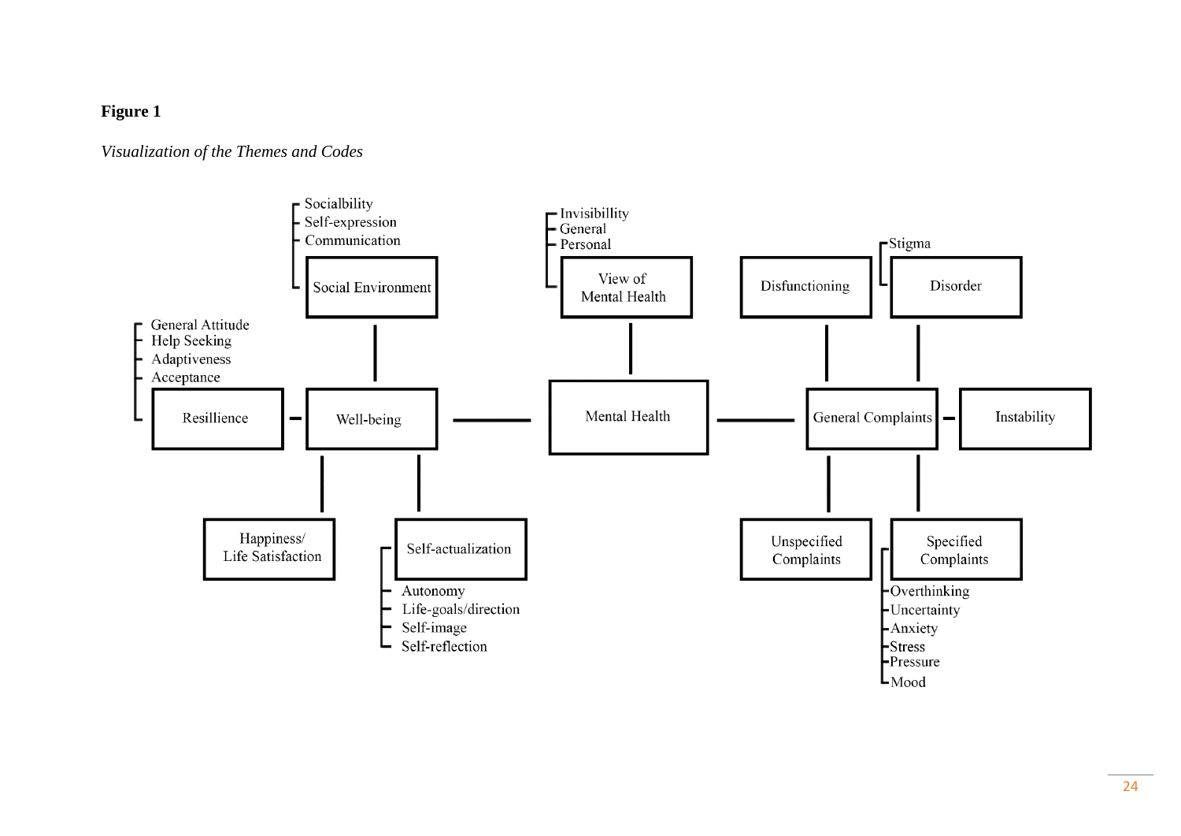**Figure 1**

*Visualization of the Themes and Codes*

- Mental Health
  - View of Mental Health
    - Invisibillity
    - General
    - Personal
  - Well-being
    - Social Environment
      - Socialbility
      - Self-expression
      - Communication
    - Resillience
      - General Attitude
      - Help Seeking
      - Adaptiveness
      - Acceptance
    - Happiness/ Life Satisfaction
    - Self-actualization
      - Autonomy
      - Life-goals/direction
      - Self-image
      - Self-reflection
  - General Complaints
    - Disfunctioning
    - Disorder
      - Stigma
    - Instability
    - Unspecified Complaints
    - Specified Complaints
      - Overthinking
      - Uncertainty
      - Anxiety
      - Stress
      - Pressure
      - Mood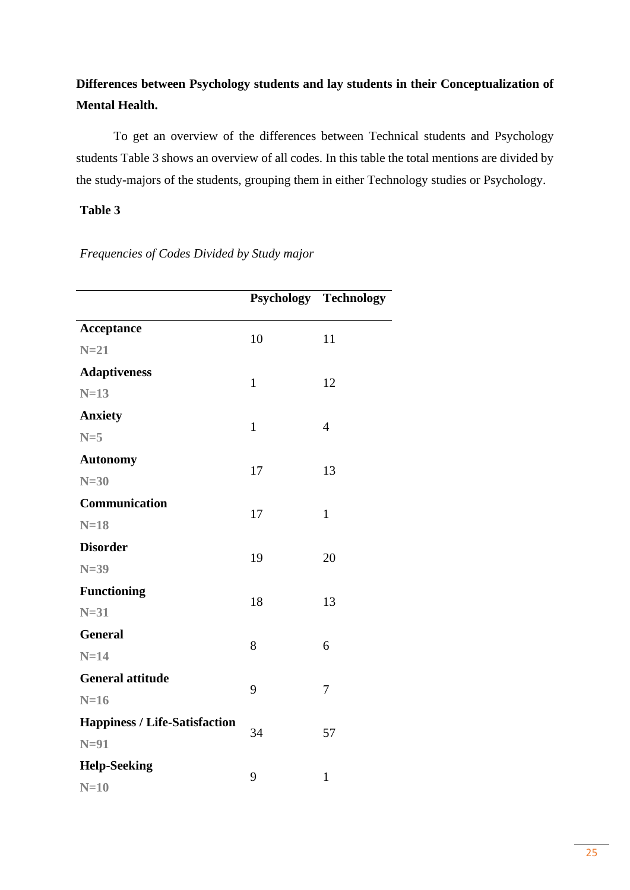**Differences between Psychology students and lay students in their Conceptualization of Mental Health.**

To get an overview of the differences between Technical students and Psychology students Table 3 shows an overview of all codes. In this table the total mentions are divided by the study-majors of the students, grouping them in either Technology studies or Psychology.

**Table 3**

*Frequencies of Codes Divided by Study major*

| | Psychology | Technology |
|---|---|---|
| **Acceptance** **N=21** | 10 | 11 |
| **Adaptiveness** **N=13** | 1 | 12 |
| **Anxiety** **N=5** | 1 | 4 |
| **Autonomy** **N=30** | 17 | 13 |
| **Communication** **N=18** | 17 | 1 |
| **Disorder** **N=39** | 19 | 20 |
| **Functioning** **N=31** | 18 | 13 |
| **General** **N=14** | 8 | 6 |
| **General attitude** **N=16** | 9 | 7 |
| **Happiness / Life-Satisfaction** **N=91** | 34 | 57 |
| **Help-Seeking** **N=10** | 9 | 1 |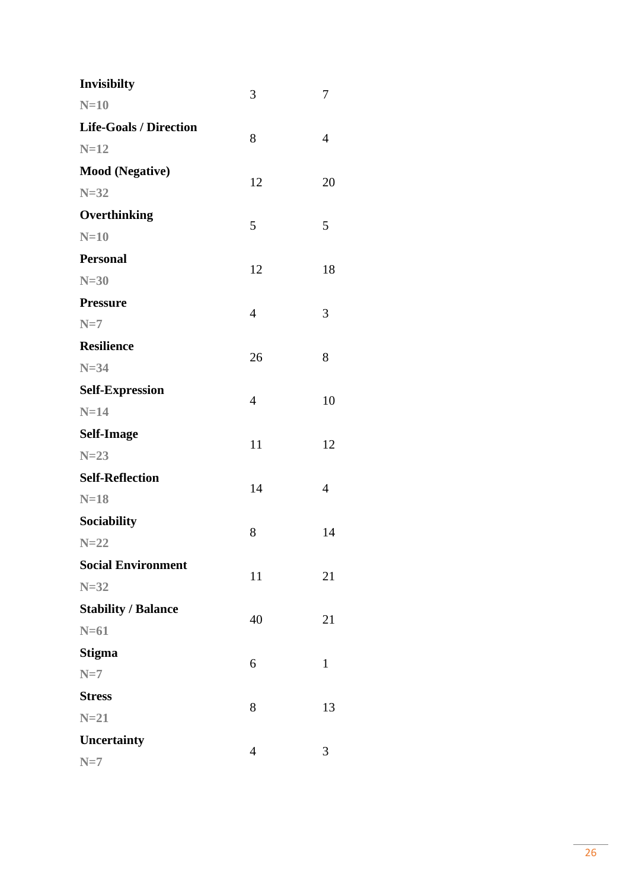| | | |
|---|---|---|
| **Invisibilty**<br>**N=10** | 3 | 7 |
| **Life-Goals / Direction**<br>**N=12** | 8 | 4 |
| **Mood (Negative)**<br>**N=32** | 12 | 20 |
| **Overthinking**<br>**N=10** | 5 | 5 |
| **Personal**<br>**N=30** | 12 | 18 |
| **Pressure**<br>**N=7** | 4 | 3 |
| **Resilience**<br>**N=34** | 26 | 8 |
| **Self-Expression**<br>**N=14** | 4 | 10 |
| **Self-Image**<br>**N=23** | 11 | 12 |
| **Self-Reflection**<br>**N=18** | 14 | 4 |
| **Sociability**<br>**N=22** | 8 | 14 |
| **Social Environment**<br>**N=32** | 11 | 21 |
| **Stability / Balance**<br>**N=61** | 40 | 21 |
| **Stigma**<br>**N=7** | 6 | 1 |
| **Stress**<br>**N=21** | 8 | 13 |
| **Uncertainty**<br>**N=7** | 4 | 3 |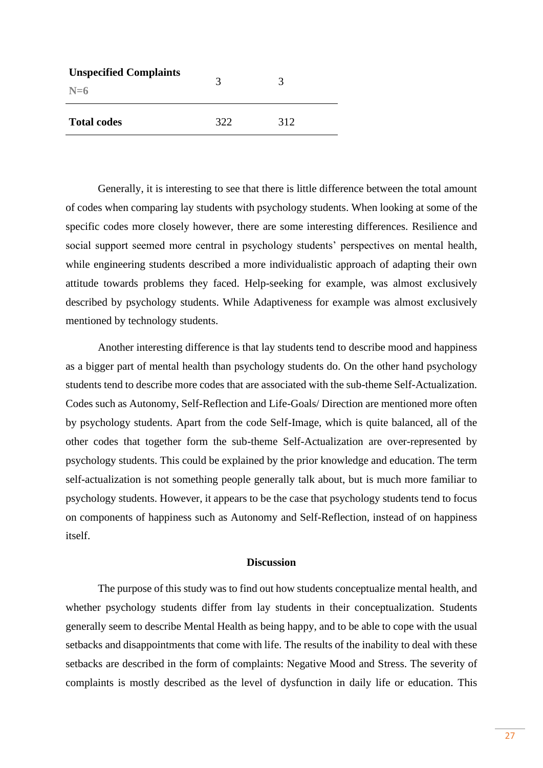| | | |
|---|---|---|
| **Unspecified Complaints** N=6 | 3 | 3 |
| **Total codes** | 322 | 312 |

Generally, it is interesting to see that there is little difference between the total amount of codes when comparing lay students with psychology students. When looking at some of the specific codes more closely however, there are some interesting differences. Resilience and social support seemed more central in psychology students' perspectives on mental health, while engineering students described a more individualistic approach of adapting their own attitude towards problems they faced. Help-seeking for example, was almost exclusively described by psychology students. While Adaptiveness for example was almost exclusively mentioned by technology students.

Another interesting difference is that lay students tend to describe mood and happiness as a bigger part of mental health than psychology students do. On the other hand psychology students tend to describe more codes that are associated with the sub-theme Self-Actualization. Codes such as Autonomy, Self-Reflection and Life-Goals/ Direction are mentioned more often by psychology students. Apart from the code Self-Image, which is quite balanced, all of the other codes that together form the sub-theme Self-Actualization are over-represented by psychology students. This could be explained by the prior knowledge and education. The term self-actualization is not something people generally talk about, but is much more familiar to psychology students. However, it appears to be the case that psychology students tend to focus on components of happiness such as Autonomy and Self-Reflection, instead of on happiness itself.

## Discussion

The purpose of this study was to find out how students conceptualize mental health, and whether psychology students differ from lay students in their conceptualization. Students generally seem to describe Mental Health as being happy, and to be able to cope with the usual setbacks and disappointments that come with life. The results of the inability to deal with these setbacks are described in the form of complaints: Negative Mood and Stress. The severity of complaints is mostly described as the level of dysfunction in daily life or education. This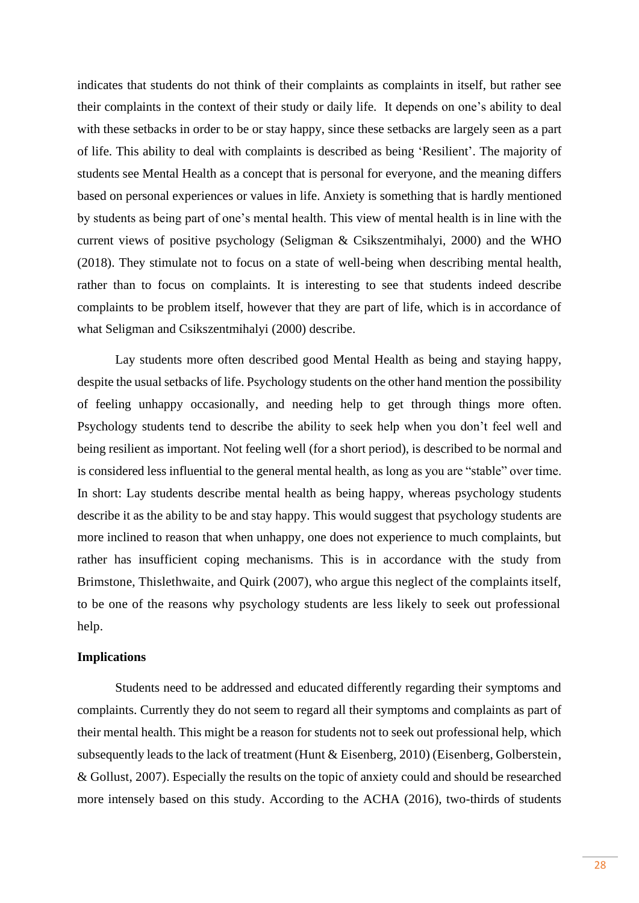indicates that students do not think of their complaints as complaints in itself, but rather see their complaints in the context of their study or daily life. It depends on one's ability to deal with these setbacks in order to be or stay happy, since these setbacks are largely seen as a part of life. This ability to deal with complaints is described as being 'Resilient'. The majority of students see Mental Health as a concept that is personal for everyone, and the meaning differs based on personal experiences or values in life. Anxiety is something that is hardly mentioned by students as being part of one's mental health. This view of mental health is in line with the current views of positive psychology (Seligman & Csikszentmihalyi, 2000) and the WHO (2018). They stimulate not to focus on a state of well-being when describing mental health, rather than to focus on complaints. It is interesting to see that students indeed describe complaints to be problem itself, however that they are part of life, which is in accordance of what Seligman and Csikszentmihalyi (2000) describe.

Lay students more often described good Mental Health as being and staying happy, despite the usual setbacks of life. Psychology students on the other hand mention the possibility of feeling unhappy occasionally, and needing help to get through things more often. Psychology students tend to describe the ability to seek help when you don't feel well and being resilient as important. Not feeling well (for a short period), is described to be normal and is considered less influential to the general mental health, as long as you are "stable" over time. In short: Lay students describe mental health as being happy, whereas psychology students describe it as the ability to be and stay happy. This would suggest that psychology students are more inclined to reason that when unhappy, one does not experience to much complaints, but rather has insufficient coping mechanisms. This is in accordance with the study from Brimstone, Thislethwaite, and Quirk (2007), who argue this neglect of the complaints itself, to be one of the reasons why psychology students are less likely to seek out professional help.

**Implications**

Students need to be addressed and educated differently regarding their symptoms and complaints. Currently they do not seem to regard all their symptoms and complaints as part of their mental health. This might be a reason for students not to seek out professional help, which subsequently leads to the lack of treatment (Hunt & Eisenberg, 2010) (Eisenberg, Golberstein, & Gollust, 2007). Especially the results on the topic of anxiety could and should be researched more intensely based on this study. According to the ACHA (2016), two-thirds of students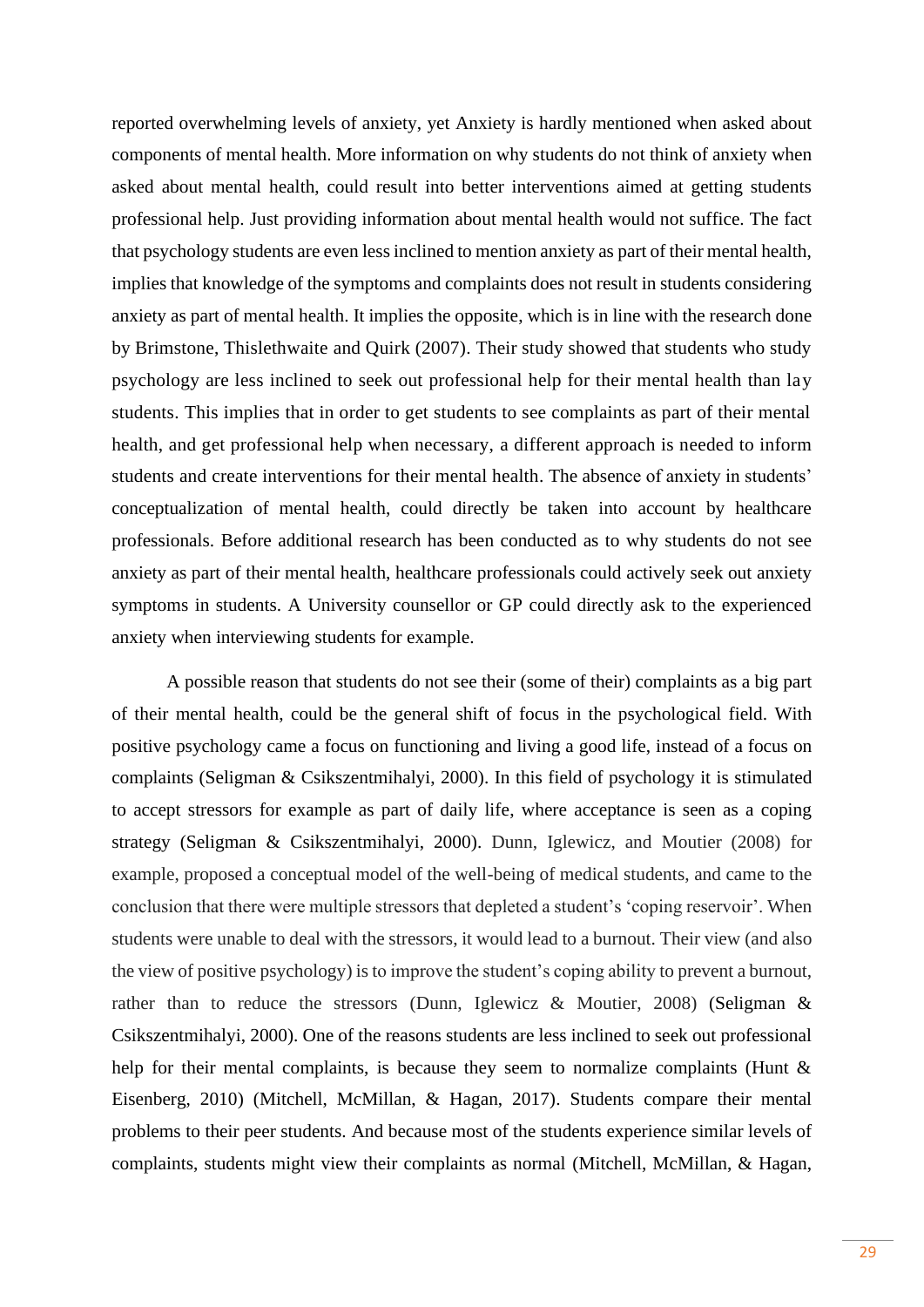reported overwhelming levels of anxiety, yet Anxiety is hardly mentioned when asked about components of mental health. More information on why students do not think of anxiety when asked about mental health, could result into better interventions aimed at getting students professional help. Just providing information about mental health would not suffice. The fact that psychology students are even less inclined to mention anxiety as part of their mental health, implies that knowledge of the symptoms and complaints does not result in students considering anxiety as part of mental health. It implies the opposite, which is in line with the research done by Brimstone, Thislethwaite and Quirk (2007). Their study showed that students who study psychology are less inclined to seek out professional help for their mental health than lay students. This implies that in order to get students to see complaints as part of their mental health, and get professional help when necessary, a different approach is needed to inform students and create interventions for their mental health. The absence of anxiety in students' conceptualization of mental health, could directly be taken into account by healthcare professionals. Before additional research has been conducted as to why students do not see anxiety as part of their mental health, healthcare professionals could actively seek out anxiety symptoms in students. A University counsellor or GP could directly ask to the experienced anxiety when interviewing students for example.

A possible reason that students do not see their (some of their) complaints as a big part of their mental health, could be the general shift of focus in the psychological field. With positive psychology came a focus on functioning and living a good life, instead of a focus on complaints (Seligman & Csikszentmihalyi, 2000). In this field of psychology it is stimulated to accept stressors for example as part of daily life, where acceptance is seen as a coping strategy (Seligman & Csikszentmihalyi, 2000). Dunn, Iglewicz, and Moutier (2008) for example, proposed a conceptual model of the well-being of medical students, and came to the conclusion that there were multiple stressors that depleted a student's 'coping reservoir'. When students were unable to deal with the stressors, it would lead to a burnout. Their view (and also the view of positive psychology) is to improve the student's coping ability to prevent a burnout, rather than to reduce the stressors (Dunn, Iglewicz & Moutier, 2008) (Seligman & Csikszentmihalyi, 2000). One of the reasons students are less inclined to seek out professional help for their mental complaints, is because they seem to normalize complaints (Hunt & Eisenberg, 2010) (Mitchell, McMillan, & Hagan, 2017). Students compare their mental problems to their peer students. And because most of the students experience similar levels of complaints, students might view their complaints as normal (Mitchell, McMillan, & Hagan,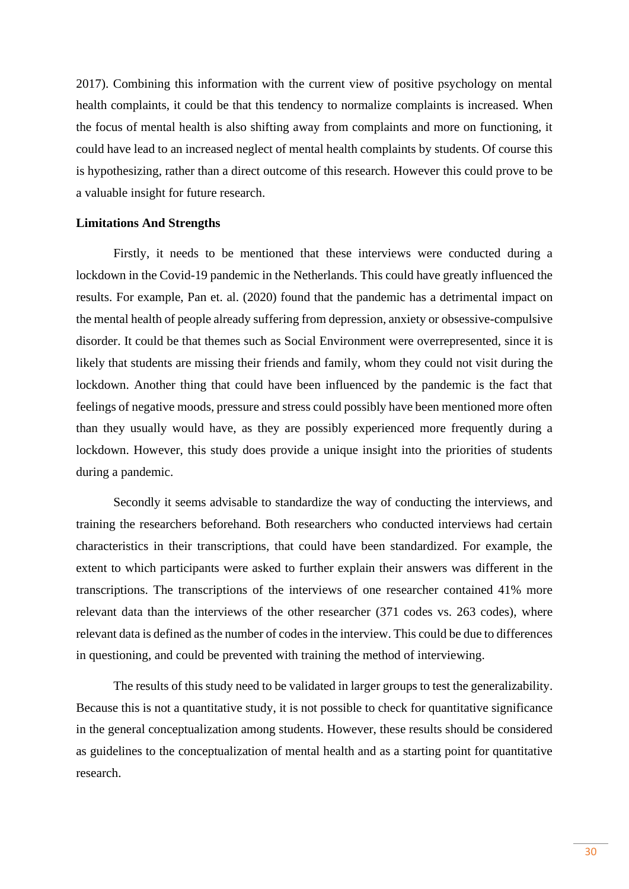2017). Combining this information with the current view of positive psychology on mental health complaints, it could be that this tendency to normalize complaints is increased. When the focus of mental health is also shifting away from complaints and more on functioning, it could have lead to an increased neglect of mental health complaints by students. Of course this is hypothesizing, rather than a direct outcome of this research. However this could prove to be a valuable insight for future research.

**Limitations And Strengths**

Firstly, it needs to be mentioned that these interviews were conducted during a lockdown in the Covid-19 pandemic in the Netherlands. This could have greatly influenced the results. For example, Pan et. al. (2020) found that the pandemic has a detrimental impact on the mental health of people already suffering from depression, anxiety or obsessive-compulsive disorder. It could be that themes such as Social Environment were overrepresented, since it is likely that students are missing their friends and family, whom they could not visit during the lockdown. Another thing that could have been influenced by the pandemic is the fact that feelings of negative moods, pressure and stress could possibly have been mentioned more often than they usually would have, as they are possibly experienced more frequently during a lockdown. However, this study does provide a unique insight into the priorities of students during a pandemic.

Secondly it seems advisable to standardize the way of conducting the interviews, and training the researchers beforehand. Both researchers who conducted interviews had certain characteristics in their transcriptions, that could have been standardized. For example, the extent to which participants were asked to further explain their answers was different in the transcriptions. The transcriptions of the interviews of one researcher contained 41% more relevant data than the interviews of the other researcher (371 codes vs. 263 codes), where relevant data is defined as the number of codes in the interview. This could be due to differences in questioning, and could be prevented with training the method of interviewing.

The results of this study need to be validated in larger groups to test the generalizability. Because this is not a quantitative study, it is not possible to check for quantitative significance in the general conceptualization among students. However, these results should be considered as guidelines to the conceptualization of mental health and as a starting point for quantitative research.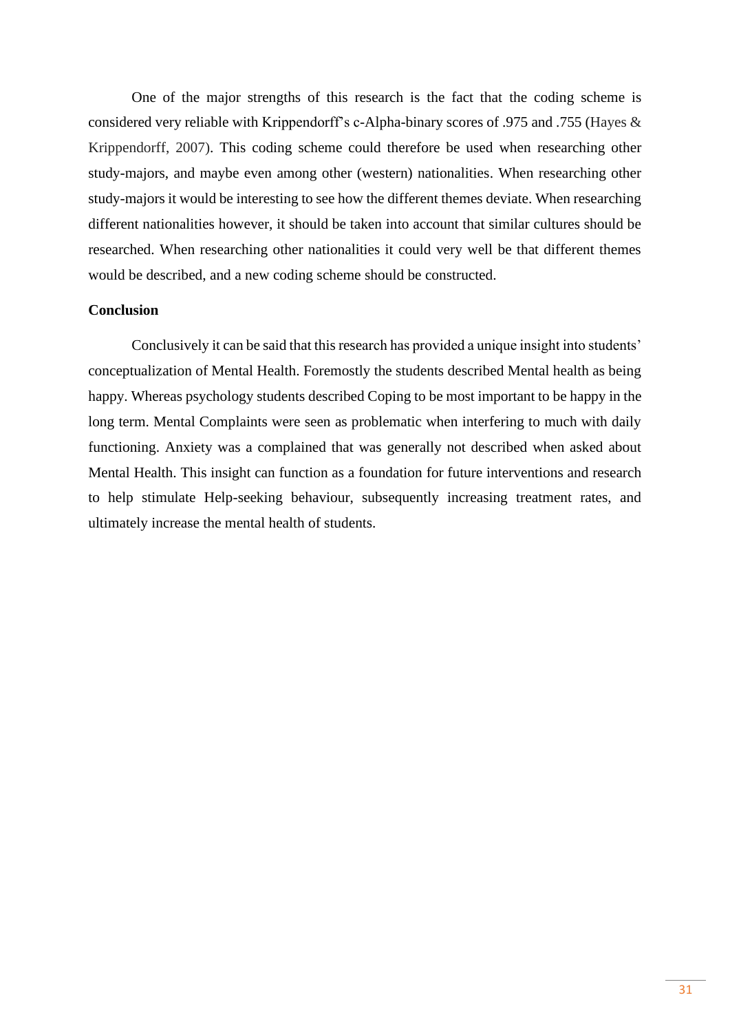One of the major strengths of this research is the fact that the coding scheme is considered very reliable with Krippendorff's c-Alpha-binary scores of .975 and .755 (Hayes & Krippendorff, 2007). This coding scheme could therefore be used when researching other study-majors, and maybe even among other (western) nationalities. When researching other study-majors it would be interesting to see how the different themes deviate. When researching different nationalities however, it should be taken into account that similar cultures should be researched. When researching other nationalities it could very well be that different themes would be described, and a new coding scheme should be constructed.

**Conclusion**

Conclusively it can be said that this research has provided a unique insight into students' conceptualization of Mental Health. Foremostly the students described Mental health as being happy. Whereas psychology students described Coping to be most important to be happy in the long term. Mental Complaints were seen as problematic when interfering to much with daily functioning. Anxiety was a complained that was generally not described when asked about Mental Health. This insight can function as a foundation for future interventions and research to help stimulate Help-seeking behaviour, subsequently increasing treatment rates, and ultimately increase the mental health of students.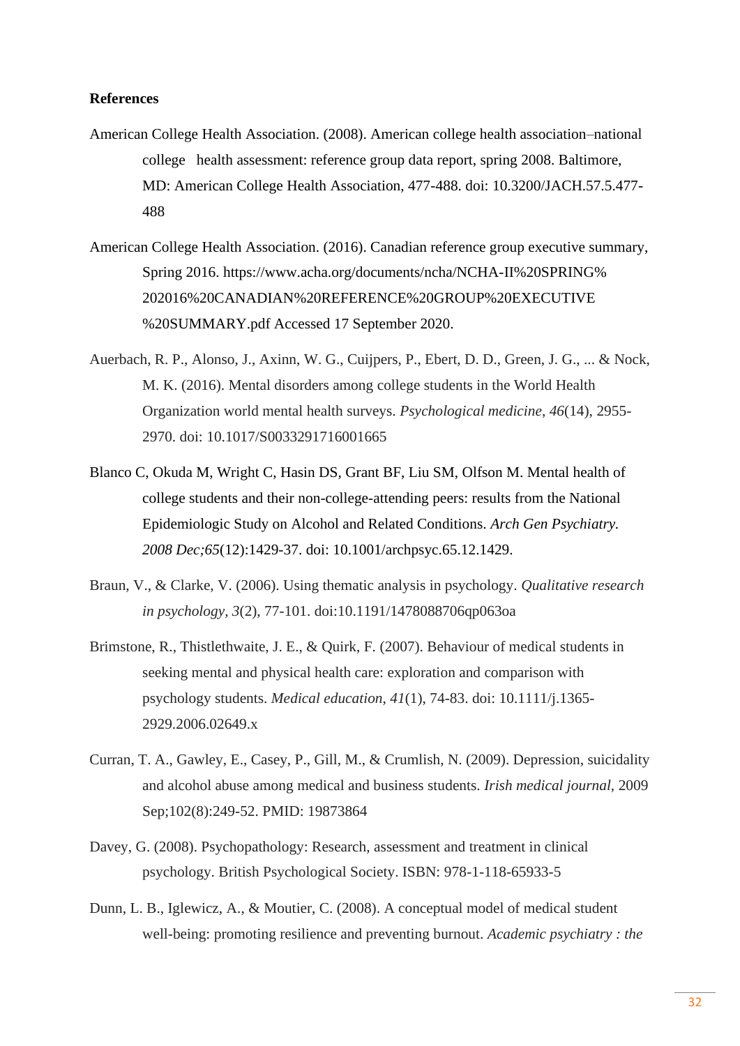**References**

American College Health Association. (2008). American college health association–national college health assessment: reference group data report, spring 2008. Baltimore, MD: American College Health Association, 477-488. doi: 10.3200/JACH.57.5.477-488

American College Health Association. (2016). Canadian reference group executive summary, Spring 2016. https://www.acha.org/documents/ncha/NCHA-II%20SPRING%202016%20CANADIAN%20REFERENCE%20GROUP%20EXECUTIVE%20SUMMARY.pdf Accessed 17 September 2020.

Auerbach, R. P., Alonso, J., Axinn, W. G., Cuijpers, P., Ebert, D. D., Green, J. G., ... & Nock, M. K. (2016). Mental disorders among college students in the World Health Organization world mental health surveys. *Psychological medicine*, *46*(14), 2955-2970. doi: 10.1017/S0033291716001665

Blanco C, Okuda M, Wright C, Hasin DS, Grant BF, Liu SM, Olfson M. Mental health of college students and their non-college-attending peers: results from the National Epidemiologic Study on Alcohol and Related Conditions. *Arch Gen Psychiatry. 2008 Dec;65*(12):1429-37. doi: 10.1001/archpsyc.65.12.1429.

Braun, V., & Clarke, V. (2006). Using thematic analysis in psychology. *Qualitative research in psychology*, *3*(2), 77-101. doi:10.1191/1478088706qp063oa

Brimstone, R., Thistlethwaite, J. E., & Quirk, F. (2007). Behaviour of medical students in seeking mental and physical health care: exploration and comparison with psychology students. *Medical education*, *41*(1), 74-83. doi: 10.1111/j.1365-2929.2006.02649.x

Curran, T. A., Gawley, E., Casey, P., Gill, M., & Crumlish, N. (2009). Depression, suicidality and alcohol abuse among medical and business students. *Irish medical journal,* 2009 Sep;102(8):249-52. PMID: 19873864

Davey, G. (2008). Psychopathology: Research, assessment and treatment in clinical psychology. British Psychological Society. ISBN: 978-1-118-65933-5

Dunn, L. B., Iglewicz, A., & Moutier, C. (2008). A conceptual model of medical student well-being: promoting resilience and preventing burnout. *Academic psychiatry : the*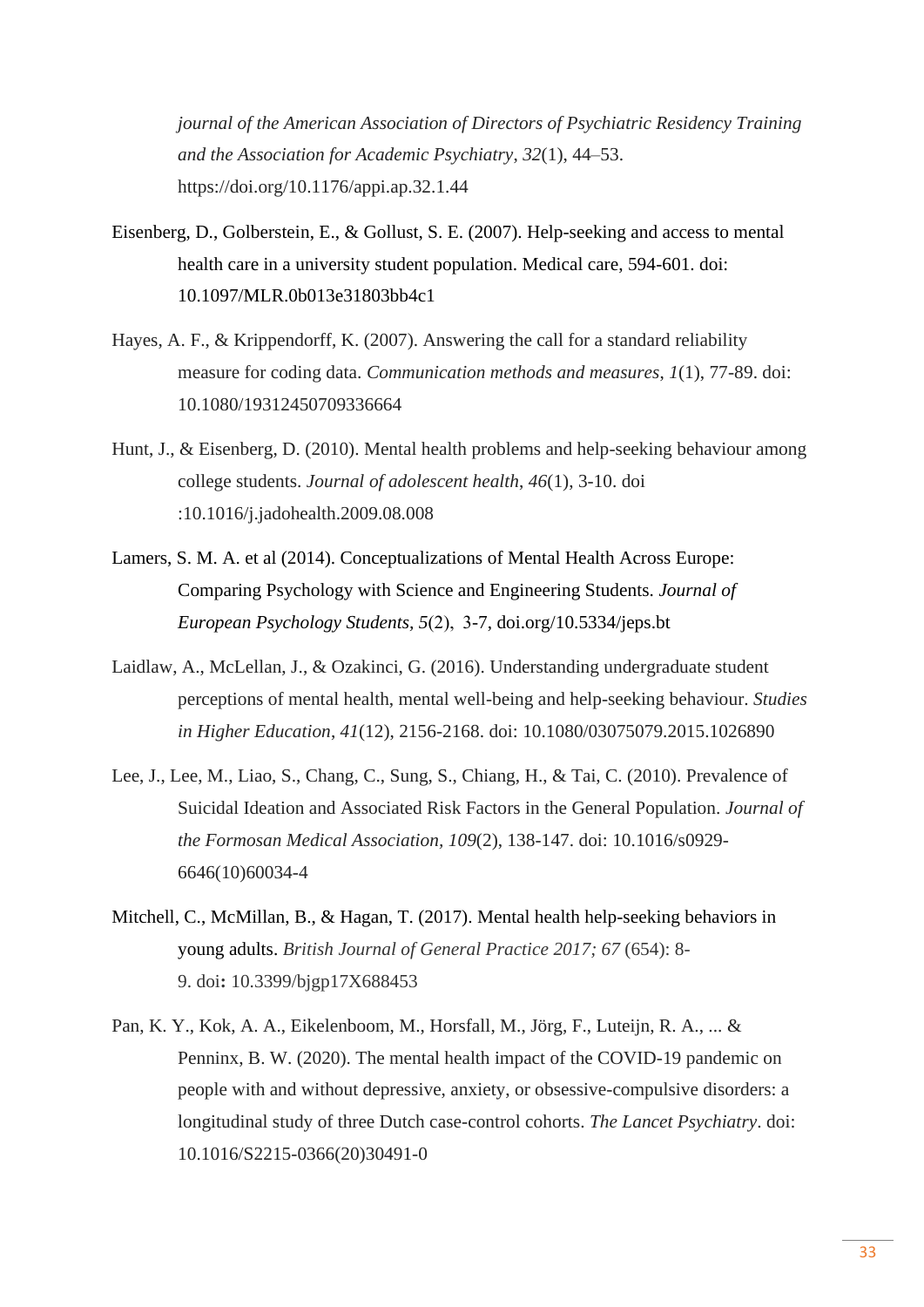*journal of the American Association of Directors of Psychiatric Residency Training and the Association for Academic Psychiatry*, *32*(1), 44–53. https://doi.org/10.1176/appi.ap.32.1.44

Eisenberg, D., Golberstein, E., & Gollust, S. E. (2007). Help-seeking and access to mental health care in a university student population. Medical care, 594-601. doi: 10.1097/MLR.0b013e31803bb4c1

Hayes, A. F., & Krippendorff, K. (2007). Answering the call for a standard reliability measure for coding data. *Communication methods and measures*, *1*(1), 77-89. doi: 10.1080/19312450709336664

Hunt, J., & Eisenberg, D. (2010). Mental health problems and help-seeking behaviour among college students. *Journal of adolescent health*, *46*(1), 3-10. doi :10.1016/j.jadohealth.2009.08.008

Lamers, S. M. A. et al (2014). Conceptualizations of Mental Health Across Europe: Comparing Psychology with Science and Engineering Students. *Journal of European Psychology Students*, *5*(2), 3-7, doi.org/10.5334/jeps.bt

Laidlaw, A., McLellan, J., & Ozakinci, G. (2016). Understanding undergraduate student perceptions of mental health, mental well-being and help-seeking behaviour. *Studies in Higher Education*, *41*(12), 2156-2168. doi: 10.1080/03075079.2015.1026890

Lee, J., Lee, M., Liao, S., Chang, C., Sung, S., Chiang, H., & Tai, C. (2010). Prevalence of Suicidal Ideation and Associated Risk Factors in the General Population. *Journal of the Formosan Medical Association, 109*(2), 138-147. doi: 10.1016/s0929-6646(10)60034-4

Mitchell, C., McMillan, B., & Hagan, T. (2017). Mental health help-seeking behaviors in young adults. *British Journal of General Practice 2017; 67* (654): 8-9. doi**:** 10.3399/bjgp17X688453

Pan, K. Y., Kok, A. A., Eikelenboom, M., Horsfall, M., Jörg, F., Luteijn, R. A., ... & Penninx, B. W. (2020). The mental health impact of the COVID-19 pandemic on people with and without depressive, anxiety, or obsessive-compulsive disorders: a longitudinal study of three Dutch case-control cohorts. *The Lancet Psychiatry*. doi: 10.1016/S2215-0366(20)30491-0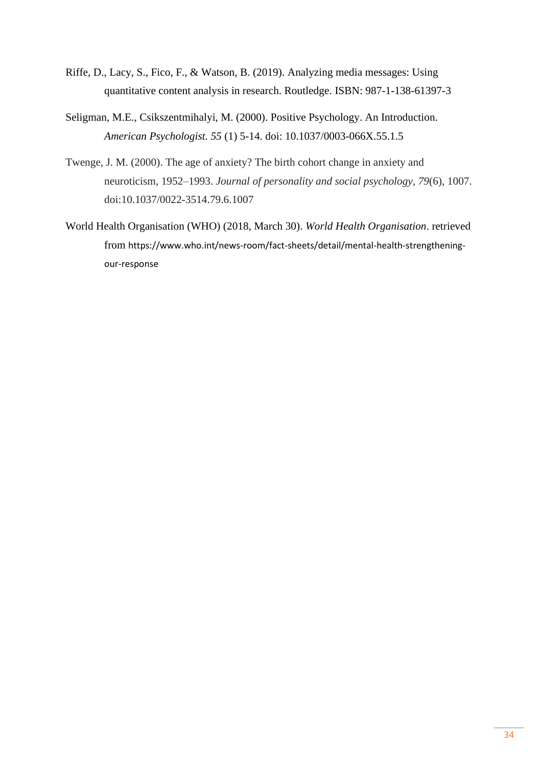Riffe, D., Lacy, S., Fico, F., & Watson, B. (2019). Analyzing media messages: Using quantitative content analysis in research. Routledge. ISBN: 987-1-138-61397-3

Seligman, M.E., Csikszentmihalyi, M. (2000). Positive Psychology. An Introduction. *American Psychologist. 55* (1) 5-14. doi: 10.1037/0003-066X.55.1.5

Twenge, J. M. (2000). The age of anxiety? The birth cohort change in anxiety and neuroticism, 1952–1993. *Journal of personality and social psychology*, *79*(6), 1007. doi:10.1037/0022-3514.79.6.1007

World Health Organisation (WHO) (2018, March 30). *World Health Organisation*. retrieved from https://www.who.int/news-room/fact-sheets/detail/mental-health-strengthening-our-response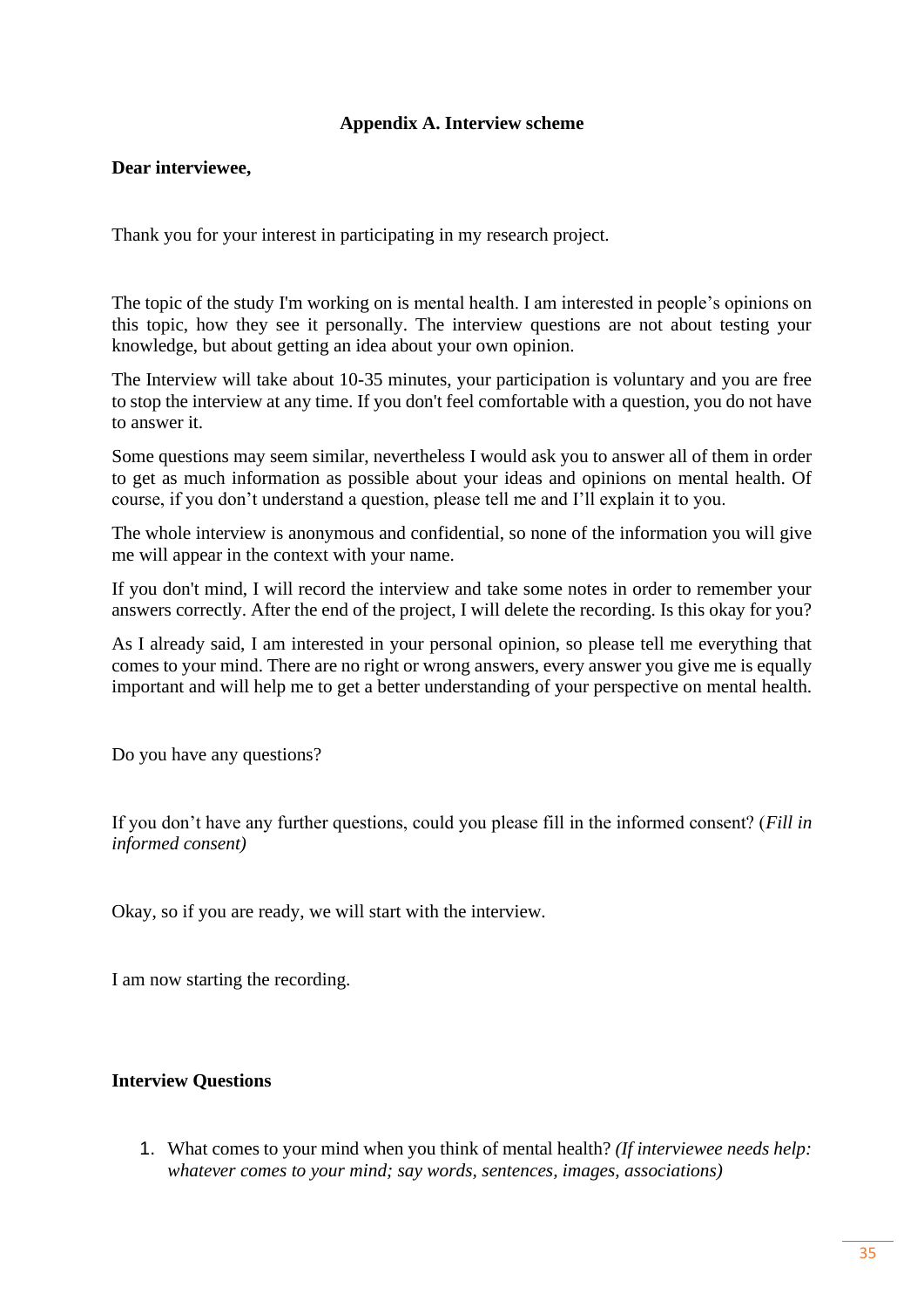## Appendix A. Interview scheme

**Dear interviewee,**

Thank you for your interest in participating in my research project.

The topic of the study I'm working on is mental health. I am interested in people's opinions on this topic, how they see it personally. The interview questions are not about testing your knowledge, but about getting an idea about your own opinion.

The Interview will take about 10-35 minutes, your participation is voluntary and you are free to stop the interview at any time. If you don't feel comfortable with a question, you do not have to answer it.

Some questions may seem similar, nevertheless I would ask you to answer all of them in order to get as much information as possible about your ideas and opinions on mental health. Of course, if you don't understand a question, please tell me and I'll explain it to you.

The whole interview is anonymous and confidential, so none of the information you will give me will appear in the context with your name.

If you don't mind, I will record the interview and take some notes in order to remember your answers correctly. After the end of the project, I will delete the recording. Is this okay for you?

As I already said, I am interested in your personal opinion, so please tell me everything that comes to your mind. There are no right or wrong answers, every answer you give me is equally important and will help me to get a better understanding of your perspective on mental health.

Do you have any questions?

If you don't have any further questions, could you please fill in the informed consent? (*Fill in informed consent)*

Okay, so if you are ready, we will start with the interview.

I am now starting the recording.

**Interview Questions**

1. What comes to your mind when you think of mental health? *(If interviewee needs help: whatever comes to your mind; say words, sentences, images, associations)*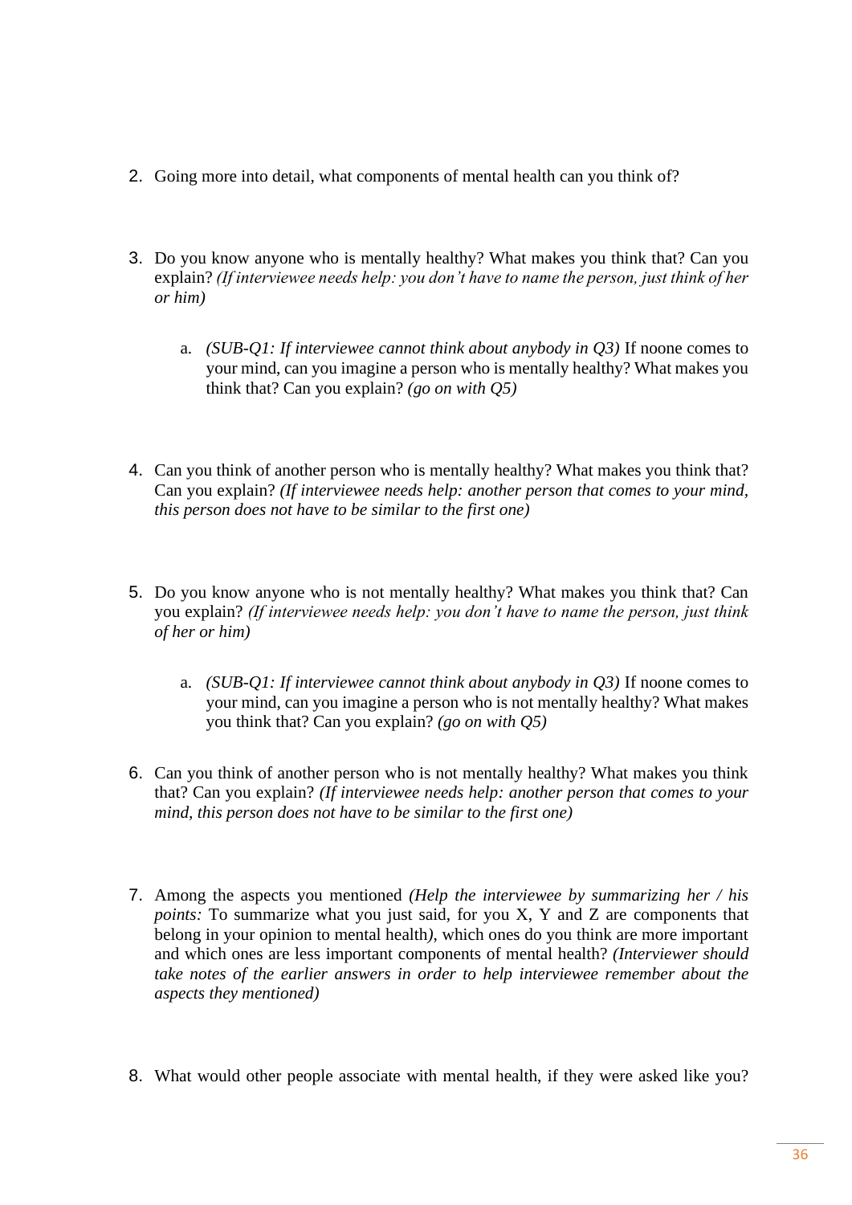2. Going more into detail, what components of mental health can you think of?

3. Do you know anyone who is mentally healthy? What makes you think that? Can you explain? *(If interviewee needs help: you don't have to name the person, just think of her or him)*

   a. *(SUB-Q1: If interviewee cannot think about anybody in Q3)* If noone comes to your mind, can you imagine a person who is mentally healthy? What makes you think that? Can you explain? *(go on with Q5)*

4. Can you think of another person who is mentally healthy? What makes you think that? Can you explain? *(If interviewee needs help: another person that comes to your mind, this person does not have to be similar to the first one)*

5. Do you know anyone who is not mentally healthy? What makes you think that? Can you explain? *(If interviewee needs help: you don't have to name the person, just think of her or him)*

   a. *(SUB-Q1: If interviewee cannot think about anybody in Q3)* If noone comes to your mind, can you imagine a person who is not mentally healthy? What makes you think that? Can you explain? *(go on with Q5)*

6. Can you think of another person who is not mentally healthy? What makes you think that? Can you explain? *(If interviewee needs help: another person that comes to your mind, this person does not have to be similar to the first one)*

7. Among the aspects you mentioned *(Help the interviewee by summarizing her / his points:* To summarize what you just said, for you X, Y and Z are components that belong in your opinion to mental health*)*, which ones do you think are more important and which ones are less important components of mental health? *(Interviewer should take notes of the earlier answers in order to help interviewee remember about the aspects they mentioned)*

8. What would other people associate with mental health, if they were asked like you?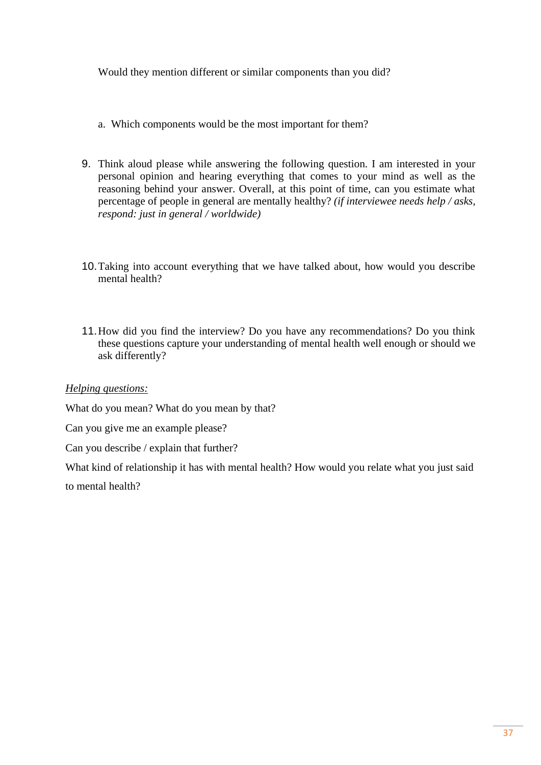Would they mention different or similar components than you did?

a. Which components would be the most important for them?

9. Think aloud please while answering the following question. I am interested in your personal opinion and hearing everything that comes to your mind as well as the reasoning behind your answer. Overall, at this point of time, can you estimate what percentage of people in general are mentally healthy? *(if interviewee needs help / asks, respond: just in general / worldwide)*

10. Taking into account everything that we have talked about, how would you describe mental health?

11. How did you find the interview? Do you have any recommendations? Do you think these questions capture your understanding of mental health well enough or should we ask differently?

*Helping questions:*

What do you mean? What do you mean by that?

Can you give me an example please?

Can you describe / explain that further?

What kind of relationship it has with mental health? How would you relate what you just said to mental health?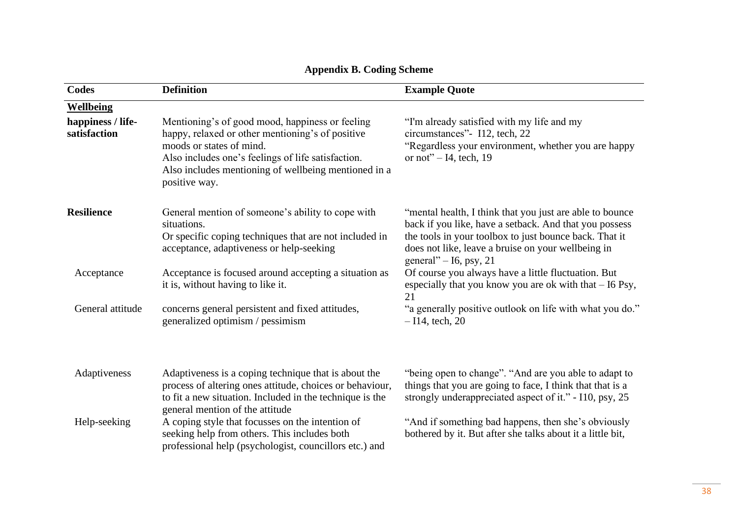**Appendix B. Coding Scheme**

| Codes | Definition | Example Quote |
|---|---|---|
| **Wellbeing** | | |
| **happiness / life-satisfaction** | Mentioning's of good mood, happiness or feeling happy, relaxed or other mentioning's of positive moods or states of mind. Also includes one's feelings of life satisfaction. Also includes mentioning of wellbeing mentioned in a positive way. | "I'm already satisfied with my life and my circumstances"- I12, tech, 22 "Regardless your environment, whether you are happy or not" – I4, tech, 19 |
| **Resilience** | General mention of someone's ability to cope with situations. Or specific coping techniques that are not included in acceptance, adaptiveness or help-seeking | "mental health, I think that you just are able to bounce back if you like, have a setback. And that you possess the tools in your toolbox to just bounce back. That it does not like, leave a bruise on your wellbeing in general" – I6, psy, 21 |
| Acceptance | Acceptance is focused around accepting a situation as it is, without having to like it. | Of course you always have a little fluctuation. But especially that you know you are ok with that – I6 Psy, 21 |
| General attitude | concerns general persistent and fixed attitudes, generalized optimism / pessimism | "a generally positive outlook on life with what you do." – I14, tech, 20 |
| Adaptiveness | Adaptiveness is a coping technique that is about the process of altering ones attitude, choices or behaviour, to fit a new situation. Included in the technique is the general mention of the attitude | "being open to change". "And are you able to adapt to things that you are going to face, I think that that is a strongly underappreciated aspect of it." - I10, psy, 25 |
| Help-seeking | A coping style that focusses on the intention of seeking help from others. This includes both professional help (psychologist, councillors etc.) and | "And if something bad happens, then she's obviously bothered by it. But after she talks about it a little bit, |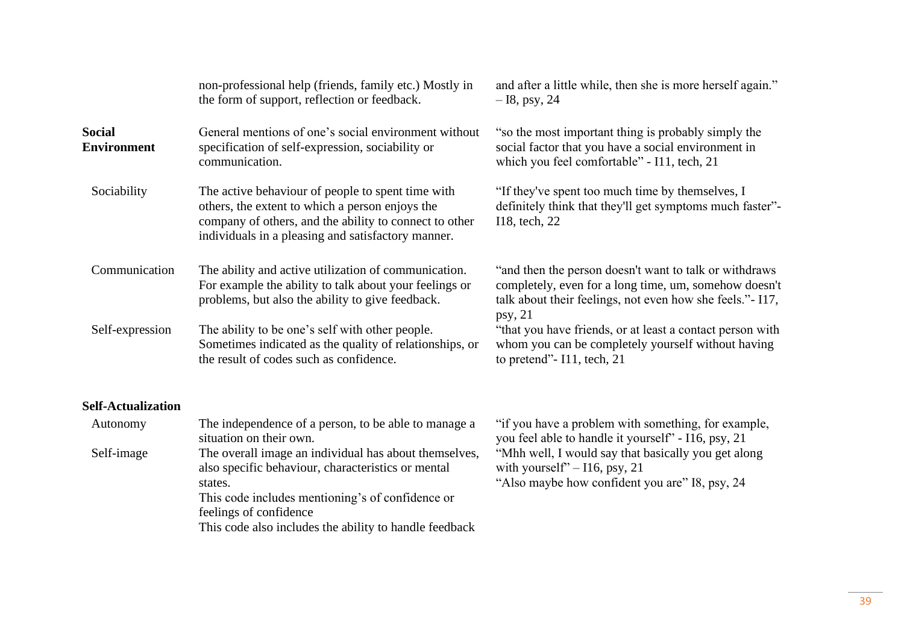| | | |
|---|---|---|
| | non-professional help (friends, family etc.) Mostly in the form of support, reflection or feedback. | and after a little while, then she is more herself again." – I8, psy, 24 |
| **Social Environment** | General mentions of one's social environment without specification of self-expression, sociability or communication. | "so the most important thing is probably simply the social factor that you have a social environment in which you feel comfortable" - I11, tech, 21 |
| Sociability | The active behaviour of people to spent time with others, the extent to which a person enjoys the company of others, and the ability to connect to other individuals in a pleasing and satisfactory manner. | "If they've spent too much time by themselves, I definitely think that they'll get symptoms much faster"- I18, tech, 22 |
| Communication | The ability and active utilization of communication. For example the ability to talk about your feelings or problems, but also the ability to give feedback. | "and then the person doesn't want to talk or withdraws completely, even for a long time, um, somehow doesn't talk about their feelings, not even how she feels."- I17, psy, 21 |
| Self-expression | The ability to be one's self with other people. Sometimes indicated as the quality of relationships, or the result of codes such as confidence. | "that you have friends, or at least a contact person with whom you can be completely yourself without having to pretend"- I11, tech, 21 |
| **Self-Actualization** | | |
| Autonomy | The independence of a person, to be able to manage a situation on their own. | "if you have a problem with something, for example, you feel able to handle it yourself" - I16, psy, 21 |
| Self-image | The overall image an individual has about themselves, also specific behaviour, characteristics or mental states. This code includes mentioning's of confidence or feelings of confidence This code also includes the ability to handle feedback | "Mhh well, I would say that basically you get along with yourself" – I16, psy, 21 "Also maybe how confident you are" I8, psy, 24 |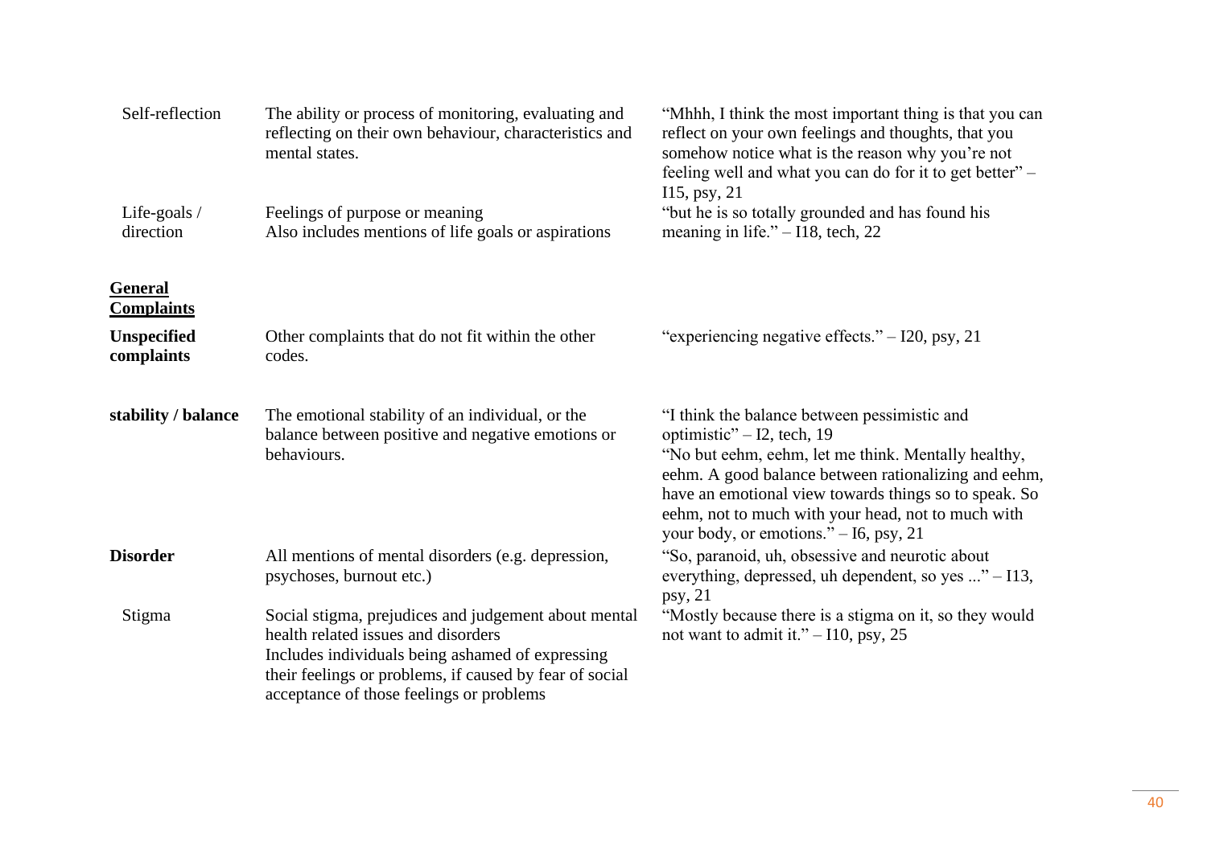| | | |
|---|---|---|
| Self-reflection | The ability or process of monitoring, evaluating and reflecting on their own behaviour, characteristics and mental states. | "Mhhh, I think the most important thing is that you can reflect on your own feelings and thoughts, that you somehow notice what is the reason why you're not feeling well and what you can do for it to get better" – I15, psy, 21 |
| Life-goals / direction | Feelings of purpose or meaning<br>Also includes mentions of life goals or aspirations | "but he is so totally grounded and has found his meaning in life." – I18, tech, 22 |
| **<u>General Complaints</u>** | | |
| **Unspecified complaints** | Other complaints that do not fit within the other codes. | "experiencing negative effects." – I20, psy, 21 |
| **stability / balance** | The emotional stability of an individual, or the balance between positive and negative emotions or behaviours. | "I think the balance between pessimistic and optimistic" – I2, tech, 19<br>"No but eehm, eehm, let me think. Mentally healthy, eehm. A good balance between rationalizing and eehm, have an emotional view towards things so to speak. So eehm, not to much with your head, not to much with your body, or emotions." – I6, psy, 21 |
| **Disorder** | All mentions of mental disorders (e.g. depression, psychoses, burnout etc.) | "So, paranoid, uh, obsessive and neurotic about everything, depressed, uh dependent, so yes ..." – I13, psy, 21 |
| Stigma | Social stigma, prejudices and judgement about mental health related issues and disorders<br>Includes individuals being ashamed of expressing their feelings or problems, if caused by fear of social acceptance of those feelings or problems | "Mostly because there is a stigma on it, so they would not want to admit it." – I10, psy, 25 |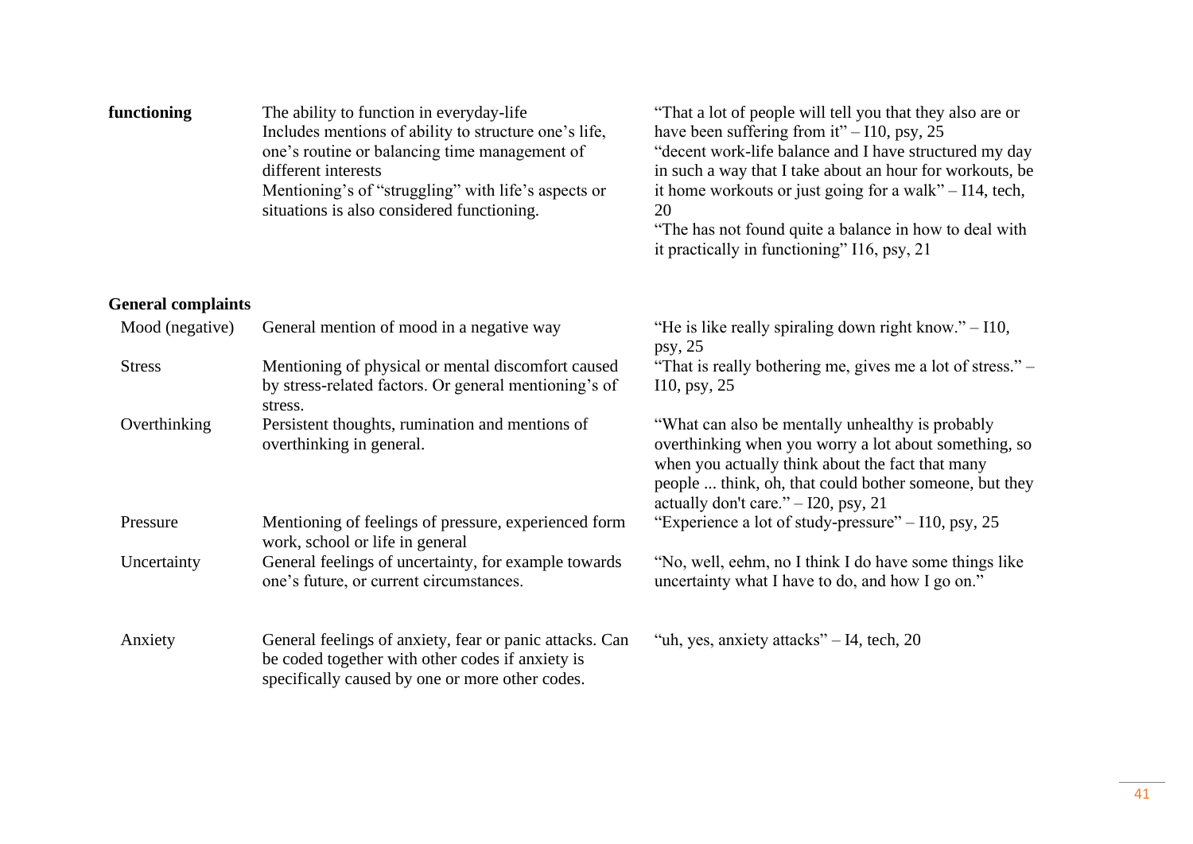| | | |
|---|---|---|
| **functioning** | The ability to function in everyday-life<br>Includes mentions of ability to structure one's life, one's routine or balancing time management of different interests<br>Mentioning's of "struggling" with life's aspects or situations is also considered functioning. | "That a lot of people will tell you that they also are or have been suffering from it" – I10, psy, 25<br>"decent work-life balance and I have structured my day in such a way that I take about an hour for workouts, be it home workouts or just going for a walk" – I14, tech, 20<br>"The has not found quite a balance in how to deal with it practically in functioning" I16, psy, 21 |
| **General complaints** | | |
| Mood (negative) | General mention of mood in a negative way | "He is like really spiraling down right know." – I10, psy, 25 |
| Stress | Mentioning of physical or mental discomfort caused by stress-related factors. Or general mentioning's of stress. | "That is really bothering me, gives me a lot of stress." – I10, psy, 25 |
| Overthinking | Persistent thoughts, rumination and mentions of overthinking in general. | "What can also be mentally unhealthy is probably overthinking when you worry a lot about something, so when you actually think about the fact that many people ... think, oh, that could bother someone, but they actually don't care." – I20, psy, 21 |
| Pressure | Mentioning of feelings of pressure, experienced form work, school or life in general | "Experience a lot of study-pressure" – I10, psy, 25 |
| Uncertainty | General feelings of uncertainty, for example towards one's future, or current circumstances. | "No, well, eehm, no I think I do have some things like uncertainty what I have to do, and how I go on." |
| Anxiety | General feelings of anxiety, fear or panic attacks. Can be coded together with other codes if anxiety is specifically caused by one or more other codes. | "uh, yes, anxiety attacks" – I4, tech, 20 |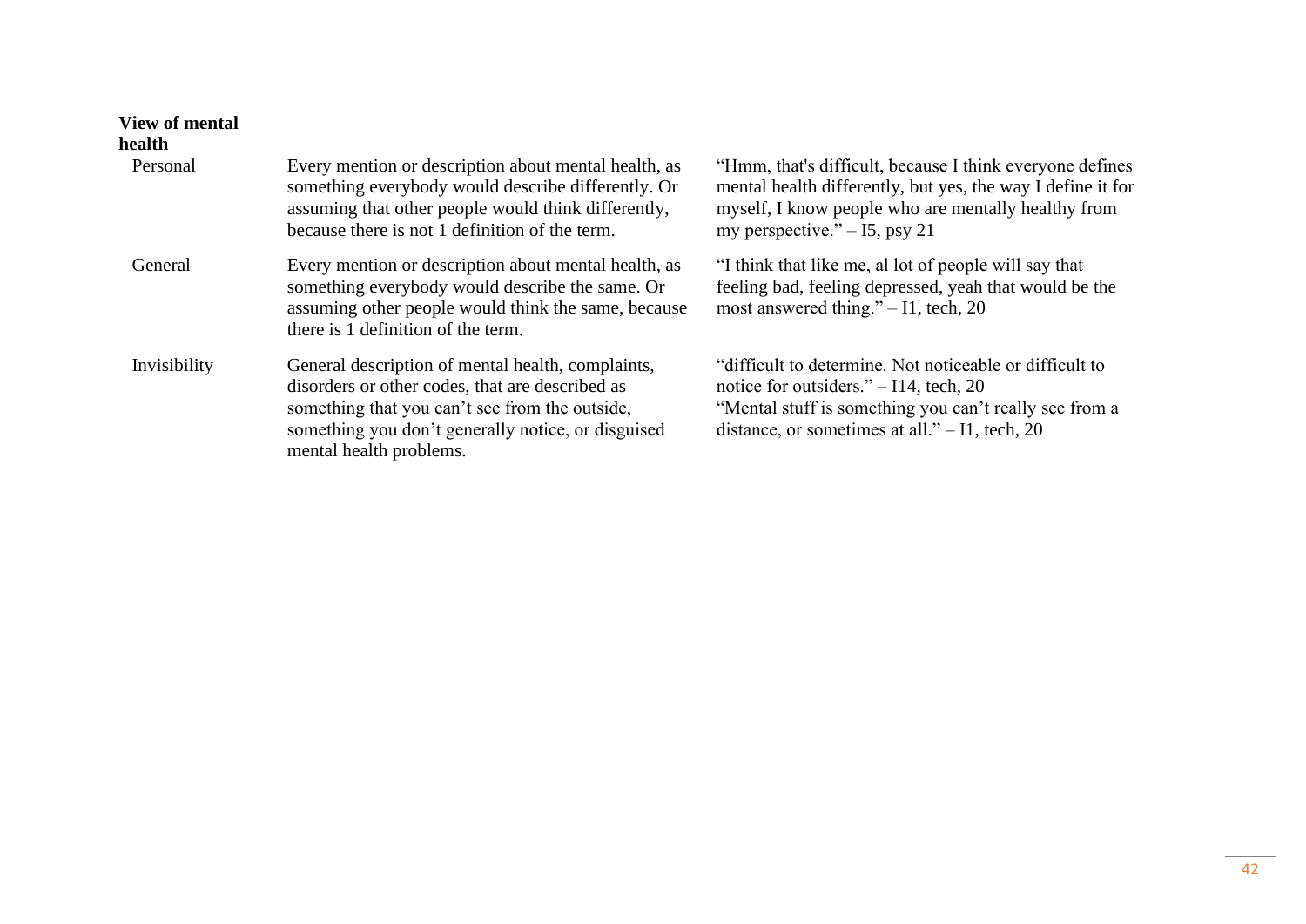| | | |
|---|---|---|
| **View of mental health** | | |
| Personal | Every mention or description about mental health, as something everybody would describe differently. Or assuming that other people would think differently, because there is not 1 definition of the term. | "Hmm, that's difficult, because I think everyone defines mental health differently, but yes, the way I define it for myself, I know people who are mentally healthy from my perspective." – I5, psy 21 |
| General | Every mention or description about mental health, as something everybody would describe the same. Or assuming other people would think the same, because there is 1 definition of the term. | "I think that like me, al lot of people will say that feeling bad, feeling depressed, yeah that would be the most answered thing." – I1, tech, 20 |
| Invisibility | General description of mental health, complaints, disorders or other codes, that are described as something that you can't see from the outside, something you don't generally notice, or disguised mental health problems. | "difficult to determine. Not noticeable or difficult to notice for outsiders." – I14, tech, 20<br>"Mental stuff is something you can't really see from a distance, or sometimes at all." – I1, tech, 20 |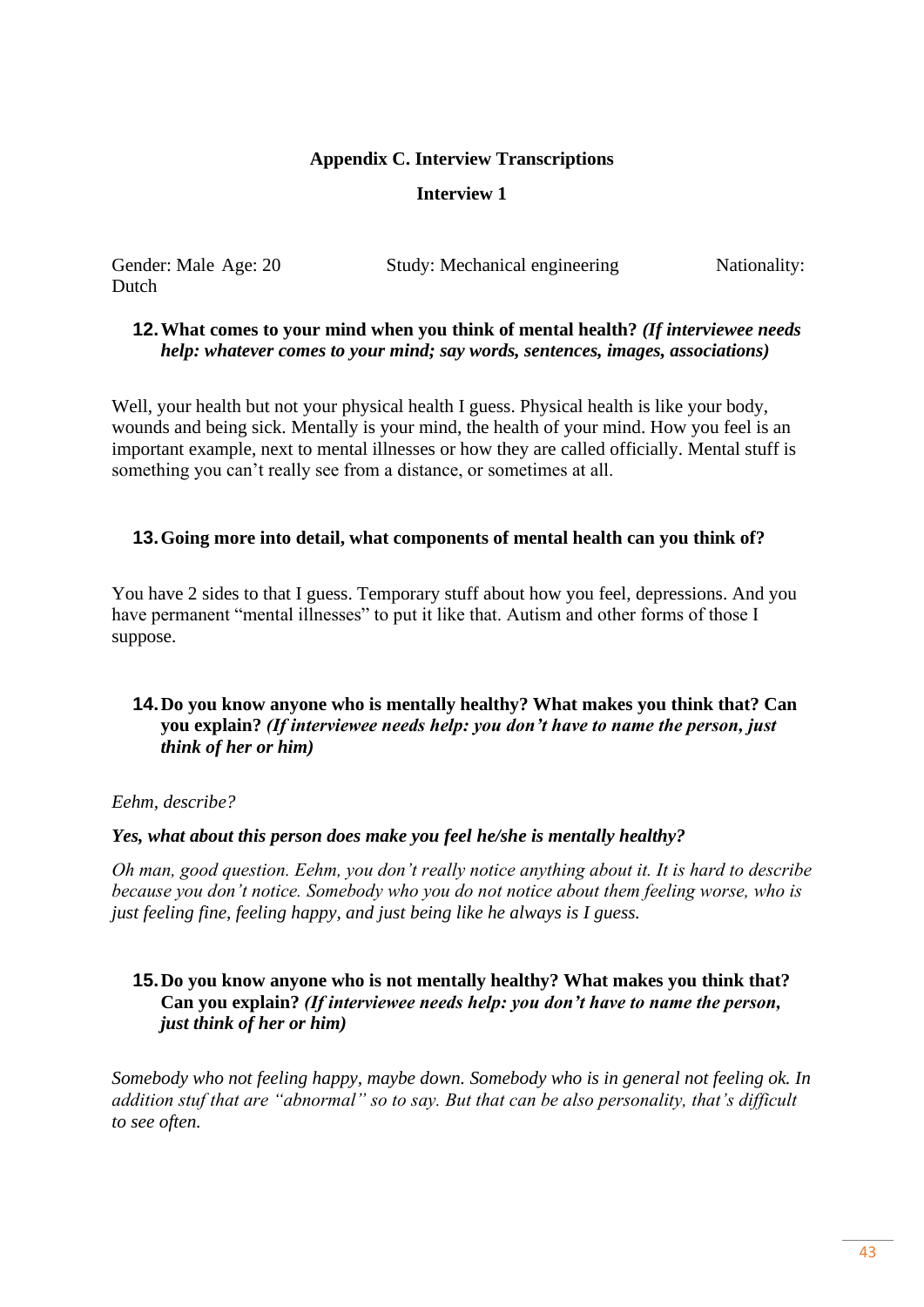**Appendix C. Interview Transcriptions**

**Interview 1**

Gender: Male Age: 20 Study: Mechanical engineering Nationality: Dutch

**12. What comes to your mind when you think of mental health?** ***(If interviewee needs help: whatever comes to your mind; say words, sentences, images, associations)***

Well, your health but not your physical health I guess. Physical health is like your body, wounds and being sick. Mentally is your mind, the health of your mind. How you feel is an important example, next to mental illnesses or how they are called officially. Mental stuff is something you can't really see from a distance, or sometimes at all.

**13. Going more into detail, what components of mental health can you think of?**

You have 2 sides to that I guess. Temporary stuff about how you feel, depressions. And you have permanent "mental illnesses" to put it like that. Autism and other forms of those I suppose.

**14. Do you know anyone who is mentally healthy? What makes you think that? Can you explain?** ***(If interviewee needs help: you don't have to name the person, just think of her or him)***

*Eehm, describe?*

***Yes, what about this person does make you feel he/she is mentally healthy?***

*Oh man, good question. Eehm, you don't really notice anything about it. It is hard to describe because you don't notice. Somebody who you do not notice about them feeling worse, who is just feeling fine, feeling happy, and just being like he always is I guess.*

**15. Do you know anyone who is not mentally healthy? What makes you think that? Can you explain?** ***(If interviewee needs help: you don't have to name the person, just think of her or him)***

*Somebody who not feeling happy, maybe down. Somebody who is in general not feeling ok. In addition stuf that are "abnormal" so to say. But that can be also personality, that's difficult to see often.*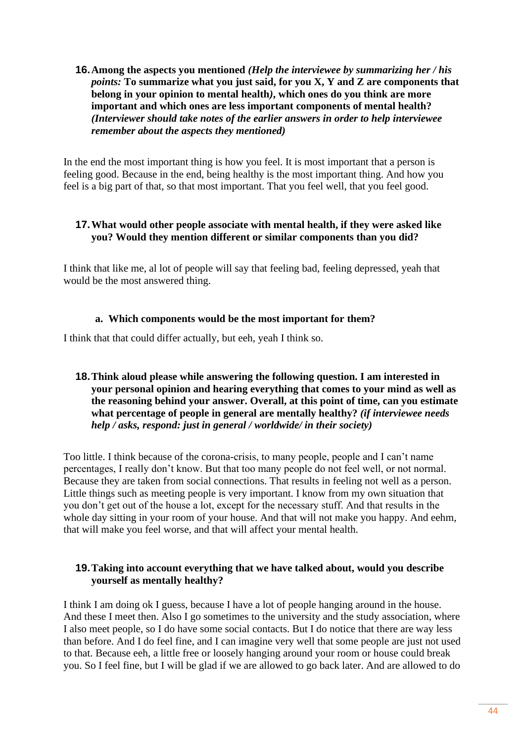16. **Among the aspects you mentioned** ***(Help the interviewee by summarizing her / his points:*** **To summarize what you just said, for you X, Y and Z are components that belong in your opinion to mental health*)*, which ones do you think are more important and which ones are less important components of mental health?** ***(Interviewer should take notes of the earlier answers in order to help interviewee remember about the aspects they mentioned)***

In the end the most important thing is how you feel. It is most important that a person is feeling good. Because in the end, being healthy is the most important thing. And how you feel is a big part of that, so that most important. That you feel well, that you feel good.

17. **What would other people associate with mental health, if they were asked like you? Would they mention different or similar components than you did?**

I think that like me, al lot of people will say that feeling bad, feeling depressed, yeah that would be the most answered thing.

   a. **Which components would be the most important for them?**

I think that that could differ actually, but eeh, yeah I think so.

18. **Think aloud please while answering the following question. I am interested in your personal opinion and hearing everything that comes to your mind as well as the reasoning behind your answer. Overall, at this point of time, can you estimate what percentage of people in general are mentally healthy?** ***(if interviewee needs help / asks, respond: just in general / worldwide/ in their society)***

Too little. I think because of the corona-crisis, to many people, people and I can't name percentages, I really don't know. But that too many people do not feel well, or not normal. Because they are taken from social connections. That results in feeling not well as a person. Little things such as meeting people is very important. I know from my own situation that you don't get out of the house a lot, except for the necessary stuff. And that results in the whole day sitting in your room of your house. And that will not make you happy. And eehm, that will make you feel worse, and that will affect your mental health.

19. **Taking into account everything that we have talked about, would you describe yourself as mentally healthy?**

I think I am doing ok I guess, because I have a lot of people hanging around in the house. And these I meet then. Also I go sometimes to the university and the study association, where I also meet people, so I do have some social contacts. But I do notice that there are way less than before. And I do feel fine, and I can imagine very well that some people are just not used to that. Because eeh, a little free or loosely hanging around your room or house could break you. So I feel fine, but I will be glad if we are allowed to go back later. And are allowed to do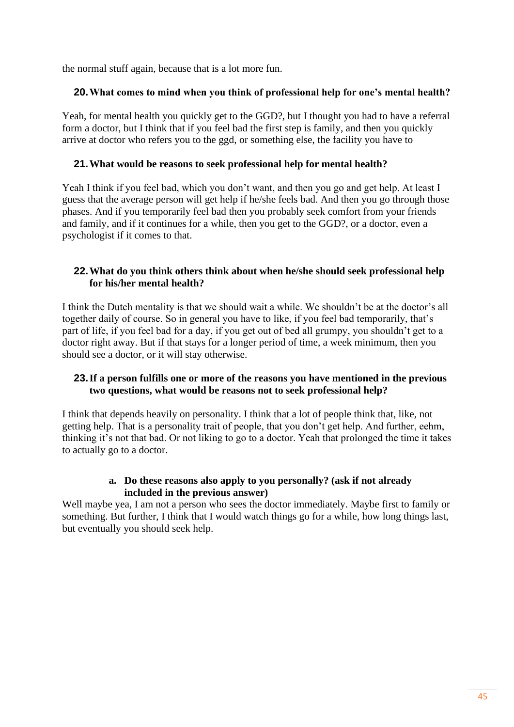the normal stuff again, because that is a lot more fun.

**20. What comes to mind when you think of professional help for one's mental health?**

Yeah, for mental health you quickly get to the GGD?, but I thought you had to have a referral form a doctor, but I think that if you feel bad the first step is family, and then you quickly arrive at doctor who refers you to the ggd, or something else, the facility you have to

**21. What would be reasons to seek professional help for mental health?**

Yeah I think if you feel bad, which you don't want, and then you go and get help. At least I guess that the average person will get help if he/she feels bad. And then you go through those phases. And if you temporarily feel bad then you probably seek comfort from your friends and family, and if it continues for a while, then you get to the GGD?, or a doctor, even a psychologist if it comes to that.

**22. What do you think others think about when he/she should seek professional help for his/her mental health?**

I think the Dutch mentality is that we should wait a while. We shouldn't be at the doctor's all together daily of course. So in general you have to like, if you feel bad temporarily, that's part of life, if you feel bad for a day, if you get out of bed all grumpy, you shouldn't get to a doctor right away. But if that stays for a longer period of time, a week minimum, then you should see a doctor, or it will stay otherwise.

**23. If a person fulfills one or more of the reasons you have mentioned in the previous two questions, what would be reasons not to seek professional help?**

I think that depends heavily on personality. I think that a lot of people think that, like, not getting help. That is a personality trait of people, that you don't get help. And further, eehm, thinking it's not that bad. Or not liking to go to a doctor. Yeah that prolonged the time it takes to actually go to a doctor.

**a. Do these reasons also apply to you personally? (ask if not already included in the previous answer)**

Well maybe yea, I am not a person who sees the doctor immediately. Maybe first to family or something. But further, I think that I would watch things go for a while, how long things last, but eventually you should seek help.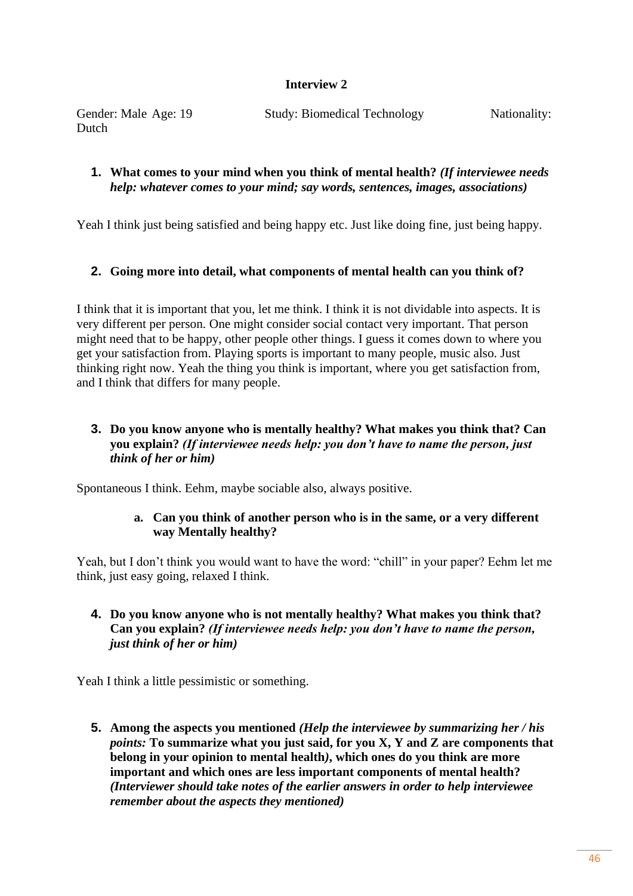**Interview 2**

Gender: Male Age: 19 Study: Biomedical Technology Nationality: Dutch

1. **What comes to your mind when you think of mental health?** ***(If interviewee needs help: whatever comes to your mind; say words, sentences, images, associations)***

Yeah I think just being satisfied and being happy etc. Just like doing fine, just being happy.

2. **Going more into detail, what components of mental health can you think of?**

I think that it is important that you, let me think. I think it is not dividable into aspects. It is very different per person. One might consider social contact very important. That person might need that to be happy, other people other things. I guess it comes down to where you get your satisfaction from. Playing sports is important to many people, music also. Just thinking right now. Yeah the thing you think is important, where you get satisfaction from, and I think that differs for many people.

3. **Do you know anyone who is mentally healthy? What makes you think that? Can you explain?** ***(If interviewee needs help: you don't have to name the person, just think of her or him)***

Spontaneous I think. Eehm, maybe sociable also, always positive.

   a. **Can you think of another person who is in the same, or a very different way Mentally healthy?**

Yeah, but I don't think you would want to have the word: "chill" in your paper? Eehm let me think, just easy going, relaxed I think.

4. **Do you know anyone who is not mentally healthy? What makes you think that? Can you explain?** ***(If interviewee needs help: you don't have to name the person, just think of her or him)***

Yeah I think a little pessimistic or something.

5. **Among the aspects you mentioned** ***(Help the interviewee by summarizing her / his points:*** **To summarize what you just said, for you X, Y and Z are components that belong in your opinion to mental health*)*, which ones do you think are more important and which ones are less important components of mental health?** ***(Interviewer should take notes of the earlier answers in order to help interviewee remember about the aspects they mentioned)***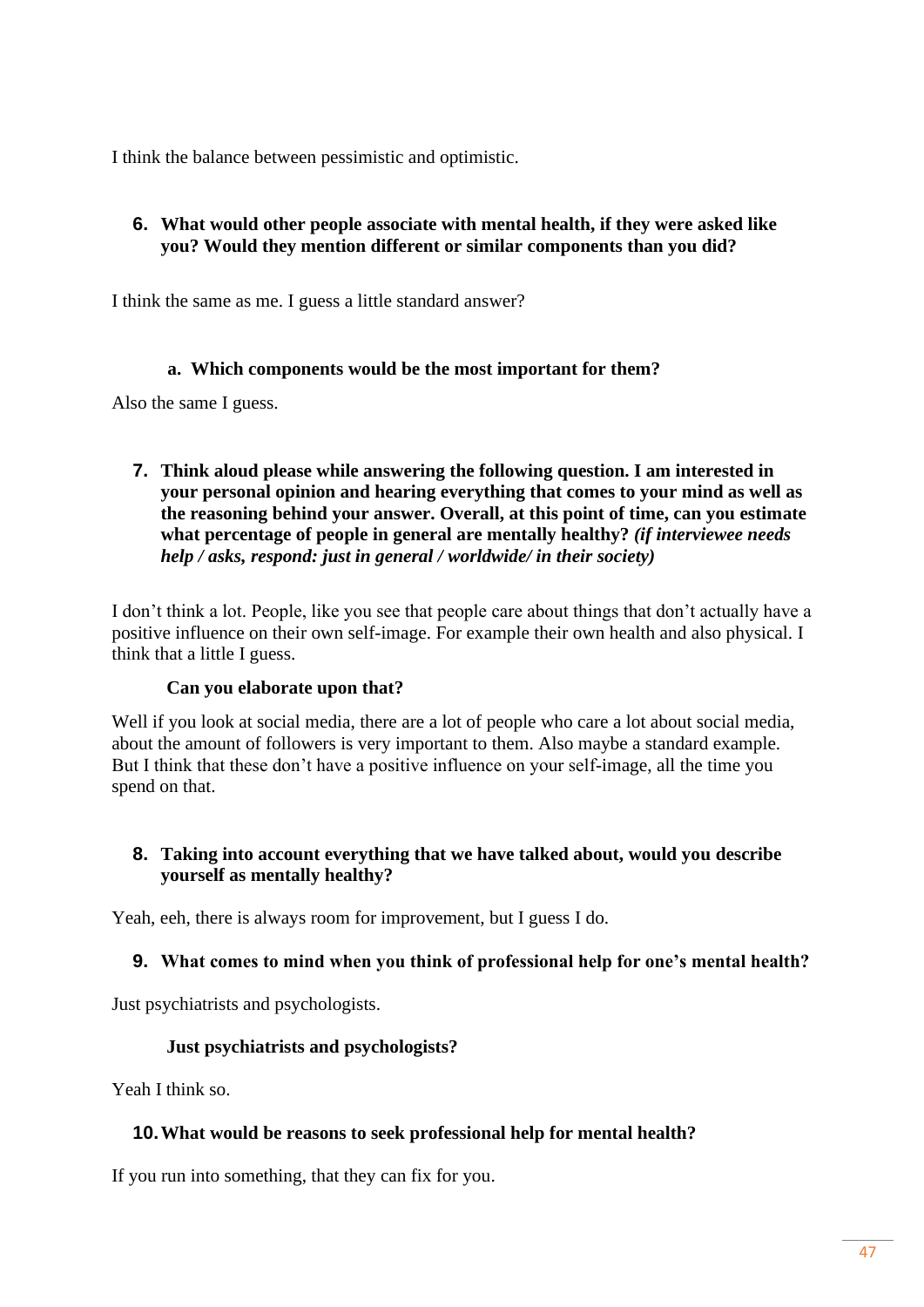I think the balance between pessimistic and optimistic.

6. **What would other people associate with mental health, if they were asked like you? Would they mention different or similar components than you did?**

I think the same as me. I guess a little standard answer?

   a. **Which components would be the most important for them?**

Also the same I guess.

7. **Think aloud please while answering the following question. I am interested in your personal opinion and hearing everything that comes to your mind as well as the reasoning behind your answer. Overall, at this point of time, can you estimate what percentage of people in general are mentally healthy?** ***(if interviewee needs help / asks, respond: just in general / worldwide/ in their society)***

I don't think a lot. People, like you see that people care about things that don't actually have a positive influence on their own self-image. For example their own health and also physical. I think that a little I guess.

**Can you elaborate upon that?**

Well if you look at social media, there are a lot of people who care a lot about social media, about the amount of followers is very important to them. Also maybe a standard example. But I think that these don't have a positive influence on your self-image, all the time you spend on that.

8. **Taking into account everything that we have talked about, would you describe yourself as mentally healthy?**

Yeah, eeh, there is always room for improvement, but I guess I do.

9. **What comes to mind when you think of professional help for one's mental health?**

Just psychiatrists and psychologists.

**Just psychiatrists and psychologists?**

Yeah I think so.

10. **What would be reasons to seek professional help for mental health?**

If you run into something, that they can fix for you.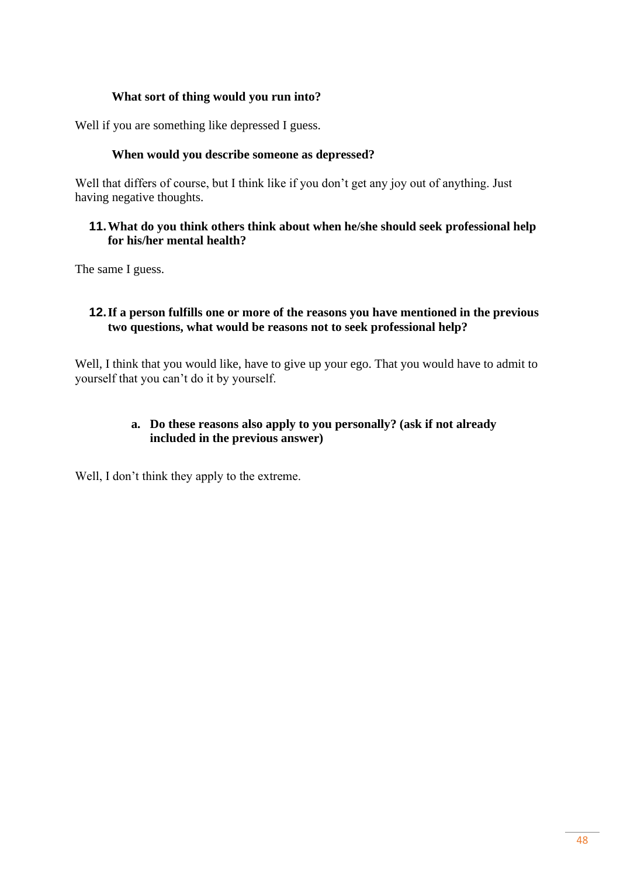**What sort of thing would you run into?**

Well if you are something like depressed I guess.

**When would you describe someone as depressed?**

Well that differs of course, but I think like if you don't get any joy out of anything. Just having negative thoughts.

**11. What do you think others think about when he/she should seek professional help for his/her mental health?**

The same I guess.

**12. If a person fulfills one or more of the reasons you have mentioned in the previous two questions, what would be reasons not to seek professional help?**

Well, I think that you would like, have to give up your ego. That you would have to admit to yourself that you can't do it by yourself.

**a. Do these reasons also apply to you personally? (ask if not already included in the previous answer)**

Well, I don't think they apply to the extreme.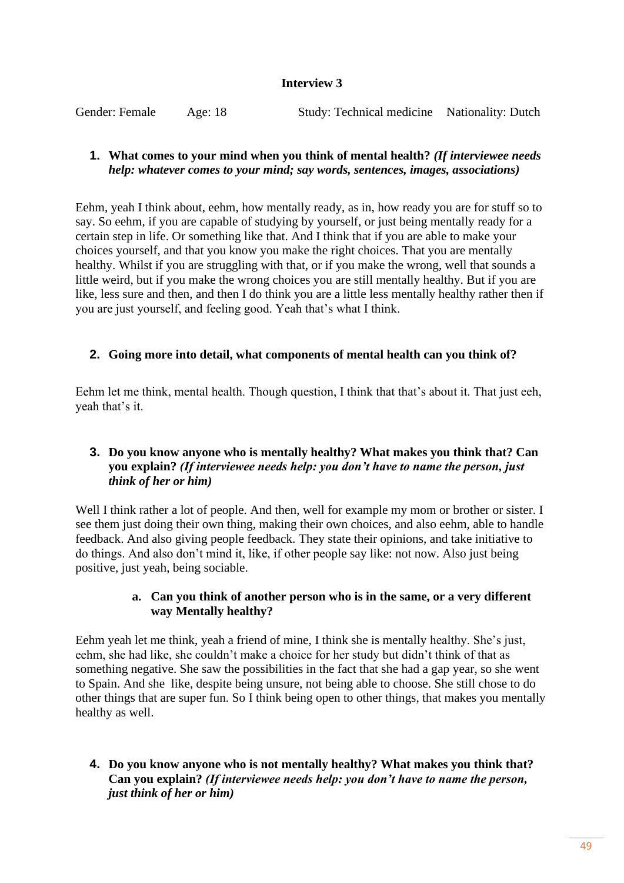### Interview 3

Gender: Female Age: 18 Study: Technical medicine Nationality: Dutch

1. **What comes to your mind when you think of mental health?** ***(If interviewee needs help: whatever comes to your mind; say words, sentences, images, associations)***

Eehm, yeah I think about, eehm, how mentally ready, as in, how ready you are for stuff so to say. So eehm, if you are capable of studying by yourself, or just being mentally ready for a certain step in life. Or something like that. And I think that if you are able to make your choices yourself, and that you know you make the right choices. That you are mentally healthy. Whilst if you are struggling with that, or if you make the wrong, well that sounds a little weird, but if you make the wrong choices you are still mentally healthy. But if you are like, less sure and then, and then I do think you are a little less mentally healthy rather then if you are just yourself, and feeling good. Yeah that's what I think.

2. **Going more into detail, what components of mental health can you think of?**

Eehm let me think, mental health. Though question, I think that that's about it. That just eeh, yeah that's it.

3. **Do you know anyone who is mentally healthy? What makes you think that? Can you explain?** ***(If interviewee needs help: you don't have to name the person, just think of her or him)***

Well I think rather a lot of people. And then, well for example my mom or brother or sister. I see them just doing their own thing, making their own choices, and also eehm, able to handle feedback. And also giving people feedback. They state their opinions, and take initiative to do things. And also don't mind it, like, if other people say like: not now. Also just being positive, just yeah, being sociable.

   a. **Can you think of another person who is in the same, or a very different way Mentally healthy?**

Eehm yeah let me think, yeah a friend of mine, I think she is mentally healthy. She's just, eehm, she had like, she couldn't make a choice for her study but didn't think of that as something negative. She saw the possibilities in the fact that she had a gap year, so she went to Spain. And she like, despite being unsure, not being able to choose. She still chose to do other things that are super fun. So I think being open to other things, that makes you mentally healthy as well.

4. **Do you know anyone who is not mentally healthy? What makes you think that? Can you explain?** ***(If interviewee needs help: you don't have to name the person, just think of her or him)***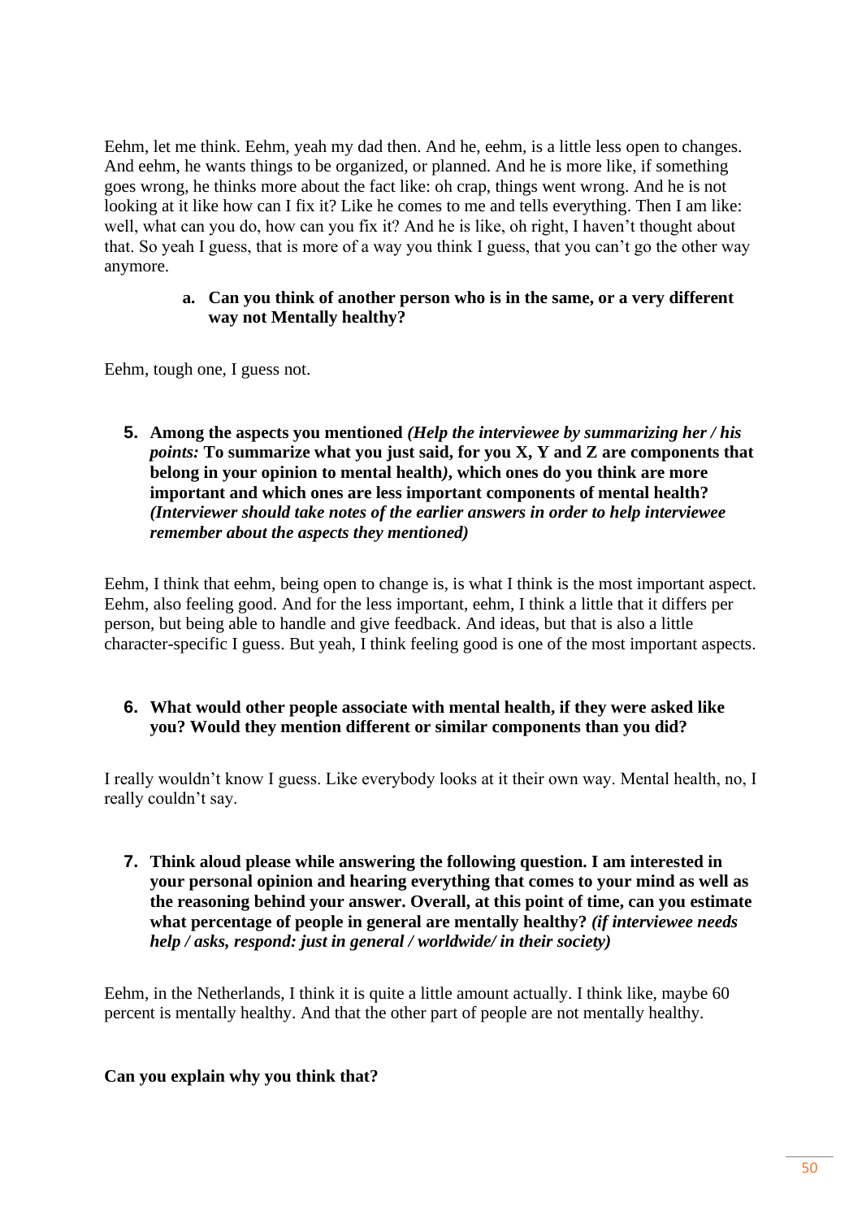Eehm, let me think. Eehm, yeah my dad then. And he, eehm, is a little less open to changes. And eehm, he wants things to be organized, or planned. And he is more like, if something goes wrong, he thinks more about the fact like: oh crap, things went wrong. And he is not looking at it like how can I fix it? Like he comes to me and tells everything. Then I am like: well, what can you do, how can you fix it? And he is like, oh right, I haven't thought about that. So yeah I guess, that is more of a way you think I guess, that you can't go the other way anymore.

   a. **Can you think of another person who is in the same, or a very different way not Mentally healthy?**

Eehm, tough one, I guess not.

5. **Among the aspects you mentioned** ***(Help the interviewee by summarizing her / his points:*** **To summarize what you just said, for you X, Y and Z are components that belong in your opinion to mental health*)*, which ones do you think are more important and which ones are less important components of mental health?** ***(Interviewer should take notes of the earlier answers in order to help interviewee remember about the aspects they mentioned)***

Eehm, I think that eehm, being open to change is, is what I think is the most important aspect. Eehm, also feeling good. And for the less important, eehm, I think a little that it differs per person, but being able to handle and give feedback. And ideas, but that is also a little character-specific I guess. But yeah, I think feeling good is one of the most important aspects.

6. **What would other people associate with mental health, if they were asked like you? Would they mention different or similar components than you did?**

I really wouldn't know I guess. Like everybody looks at it their own way. Mental health, no, I really couldn't say.

7. **Think aloud please while answering the following question. I am interested in your personal opinion and hearing everything that comes to your mind as well as the reasoning behind your answer. Overall, at this point of time, can you estimate what percentage of people in general are mentally healthy?** ***(if interviewee needs help / asks, respond: just in general / worldwide/ in their society)***

Eehm, in the Netherlands, I think it is quite a little amount actually. I think like, maybe 60 percent is mentally healthy. And that the other part of people are not mentally healthy.

**Can you explain why you think that?**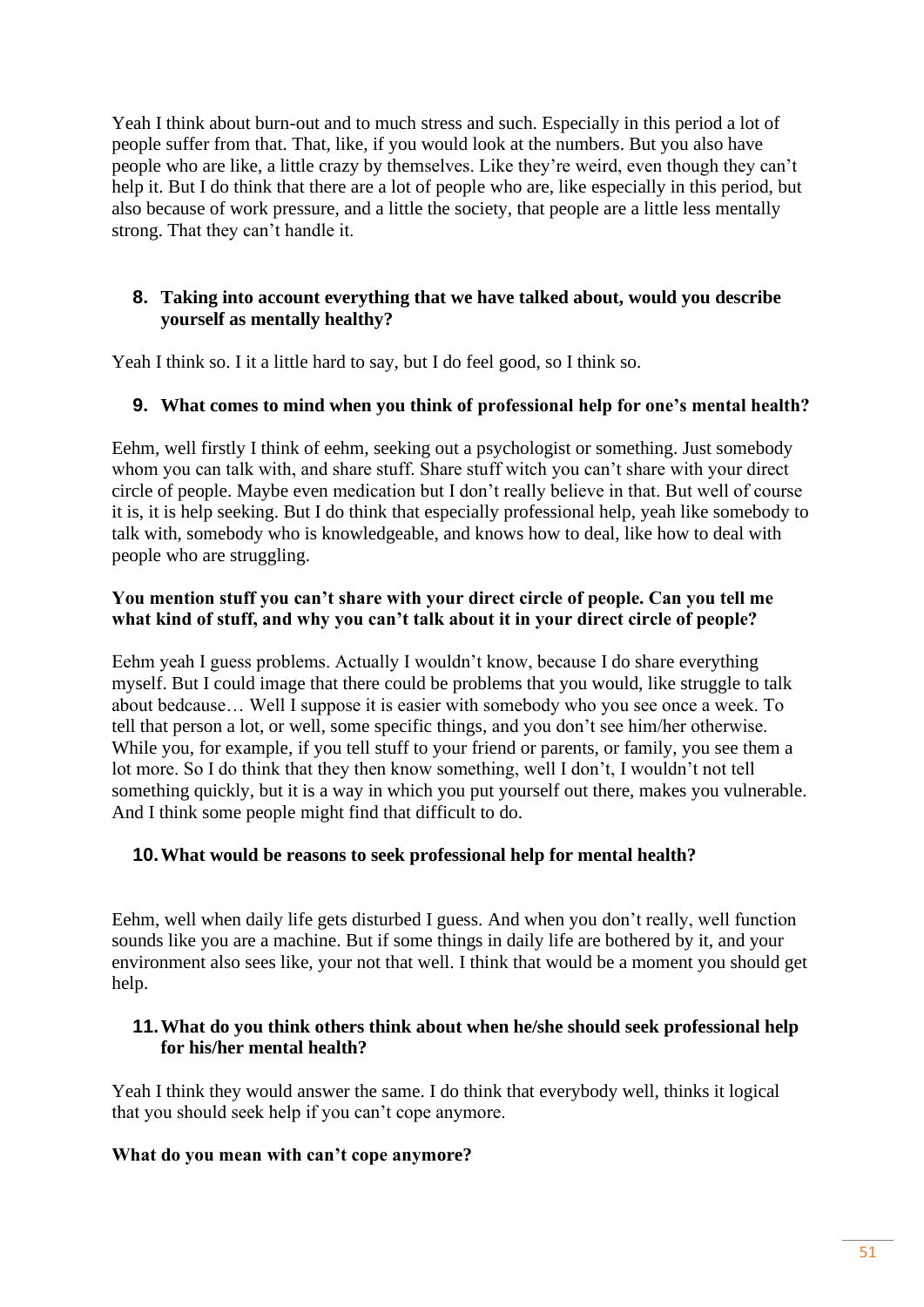Yeah I think about burn-out and to much stress and such. Especially in this period a lot of people suffer from that. That, like, if you would look at the numbers. But you also have people who are like, a little crazy by themselves. Like they're weird, even though they can't help it. But I do think that there are a lot of people who are, like especially in this period, but also because of work pressure, and a little the society, that people are a little less mentally strong. That they can't handle it.

**8. Taking into account everything that we have talked about, would you describe yourself as mentally healthy?**

Yeah I think so. I it a little hard to say, but I do feel good, so I think so.

**9. What comes to mind when you think of professional help for one's mental health?**

Eehm, well firstly I think of eehm, seeking out a psychologist or something. Just somebody whom you can talk with, and share stuff. Share stuff witch you can't share with your direct circle of people. Maybe even medication but I don't really believe in that. But well of course it is, it is help seeking. But I do think that especially professional help, yeah like somebody to talk with, somebody who is knowledgeable, and knows how to deal, like how to deal with people who are struggling.

**You mention stuff you can't share with your direct circle of people. Can you tell me what kind of stuff, and why you can't talk about it in your direct circle of people?**

Eehm yeah I guess problems. Actually I wouldn't know, because I do share everything myself. But I could image that there could be problems that you would, like struggle to talk about bedcause… Well I suppose it is easier with somebody who you see once a week. To tell that person a lot, or well, some specific things, and you don't see him/her otherwise. While you, for example, if you tell stuff to your friend or parents, or family, you see them a lot more. So I do think that they then know something, well I don't, I wouldn't not tell something quickly, but it is a way in which you put yourself out there, makes you vulnerable. And I think some people might find that difficult to do.

**10. What would be reasons to seek professional help for mental health?**

Eehm, well when daily life gets disturbed I guess. And when you don't really, well function sounds like you are a machine. But if some things in daily life are bothered by it, and your environment also sees like, your not that well. I think that would be a moment you should get help.

**11. What do you think others think about when he/she should seek professional help for his/her mental health?**

Yeah I think they would answer the same. I do think that everybody well, thinks it logical that you should seek help if you can't cope anymore.

**What do you mean with can't cope anymore?**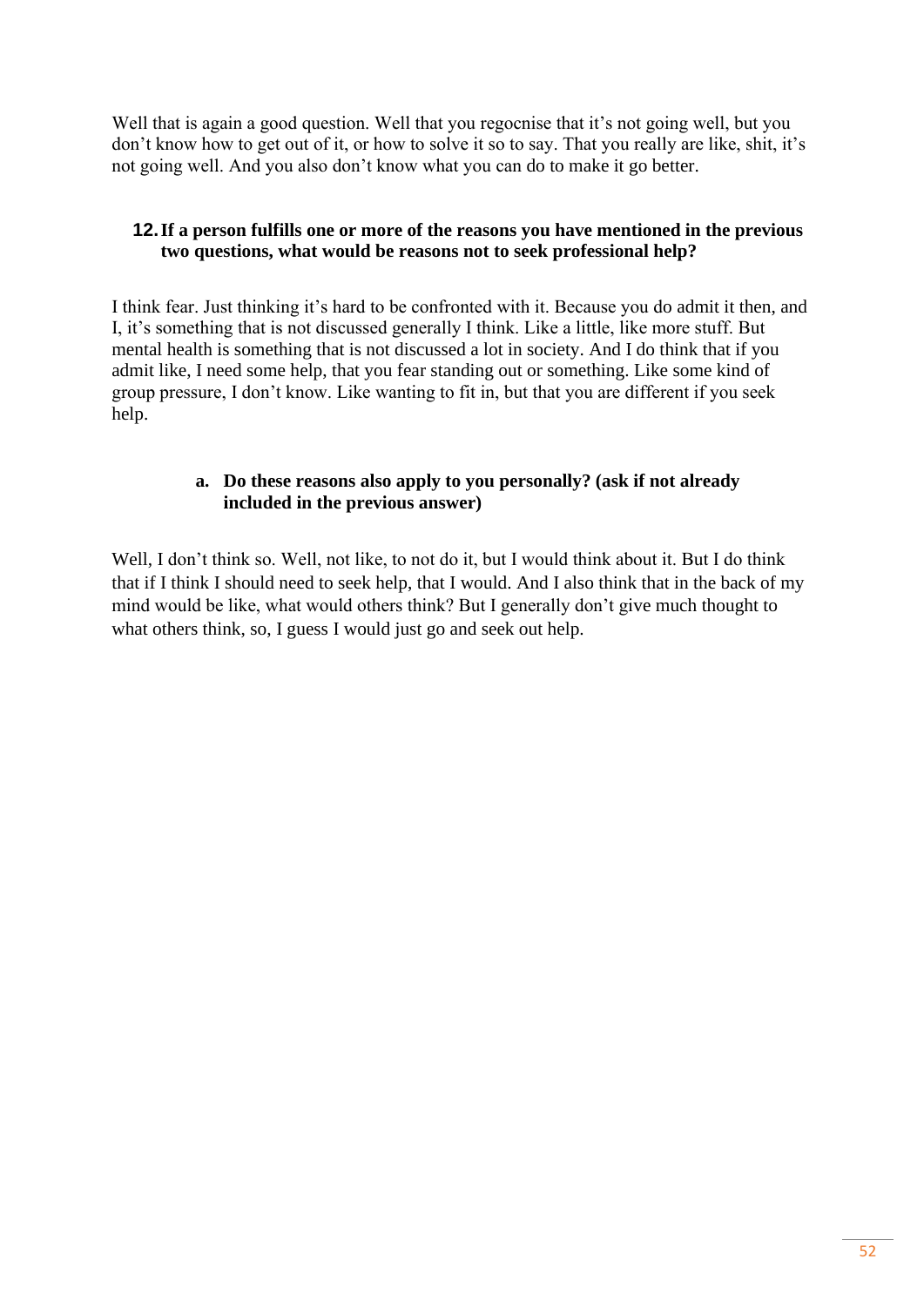Well that is again a good question. Well that you regocnise that it's not going well, but you don't know how to get out of it, or how to solve it so to say. That you really are like, shit, it's not going well. And you also don't know what you can do to make it go better.

**12. If a person fulfills one or more of the reasons you have mentioned in the previous two questions, what would be reasons not to seek professional help?**

I think fear. Just thinking it's hard to be confronted with it. Because you do admit it then, and I, it's something that is not discussed generally I think. Like a little, like more stuff. But mental health is something that is not discussed a lot in society. And I do think that if you admit like, I need some help, that you fear standing out or something. Like some kind of group pressure, I don't know. Like wanting to fit in, but that you are different if you seek help.

**a. Do these reasons also apply to you personally? (ask if not already included in the previous answer)**

Well, I don't think so. Well, not like, to not do it, but I would think about it. But I do think that if I think I should need to seek help, that I would. And I also think that in the back of my mind would be like, what would others think? But I generally don't give much thought to what others think, so, I guess I would just go and seek out help.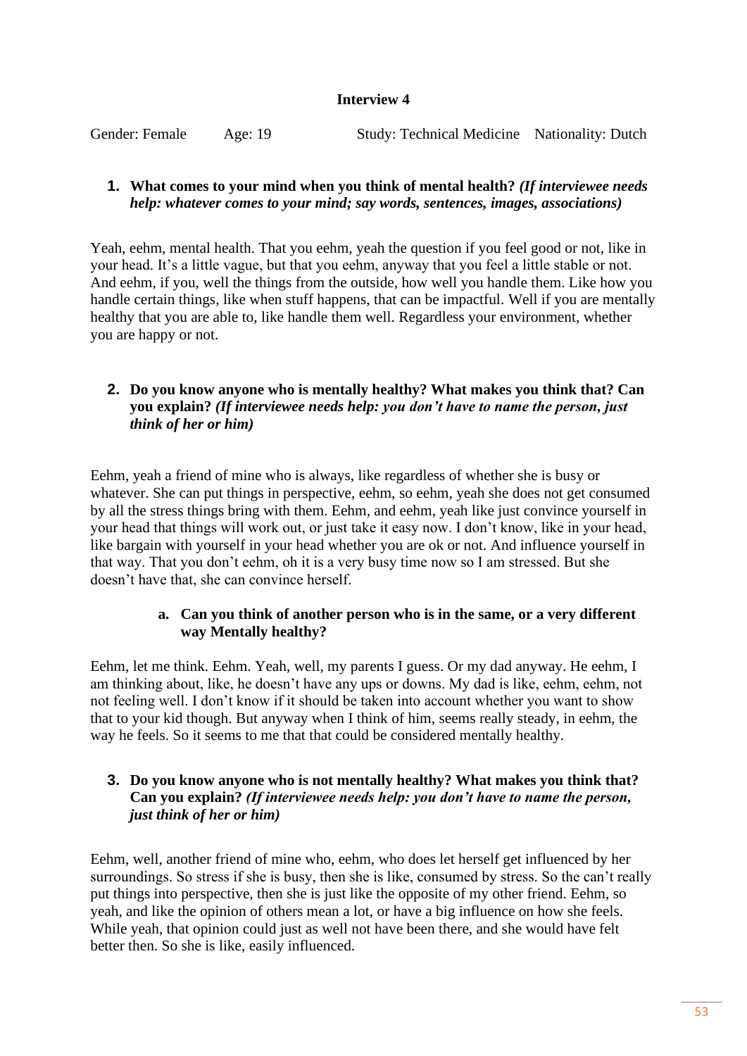**Interview 4**

Gender: Female Age: 19 Study: Technical Medicine Nationality: Dutch

1. **What comes to your mind when you think of mental health? *(If interviewee needs help: whatever comes to your mind; say words, sentences, images, associations)***

Yeah, eehm, mental health. That you eehm, yeah the question if you feel good or not, like in your head. It's a little vague, but that you eehm, anyway that you feel a little stable or not. And eehm, if you, well the things from the outside, how well you handle them. Like how you handle certain things, like when stuff happens, that can be impactful. Well if you are mentally healthy that you are able to, like handle them well. Regardless your environment, whether you are happy or not.

2. **Do you know anyone who is mentally healthy? What makes you think that? Can you explain? *(If interviewee needs help: you don't have to name the person, just think of her or him)***

Eehm, yeah a friend of mine who is always, like regardless of whether she is busy or whatever. She can put things in perspective, eehm, so eehm, yeah she does not get consumed by all the stress things bring with them. Eehm, and eehm, yeah like just convince yourself in your head that things will work out, or just take it easy now. I don't know, like in your head, like bargain with yourself in your head whether you are ok or not. And influence yourself in that way. That you don't eehm, oh it is a very busy time now so I am stressed. But she doesn't have that, she can convince herself.

   a. **Can you think of another person who is in the same, or a very different way Mentally healthy?**

Eehm, let me think. Eehm. Yeah, well, my parents I guess. Or my dad anyway. He eehm, I am thinking about, like, he doesn't have any ups or downs. My dad is like, eehm, eehm, not not feeling well. I don't know if it should be taken into account whether you want to show that to your kid though. But anyway when I think of him, seems really steady, in eehm, the way he feels. So it seems to me that that could be considered mentally healthy.

3. **Do you know anyone who is not mentally healthy? What makes you think that? Can you explain? *(If interviewee needs help: you don't have to name the person, just think of her or him)***

Eehm, well, another friend of mine who, eehm, who does let herself get influenced by her surroundings. So stress if she is busy, then she is like, consumed by stress. So the can't really put things into perspective, then she is just like the opposite of my other friend. Eehm, so yeah, and like the opinion of others mean a lot, or have a big influence on how she feels. While yeah, that opinion could just as well not have been there, and she would have felt better then. So she is like, easily influenced.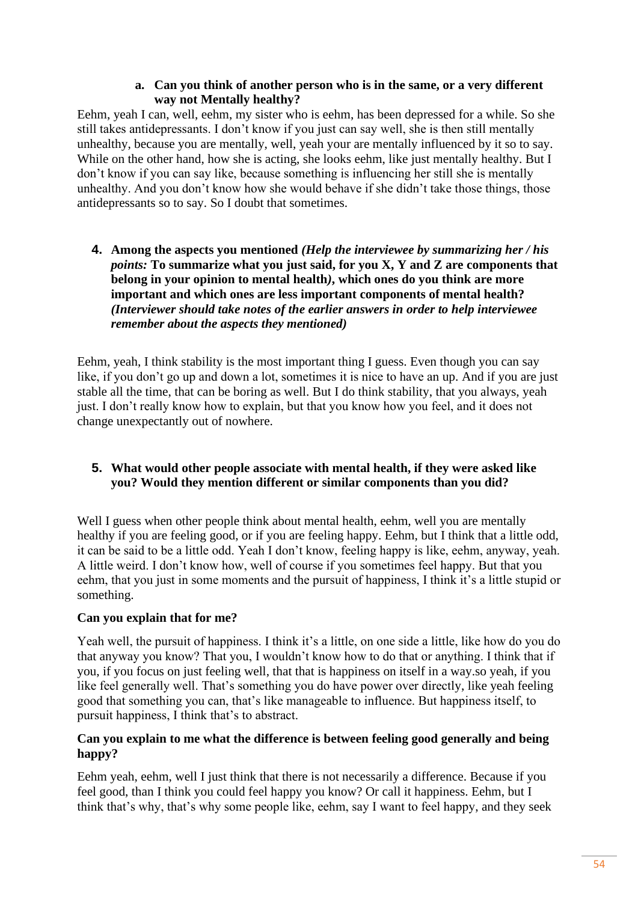**a. Can you think of another person who is in the same, or a very different way not Mentally healthy?**

Eehm, yeah I can, well, eehm, my sister who is eehm, has been depressed for a while. So she still takes antidepressants. I don't know if you just can say well, she is then still mentally unhealthy, because you are mentally, well, yeah your are mentally influenced by it so to say. While on the other hand, how she is acting, she looks eehm, like just mentally healthy. But I don't know if you can say like, because something is influencing her still she is mentally unhealthy. And you don't know how she would behave if she didn't take those things, those antidepressants so to say. So I doubt that sometimes.

**4. Among the aspects you mentioned *(Help the interviewee by summarizing her / his points:* To summarize what you just said, for you X, Y and Z are components that belong in your opinion to mental health*)*, which ones do you think are more important and which ones are less important components of mental health? *(Interviewer should take notes of the earlier answers in order to help interviewee remember about the aspects they mentioned)***

Eehm, yeah, I think stability is the most important thing I guess. Even though you can say like, if you don't go up and down a lot, sometimes it is nice to have an up. And if you are just stable all the time, that can be boring as well. But I do think stability, that you always, yeah just. I don't really know how to explain, but that you know how you feel, and it does not change unexpectantly out of nowhere.

**5. What would other people associate with mental health, if they were asked like you? Would they mention different or similar components than you did?**

Well I guess when other people think about mental health, eehm, well you are mentally healthy if you are feeling good, or if you are feeling happy. Eehm, but I think that a little odd, it can be said to be a little odd. Yeah I don't know, feeling happy is like, eehm, anyway, yeah. A little weird. I don't know how, well of course if you sometimes feel happy. But that you eehm, that you just in some moments and the pursuit of happiness, I think it's a little stupid or something.

**Can you explain that for me?**

Yeah well, the pursuit of happiness. I think it's a little, on one side a little, like how do you do that anyway you know? That you, I wouldn't know how to do that or anything. I think that if you, if you focus on just feeling well, that that is happiness on itself in a way.so yeah, if you like feel generally well. That's something you do have power over directly, like yeah feeling good that something you can, that's like manageable to influence. But happiness itself, to pursuit happiness, I think that's to abstract.

**Can you explain to me what the difference is between feeling good generally and being happy?**

Eehm yeah, eehm, well I just think that there is not necessarily a difference. Because if you feel good, than I think you could feel happy you know? Or call it happiness. Eehm, but I think that's why, that's why some people like, eehm, say I want to feel happy, and they seek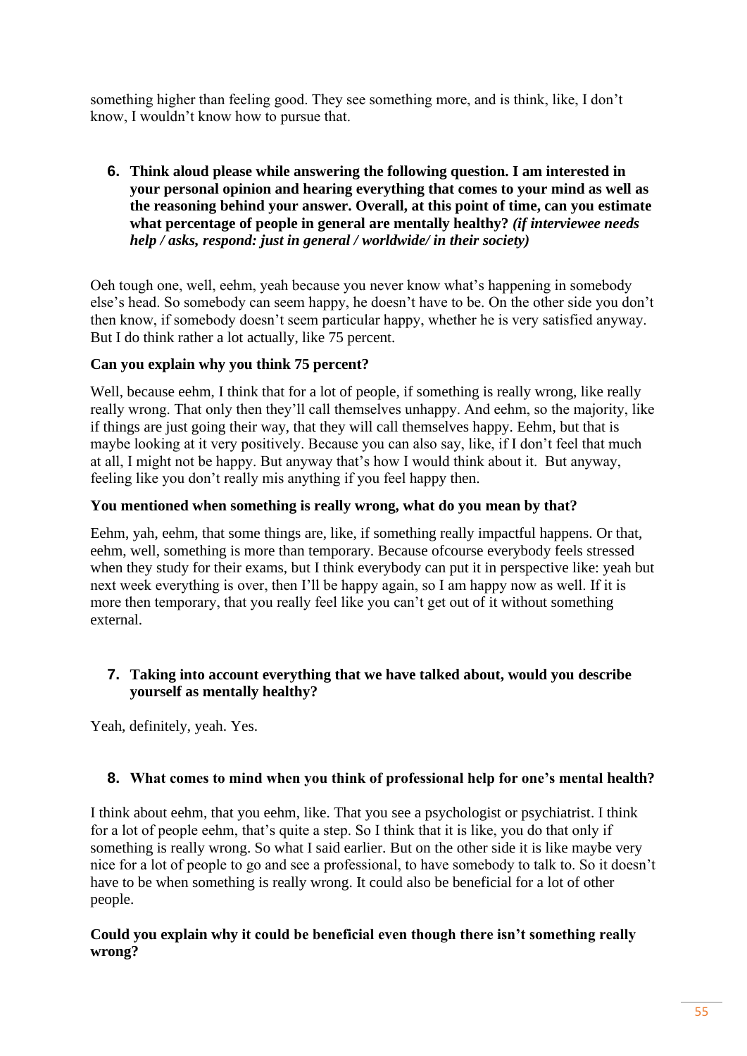something higher than feeling good. They see something more, and is think, like, I don't know, I wouldn't know how to pursue that.

6. **Think aloud please while answering the following question. I am interested in your personal opinion and hearing everything that comes to your mind as well as the reasoning behind your answer. Overall, at this point of time, can you estimate what percentage of people in general are mentally healthy?** ***(if interviewee needs help / asks, respond: just in general / worldwide/ in their society)***

Oeh tough one, well, eehm, yeah because you never know what's happening in somebody else's head. So somebody can seem happy, he doesn't have to be. On the other side you don't then know, if somebody doesn't seem particular happy, whether he is very satisfied anyway. But I do think rather a lot actually, like 75 percent.

**Can you explain why you think 75 percent?**

Well, because eehm, I think that for a lot of people, if something is really wrong, like really really wrong. That only then they'll call themselves unhappy. And eehm, so the majority, like if things are just going their way, that they will call themselves happy. Eehm, but that is maybe looking at it very positively. Because you can also say, like, if I don't feel that much at all, I might not be happy. But anyway that's how I would think about it. But anyway, feeling like you don't really mis anything if you feel happy then.

**You mentioned when something is really wrong, what do you mean by that?**

Eehm, yah, eehm, that some things are, like, if something really impactful happens. Or that, eehm, well, something is more than temporary. Because ofcourse everybody feels stressed when they study for their exams, but I think everybody can put it in perspective like: yeah but next week everything is over, then I'll be happy again, so I am happy now as well. If it is more then temporary, that you really feel like you can't get out of it without something external.

7. **Taking into account everything that we have talked about, would you describe yourself as mentally healthy?**

Yeah, definitely, yeah. Yes.

8. **What comes to mind when you think of professional help for one's mental health?**

I think about eehm, that you eehm, like. That you see a psychologist or psychiatrist. I think for a lot of people eehm, that's quite a step. So I think that it is like, you do that only if something is really wrong. So what I said earlier. But on the other side it is like maybe very nice for a lot of people to go and see a professional, to have somebody to talk to. So it doesn't have to be when something is really wrong. It could also be beneficial for a lot of other people.

**Could you explain why it could be beneficial even though there isn't something really wrong?**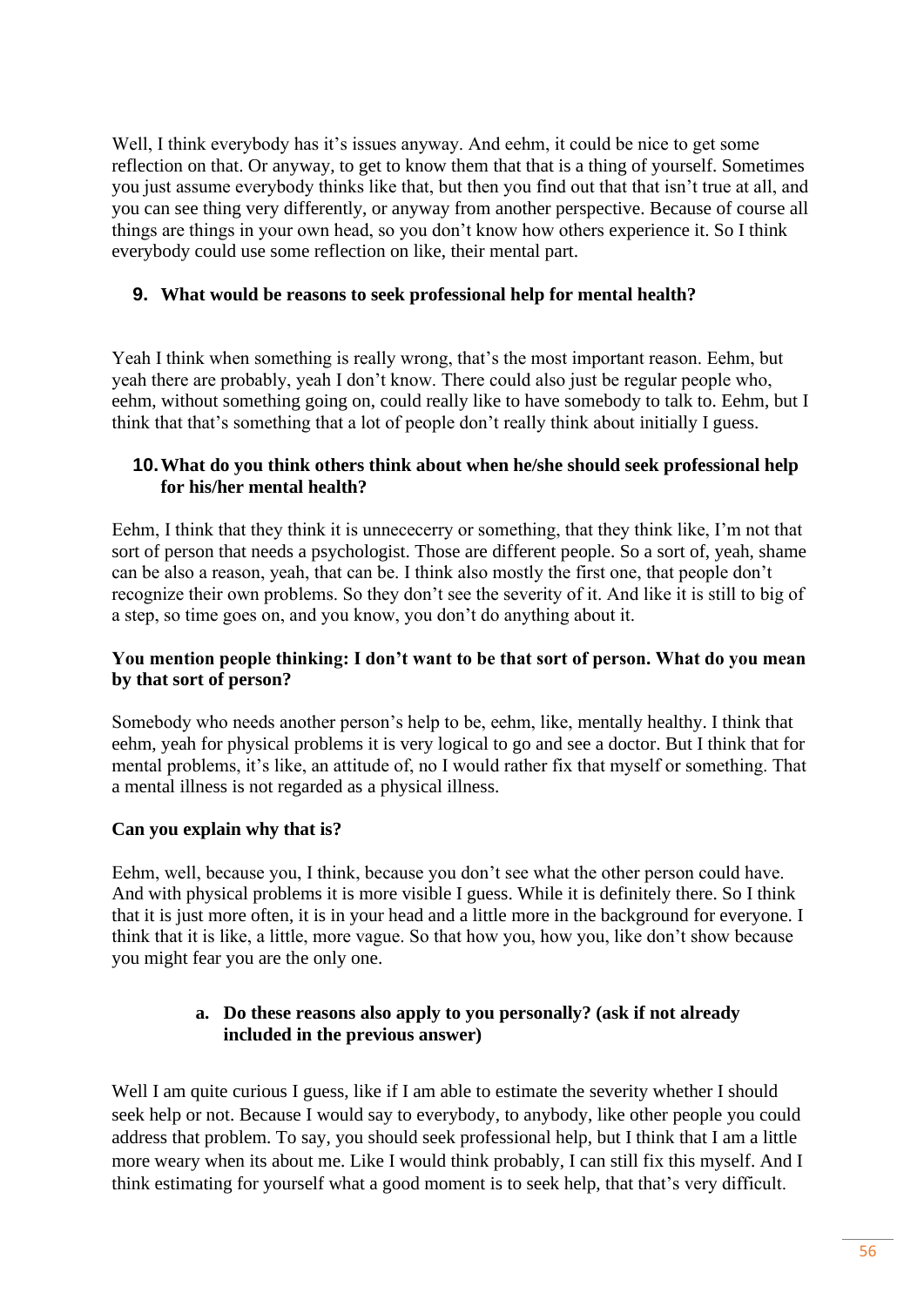Well, I think everybody has it's issues anyway. And eehm, it could be nice to get some reflection on that. Or anyway, to get to know them that that is a thing of yourself. Sometimes you just assume everybody thinks like that, but then you find out that that isn't true at all, and you can see thing very differently, or anyway from another perspective. Because of course all things are things in your own head, so you don't know how others experience it. So I think everybody could use some reflection on like, their mental part.

**9. What would be reasons to seek professional help for mental health?**

Yeah I think when something is really wrong, that's the most important reason. Eehm, but yeah there are probably, yeah I don't know. There could also just be regular people who, eehm, without something going on, could really like to have somebody to talk to. Eehm, but I think that that's something that a lot of people don't really think about initially I guess.

**10. What do you think others think about when he/she should seek professional help for his/her mental health?**

Eehm, I think that they think it is unnececerry or something, that they think like, I'm not that sort of person that needs a psychologist. Those are different people. So a sort of, yeah, shame can be also a reason, yeah, that can be. I think also mostly the first one, that people don't recognize their own problems. So they don't see the severity of it. And like it is still to big of a step, so time goes on, and you know, you don't do anything about it.

**You mention people thinking: I don't want to be that sort of person. What do you mean by that sort of person?**

Somebody who needs another person's help to be, eehm, like, mentally healthy. I think that eehm, yeah for physical problems it is very logical to go and see a doctor. But I think that for mental problems, it's like, an attitude of, no I would rather fix that myself or something. That a mental illness is not regarded as a physical illness.

**Can you explain why that is?**

Eehm, well, because you, I think, because you don't see what the other person could have. And with physical problems it is more visible I guess. While it is definitely there. So I think that it is just more often, it is in your head and a little more in the background for everyone. I think that it is like, a little, more vague. So that how you, how you, like don't show because you might fear you are the only one.

**a. Do these reasons also apply to you personally? (ask if not already included in the previous answer)**

Well I am quite curious I guess, like if I am able to estimate the severity whether I should seek help or not. Because I would say to everybody, to anybody, like other people you could address that problem. To say, you should seek professional help, but I think that I am a little more weary when its about me. Like I would think probably, I can still fix this myself. And I think estimating for yourself what a good moment is to seek help, that that's very difficult.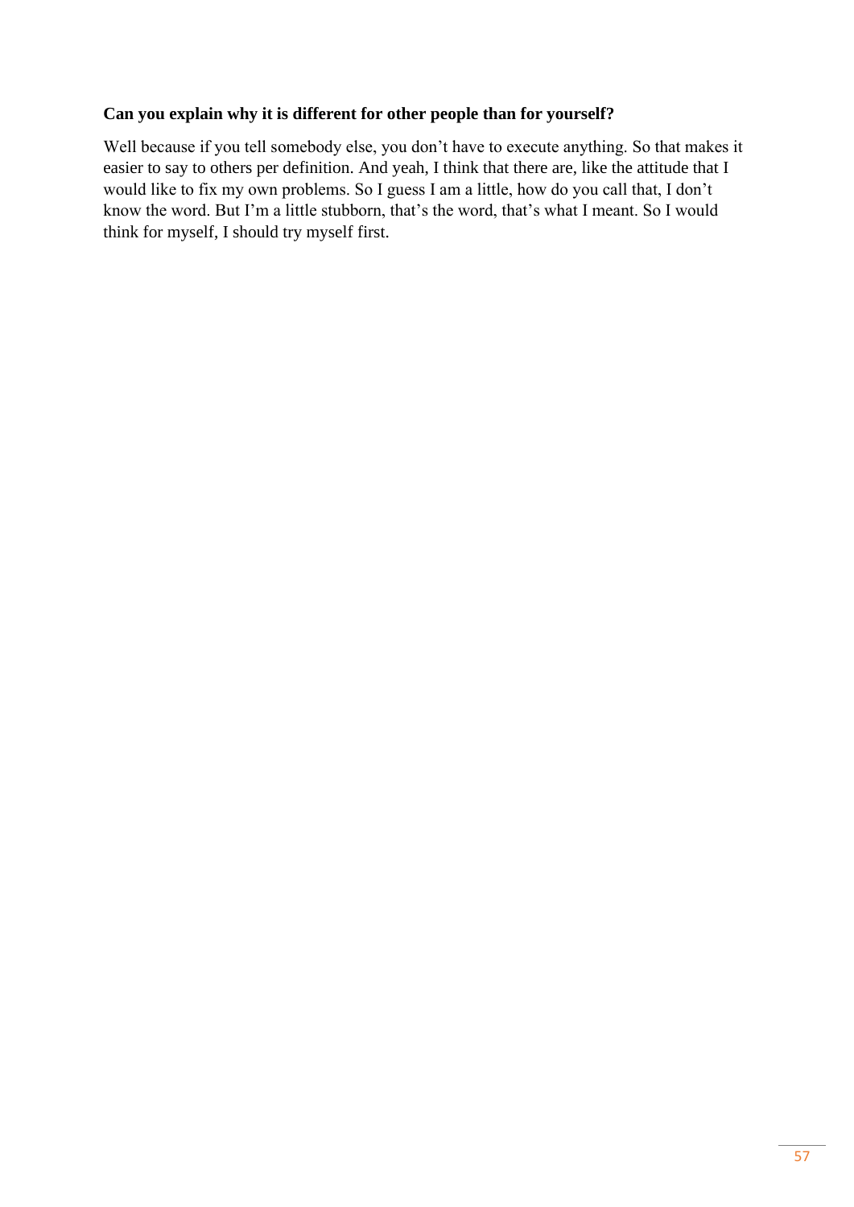**Can you explain why it is different for other people than for yourself?**

Well because if you tell somebody else, you don't have to execute anything. So that makes it easier to say to others per definition. And yeah, I think that there are, like the attitude that I would like to fix my own problems. So I guess I am a little, how do you call that, I don't know the word. But I'm a little stubborn, that's the word, that's what I meant. So I would think for myself, I should try myself first.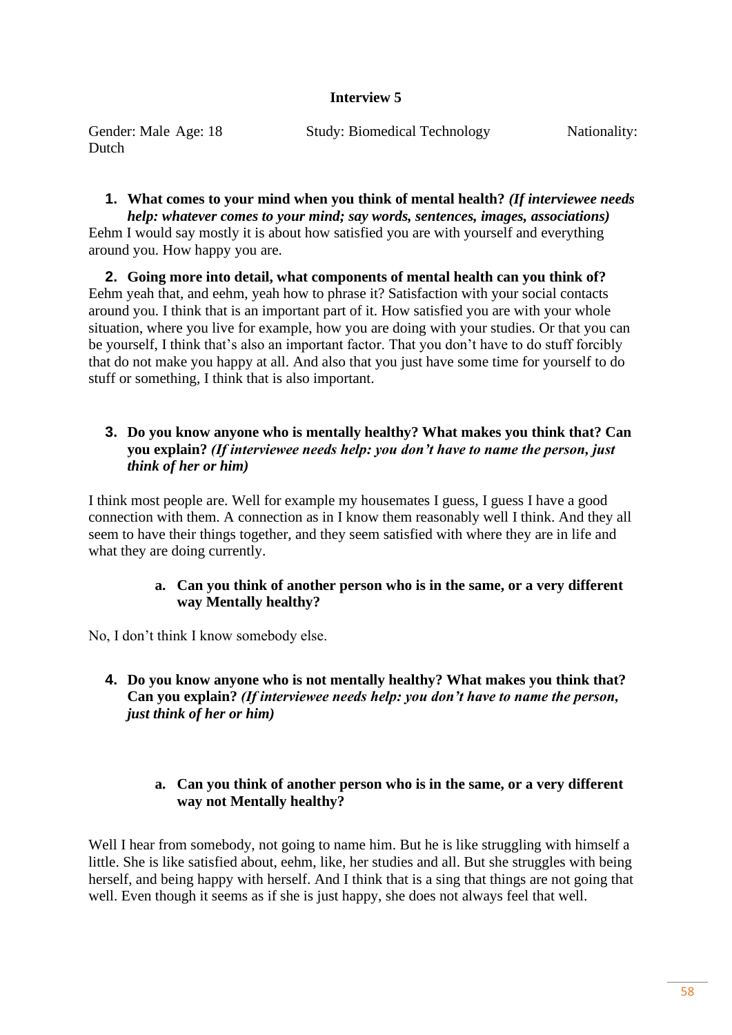**Interview 5**

Gender: Male Age: 18 Study: Biomedical Technology Nationality: Dutch

1. **What comes to your mind when you think of mental health?** ***(If interviewee needs help: whatever comes to your mind; say words, sentences, images, associations)***

Eehm I would say mostly it is about how satisfied you are with yourself and everything around you. How happy you are.

2. **Going more into detail, what components of mental health can you think of?**

Eehm yeah that, and eehm, yeah how to phrase it? Satisfaction with your social contacts around you. I think that is an important part of it. How satisfied you are with your whole situation, where you live for example, how you are doing with your studies. Or that you can be yourself, I think that's also an important factor. That you don't have to do stuff forcibly that do not make you happy at all. And also that you just have some time for yourself to do stuff or something, I think that is also important.

3. **Do you know anyone who is mentally healthy? What makes you think that? Can you explain?** ***(If interviewee needs help: you don't have to name the person, just think of her or him)***

I think most people are. Well for example my housemates I guess, I guess I have a good connection with them. A connection as in I know them reasonably well I think. And they all seem to have their things together, and they seem satisfied with where they are in life and what they are doing currently.

   a. **Can you think of another person who is in the same, or a very different way Mentally healthy?**

No, I don't think I know somebody else.

4. **Do you know anyone who is not mentally healthy? What makes you think that? Can you explain?** ***(If interviewee needs help: you don't have to name the person, just think of her or him)***

   a. **Can you think of another person who is in the same, or a very different way not Mentally healthy?**

Well I hear from somebody, not going to name him. But he is like struggling with himself a little. She is like satisfied about, eehm, like, her studies and all. But she struggles with being herself, and being happy with herself. And I think that is a sing that things are not going that well. Even though it seems as if she is just happy, she does not always feel that well.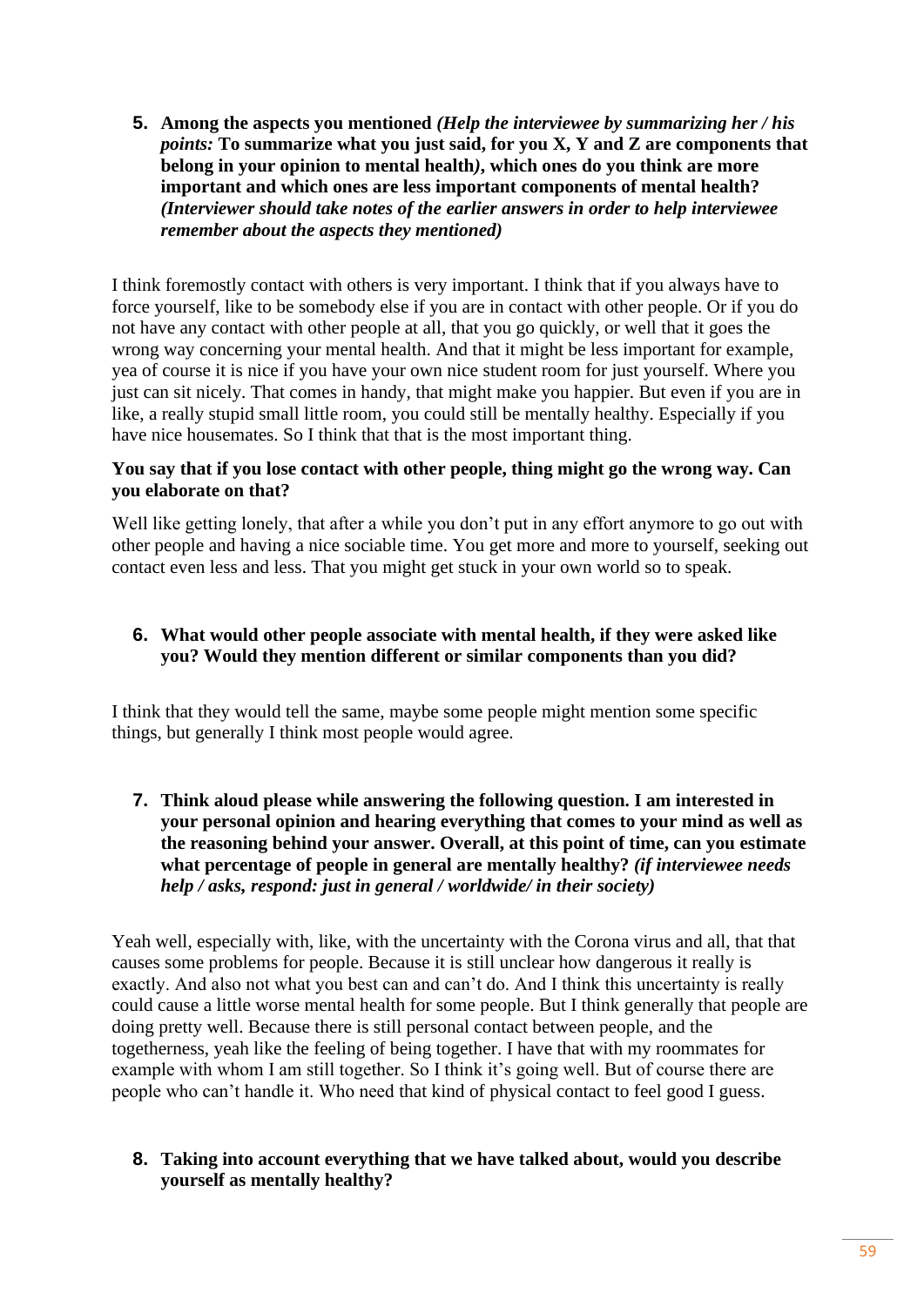5. **Among the aspects you mentioned** ***(Help the interviewee by summarizing her / his points:*** **To summarize what you just said, for you X, Y and Z are components that belong in your opinion to mental health*)*, which ones do you think are more important and which ones are less important components of mental health?** ***(Interviewer should take notes of the earlier answers in order to help interviewee remember about the aspects they mentioned)***

I think foremostly contact with others is very important. I think that if you always have to force yourself, like to be somebody else if you are in contact with other people. Or if you do not have any contact with other people at all, that you go quickly, or well that it goes the wrong way concerning your mental health. And that it might be less important for example, yea of course it is nice if you have your own nice student room for just yourself. Where you just can sit nicely. That comes in handy, that might make you happier. But even if you are in like, a really stupid small little room, you could still be mentally healthy. Especially if you have nice housemates. So I think that that is the most important thing.

**You say that if you lose contact with other people, thing might go the wrong way. Can you elaborate on that?**

Well like getting lonely, that after a while you don't put in any effort anymore to go out with other people and having a nice sociable time. You get more and more to yourself, seeking out contact even less and less. That you might get stuck in your own world so to speak.

6. **What would other people associate with mental health, if they were asked like you? Would they mention different or similar components than you did?**

I think that they would tell the same, maybe some people might mention some specific things, but generally I think most people would agree.

7. **Think aloud please while answering the following question. I am interested in your personal opinion and hearing everything that comes to your mind as well as the reasoning behind your answer. Overall, at this point of time, can you estimate what percentage of people in general are mentally healthy?** ***(if interviewee needs help / asks, respond: just in general / worldwide/ in their society)***

Yeah well, especially with, like, with the uncertainty with the Corona virus and all, that that causes some problems for people. Because it is still unclear how dangerous it really is exactly. And also not what you best can and can't do. And I think this uncertainty is really could cause a little worse mental health for some people. But I think generally that people are doing pretty well. Because there is still personal contact between people, and the togetherness, yeah like the feeling of being together. I have that with my roommates for example with whom I am still together. So I think it's going well. But of course there are people who can't handle it. Who need that kind of physical contact to feel good I guess.

8. **Taking into account everything that we have talked about, would you describe yourself as mentally healthy?**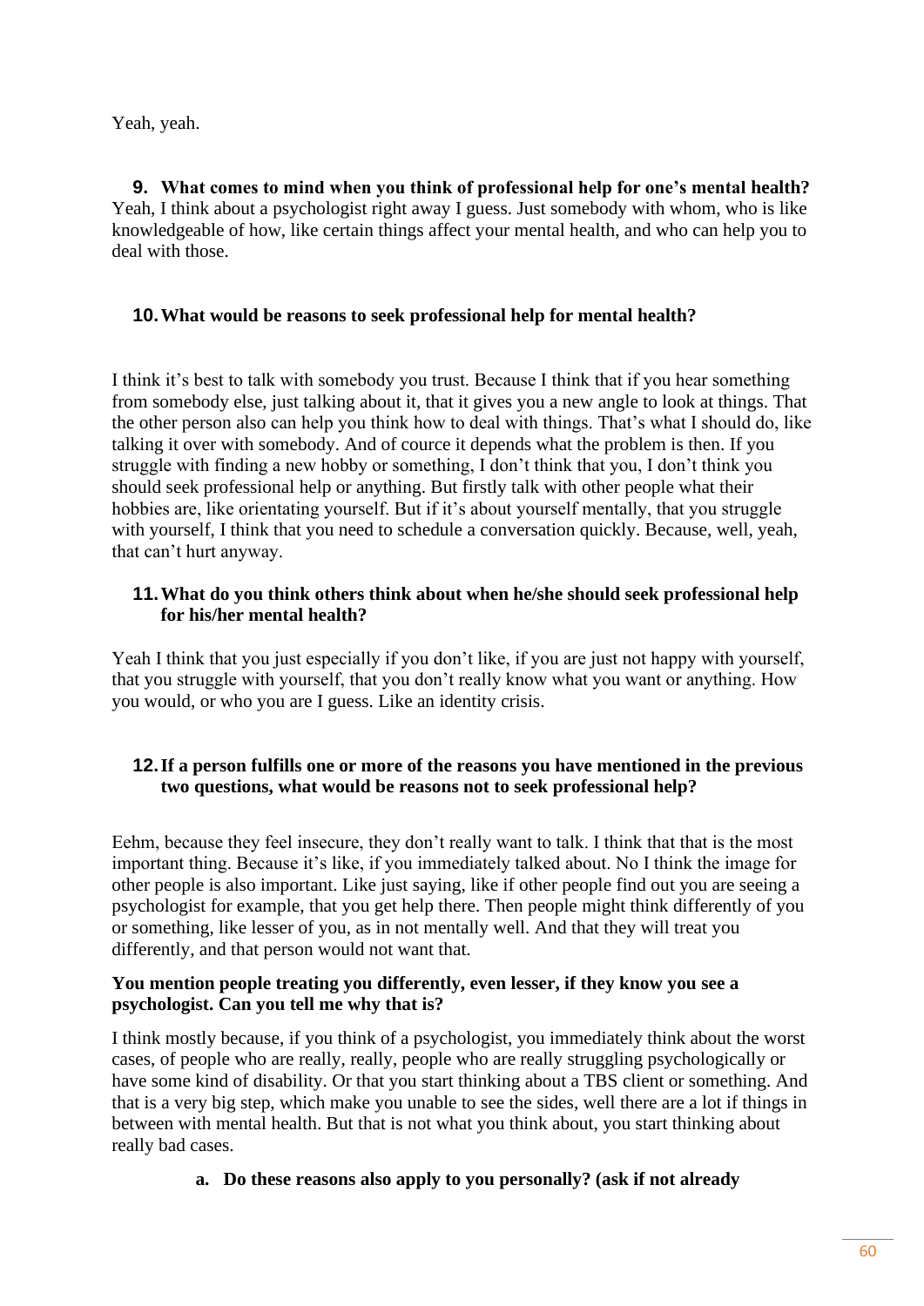Yeah, yeah.

**9. What comes to mind when you think of professional help for one's mental health?**

Yeah, I think about a psychologist right away I guess. Just somebody with whom, who is like knowledgeable of how, like certain things affect your mental health, and who can help you to deal with those.

**10. What would be reasons to seek professional help for mental health?**

I think it's best to talk with somebody you trust. Because I think that if you hear something from somebody else, just talking about it, that it gives you a new angle to look at things. That the other person also can help you think how to deal with things. That's what I should do, like talking it over with somebody. And of cource it depends what the problem is then. If you struggle with finding a new hobby or something, I don't think that you, I don't think you should seek professional help or anything. But firstly talk with other people what their hobbies are, like orientating yourself. But if it's about yourself mentally, that you struggle with yourself, I think that you need to schedule a conversation quickly. Because, well, yeah, that can't hurt anyway.

**11. What do you think others think about when he/she should seek professional help for his/her mental health?**

Yeah I think that you just especially if you don't like, if you are just not happy with yourself, that you struggle with yourself, that you don't really know what you want or anything. How you would, or who you are I guess. Like an identity crisis.

**12. If a person fulfills one or more of the reasons you have mentioned in the previous two questions, what would be reasons not to seek professional help?**

Eehm, because they feel insecure, they don't really want to talk. I think that that is the most important thing. Because it's like, if you immediately talked about. No I think the image for other people is also important. Like just saying, like if other people find out you are seeing a psychologist for example, that you get help there. Then people might think differently of you or something, like lesser of you, as in not mentally well. And that they will treat you differently, and that person would not want that.

**You mention people treating you differently, even lesser, if they know you see a psychologist. Can you tell me why that is?**

I think mostly because, if you think of a psychologist, you immediately think about the worst cases, of people who are really, really, people who are really struggling psychologically or have some kind of disability. Or that you start thinking about a TBS client or something. And that is a very big step, which make you unable to see the sides, well there are a lot if things in between with mental health. But that is not what you think about, you start thinking about really bad cases.

a. **Do these reasons also apply to you personally? (ask if not already**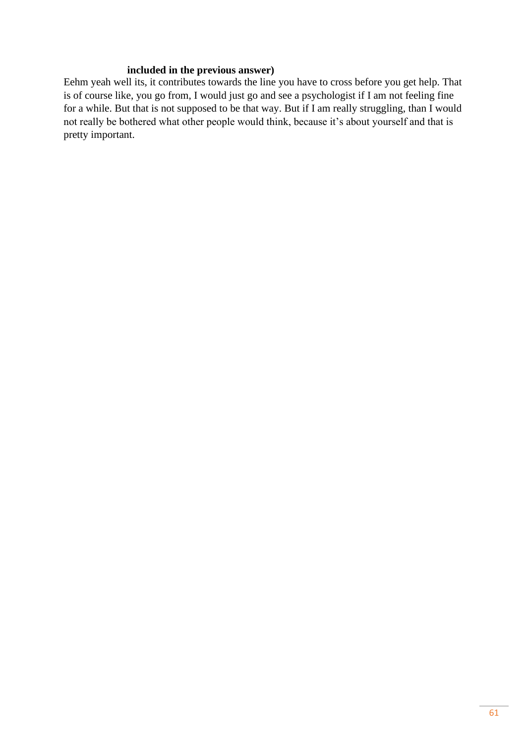**included in the previous answer)**

Eehm yeah well its, it contributes towards the line you have to cross before you get help. That is of course like, you go from, I would just go and see a psychologist if I am not feeling fine for a while. But that is not supposed to be that way. But if I am really struggling, than I would not really be bothered what other people would think, because it's about yourself and that is pretty important.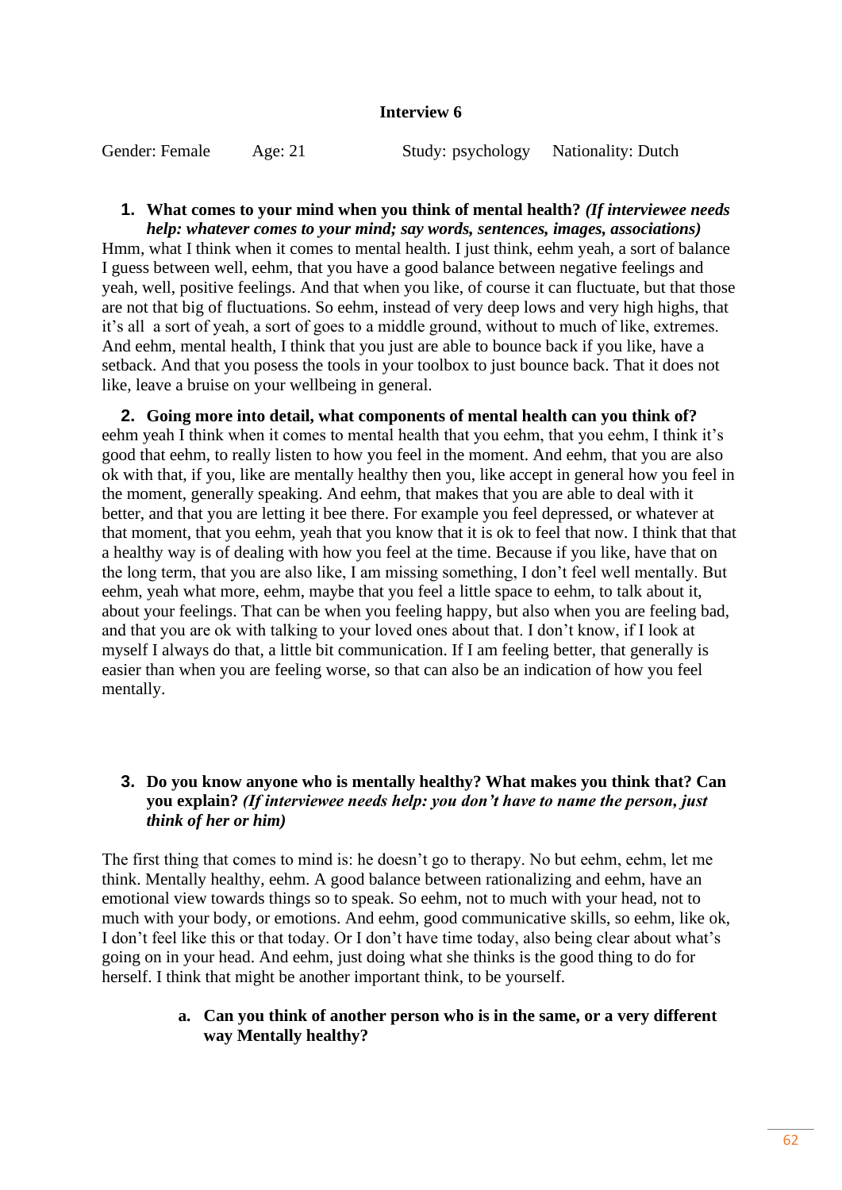**Interview 6**

Gender: Female Age: 21 Study: psychology Nationality: Dutch

1. **What comes to your mind when you think of mental health?** ***(If interviewee needs help: whatever comes to your mind; say words, sentences, images, associations)***

Hmm, what I think when it comes to mental health. I just think, eehm yeah, a sort of balance I guess between well, eehm, that you have a good balance between negative feelings and yeah, well, positive feelings. And that when you like, of course it can fluctuate, but that those are not that big of fluctuations. So eehm, instead of very deep lows and very high highs, that it's all a sort of yeah, a sort of goes to a middle ground, without to much of like, extremes. And eehm, mental health, I think that you just are able to bounce back if you like, have a setback. And that you posess the tools in your toolbox to just bounce back. That it does not like, leave a bruise on your wellbeing in general.

2. **Going more into detail, what components of mental health can you think of?**

eehm yeah I think when it comes to mental health that you eehm, that you eehm, I think it's good that eehm, to really listen to how you feel in the moment. And eehm, that you are also ok with that, if you, like are mentally healthy then you, like accept in general how you feel in the moment, generally speaking. And eehm, that makes that you are able to deal with it better, and that you are letting it bee there. For example you feel depressed, or whatever at that moment, that you eehm, yeah that you know that it is ok to feel that now. I think that that a healthy way is of dealing with how you feel at the time. Because if you like, have that on the long term, that you are also like, I am missing something, I don't feel well mentally. But eehm, yeah what more, eehm, maybe that you feel a little space to eehm, to talk about it, about your feelings. That can be when you feeling happy, but also when you are feeling bad, and that you are ok with talking to your loved ones about that. I don't know, if I look at myself I always do that, a little bit communication. If I am feeling better, that generally is easier than when you are feeling worse, so that can also be an indication of how you feel mentally.

3. **Do you know anyone who is mentally healthy? What makes you think that? Can you explain?** ***(If interviewee needs help: you don't have to name the person, just think of her or him)***

The first thing that comes to mind is: he doesn't go to therapy. No but eehm, eehm, let me think. Mentally healthy, eehm. A good balance between rationalizing and eehm, have an emotional view towards things so to speak. So eehm, not to much with your head, not to much with your body, or emotions. And eehm, good communicative skills, so eehm, like ok, I don't feel like this or that today. Or I don't have time today, also being clear about what's going on in your head. And eehm, just doing what she thinks is the good thing to do for herself. I think that might be another important think, to be yourself.

   a. **Can you think of another person who is in the same, or a very different way Mentally healthy?**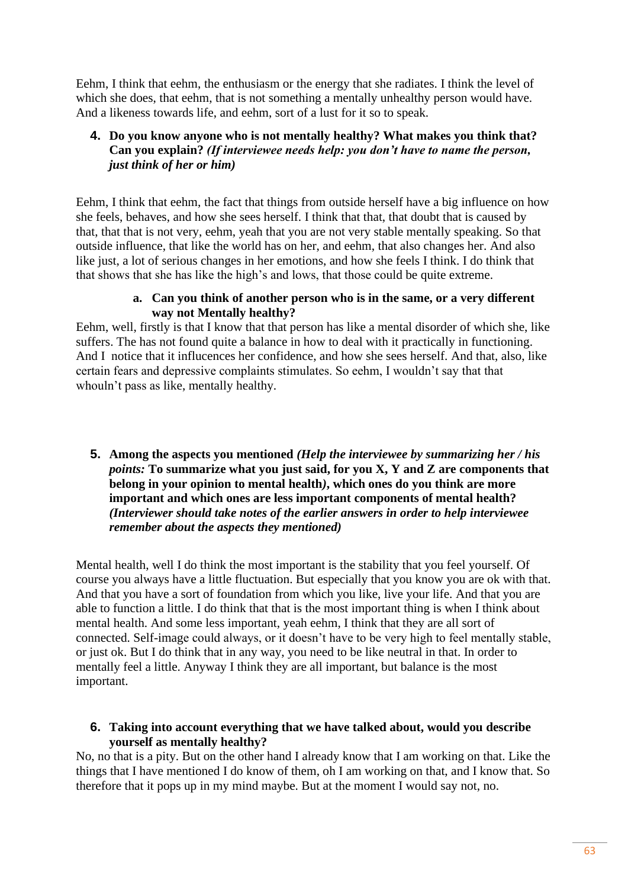Eehm, I think that eehm, the enthusiasm or the energy that she radiates. I think the level of which she does, that eehm, that is not something a mentally unhealthy person would have. And a likeness towards life, and eehm, sort of a lust for it so to speak.

4. **Do you know anyone who is not mentally healthy? What makes you think that? Can you explain?** ***(If interviewee needs help: you don't have to name the person, just think of her or him)***

Eehm, I think that eehm, the fact that things from outside herself have a big influence on how she feels, behaves, and how she sees herself. I think that that, that doubt that is caused by that, that that is not very, eehm, yeah that you are not very stable mentally speaking. So that outside influence, that like the world has on her, and eehm, that also changes her. And also like just, a lot of serious changes in her emotions, and how she feels I think. I do think that that shows that she has like the high's and lows, that those could be quite extreme.

   a. **Can you think of another person who is in the same, or a very different way not Mentally healthy?**

Eehm, well, firstly is that I know that that person has like a mental disorder of which she, like suffers. The has not found quite a balance in how to deal with it practically in functioning. And I notice that it influcences her confidence, and how she sees herself. And that, also, like certain fears and depressive complaints stimulates. So eehm, I wouldn't say that that whouln't pass as like, mentally healthy.

5. **Among the aspects you mentioned** ***(Help the interviewee by summarizing her / his points:*** **To summarize what you just said, for you X, Y and Z are components that belong in your opinion to mental health*)*, which ones do you think are more important and which ones are less important components of mental health?** ***(Interviewer should take notes of the earlier answers in order to help interviewee remember about the aspects they mentioned)***

Mental health, well I do think the most important is the stability that you feel yourself. Of course you always have a little fluctuation. But especially that you know you are ok with that. And that you have a sort of foundation from which you like, live your life. And that you are able to function a little. I do think that that is the most important thing is when I think about mental health. And some less important, yeah eehm, I think that they are all sort of connected. Self-image could always, or it doesn't have to be very high to feel mentally stable, or just ok. But I do think that in any way, you need to be like neutral in that. In order to mentally feel a little. Anyway I think they are all important, but balance is the most important.

6. **Taking into account everything that we have talked about, would you describe yourself as mentally healthy?**

No, no that is a pity. But on the other hand I already know that I am working on that. Like the things that I have mentioned I do know of them, oh I am working on that, and I know that. So therefore that it pops up in my mind maybe. But at the moment I would say not, no.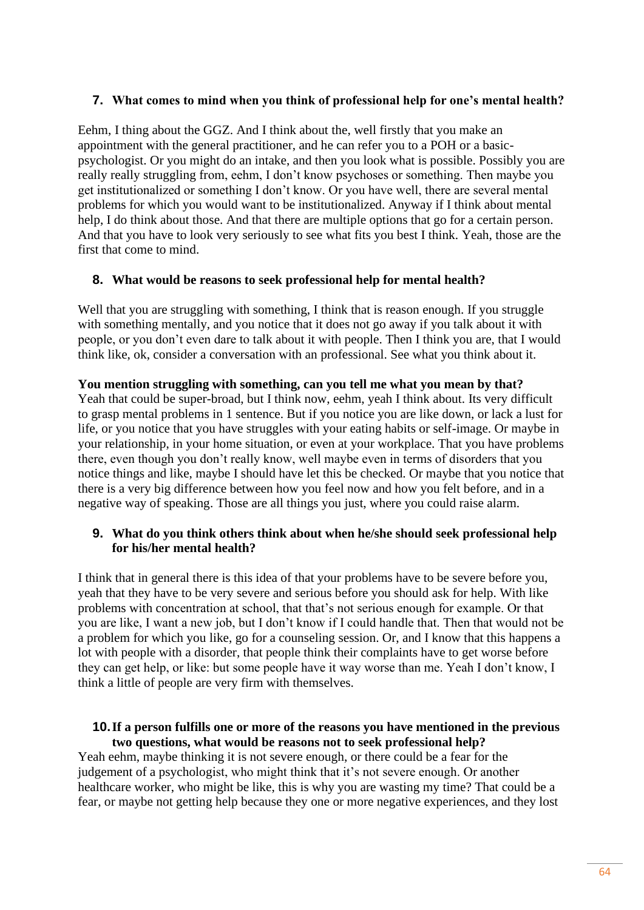### 7. What comes to mind when you think of professional help for one's mental health?

Eehm, I thing about the GGZ. And I think about the, well firstly that you make an appointment with the general practitioner, and he can refer you to a POH or a basic-psychologist. Or you might do an intake, and then you look what is possible. Possibly you are really really struggling from, eehm, I don't know psychoses or something. Then maybe you get institutionalized or something I don't know. Or you have well, there are several mental problems for which you would want to be institutionalized. Anyway if I think about mental help, I do think about those. And that there are multiple options that go for a certain person. And that you have to look very seriously to see what fits you best I think. Yeah, those are the first that come to mind.

### 8. What would be reasons to seek professional help for mental health?

Well that you are struggling with something, I think that is reason enough. If you struggle with something mentally, and you notice that it does not go away if you talk about it with people, or you don't even dare to talk about it with people. Then I think you are, that I would think like, ok, consider a conversation with an professional. See what you think about it.

**You mention struggling with something, can you tell me what you mean by that?**
Yeah that could be super-broad, but I think now, eehm, yeah I think about. Its very difficult to grasp mental problems in 1 sentence. But if you notice you are like down, or lack a lust for life, or you notice that you have struggles with your eating habits or self-image. Or maybe in your relationship, in your home situation, or even at your workplace. That you have problems there, even though you don't really know, well maybe even in terms of disorders that you notice things and like, maybe I should have let this be checked. Or maybe that you notice that there is a very big difference between how you feel now and how you felt before, and in a negative way of speaking. Those are all things you just, where you could raise alarm.

### 9. What do you think others think about when he/she should seek professional help for his/her mental health?

I think that in general there is this idea of that your problems have to be severe before you, yeah that they have to be very severe and serious before you should ask for help. With like problems with concentration at school, that that's not serious enough for example. Or that you are like, I want a new job, but I don't know if I could handle that. Then that would not be a problem for which you like, go for a counseling session. Or, and I know that this happens a lot with people with a disorder, that people think their complaints have to get worse before they can get help, or like: but some people have it way worse than me. Yeah I don't know, I think a little of people are very firm with themselves.

### 10. If a person fulfills one or more of the reasons you have mentioned in the previous two questions, what would be reasons not to seek professional help?

Yeah eehm, maybe thinking it is not severe enough, or there could be a fear for the judgement of a psychologist, who might think that it's not severe enough. Or another healthcare worker, who might be like, this is why you are wasting my time? That could be a fear, or maybe not getting help because they one or more negative experiences, and they lost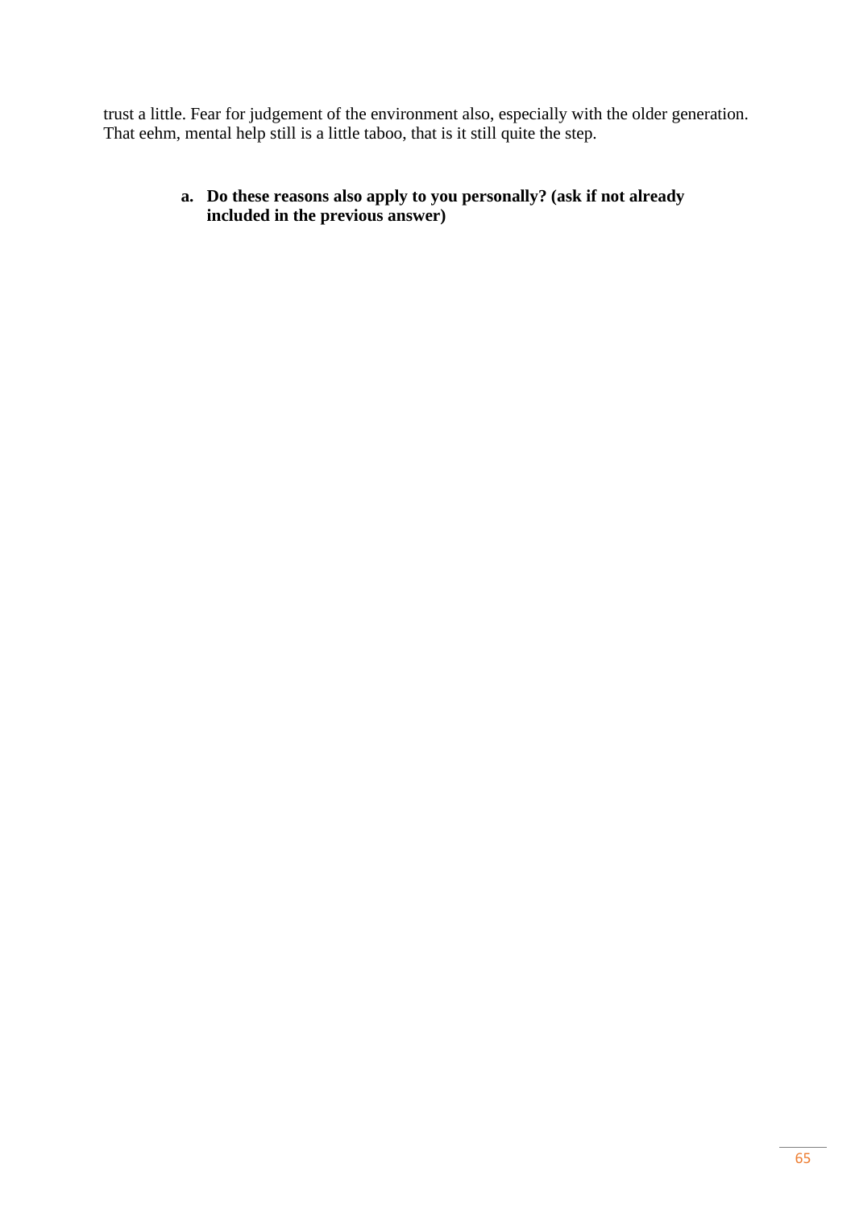trust a little. Fear for judgement of the environment also, especially with the older generation. That eehm, mental help still is a little taboo, that is it still quite the step.

a. **Do these reasons also apply to you personally? (ask if not already included in the previous answer)**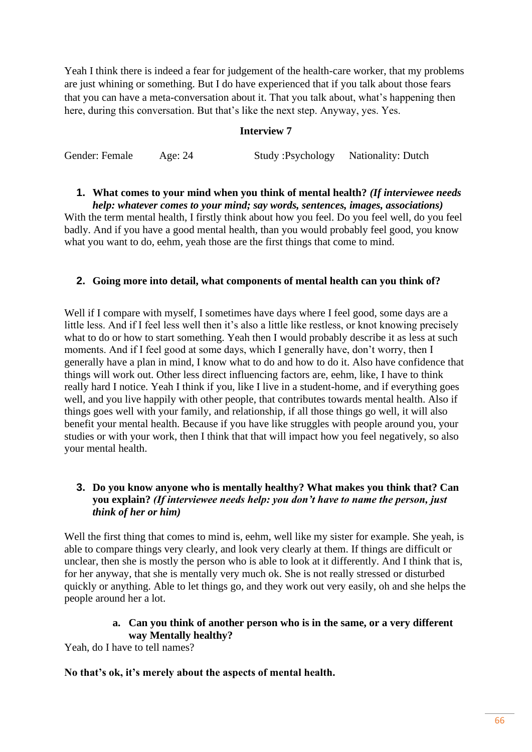Yeah I think there is indeed a fear for judgement of the health-care worker, that my problems are just whining or something. But I do have experienced that if you talk about those fears that you can have a meta-conversation about it. That you talk about, what's happening then here, during this conversation. But that's like the next step. Anyway, yes. Yes.

**Interview 7**

Gender: Female Age: 24 Study :Psychology Nationality: Dutch

1. **What comes to your mind when you think of mental health?** ***(If interviewee needs help: whatever comes to your mind; say words, sentences, images, associations)***

With the term mental health, I firstly think about how you feel. Do you feel well, do you feel badly. And if you have a good mental health, than you would probably feel good, you know what you want to do, eehm, yeah those are the first things that come to mind.

2. **Going more into detail, what components of mental health can you think of?**

Well if I compare with myself, I sometimes have days where I feel good, some days are a little less. And if I feel less well then it's also a little like restless, or knot knowing precisely what to do or how to start something. Yeah then I would probably describe it as less at such moments. And if I feel good at some days, which I generally have, don't worry, then I generally have a plan in mind, I know what to do and how to do it. Also have confidence that things will work out. Other less direct influencing factors are, eehm, like, I have to think really hard I notice. Yeah I think if you, like I live in a student-home, and if everything goes well, and you live happily with other people, that contributes towards mental health. Also if things goes well with your family, and relationship, if all those things go well, it will also benefit your mental health. Because if you have like struggles with people around you, your studies or with your work, then I think that that will impact how you feel negatively, so also your mental health.

3. **Do you know anyone who is mentally healthy? What makes you think that? Can you explain?** ***(If interviewee needs help: you don't have to name the person, just think of her or him)***

Well the first thing that comes to mind is, eehm, well like my sister for example. She yeah, is able to compare things very clearly, and look very clearly at them. If things are difficult or unclear, then she is mostly the person who is able to look at it differently. And I think that is, for her anyway, that she is mentally very much ok. She is not really stressed or disturbed quickly or anything. Able to let things go, and they work out very easily, oh and she helps the people around her a lot.

   a. **Can you think of another person who is in the same, or a very different way Mentally healthy?**

Yeah, do I have to tell names?

**No that's ok, it's merely about the aspects of mental health.**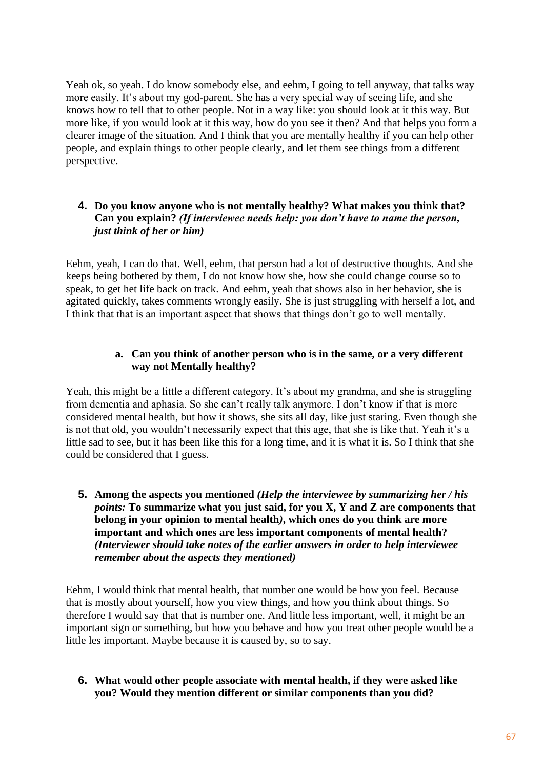Yeah ok, so yeah. I do know somebody else, and eehm, I going to tell anyway, that talks way more easily. It's about my god-parent. She has a very special way of seeing life, and she knows how to tell that to other people. Not in a way like: you should look at it this way. But more like, if you would look at it this way, how do you see it then? And that helps you form a clearer image of the situation. And I think that you are mentally healthy if you can help other people, and explain things to other people clearly, and let them see things from a different perspective.

4. **Do you know anyone who is not mentally healthy? What makes you think that? Can you explain?** ***(If interviewee needs help: you don't have to name the person, just think of her or him)***

Eehm, yeah, I can do that. Well, eehm, that person had a lot of destructive thoughts. And she keeps being bothered by them, I do not know how she, how she could change course so to speak, to get het life back on track. And eehm, yeah that shows also in her behavior, she is agitated quickly, takes comments wrongly easily. She is just struggling with herself a lot, and I think that that is an important aspect that shows that things don't go to well mentally.

   a. **Can you think of another person who is in the same, or a very different way not Mentally healthy?**

Yeah, this might be a little a different category. It's about my grandma, and she is struggling from dementia and aphasia. So she can't really talk anymore. I don't know if that is more considered mental health, but how it shows, she sits all day, like just staring. Even though she is not that old, you wouldn't necessarily expect that this age, that she is like that. Yeah it's a little sad to see, but it has been like this for a long time, and it is what it is. So I think that she could be considered that I guess.

5. **Among the aspects you mentioned** ***(Help the interviewee by summarizing her / his points:*** **To summarize what you just said, for you X, Y and Z are components that belong in your opinion to mental health*)*, which ones do you think are more important and which ones are less important components of mental health?** ***(Interviewer should take notes of the earlier answers in order to help interviewee remember about the aspects they mentioned)***

Eehm, I would think that mental health, that number one would be how you feel. Because that is mostly about yourself, how you view things, and how you think about things. So therefore I would say that that is number one. And little less important, well, it might be an important sign or something, but how you behave and how you treat other people would be a little les important. Maybe because it is caused by, so to say.

6. **What would other people associate with mental health, if they were asked like you? Would they mention different or similar components than you did?**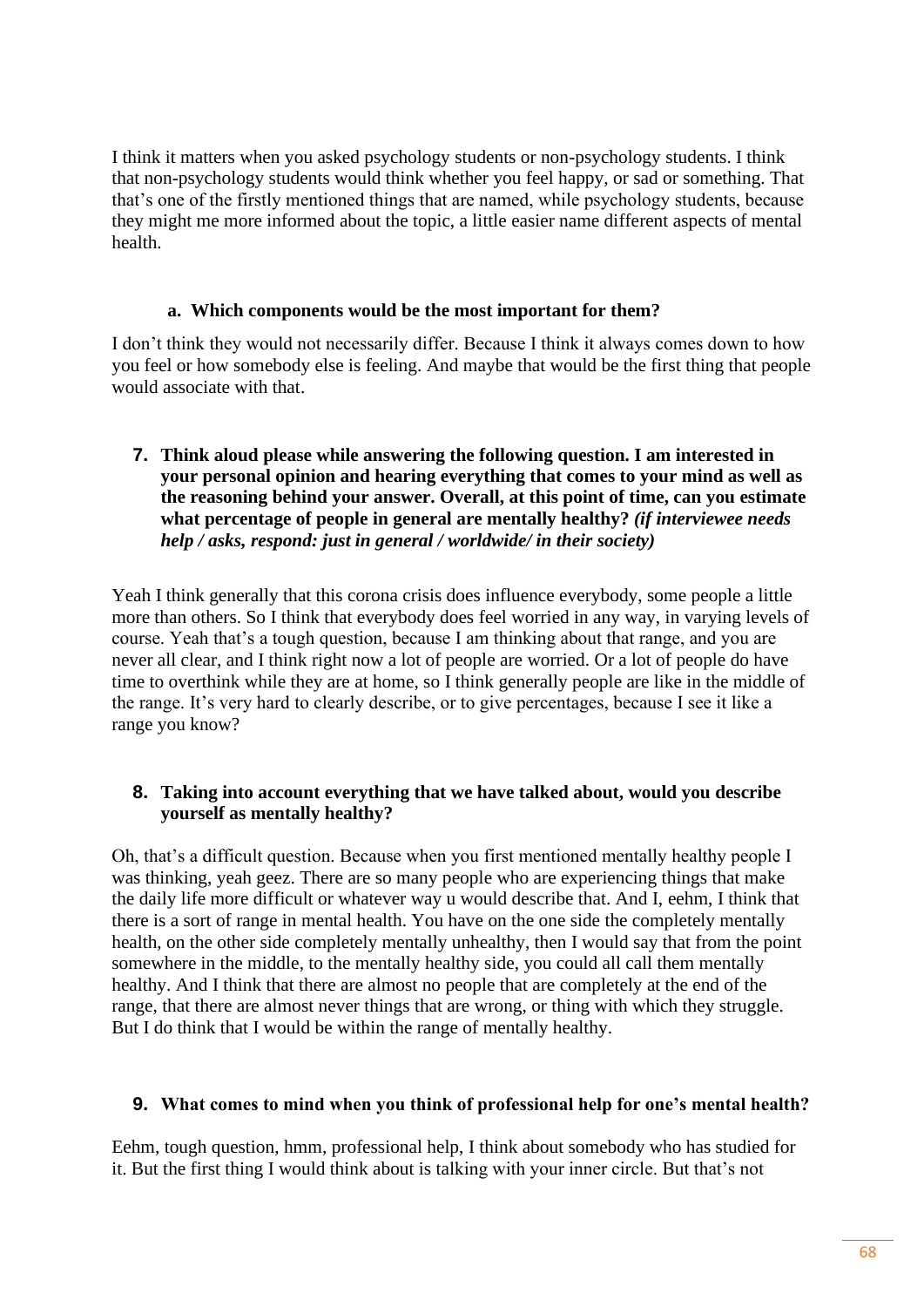I think it matters when you asked psychology students or non-psychology students. I think that non-psychology students would think whether you feel happy, or sad or something. That that's one of the firstly mentioned things that are named, while psychology students, because they might me more informed about the topic, a little easier name different aspects of mental health.

**a. Which components would be the most important for them?**

I don't think they would not necessarily differ. Because I think it always comes down to how you feel or how somebody else is feeling. And maybe that would be the first thing that people would associate with that.

**7. Think aloud please while answering the following question. I am interested in your personal opinion and hearing everything that comes to your mind as well as the reasoning behind your answer. Overall, at this point of time, can you estimate what percentage of people in general are mentally healthy? *(if interviewee needs help / asks, respond: just in general / worldwide/ in their society)***

Yeah I think generally that this corona crisis does influence everybody, some people a little more than others. So I think that everybody does feel worried in any way, in varying levels of course. Yeah that's a tough question, because I am thinking about that range, and you are never all clear, and I think right now a lot of people are worried. Or a lot of people do have time to overthink while they are at home, so I think generally people are like in the middle of the range. It's very hard to clearly describe, or to give percentages, because I see it like a range you know?

**8. Taking into account everything that we have talked about, would you describe yourself as mentally healthy?**

Oh, that's a difficult question. Because when you first mentioned mentally healthy people I was thinking, yeah geez. There are so many people who are experiencing things that make the daily life more difficult or whatever way u would describe that. And I, eehm, I think that there is a sort of range in mental health. You have on the one side the completely mentally health, on the other side completely mentally unhealthy, then I would say that from the point somewhere in the middle, to the mentally healthy side, you could all call them mentally healthy. And I think that there are almost no people that are completely at the end of the range, that there are almost never things that are wrong, or thing with which they struggle. But I do think that I would be within the range of mentally healthy.

**9. What comes to mind when you think of professional help for one's mental health?**

Eehm, tough question, hmm, professional help, I think about somebody who has studied for it. But the first thing I would think about is talking with your inner circle. But that's not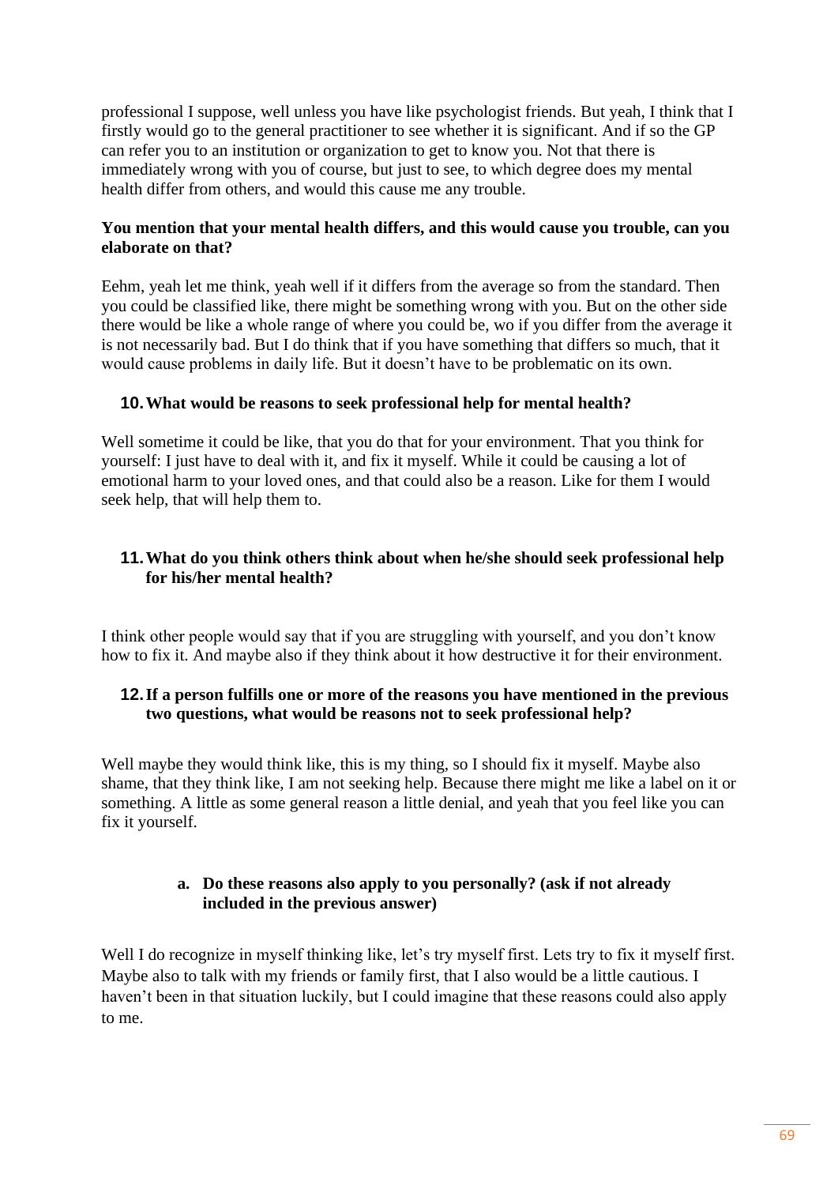professional I suppose, well unless you have like psychologist friends. But yeah, I think that I firstly would go to the general practitioner to see whether it is significant. And if so the GP can refer you to an institution or organization to get to know you. Not that there is immediately wrong with you of course, but just to see, to which degree does my mental health differ from others, and would this cause me any trouble.

**You mention that your mental health differs, and this would cause you trouble, can you elaborate on that?**

Eehm, yeah let me think, yeah well if it differs from the average so from the standard. Then you could be classified like, there might be something wrong with you. But on the other side there would be like a whole range of where you could be, wo if you differ from the average it is not necessarily bad. But I do think that if you have something that differs so much, that it would cause problems in daily life. But it doesn't have to be problematic on its own.

**10. What would be reasons to seek professional help for mental health?**

Well sometime it could be like, that you do that for your environment. That you think for yourself: I just have to deal with it, and fix it myself. While it could be causing a lot of emotional harm to your loved ones, and that could also be a reason. Like for them I would seek help, that will help them to.

**11. What do you think others think about when he/she should seek professional help for his/her mental health?**

I think other people would say that if you are struggling with yourself, and you don't know how to fix it. And maybe also if they think about it how destructive it for their environment.

**12. If a person fulfills one or more of the reasons you have mentioned in the previous two questions, what would be reasons not to seek professional help?**

Well maybe they would think like, this is my thing, so I should fix it myself. Maybe also shame, that they think like, I am not seeking help. Because there might me like a label on it or something. A little as some general reason a little denial, and yeah that you feel like you can fix it yourself.

**a. Do these reasons also apply to you personally? (ask if not already included in the previous answer)**

Well I do recognize in myself thinking like, let's try myself first. Lets try to fix it myself first. Maybe also to talk with my friends or family first, that I also would be a little cautious. I haven't been in that situation luckily, but I could imagine that these reasons could also apply to me.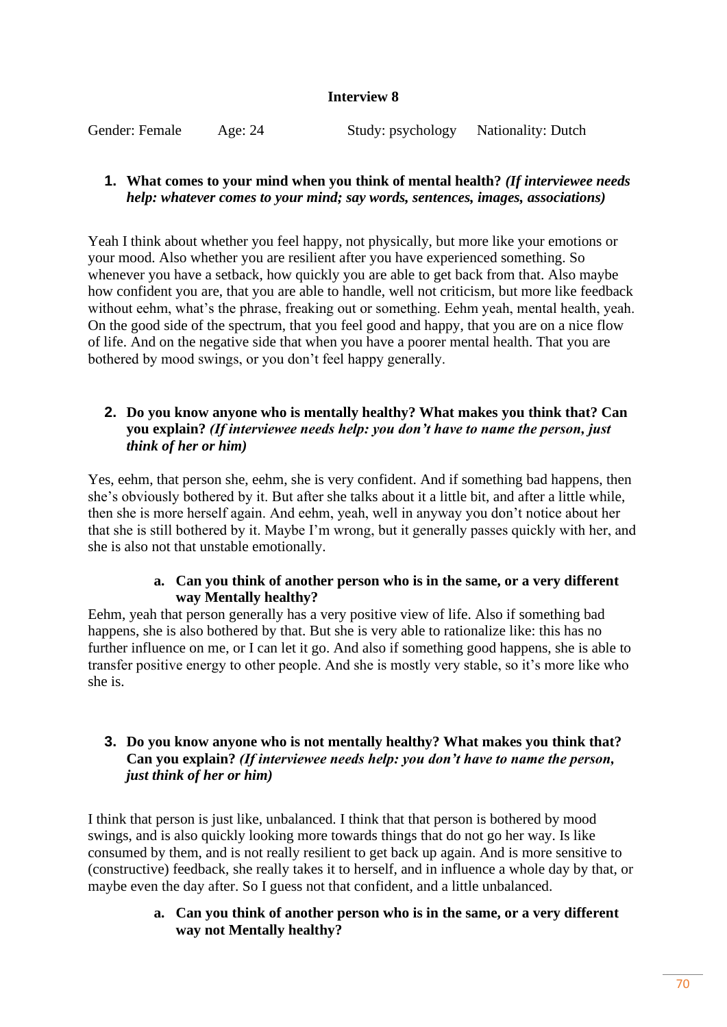**Interview 8**

Gender: Female Age: 24 Study: psychology Nationality: Dutch

1. **What comes to your mind when you think of mental health?** ***(If interviewee needs help: whatever comes to your mind; say words, sentences, images, associations)***

Yeah I think about whether you feel happy, not physically, but more like your emotions or your mood. Also whether you are resilient after you have experienced something. So whenever you have a setback, how quickly you are able to get back from that. Also maybe how confident you are, that you are able to handle, well not criticism, but more like feedback without eehm, what's the phrase, freaking out or something. Eehm yeah, mental health, yeah. On the good side of the spectrum, that you feel good and happy, that you are on a nice flow of life. And on the negative side that when you have a poorer mental health. That you are bothered by mood swings, or you don't feel happy generally.

2. **Do you know anyone who is mentally healthy? What makes you think that? Can you explain?** ***(If interviewee needs help: you don't have to name the person, just think of her or him)***

Yes, eehm, that person she, eehm, she is very confident. And if something bad happens, then she's obviously bothered by it. But after she talks about it a little bit, and after a little while, then she is more herself again. And eehm, yeah, well in anyway you don't notice about her that she is still bothered by it. Maybe I'm wrong, but it generally passes quickly with her, and she is also not that unstable emotionally.

   a. **Can you think of another person who is in the same, or a very different way Mentally healthy?**

Eehm, yeah that person generally has a very positive view of life. Also if something bad happens, she is also bothered by that. But she is very able to rationalize like: this has no further influence on me, or I can let it go. And also if something good happens, she is able to transfer positive energy to other people. And she is mostly very stable, so it's more like who she is.

3. **Do you know anyone who is not mentally healthy? What makes you think that? Can you explain?** ***(If interviewee needs help: you don't have to name the person, just think of her or him)***

I think that person is just like, unbalanced. I think that that person is bothered by mood swings, and is also quickly looking more towards things that do not go her way. Is like consumed by them, and is not really resilient to get back up again. And is more sensitive to (constructive) feedback, she really takes it to herself, and in influence a whole day by that, or maybe even the day after. So I guess not that confident, and a little unbalanced.

   a. **Can you think of another person who is in the same, or a very different way not Mentally healthy?**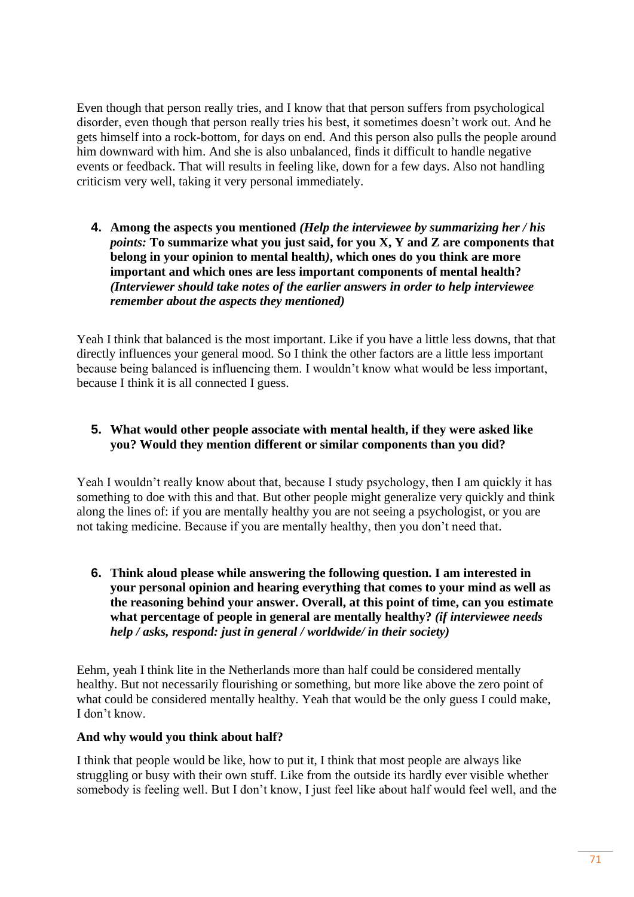Even though that person really tries, and I know that that person suffers from psychological disorder, even though that person really tries his best, it sometimes doesn't work out. And he gets himself into a rock-bottom, for days on end. And this person also pulls the people around him downward with him. And she is also unbalanced, finds it difficult to handle negative events or feedback. That will results in feeling like, down for a few days. Also not handling criticism very well, taking it very personal immediately.

4. **Among the aspects you mentioned** ***(Help the interviewee by summarizing her / his points:*** **To summarize what you just said, for you X, Y and Z are components that belong in your opinion to mental health*)*, which ones do you think are more important and which ones are less important components of mental health?** ***(Interviewer should take notes of the earlier answers in order to help interviewee remember about the aspects they mentioned)***

Yeah I think that balanced is the most important. Like if you have a little less downs, that that directly influences your general mood. So I think the other factors are a little less important because being balanced is influencing them. I wouldn't know what would be less important, because I think it is all connected I guess.

5. **What would other people associate with mental health, if they were asked like you? Would they mention different or similar components than you did?**

Yeah I wouldn't really know about that, because I study psychology, then I am quickly it has something to doe with this and that. But other people might generalize very quickly and think along the lines of: if you are mentally healthy you are not seeing a psychologist, or you are not taking medicine. Because if you are mentally healthy, then you don't need that.

6. **Think aloud please while answering the following question. I am interested in your personal opinion and hearing everything that comes to your mind as well as the reasoning behind your answer. Overall, at this point of time, can you estimate what percentage of people in general are mentally healthy?** ***(if interviewee needs help / asks, respond: just in general / worldwide/ in their society)***

Eehm, yeah I think lite in the Netherlands more than half could be considered mentally healthy. But not necessarily flourishing or something, but more like above the zero point of what could be considered mentally healthy. Yeah that would be the only guess I could make, I don't know.

**And why would you think about half?**

I think that people would be like, how to put it, I think that most people are always like struggling or busy with their own stuff. Like from the outside its hardly ever visible whether somebody is feeling well. But I don't know, I just feel like about half would feel well, and the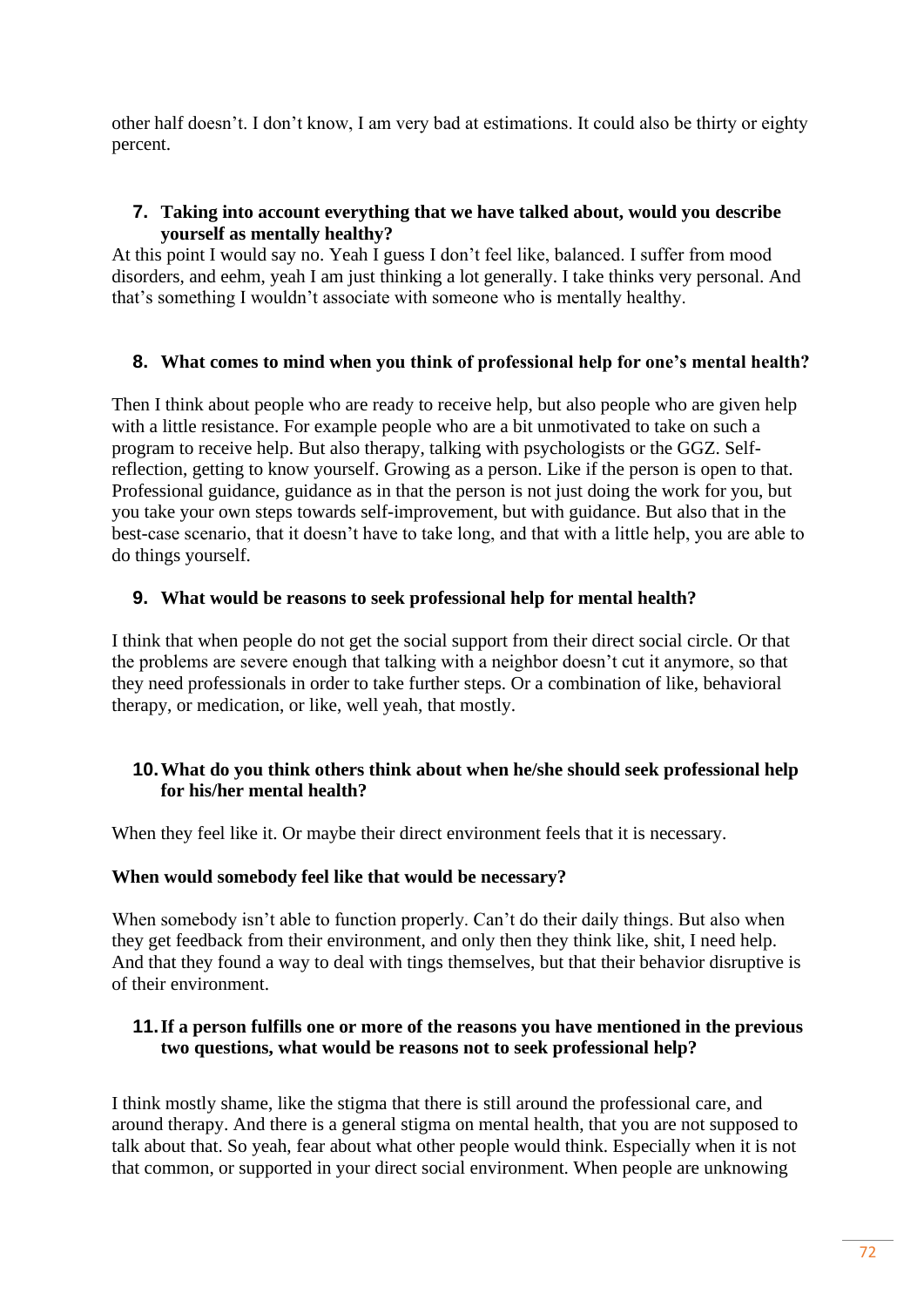other half doesn't. I don't know, I am very bad at estimations. It could also be thirty or eighty percent.

7. **Taking into account everything that we have talked about, would you describe yourself as mentally healthy?**

At this point I would say no. Yeah I guess I don't feel like, balanced. I suffer from mood disorders, and eehm, yeah I am just thinking a lot generally. I take thinks very personal. And that's something I wouldn't associate with someone who is mentally healthy.

8. **What comes to mind when you think of professional help for one's mental health?**

Then I think about people who are ready to receive help, but also people who are given help with a little resistance. For example people who are a bit unmotivated to take on such a program to receive help. But also therapy, talking with psychologists or the GGZ. Self-reflection, getting to know yourself. Growing as a person. Like if the person is open to that. Professional guidance, guidance as in that the person is not just doing the work for you, but you take your own steps towards self-improvement, but with guidance. But also that in the best-case scenario, that it doesn't have to take long, and that with a little help, you are able to do things yourself.

9. **What would be reasons to seek professional help for mental health?**

I think that when people do not get the social support from their direct social circle. Or that the problems are severe enough that talking with a neighbor doesn't cut it anymore, so that they need professionals in order to take further steps. Or a combination of like, behavioral therapy, or medication, or like, well yeah, that mostly.

10. **What do you think others think about when he/she should seek professional help for his/her mental health?**

When they feel like it. Or maybe their direct environment feels that it is necessary.

**When would somebody feel like that would be necessary?**

When somebody isn't able to function properly. Can't do their daily things. But also when they get feedback from their environment, and only then they think like, shit, I need help. And that they found a way to deal with tings themselves, but that their behavior disruptive is of their environment.

11. **If a person fulfills one or more of the reasons you have mentioned in the previous two questions, what would be reasons not to seek professional help?**

I think mostly shame, like the stigma that there is still around the professional care, and around therapy. And there is a general stigma on mental health, that you are not supposed to talk about that. So yeah, fear about what other people would think. Especially when it is not that common, or supported in your direct social environment. When people are unknowing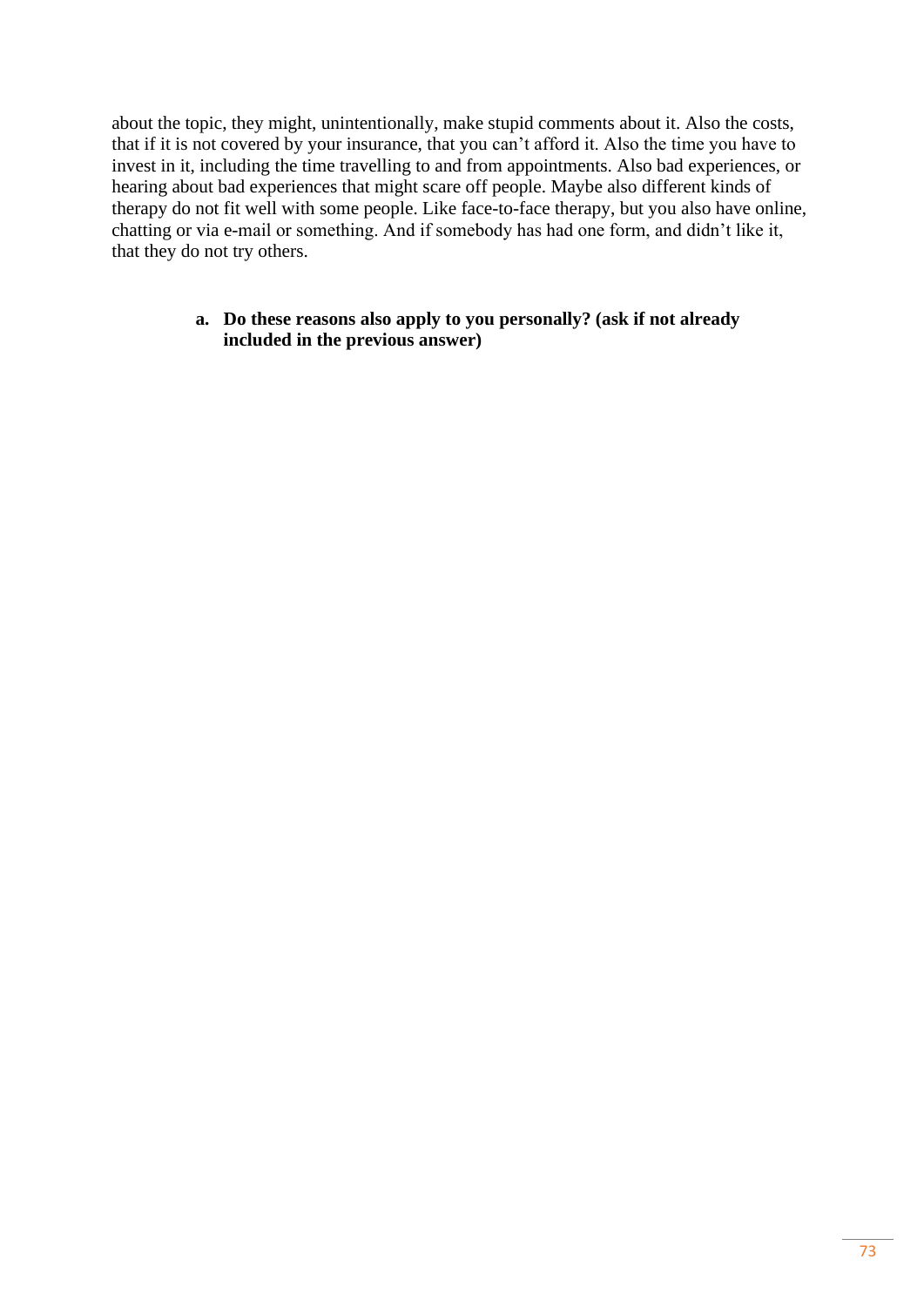about the topic, they might, unintentionally, make stupid comments about it. Also the costs, that if it is not covered by your insurance, that you can't afford it. Also the time you have to invest in it, including the time travelling to and from appointments. Also bad experiences, or hearing about bad experiences that might scare off people. Maybe also different kinds of therapy do not fit well with some people. Like face-to-face therapy, but you also have online, chatting or via e-mail or something. And if somebody has had one form, and didn't like it, that they do not try others.

a. **Do these reasons also apply to you personally? (ask if not already included in the previous answer)**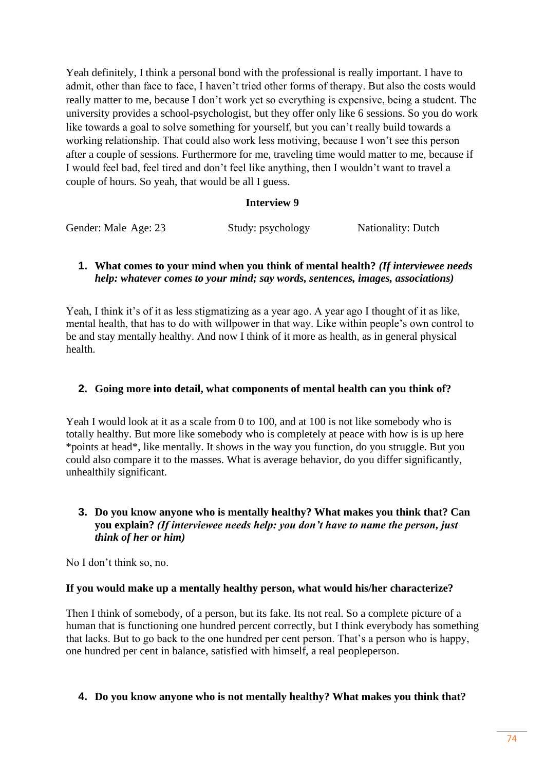Yeah definitely, I think a personal bond with the professional is really important. I have to admit, other than face to face, I haven't tried other forms of therapy. But also the costs would really matter to me, because I don't work yet so everything is expensive, being a student. The university provides a school-psychologist, but they offer only like 6 sessions. So you do work like towards a goal to solve something for yourself, but you can't really build towards a working relationship. That could also work less motiving, because I won't see this person after a couple of sessions. Furthermore for me, traveling time would matter to me, because if I would feel bad, feel tired and don't feel like anything, then I wouldn't want to travel a couple of hours. So yeah, that would be all I guess.

**Interview 9**

Gender: Male Age: 23 Study: psychology Nationality: Dutch

1. **What comes to your mind when you think of mental health?** ***(If interviewee needs help: whatever comes to your mind; say words, sentences, images, associations)***

Yeah, I think it's of it as less stigmatizing as a year ago. A year ago I thought of it as like, mental health, that has to do with willpower in that way. Like within people's own control to be and stay mentally healthy. And now I think of it more as health, as in general physical health.

2. **Going more into detail, what components of mental health can you think of?**

Yeah I would look at it as a scale from 0 to 100, and at 100 is not like somebody who is totally healthy. But more like somebody who is completely at peace with how is is up here *points at head*, like mentally. It shows in the way you function, do you struggle. But you could also compare it to the masses. What is average behavior, do you differ significantly, unhealthily significant.

3. **Do you know anyone who is mentally healthy? What makes you think that? Can you explain?** ***(If interviewee needs help: you don't have to name the person, just think of her or him)***

No I don't think so, no.

**If you would make up a mentally healthy person, what would his/her characterize?**

Then I think of somebody, of a person, but its fake. Its not real. So a complete picture of a human that is functioning one hundred percent correctly, but I think everybody has something that lacks. But to go back to the one hundred per cent person. That's a person who is happy, one hundred per cent in balance, satisfied with himself, a real peopleperson.

4. **Do you know anyone who is not mentally healthy? What makes you think that?**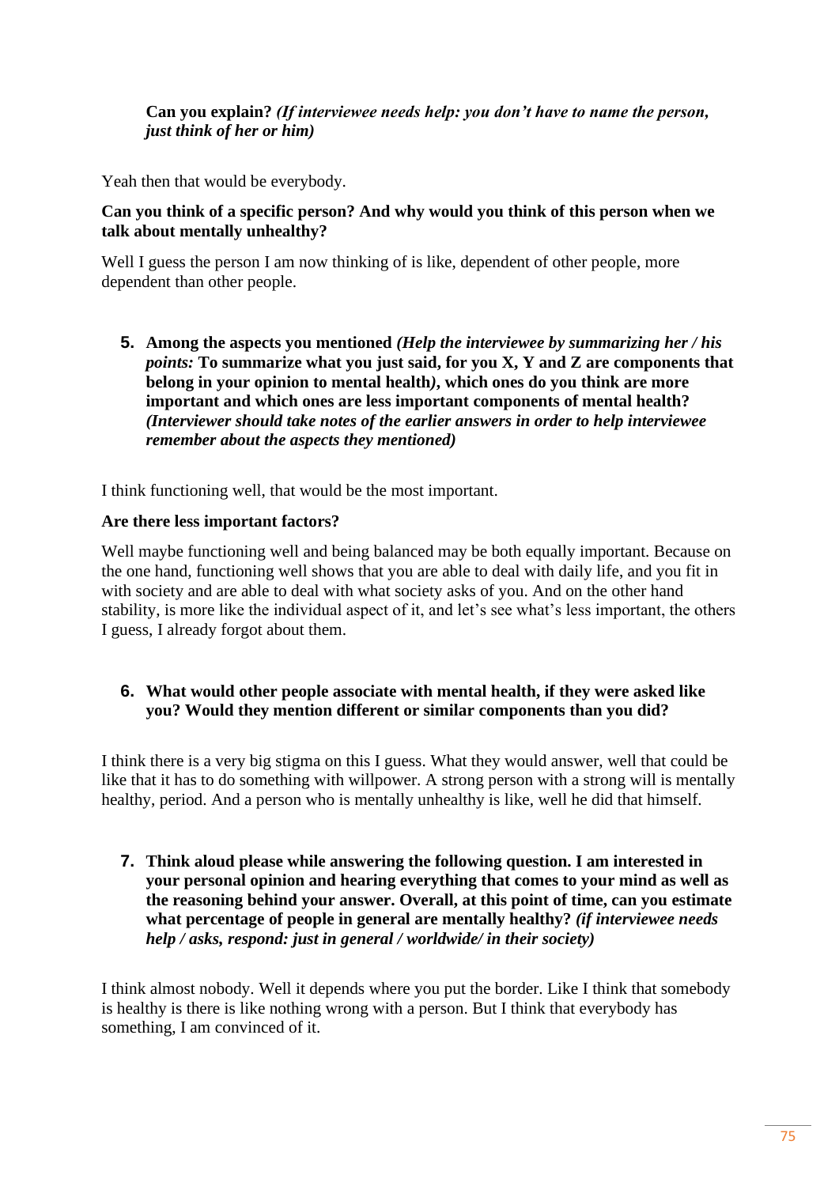**Can you explain?** ***(If interviewee needs help: you don't have to name the person, just think of her or him)***

Yeah then that would be everybody.

**Can you think of a specific person? And why would you think of this person when we talk about mentally unhealthy?**

Well I guess the person I am now thinking of is like, dependent of other people, more dependent than other people.

5. **Among the aspects you mentioned** ***(Help the interviewee by summarizing her / his points:*** **To summarize what you just said, for you X, Y and Z are components that belong in your opinion to mental health*)*, which ones do you think are more important and which ones are less important components of mental health?** ***(Interviewer should take notes of the earlier answers in order to help interviewee remember about the aspects they mentioned)***

I think functioning well, that would be the most important.

**Are there less important factors?**

Well maybe functioning well and being balanced may be both equally important. Because on the one hand, functioning well shows that you are able to deal with daily life, and you fit in with society and are able to deal with what society asks of you. And on the other hand stability, is more like the individual aspect of it, and let's see what's less important, the others I guess, I already forgot about them.

6. **What would other people associate with mental health, if they were asked like you? Would they mention different or similar components than you did?**

I think there is a very big stigma on this I guess. What they would answer, well that could be like that it has to do something with willpower. A strong person with a strong will is mentally healthy, period. And a person who is mentally unhealthy is like, well he did that himself.

7. **Think aloud please while answering the following question. I am interested in your personal opinion and hearing everything that comes to your mind as well as the reasoning behind your answer. Overall, at this point of time, can you estimate what percentage of people in general are mentally healthy?** ***(if interviewee needs help / asks, respond: just in general / worldwide/ in their society)***

I think almost nobody. Well it depends where you put the border. Like I think that somebody is healthy is there is like nothing wrong with a person. But I think that everybody has something, I am convinced of it.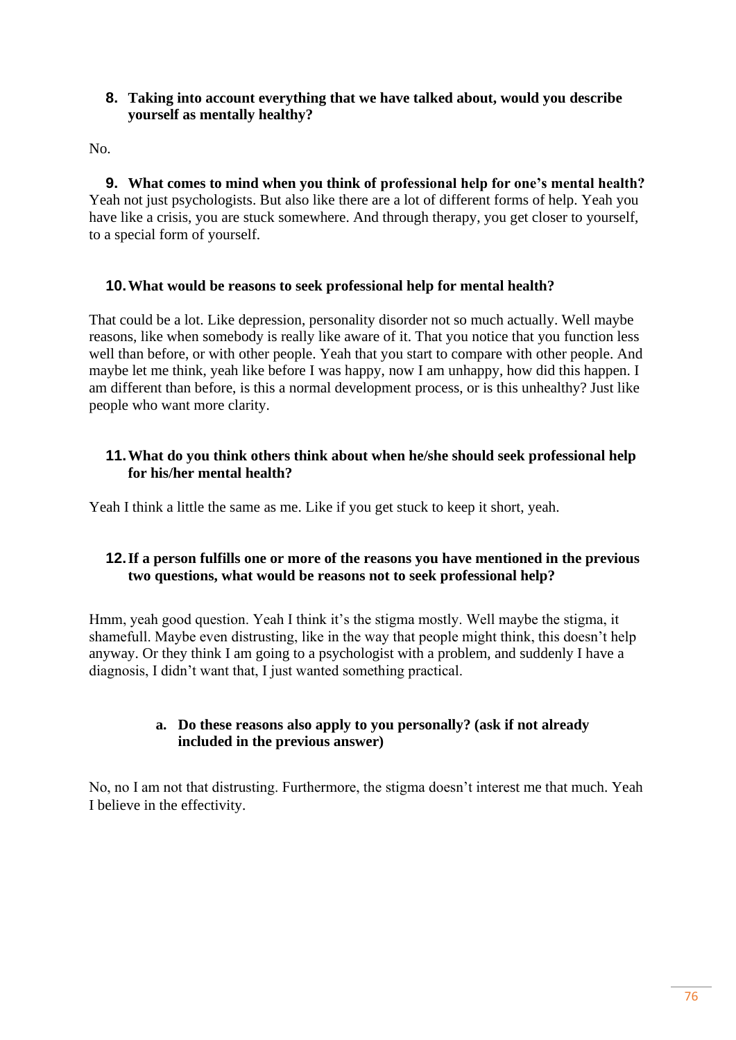**8. Taking into account everything that we have talked about, would you describe yourself as mentally healthy?**

No.

**9. What comes to mind when you think of professional help for one's mental health?**

Yeah not just psychologists. But also like there are a lot of different forms of help. Yeah you have like a crisis, you are stuck somewhere. And through therapy, you get closer to yourself, to a special form of yourself.

**10. What would be reasons to seek professional help for mental health?**

That could be a lot. Like depression, personality disorder not so much actually. Well maybe reasons, like when somebody is really like aware of it. That you notice that you function less well than before, or with other people. Yeah that you start to compare with other people. And maybe let me think, yeah like before I was happy, now I am unhappy, how did this happen. I am different than before, is this a normal development process, or is this unhealthy? Just like people who want more clarity.

**11. What do you think others think about when he/she should seek professional help for his/her mental health?**

Yeah I think a little the same as me. Like if you get stuck to keep it short, yeah.

**12. If a person fulfills one or more of the reasons you have mentioned in the previous two questions, what would be reasons not to seek professional help?**

Hmm, yeah good question. Yeah I think it's the stigma mostly. Well maybe the stigma, it shamefull. Maybe even distrusting, like in the way that people might think, this doesn't help anyway. Or they think I am going to a psychologist with a problem, and suddenly I have a diagnosis, I didn't want that, I just wanted something practical.

**a. Do these reasons also apply to you personally? (ask if not already included in the previous answer)**

No, no I am not that distrusting. Furthermore, the stigma doesn't interest me that much. Yeah I believe in the effectivity.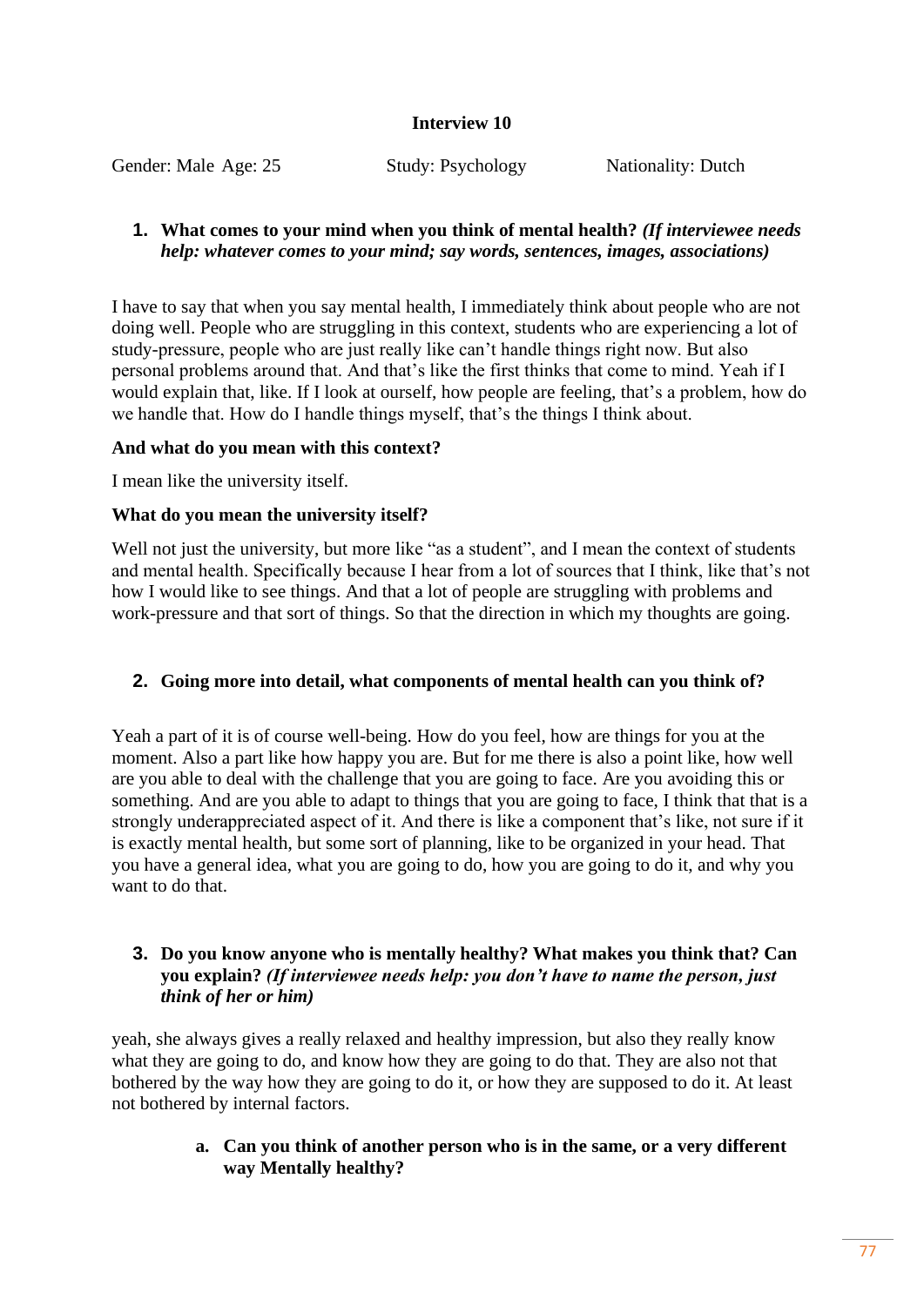**Interview 10**

Gender: Male Age: 25 Study: Psychology Nationality: Dutch

1. **What comes to your mind when you think of mental health?** ***(If interviewee needs help: whatever comes to your mind; say words, sentences, images, associations)***

I have to say that when you say mental health, I immediately think about people who are not doing well. People who are struggling in this context, students who are experiencing a lot of study-pressure, people who are just really like can't handle things right now. But also personal problems around that. And that's like the first thinks that come to mind. Yeah if I would explain that, like. If I look at ourself, how people are feeling, that's a problem, how do we handle that. How do I handle things myself, that's the things I think about.

**And what do you mean with this context?**

I mean like the university itself.

**What do you mean the university itself?**

Well not just the university, but more like "as a student", and I mean the context of students and mental health. Specifically because I hear from a lot of sources that I think, like that's not how I would like to see things. And that a lot of people are struggling with problems and work-pressure and that sort of things. So that the direction in which my thoughts are going.

2. **Going more into detail, what components of mental health can you think of?**

Yeah a part of it is of course well-being. How do you feel, how are things for you at the moment. Also a part like how happy you are. But for me there is also a point like, how well are you able to deal with the challenge that you are going to face. Are you avoiding this or something. And are you able to adapt to things that you are going to face, I think that that is a strongly underappreciated aspect of it. And there is like a component that's like, not sure if it is exactly mental health, but some sort of planning, like to be organized in your head. That you have a general idea, what you are going to do, how you are going to do it, and why you want to do that.

3. **Do you know anyone who is mentally healthy? What makes you think that? Can you explain?** ***(If interviewee needs help: you don't have to name the person, just think of her or him)***

yeah, she always gives a really relaxed and healthy impression, but also they really know what they are going to do, and know how they are going to do that. They are also not that bothered by the way how they are going to do it, or how they are supposed to do it. At least not bothered by internal factors.

   a. **Can you think of another person who is in the same, or a very different way Mentally healthy?**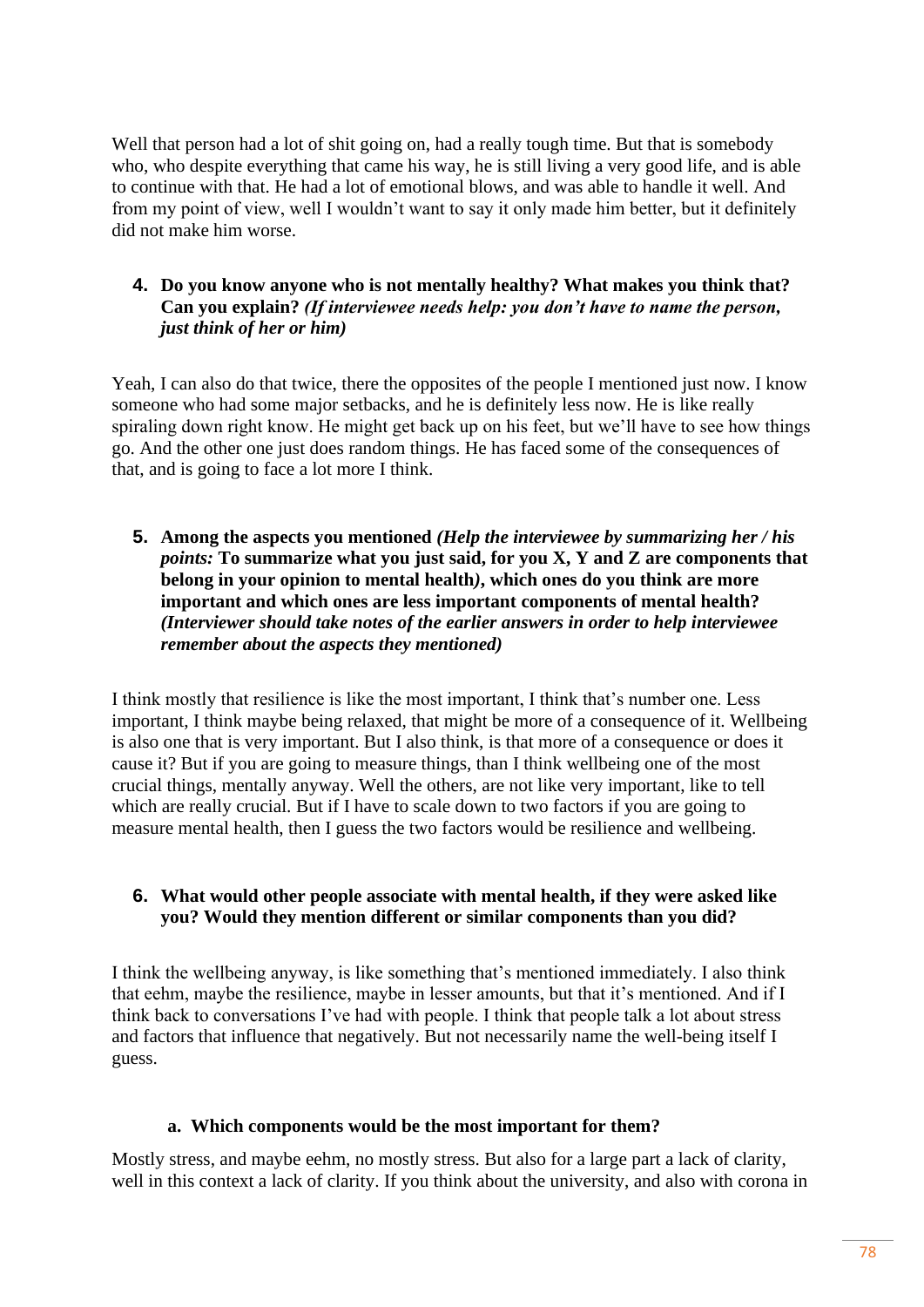Well that person had a lot of shit going on, had a really tough time. But that is somebody who, who despite everything that came his way, he is still living a very good life, and is able to continue with that. He had a lot of emotional blows, and was able to handle it well. And from my point of view, well I wouldn't want to say it only made him better, but it definitely did not make him worse.

4. **Do you know anyone who is not mentally healthy? What makes you think that? Can you explain?** ***(If interviewee needs help: you don't have to name the person, just think of her or him)***

Yeah, I can also do that twice, there the opposites of the people I mentioned just now. I know someone who had some major setbacks, and he is definitely less now. He is like really spiraling down right know. He might get back up on his feet, but we'll have to see how things go. And the other one just does random things. He has faced some of the consequences of that, and is going to face a lot more I think.

5. **Among the aspects you mentioned** ***(Help the interviewee by summarizing her / his points:*** **To summarize what you just said, for you X, Y and Z are components that belong in your opinion to mental health***)***, **which ones do you think are more important and which ones are less important components of mental health?** ***(Interviewer should take notes of the earlier answers in order to help interviewee remember about the aspects they mentioned)***

I think mostly that resilience is like the most important, I think that's number one. Less important, I think maybe being relaxed, that might be more of a consequence of it. Wellbeing is also one that is very important. But I also think, is that more of a consequence or does it cause it? But if you are going to measure things, than I think wellbeing one of the most crucial things, mentally anyway. Well the others, are not like very important, like to tell which are really crucial. But if I have to scale down to two factors if you are going to measure mental health, then I guess the two factors would be resilience and wellbeing.

6. **What would other people associate with mental health, if they were asked like you? Would they mention different or similar components than you did?**

I think the wellbeing anyway, is like something that's mentioned immediately. I also think that eehm, maybe the resilience, maybe in lesser amounts, but that it's mentioned. And if I think back to conversations I've had with people. I think that people talk a lot about stress and factors that influence that negatively. But not necessarily name the well-being itself I guess.

   a. **Which components would be the most important for them?**

Mostly stress, and maybe eehm, no mostly stress. But also for a large part a lack of clarity, well in this context a lack of clarity. If you think about the university, and also with corona in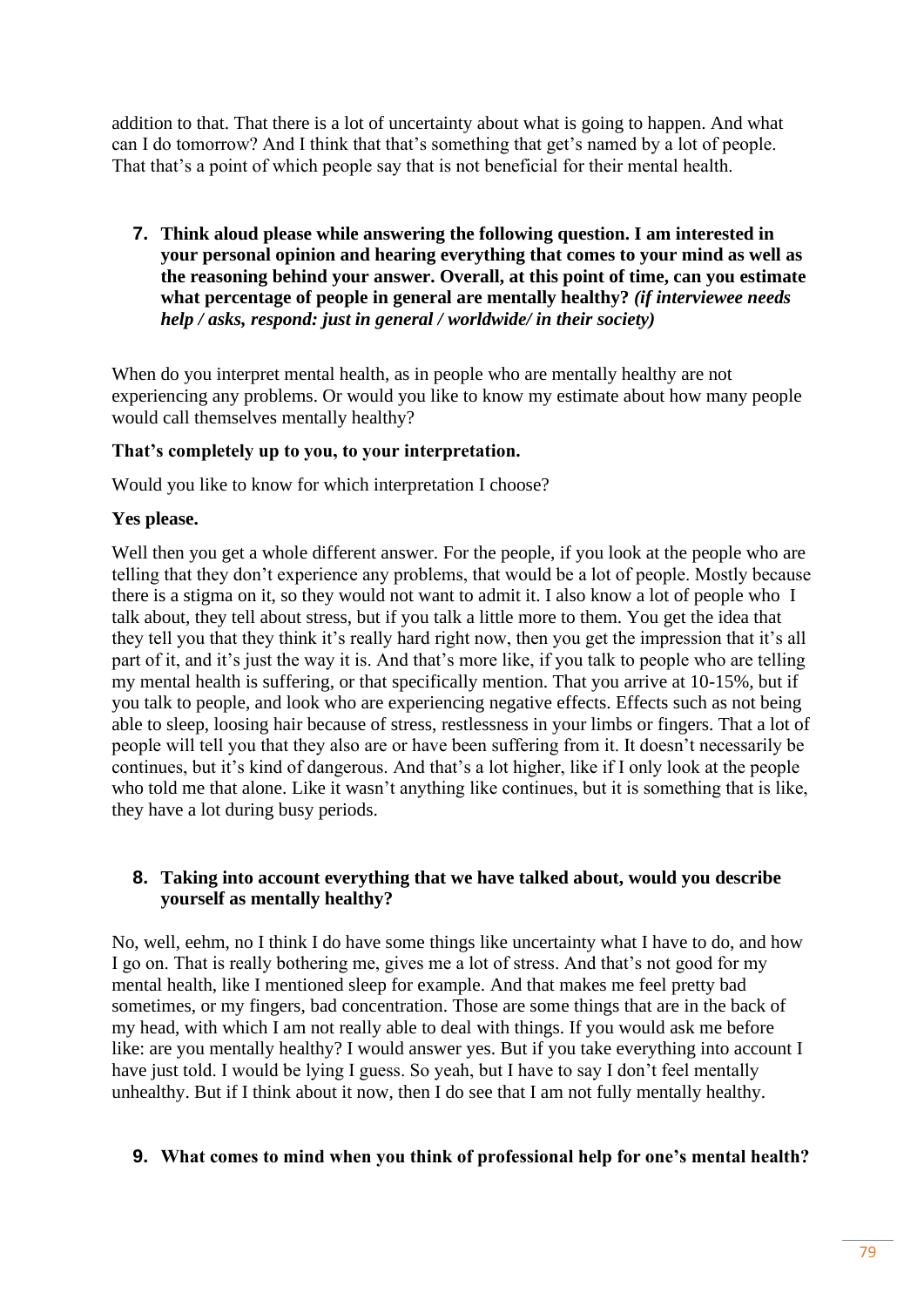addition to that. That there is a lot of uncertainty about what is going to happen. And what can I do tomorrow? And I think that that's something that get's named by a lot of people. That that's a point of which people say that is not beneficial for their mental health.

7. **Think aloud please while answering the following question. I am interested in your personal opinion and hearing everything that comes to your mind as well as the reasoning behind your answer. Overall, at this point of time, can you estimate what percentage of people in general are mentally healthy?** ***(if interviewee needs help / asks, respond: just in general / worldwide/ in their society)***

When do you interpret mental health, as in people who are mentally healthy are not experiencing any problems. Or would you like to know my estimate about how many people would call themselves mentally healthy?

**That's completely up to you, to your interpretation.**

Would you like to know for which interpretation I choose?

**Yes please.**

Well then you get a whole different answer. For the people, if you look at the people who are telling that they don't experience any problems, that would be a lot of people. Mostly because there is a stigma on it, so they would not want to admit it. I also know a lot of people who I talk about, they tell about stress, but if you talk a little more to them. You get the idea that they tell you that they think it's really hard right now, then you get the impression that it's all part of it, and it's just the way it is. And that's more like, if you talk to people who are telling my mental health is suffering, or that specifically mention. That you arrive at 10-15%, but if you talk to people, and look who are experiencing negative effects. Effects such as not being able to sleep, loosing hair because of stress, restlessness in your limbs or fingers. That a lot of people will tell you that they also are or have been suffering from it. It doesn't necessarily be continues, but it's kind of dangerous. And that's a lot higher, like if I only look at the people who told me that alone. Like it wasn't anything like continues, but it is something that is like, they have a lot during busy periods.

8. **Taking into account everything that we have talked about, would you describe yourself as mentally healthy?**

No, well, eehm, no I think I do have some things like uncertainty what I have to do, and how I go on. That is really bothering me, gives me a lot of stress. And that's not good for my mental health, like I mentioned sleep for example. And that makes me feel pretty bad sometimes, or my fingers, bad concentration. Those are some things that are in the back of my head, with which I am not really able to deal with things. If you would ask me before like: are you mentally healthy? I would answer yes. But if you take everything into account I have just told. I would be lying I guess. So yeah, but I have to say I don't feel mentally unhealthy. But if I think about it now, then I do see that I am not fully mentally healthy.

9. **What comes to mind when you think of professional help for one's mental health?**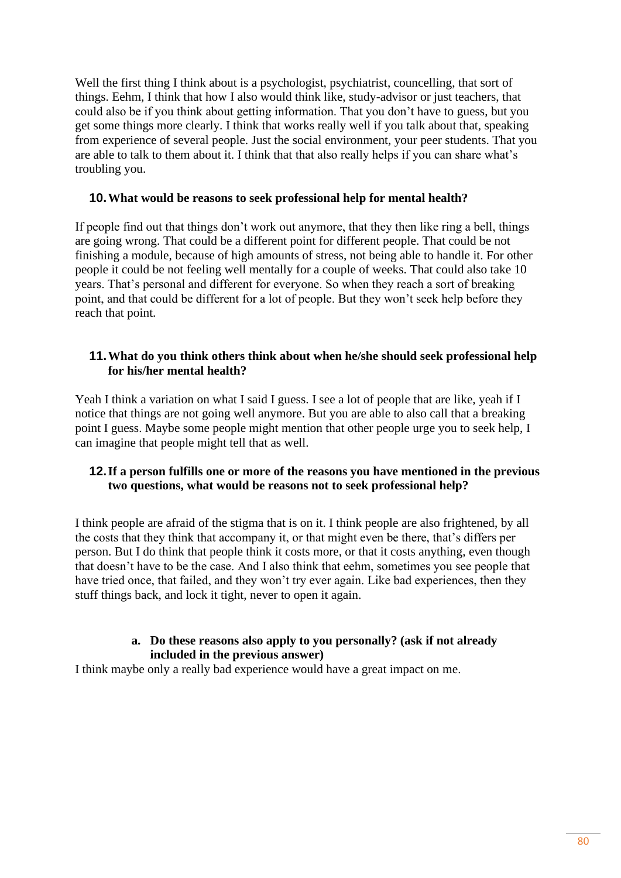Well the first thing I think about is a psychologist, psychiatrist, councelling, that sort of things. Eehm, I think that how I also would think like, study-advisor or just teachers, that could also be if you think about getting information. That you don't have to guess, but you get some things more clearly. I think that works really well if you talk about that, speaking from experience of several people. Just the social environment, your peer students. That you are able to talk to them about it. I think that that also really helps if you can share what's troubling you.

**10. What would be reasons to seek professional help for mental health?**

If people find out that things don't work out anymore, that they then like ring a bell, things are going wrong. That could be a different point for different people. That could be not finishing a module, because of high amounts of stress, not being able to handle it. For other people it could be not feeling well mentally for a couple of weeks. That could also take 10 years. That's personal and different for everyone. So when they reach a sort of breaking point, and that could be different for a lot of people. But they won't seek help before they reach that point.

**11. What do you think others think about when he/she should seek professional help for his/her mental health?**

Yeah I think a variation on what I said I guess. I see a lot of people that are like, yeah if I notice that things are not going well anymore. But you are able to also call that a breaking point I guess. Maybe some people might mention that other people urge you to seek help, I can imagine that people might tell that as well.

**12. If a person fulfills one or more of the reasons you have mentioned in the previous two questions, what would be reasons not to seek professional help?**

I think people are afraid of the stigma that is on it. I think people are also frightened, by all the costs that they think that accompany it, or that might even be there, that's differs per person. But I do think that people think it costs more, or that it costs anything, even though that doesn't have to be the case. And I also think that eehm, sometimes you see people that have tried once, that failed, and they won't try ever again. Like bad experiences, then they stuff things back, and lock it tight, never to open it again.

**a. Do these reasons also apply to you personally? (ask if not already included in the previous answer)**

I think maybe only a really bad experience would have a great impact on me.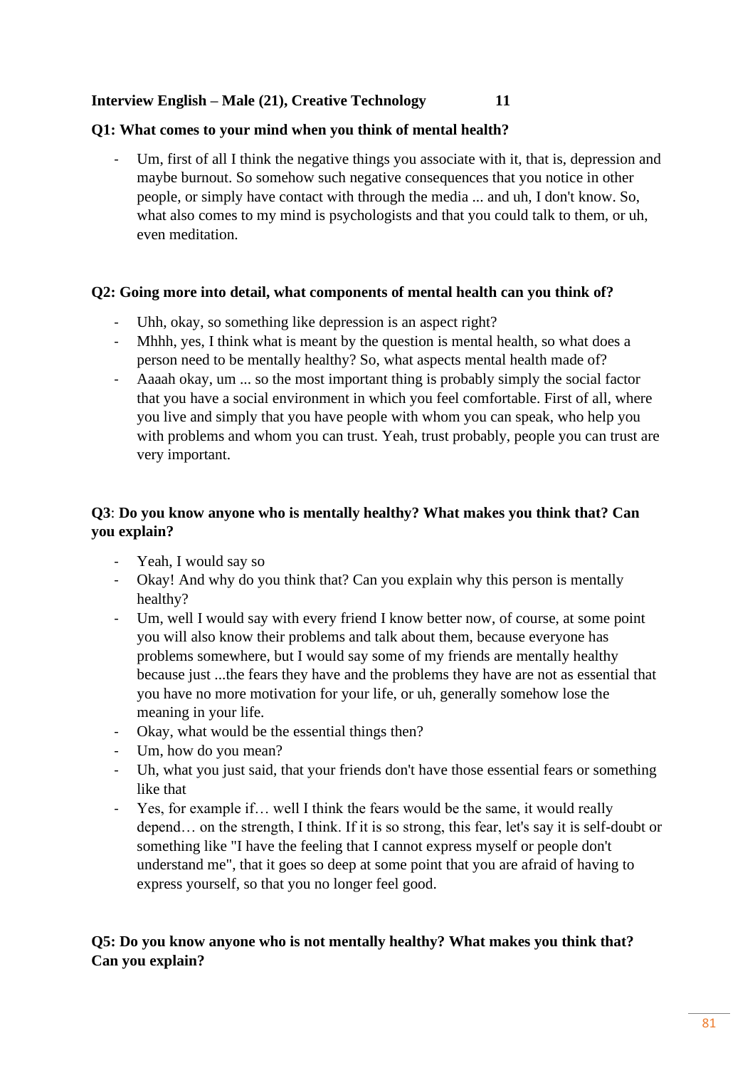**Interview English – Male (21), Creative Technology 11**

**Q1: What comes to your mind when you think of mental health?**

- Um, first of all I think the negative things you associate with it, that is, depression and maybe burnout. So somehow such negative consequences that you notice in other people, or simply have contact with through the media ... and uh, I don't know. So, what also comes to my mind is psychologists and that you could talk to them, or uh, even meditation.

**Q2: Going more into detail, what components of mental health can you think of?**

- Uhh, okay, so something like depression is an aspect right?
- Mhhh, yes, I think what is meant by the question is mental health, so what does a person need to be mentally healthy? So, what aspects mental health made of?
- Aaaah okay, um ... so the most important thing is probably simply the social factor that you have a social environment in which you feel comfortable. First of all, where you live and simply that you have people with whom you can speak, who help you with problems and whom you can trust. Yeah, trust probably, people you can trust are very important.

**Q3**: **Do you know anyone who is mentally healthy? What makes you think that? Can you explain?**

- Yeah, I would say so
- Okay! And why do you think that? Can you explain why this person is mentally healthy?
- Um, well I would say with every friend I know better now, of course, at some point you will also know their problems and talk about them, because everyone has problems somewhere, but I would say some of my friends are mentally healthy because just ...the fears they have and the problems they have are not as essential that you have no more motivation for your life, or uh, generally somehow lose the meaning in your life.
- Okay, what would be the essential things then?
- Um, how do you mean?
- Uh, what you just said, that your friends don't have those essential fears or something like that
- Yes, for example if… well I think the fears would be the same, it would really depend… on the strength, I think. If it is so strong, this fear, let's say it is self-doubt or something like "I have the feeling that I cannot express myself or people don't understand me", that it goes so deep at some point that you are afraid of having to express yourself, so that you no longer feel good.

**Q5: Do you know anyone who is not mentally healthy? What makes you think that? Can you explain?**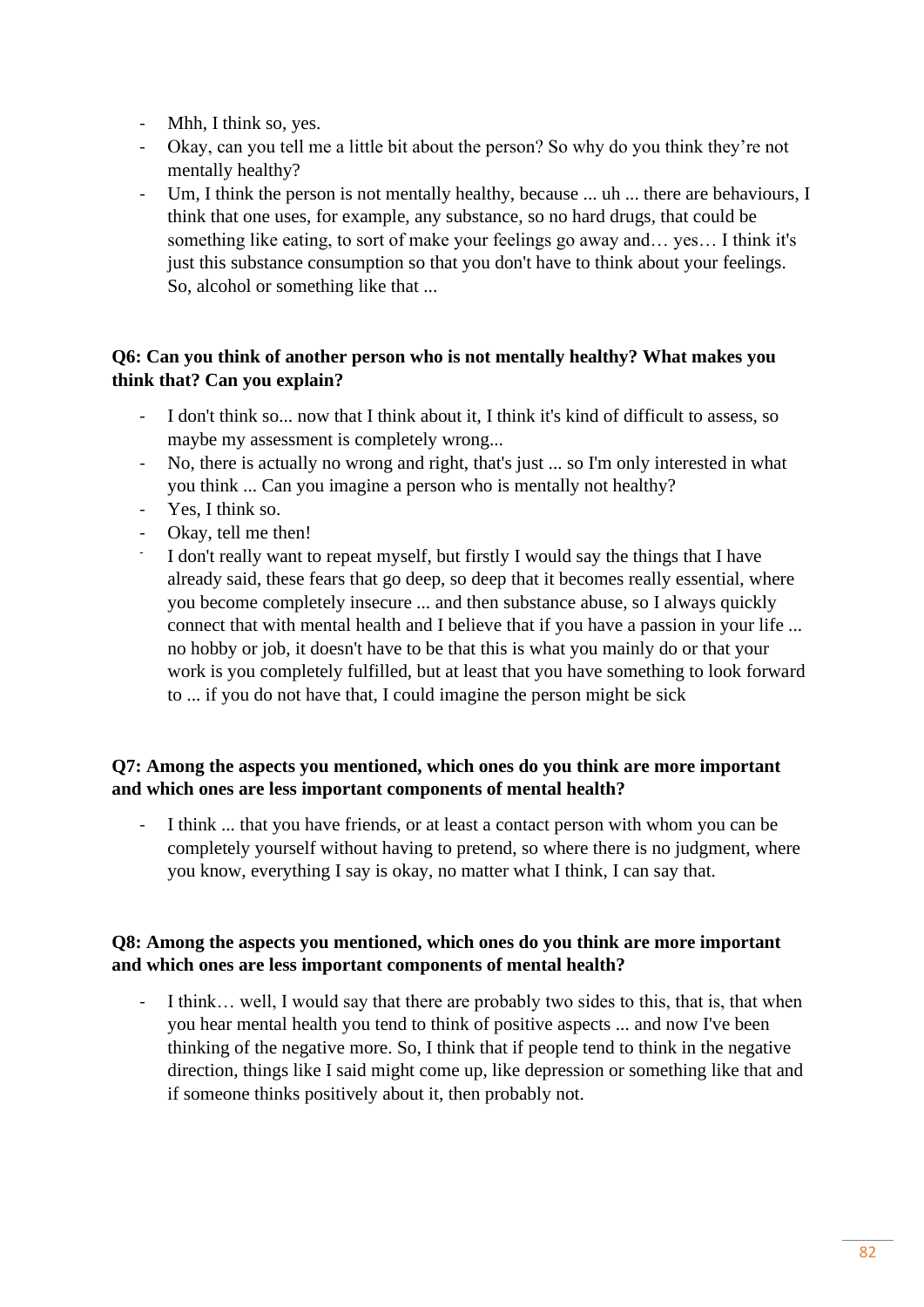- Mhh, I think so, yes.
- Okay, can you tell me a little bit about the person? So why do you think they're not mentally healthy?
- Um, I think the person is not mentally healthy, because ... uh ... there are behaviours, I think that one uses, for example, any substance, so no hard drugs, that could be something like eating, to sort of make your feelings go away and… yes… I think it's just this substance consumption so that you don't have to think about your feelings. So, alcohol or something like that ...

**Q6: Can you think of another person who is not mentally healthy? What makes you think that? Can you explain?**

- I don't think so... now that I think about it, I think it's kind of difficult to assess, so maybe my assessment is completely wrong...
- No, there is actually no wrong and right, that's just ... so I'm only interested in what you think ... Can you imagine a person who is mentally not healthy?
- Yes, I think so.
- Okay, tell me then!
- I don't really want to repeat myself, but firstly I would say the things that I have already said, these fears that go deep, so deep that it becomes really essential, where you become completely insecure ... and then substance abuse, so I always quickly connect that with mental health and I believe that if you have a passion in your life ... no hobby or job, it doesn't have to be that this is what you mainly do or that your work is you completely fulfilled, but at least that you have something to look forward to ... if you do not have that, I could imagine the person might be sick

**Q7: Among the aspects you mentioned, which ones do you think are more important and which ones are less important components of mental health?**

- I think ... that you have friends, or at least a contact person with whom you can be completely yourself without having to pretend, so where there is no judgment, where you know, everything I say is okay, no matter what I think, I can say that.

**Q8: Among the aspects you mentioned, which ones do you think are more important and which ones are less important components of mental health?**

- I think… well, I would say that there are probably two sides to this, that is, that when you hear mental health you tend to think of positive aspects ... and now I've been thinking of the negative more. So, I think that if people tend to think in the negative direction, things like I said might come up, like depression or something like that and if someone thinks positively about it, then probably not.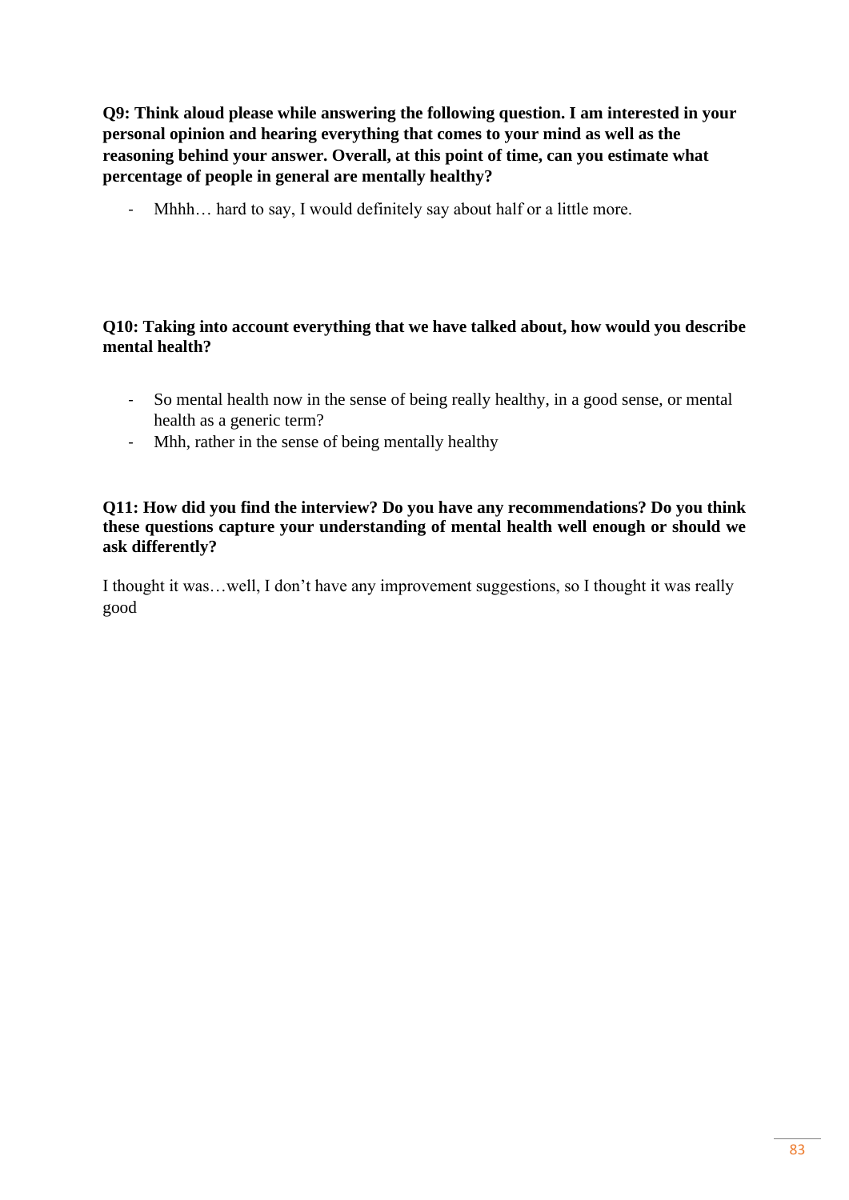**Q9: Think aloud please while answering the following question. I am interested in your personal opinion and hearing everything that comes to your mind as well as the reasoning behind your answer. Overall, at this point of time, can you estimate what percentage of people in general are mentally healthy?**

- Mhhh… hard to say, I would definitely say about half or a little more.

**Q10: Taking into account everything that we have talked about, how would you describe mental health?**

- So mental health now in the sense of being really healthy, in a good sense, or mental health as a generic term?
- Mhh, rather in the sense of being mentally healthy

**Q11: How did you find the interview? Do you have any recommendations? Do you think these questions capture your understanding of mental health well enough or should we ask differently?**

I thought it was…well, I don't have any improvement suggestions, so I thought it was really good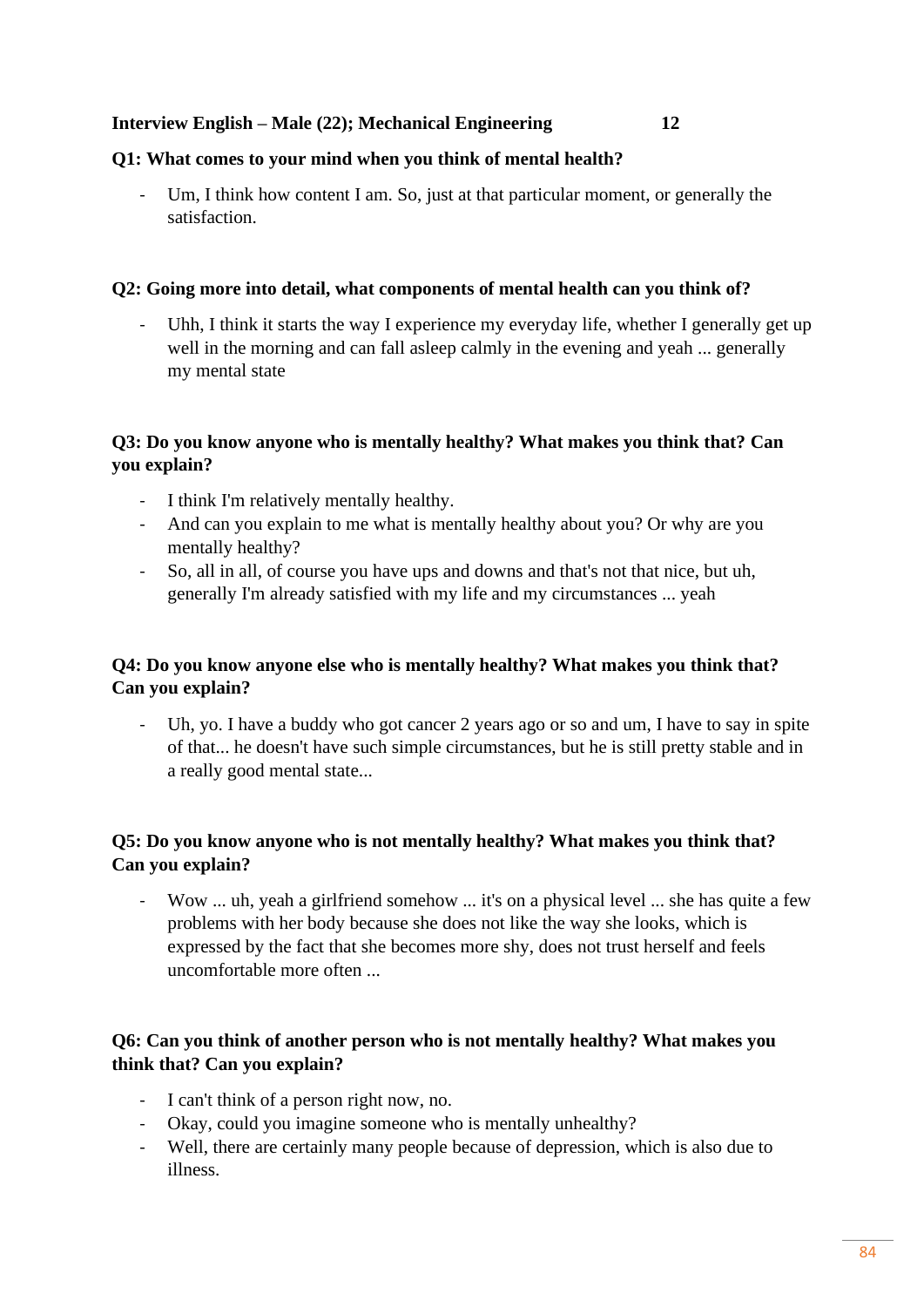**Interview English – Male (22); Mechanical Engineering 12**

**Q1: What comes to your mind when you think of mental health?**

- Um, I think how content I am. So, just at that particular moment, or generally the satisfaction.

**Q2: Going more into detail, what components of mental health can you think of?**

- Uhh, I think it starts the way I experience my everyday life, whether I generally get up well in the morning and can fall asleep calmly in the evening and yeah ... generally my mental state

**Q3: Do you know anyone who is mentally healthy? What makes you think that? Can you explain?**

- I think I'm relatively mentally healthy.
- And can you explain to me what is mentally healthy about you? Or why are you mentally healthy?
- So, all in all, of course you have ups and downs and that's not that nice, but uh, generally I'm already satisfied with my life and my circumstances ... yeah

**Q4: Do you know anyone else who is mentally healthy? What makes you think that? Can you explain?**

- Uh, yo. I have a buddy who got cancer 2 years ago or so and um, I have to say in spite of that... he doesn't have such simple circumstances, but he is still pretty stable and in a really good mental state...

**Q5: Do you know anyone who is not mentally healthy? What makes you think that? Can you explain?**

- Wow ... uh, yeah a girlfriend somehow ... it's on a physical level ... she has quite a few problems with her body because she does not like the way she looks, which is expressed by the fact that she becomes more shy, does not trust herself and feels uncomfortable more often ...

**Q6: Can you think of another person who is not mentally healthy? What makes you think that? Can you explain?**

- I can't think of a person right now, no.
- Okay, could you imagine someone who is mentally unhealthy?
- Well, there are certainly many people because of depression, which is also due to illness.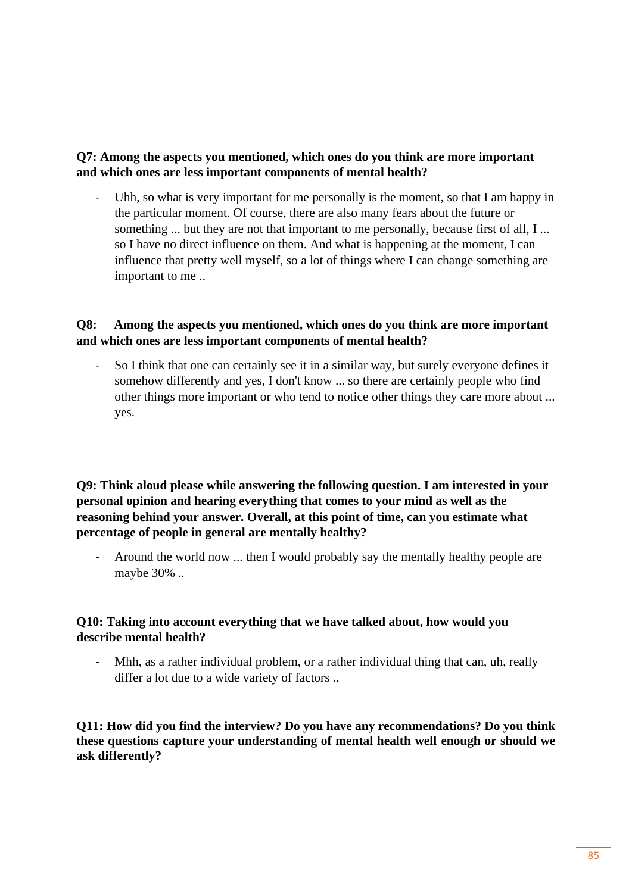**Q7: Among the aspects you mentioned, which ones do you think are more important and which ones are less important components of mental health?**

- Uhh, so what is very important for me personally is the moment, so that I am happy in the particular moment. Of course, there are also many fears about the future or something ... but they are not that important to me personally, because first of all, I ... so I have no direct influence on them. And what is happening at the moment, I can influence that pretty well myself, so a lot of things where I can change something are important to me ..

**Q8: Among the aspects you mentioned, which ones do you think are more important and which ones are less important components of mental health?**

- So I think that one can certainly see it in a similar way, but surely everyone defines it somehow differently and yes, I don't know ... so there are certainly people who find other things more important or who tend to notice other things they care more about ... yes.

**Q9: Think aloud please while answering the following question. I am interested in your personal opinion and hearing everything that comes to your mind as well as the reasoning behind your answer. Overall, at this point of time, can you estimate what percentage of people in general are mentally healthy?**

- Around the world now ... then I would probably say the mentally healthy people are maybe 30% ..

**Q10: Taking into account everything that we have talked about, how would you describe mental health?**

- Mhh, as a rather individual problem, or a rather individual thing that can, uh, really differ a lot due to a wide variety of factors ..

**Q11: How did you find the interview? Do you have any recommendations? Do you think these questions capture your understanding of mental health well enough or should we ask differently?**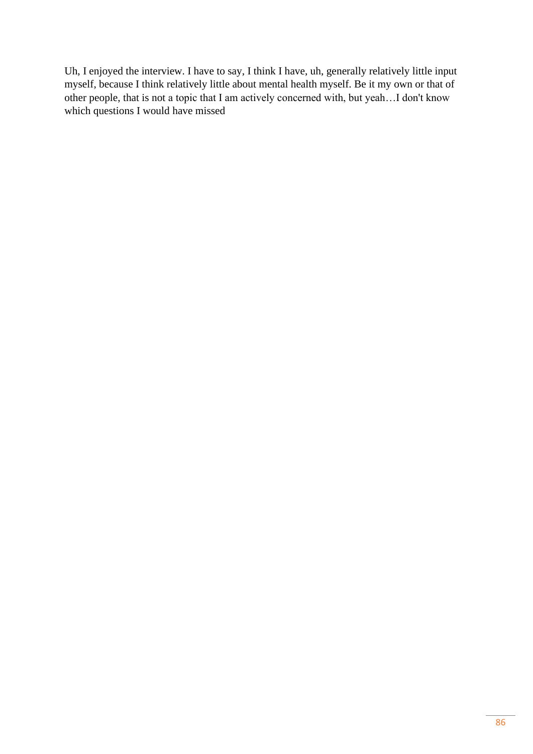Uh, I enjoyed the interview. I have to say, I think I have, uh, generally relatively little input myself, because I think relatively little about mental health myself. Be it my own or that of other people, that is not a topic that I am actively concerned with, but yeah…I don't know which questions I would have missed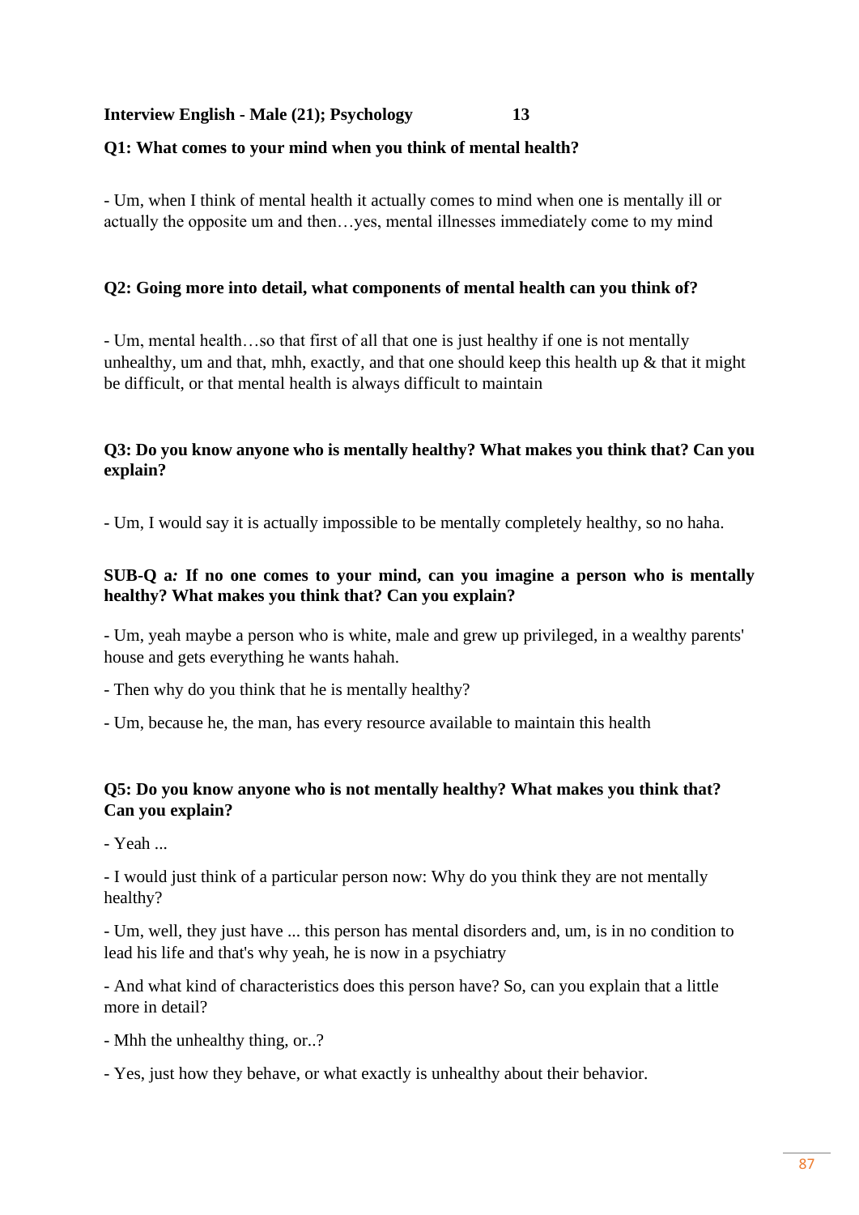**Interview English - Male (21); Psychology 13**

**Q1: What comes to your mind when you think of mental health?**

- Um, when I think of mental health it actually comes to mind when one is mentally ill or actually the opposite um and then…yes, mental illnesses immediately come to my mind

**Q2: Going more into detail, what components of mental health can you think of?**

- Um, mental health…so that first of all that one is just healthy if one is not mentally unhealthy, um and that, mhh, exactly, and that one should keep this health up & that it might be difficult, or that mental health is always difficult to maintain

**Q3: Do you know anyone who is mentally healthy? What makes you think that? Can you explain?**

- Um, I would say it is actually impossible to be mentally completely healthy, so no haha.

**SUB-Q a*:* If no one comes to your mind, can you imagine a person who is mentally healthy? What makes you think that? Can you explain?**

- Um, yeah maybe a person who is white, male and grew up privileged, in a wealthy parents' house and gets everything he wants hahah.

- Then why do you think that he is mentally healthy?

- Um, because he, the man, has every resource available to maintain this health

**Q5: Do you know anyone who is not mentally healthy? What makes you think that? Can you explain?**

- Yeah ...

- I would just think of a particular person now: Why do you think they are not mentally healthy?

- Um, well, they just have ... this person has mental disorders and, um, is in no condition to lead his life and that's why yeah, he is now in a psychiatry

- And what kind of characteristics does this person have? So, can you explain that a little more in detail?

- Mhh the unhealthy thing, or..?

- Yes, just how they behave, or what exactly is unhealthy about their behavior.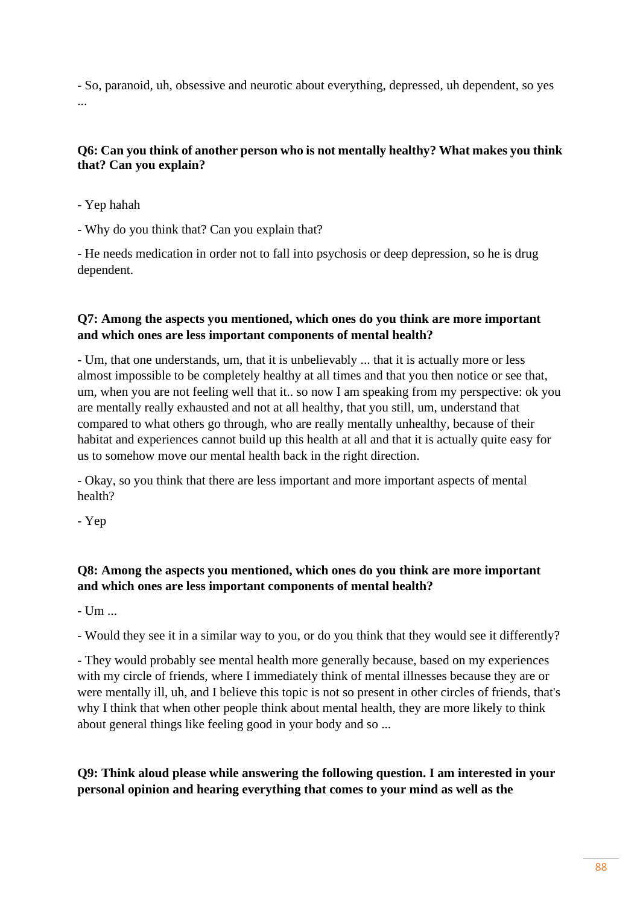- So, paranoid, uh, obsessive and neurotic about everything, depressed, uh dependent, so yes ...

**Q6: Can you think of another person who is not mentally healthy? What makes you think that? Can you explain?**

- Yep hahah

- Why do you think that? Can you explain that?

- He needs medication in order not to fall into psychosis or deep depression, so he is drug dependent.

**Q7: Among the aspects you mentioned, which ones do you think are more important and which ones are less important components of mental health?**

- Um, that one understands, um, that it is unbelievably ... that it is actually more or less almost impossible to be completely healthy at all times and that you then notice or see that, um, when you are not feeling well that it.. so now I am speaking from my perspective: ok you are mentally really exhausted and not at all healthy, that you still, um, understand that compared to what others go through, who are really mentally unhealthy, because of their habitat and experiences cannot build up this health at all and that it is actually quite easy for us to somehow move our mental health back in the right direction.

- Okay, so you think that there are less important and more important aspects of mental health?

- Yep

**Q8: Among the aspects you mentioned, which ones do you think are more important and which ones are less important components of mental health?**

- Um ...

- Would they see it in a similar way to you, or do you think that they would see it differently?

- They would probably see mental health more generally because, based on my experiences with my circle of friends, where I immediately think of mental illnesses because they are or were mentally ill, uh, and I believe this topic is not so present in other circles of friends, that's why I think that when other people think about mental health, they are more likely to think about general things like feeling good in your body and so ...

**Q9: Think aloud please while answering the following question. I am interested in your personal opinion and hearing everything that comes to your mind as well as the**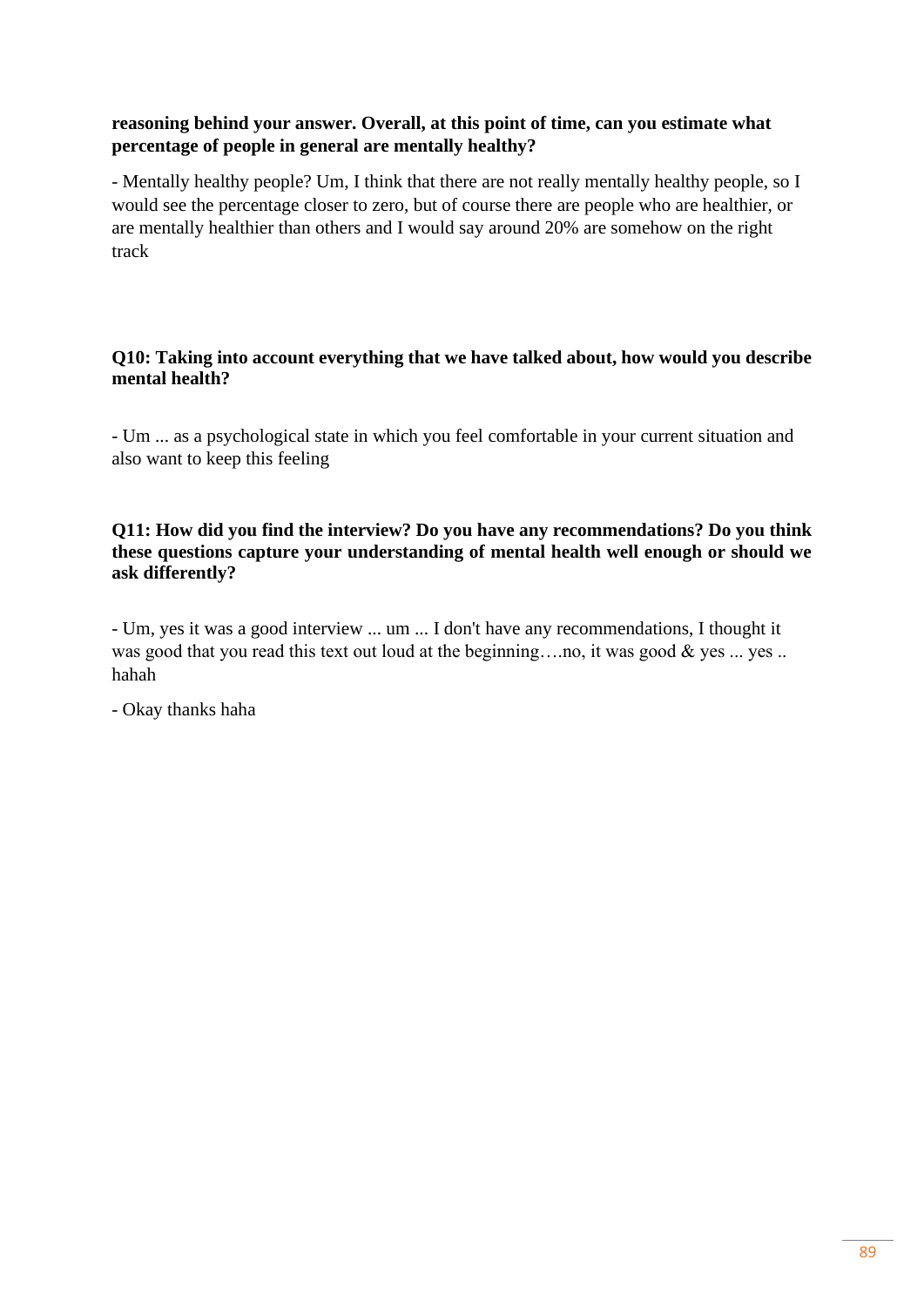**reasoning behind your answer. Overall, at this point of time, can you estimate what percentage of people in general are mentally healthy?**

- Mentally healthy people? Um, I think that there are not really mentally healthy people, so I would see the percentage closer to zero, but of course there are people who are healthier, or are mentally healthier than others and I would say around 20% are somehow on the right track

**Q10: Taking into account everything that we have talked about, how would you describe mental health?**

- Um ... as a psychological state in which you feel comfortable in your current situation and also want to keep this feeling

**Q11: How did you find the interview? Do you have any recommendations? Do you think these questions capture your understanding of mental health well enough or should we ask differently?**

- Um, yes it was a good interview ... um ... I don't have any recommendations, I thought it was good that you read this text out loud at the beginning….no, it was good & yes ... yes .. hahah

- Okay thanks haha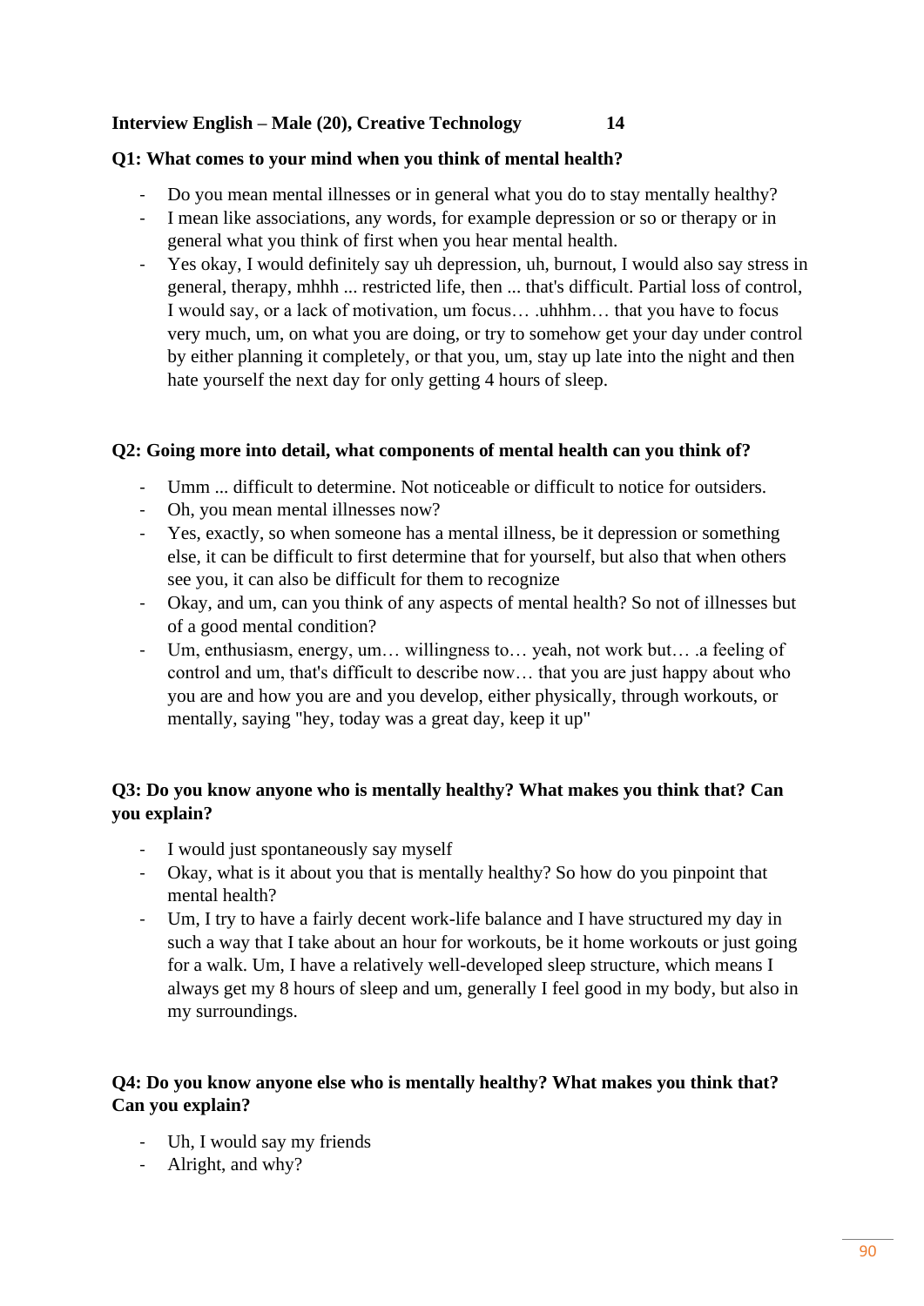**Interview English – Male (20), Creative Technology 14**

**Q1: What comes to your mind when you think of mental health?**

- Do you mean mental illnesses or in general what you do to stay mentally healthy?
- I mean like associations, any words, for example depression or so or therapy or in general what you think of first when you hear mental health.
- Yes okay, I would definitely say uh depression, uh, burnout, I would also say stress in general, therapy, mhhh ... restricted life, then ... that's difficult. Partial loss of control, I would say, or a lack of motivation, um focus… .uhhhm… that you have to focus very much, um, on what you are doing, or try to somehow get your day under control by either planning it completely, or that you, um, stay up late into the night and then hate yourself the next day for only getting 4 hours of sleep.

**Q2: Going more into detail, what components of mental health can you think of?**

- Umm ... difficult to determine. Not noticeable or difficult to notice for outsiders.
- Oh, you mean mental illnesses now?
- Yes, exactly, so when someone has a mental illness, be it depression or something else, it can be difficult to first determine that for yourself, but also that when others see you, it can also be difficult for them to recognize
- Okay, and um, can you think of any aspects of mental health? So not of illnesses but of a good mental condition?
- Um, enthusiasm, energy, um… willingness to… yeah, not work but… .a feeling of control and um, that's difficult to describe now… that you are just happy about who you are and how you are and you develop, either physically, through workouts, or mentally, saying "hey, today was a great day, keep it up"

**Q3: Do you know anyone who is mentally healthy? What makes you think that? Can you explain?**

- I would just spontaneously say myself
- Okay, what is it about you that is mentally healthy? So how do you pinpoint that mental health?
- Um, I try to have a fairly decent work-life balance and I have structured my day in such a way that I take about an hour for workouts, be it home workouts or just going for a walk. Um, I have a relatively well-developed sleep structure, which means I always get my 8 hours of sleep and um, generally I feel good in my body, but also in my surroundings.

**Q4: Do you know anyone else who is mentally healthy? What makes you think that? Can you explain?**

- Uh, I would say my friends
- Alright, and why?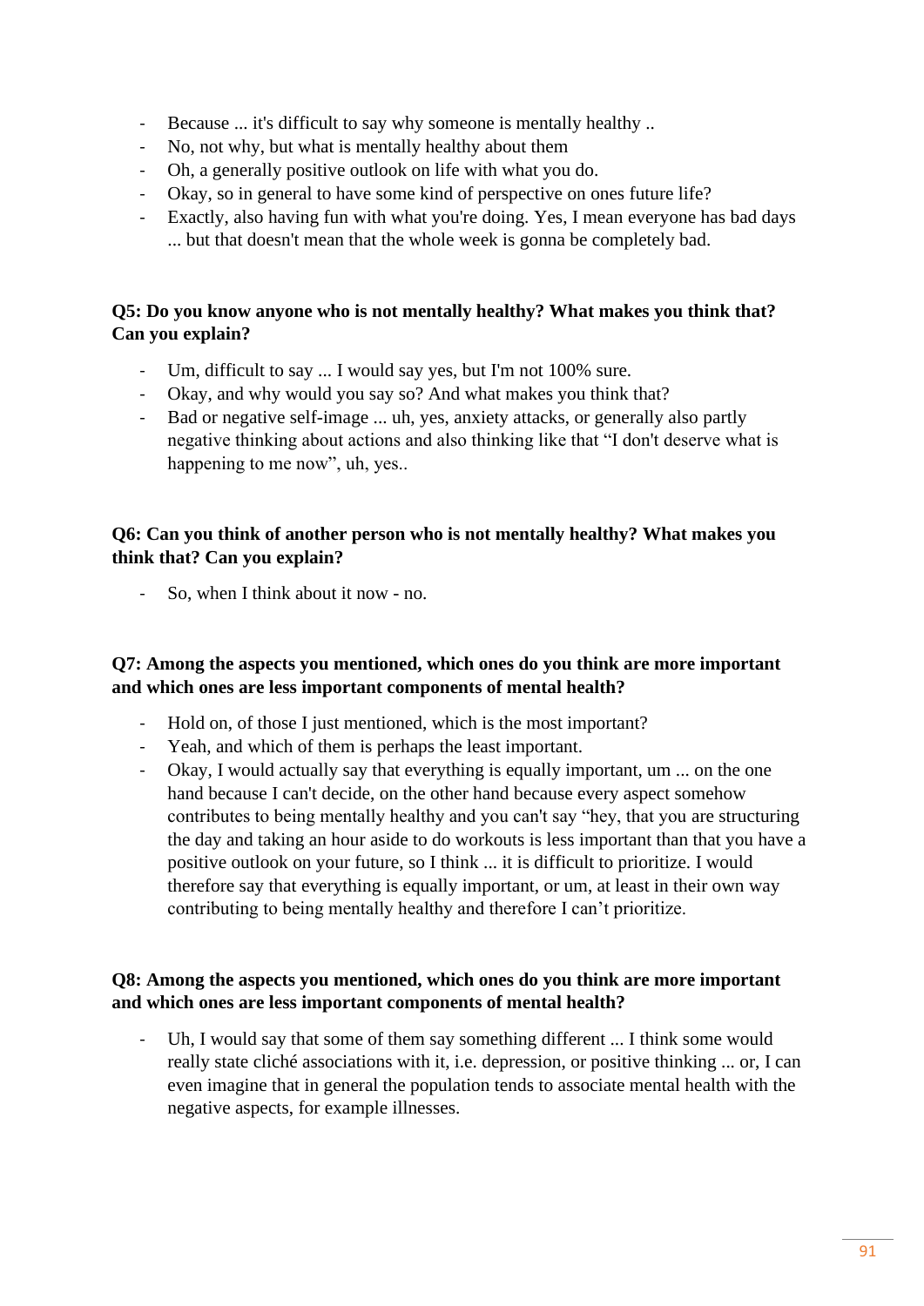- Because ... it's difficult to say why someone is mentally healthy ..
- No, not why, but what is mentally healthy about them
- Oh, a generally positive outlook on life with what you do.
- Okay, so in general to have some kind of perspective on ones future life?
- Exactly, also having fun with what you're doing. Yes, I mean everyone has bad days ... but that doesn't mean that the whole week is gonna be completely bad.

**Q5: Do you know anyone who is not mentally healthy? What makes you think that? Can you explain?**

- Um, difficult to say ... I would say yes, but I'm not 100% sure.
- Okay, and why would you say so? And what makes you think that?
- Bad or negative self-image ... uh, yes, anxiety attacks, or generally also partly negative thinking about actions and also thinking like that "I don't deserve what is happening to me now", uh, yes..

**Q6: Can you think of another person who is not mentally healthy? What makes you think that? Can you explain?**

- So, when I think about it now - no.

**Q7: Among the aspects you mentioned, which ones do you think are more important and which ones are less important components of mental health?**

- Hold on, of those I just mentioned, which is the most important?
- Yeah, and which of them is perhaps the least important.
- Okay, I would actually say that everything is equally important, um ... on the one hand because I can't decide, on the other hand because every aspect somehow contributes to being mentally healthy and you can't say "hey, that you are structuring the day and taking an hour aside to do workouts is less important than that you have a positive outlook on your future, so I think ... it is difficult to prioritize. I would therefore say that everything is equally important, or um, at least in their own way contributing to being mentally healthy and therefore I can't prioritize.

**Q8: Among the aspects you mentioned, which ones do you think are more important and which ones are less important components of mental health?**

- Uh, I would say that some of them say something different ... I think some would really state cliché associations with it, i.e. depression, or positive thinking ... or, I can even imagine that in general the population tends to associate mental health with the negative aspects, for example illnesses.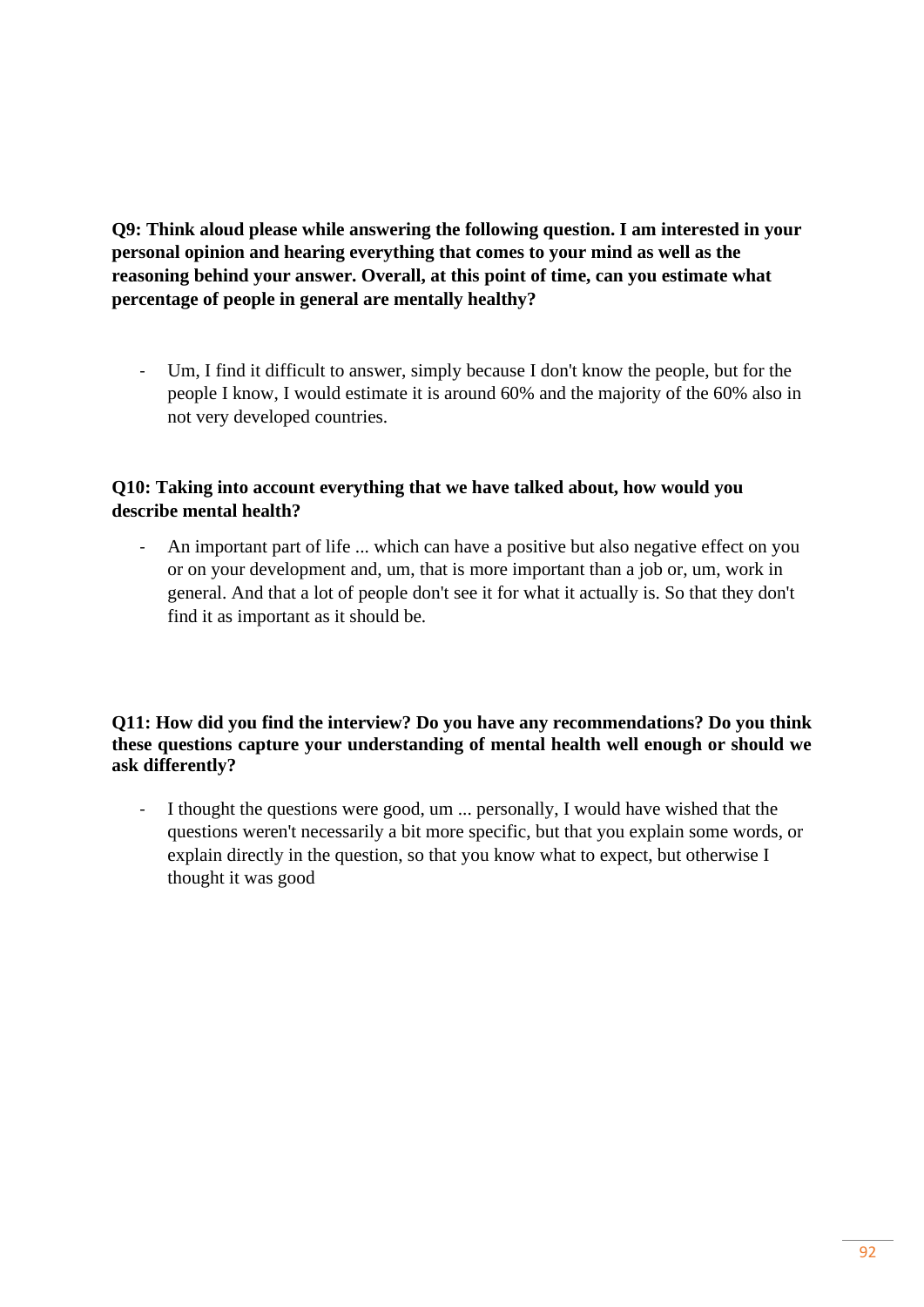**Q9: Think aloud please while answering the following question. I am interested in your personal opinion and hearing everything that comes to your mind as well as the reasoning behind your answer. Overall, at this point of time, can you estimate what percentage of people in general are mentally healthy?**

- Um, I find it difficult to answer, simply because I don't know the people, but for the people I know, I would estimate it is around 60% and the majority of the 60% also in not very developed countries.

**Q10: Taking into account everything that we have talked about, how would you describe mental health?**

- An important part of life ... which can have a positive but also negative effect on you or on your development and, um, that is more important than a job or, um, work in general. And that a lot of people don't see it for what it actually is. So that they don't find it as important as it should be.

**Q11: How did you find the interview? Do you have any recommendations? Do you think these questions capture your understanding of mental health well enough or should we ask differently?**

- I thought the questions were good, um ... personally, I would have wished that the questions weren't necessarily a bit more specific, but that you explain some words, or explain directly in the question, so that you know what to expect, but otherwise I thought it was good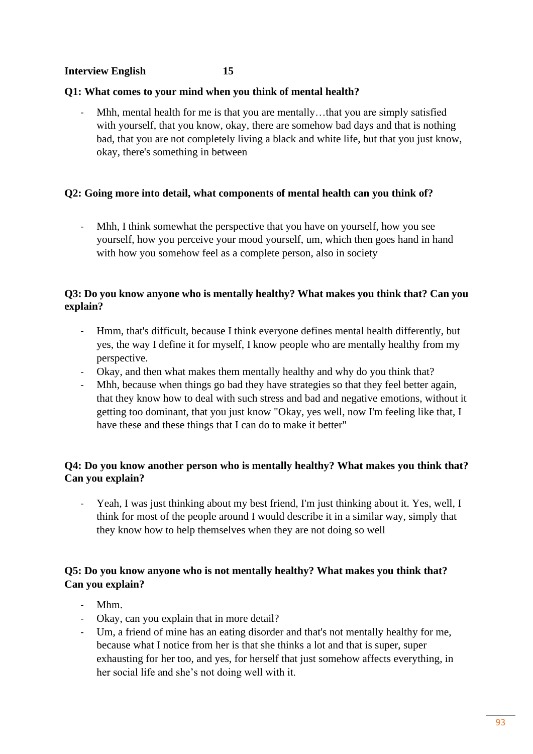**Interview English 15**

**Q1: What comes to your mind when you think of mental health?**

- Mhh, mental health for me is that you are mentally…that you are simply satisfied with yourself, that you know, okay, there are somehow bad days and that is nothing bad, that you are not completely living a black and white life, but that you just know, okay, there's something in between

**Q2: Going more into detail, what components of mental health can you think of?**

- Mhh, I think somewhat the perspective that you have on yourself, how you see yourself, how you perceive your mood yourself, um, which then goes hand in hand with how you somehow feel as a complete person, also in society

**Q3: Do you know anyone who is mentally healthy? What makes you think that? Can you explain?**

- Hmm, that's difficult, because I think everyone defines mental health differently, but yes, the way I define it for myself, I know people who are mentally healthy from my perspective.
- Okay, and then what makes them mentally healthy and why do you think that?
- Mhh, because when things go bad they have strategies so that they feel better again, that they know how to deal with such stress and bad and negative emotions, without it getting too dominant, that you just know "Okay, yes well, now I'm feeling like that, I have these and these things that I can do to make it better"

**Q4: Do you know another person who is mentally healthy? What makes you think that? Can you explain?**

- Yeah, I was just thinking about my best friend, I'm just thinking about it. Yes, well, I think for most of the people around I would describe it in a similar way, simply that they know how to help themselves when they are not doing so well

**Q5: Do you know anyone who is not mentally healthy? What makes you think that? Can you explain?**

- Mhm.
- Okay, can you explain that in more detail?
- Um, a friend of mine has an eating disorder and that's not mentally healthy for me, because what I notice from her is that she thinks a lot and that is super, super exhausting for her too, and yes, for herself that just somehow affects everything, in her social life and she's not doing well with it.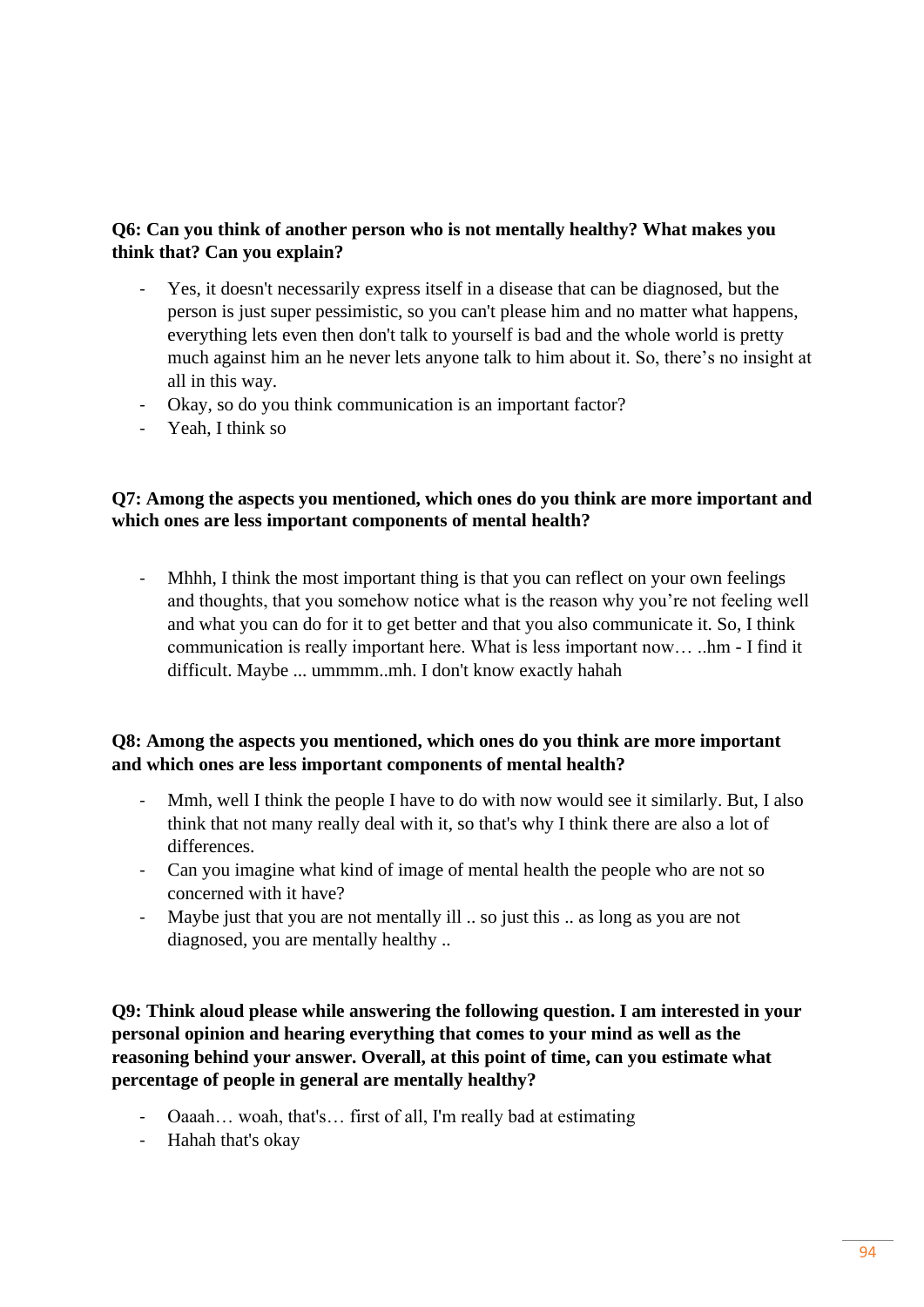**Q6: Can you think of another person who is not mentally healthy? What makes you think that? Can you explain?**

- Yes, it doesn't necessarily express itself in a disease that can be diagnosed, but the person is just super pessimistic, so you can't please him and no matter what happens, everything lets even then don't talk to yourself is bad and the whole world is pretty much against him an he never lets anyone talk to him about it. So, there's no insight at all in this way.
- Okay, so do you think communication is an important factor?
- Yeah, I think so

**Q7: Among the aspects you mentioned, which ones do you think are more important and which ones are less important components of mental health?**

- Mhhh, I think the most important thing is that you can reflect on your own feelings and thoughts, that you somehow notice what is the reason why you're not feeling well and what you can do for it to get better and that you also communicate it. So, I think communication is really important here. What is less important now… ..hm - I find it difficult. Maybe ... ummmm..mh. I don't know exactly hahah

**Q8: Among the aspects you mentioned, which ones do you think are more important and which ones are less important components of mental health?**

- Mmh, well I think the people I have to do with now would see it similarly. But, I also think that not many really deal with it, so that's why I think there are also a lot of differences.
- Can you imagine what kind of image of mental health the people who are not so concerned with it have?
- Maybe just that you are not mentally ill .. so just this .. as long as you are not diagnosed, you are mentally healthy ..

**Q9: Think aloud please while answering the following question. I am interested in your personal opinion and hearing everything that comes to your mind as well as the reasoning behind your answer. Overall, at this point of time, can you estimate what percentage of people in general are mentally healthy?**

- Oaaah… woah, that's… first of all, I'm really bad at estimating
- Hahah that's okay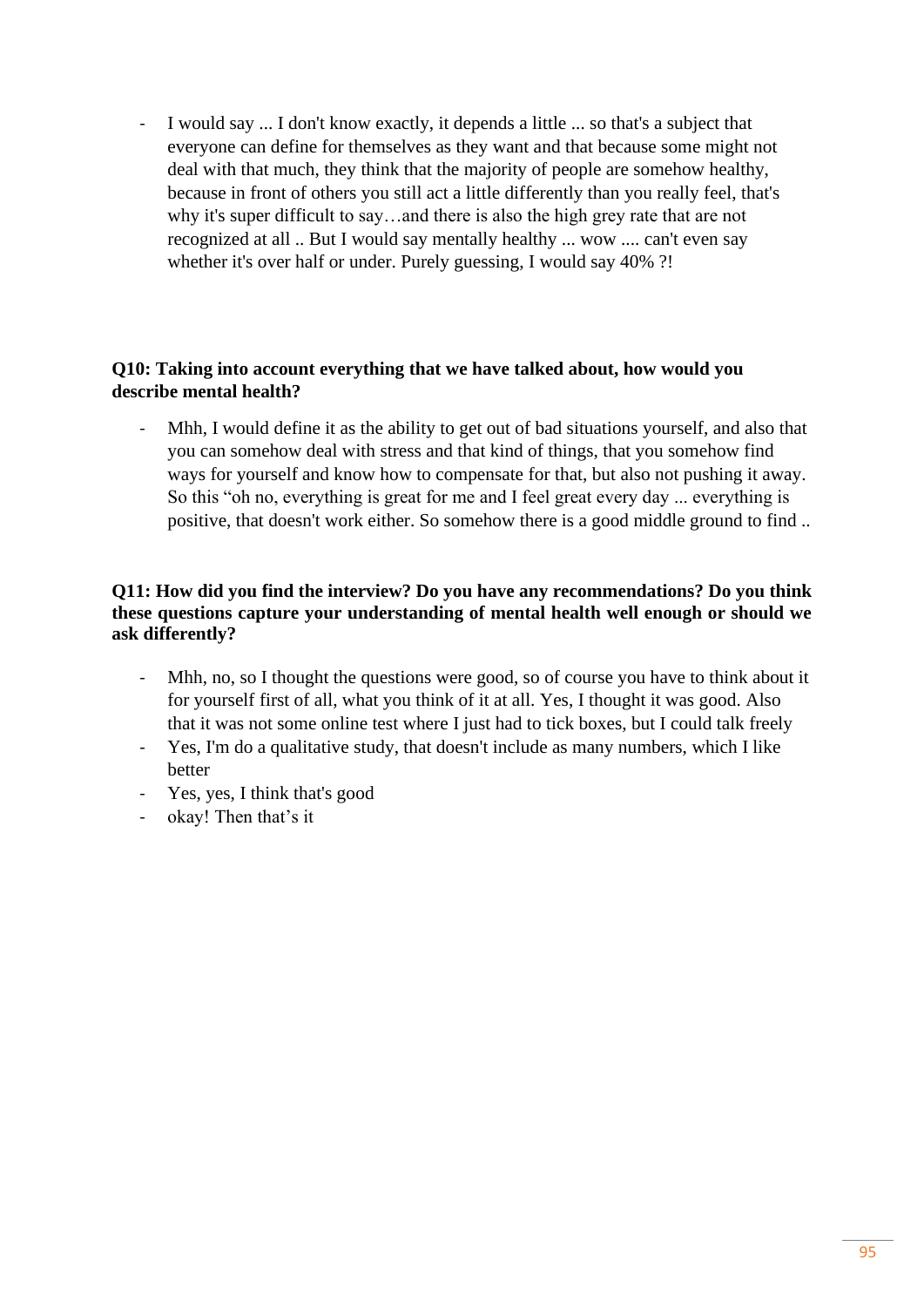- I would say ... I don't know exactly, it depends a little ... so that's a subject that everyone can define for themselves as they want and that because some might not deal with that much, they think that the majority of people are somehow healthy, because in front of others you still act a little differently than you really feel, that's why it's super difficult to say…and there is also the high grey rate that are not recognized at all .. But I would say mentally healthy ... wow .... can't even say whether it's over half or under. Purely guessing, I would say 40% ?!

**Q10: Taking into account everything that we have talked about, how would you describe mental health?**

- Mhh, I would define it as the ability to get out of bad situations yourself, and also that you can somehow deal with stress and that kind of things, that you somehow find ways for yourself and know how to compensate for that, but also not pushing it away. So this "oh no, everything is great for me and I feel great every day ... everything is positive, that doesn't work either. So somehow there is a good middle ground to find ..

**Q11: How did you find the interview? Do you have any recommendations? Do you think these questions capture your understanding of mental health well enough or should we ask differently?**

- Mhh, no, so I thought the questions were good, so of course you have to think about it for yourself first of all, what you think of it at all. Yes, I thought it was good. Also that it was not some online test where I just had to tick boxes, but I could talk freely
- Yes, I'm do a qualitative study, that doesn't include as many numbers, which I like better
- Yes, yes, I think that's good
- okay! Then that's it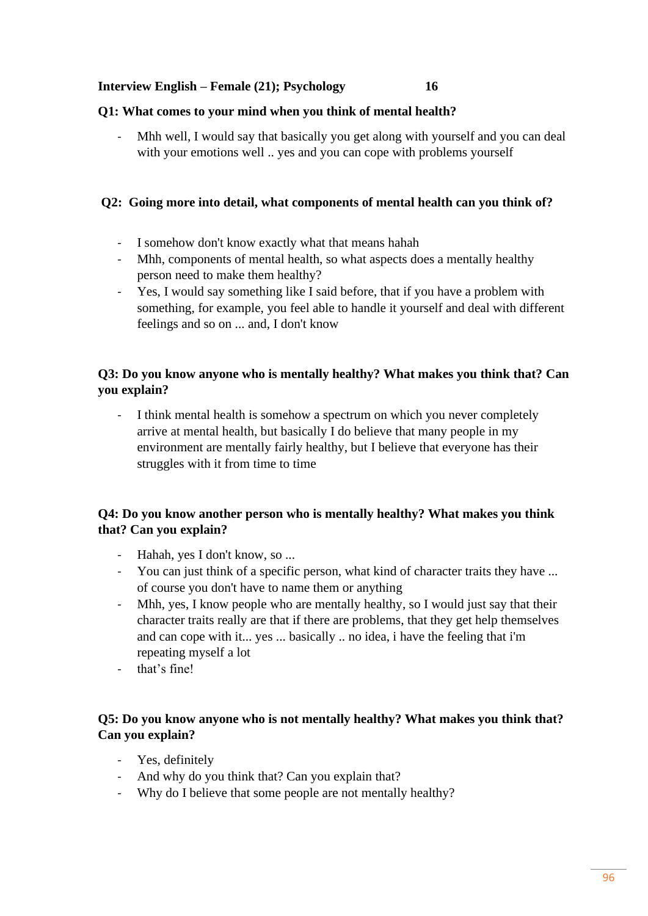**Interview English – Female (21); Psychology 16**

**Q1: What comes to your mind when you think of mental health?**

- Mhh well, I would say that basically you get along with yourself and you can deal with your emotions well .. yes and you can cope with problems yourself

**Q2: Going more into detail, what components of mental health can you think of?**

- I somehow don't know exactly what that means hahah
- Mhh, components of mental health, so what aspects does a mentally healthy person need to make them healthy?
- Yes, I would say something like I said before, that if you have a problem with something, for example, you feel able to handle it yourself and deal with different feelings and so on ... and, I don't know

**Q3: Do you know anyone who is mentally healthy? What makes you think that? Can you explain?**

- I think mental health is somehow a spectrum on which you never completely arrive at mental health, but basically I do believe that many people in my environment are mentally fairly healthy, but I believe that everyone has their struggles with it from time to time

**Q4: Do you know another person who is mentally healthy? What makes you think that? Can you explain?**

- Hahah, yes I don't know, so ...
- You can just think of a specific person, what kind of character traits they have ... of course you don't have to name them or anything
- Mhh, yes, I know people who are mentally healthy, so I would just say that their character traits really are that if there are problems, that they get help themselves and can cope with it... yes ... basically .. no idea, i have the feeling that i'm repeating myself a lot
- that's fine!

**Q5: Do you know anyone who is not mentally healthy? What makes you think that? Can you explain?**

- Yes, definitely
- And why do you think that? Can you explain that?
- Why do I believe that some people are not mentally healthy?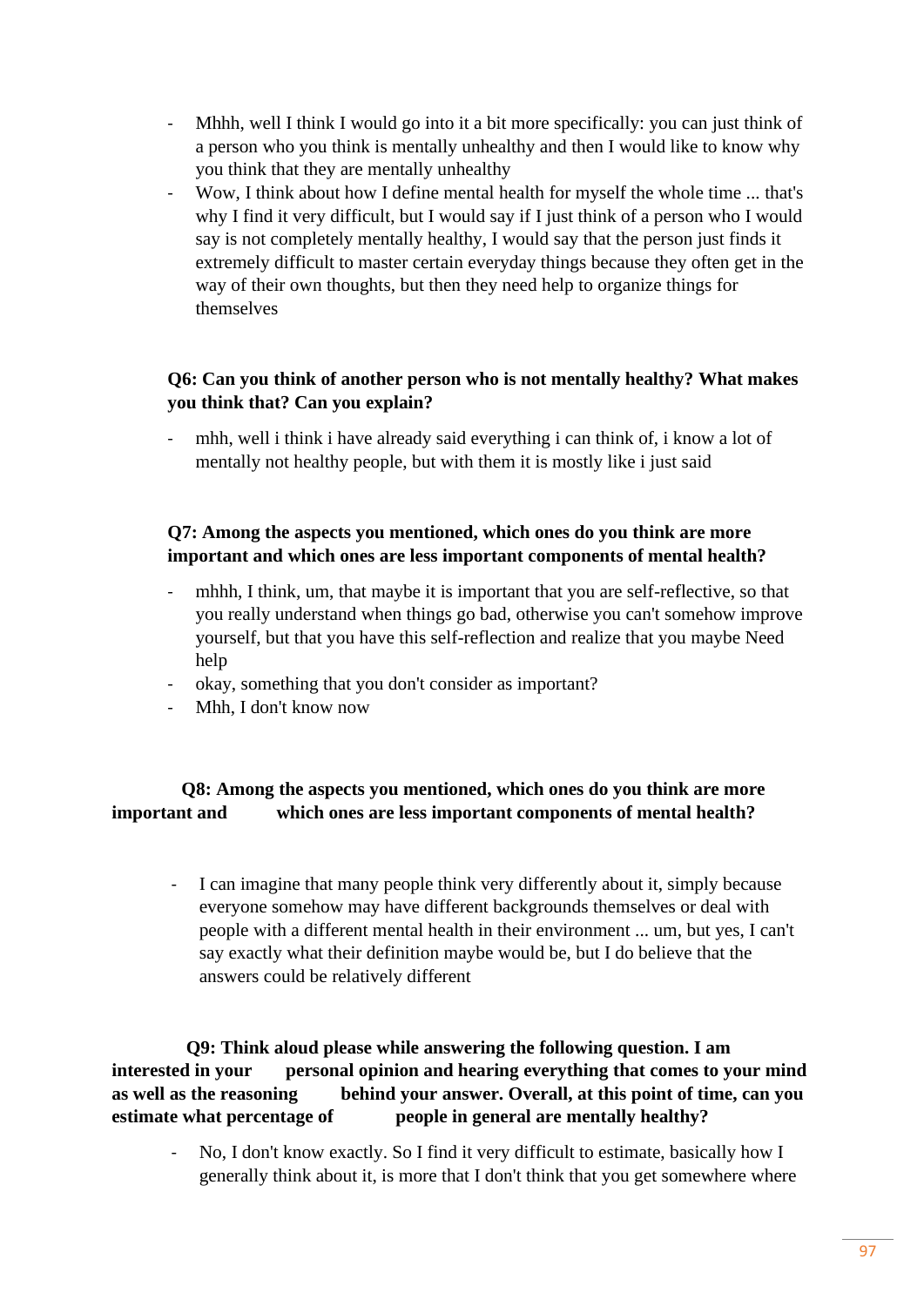- Mhhh, well I think I would go into it a bit more specifically: you can just think of a person who you think is mentally unhealthy and then I would like to know why you think that they are mentally unhealthy
- Wow, I think about how I define mental health for myself the whole time ... that's why I find it very difficult, but I would say if I just think of a person who I would say is not completely mentally healthy, I would say that the person just finds it extremely difficult to master certain everyday things because they often get in the way of their own thoughts, but then they need help to organize things for themselves

**Q6: Can you think of another person who is not mentally healthy? What makes you think that? Can you explain?**

- mhh, well i think i have already said everything i can think of, i know a lot of mentally not healthy people, but with them it is mostly like i just said

**Q7: Among the aspects you mentioned, which ones do you think are more important and which ones are less important components of mental health?**

- mhhh, I think, um, that maybe it is important that you are self-reflective, so that you really understand when things go bad, otherwise you can't somehow improve yourself, but that you have this self-reflection and realize that you maybe Need help
- okay, something that you don't consider as important?
- Mhh, I don't know now

**Q8: Among the aspects you mentioned, which ones do you think are more important and which ones are less important components of mental health?**

- I can imagine that many people think very differently about it, simply because everyone somehow may have different backgrounds themselves or deal with people with a different mental health in their environment ... um, but yes, I can't say exactly what their definition maybe would be, but I do believe that the answers could be relatively different

**Q9: Think aloud please while answering the following question. I am interested in your personal opinion and hearing everything that comes to your mind as well as the reasoning behind your answer. Overall, at this point of time, can you estimate what percentage of people in general are mentally healthy?**

- No, I don't know exactly. So I find it very difficult to estimate, basically how I generally think about it, is more that I don't think that you get somewhere where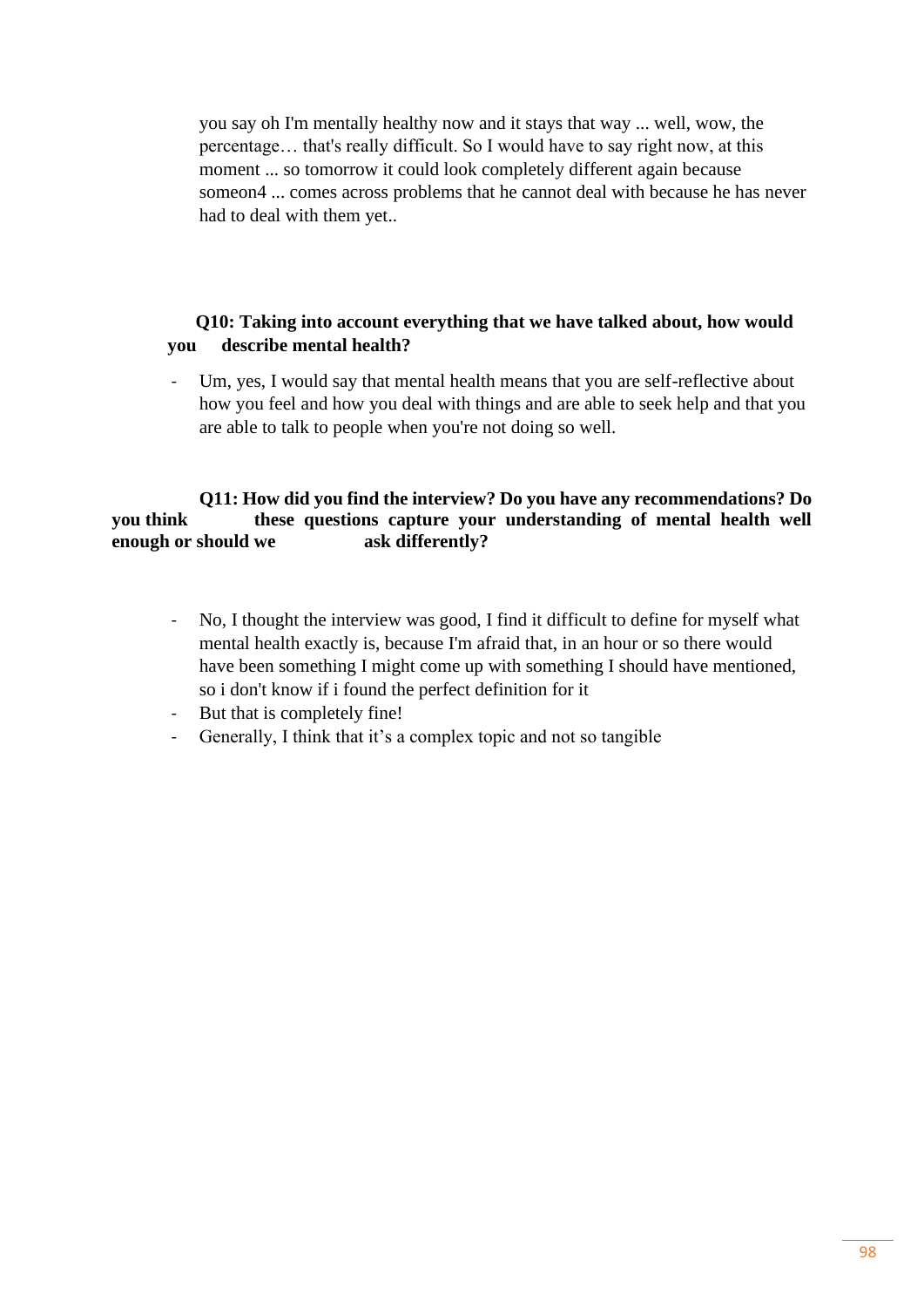you say oh I'm mentally healthy now and it stays that way ... well, wow, the percentage… that's really difficult. So I would have to say right now, at this moment ... so tomorrow it could look completely different again because someon4 ... comes across problems that he cannot deal with because he has never had to deal with them yet..

**Q10: Taking into account everything that we have talked about, how would you describe mental health?**

- Um, yes, I would say that mental health means that you are self-reflective about how you feel and how you deal with things and are able to seek help and that you are able to talk to people when you're not doing so well.

**Q11: How did you find the interview? Do you have any recommendations? Do you think these questions capture your understanding of mental health well enough or should we ask differently?**

- No, I thought the interview was good, I find it difficult to define for myself what mental health exactly is, because I'm afraid that, in an hour or so there would have been something I might come up with something I should have mentioned, so i don't know if i found the perfect definition for it
- But that is completely fine!
- Generally, I think that it's a complex topic and not so tangible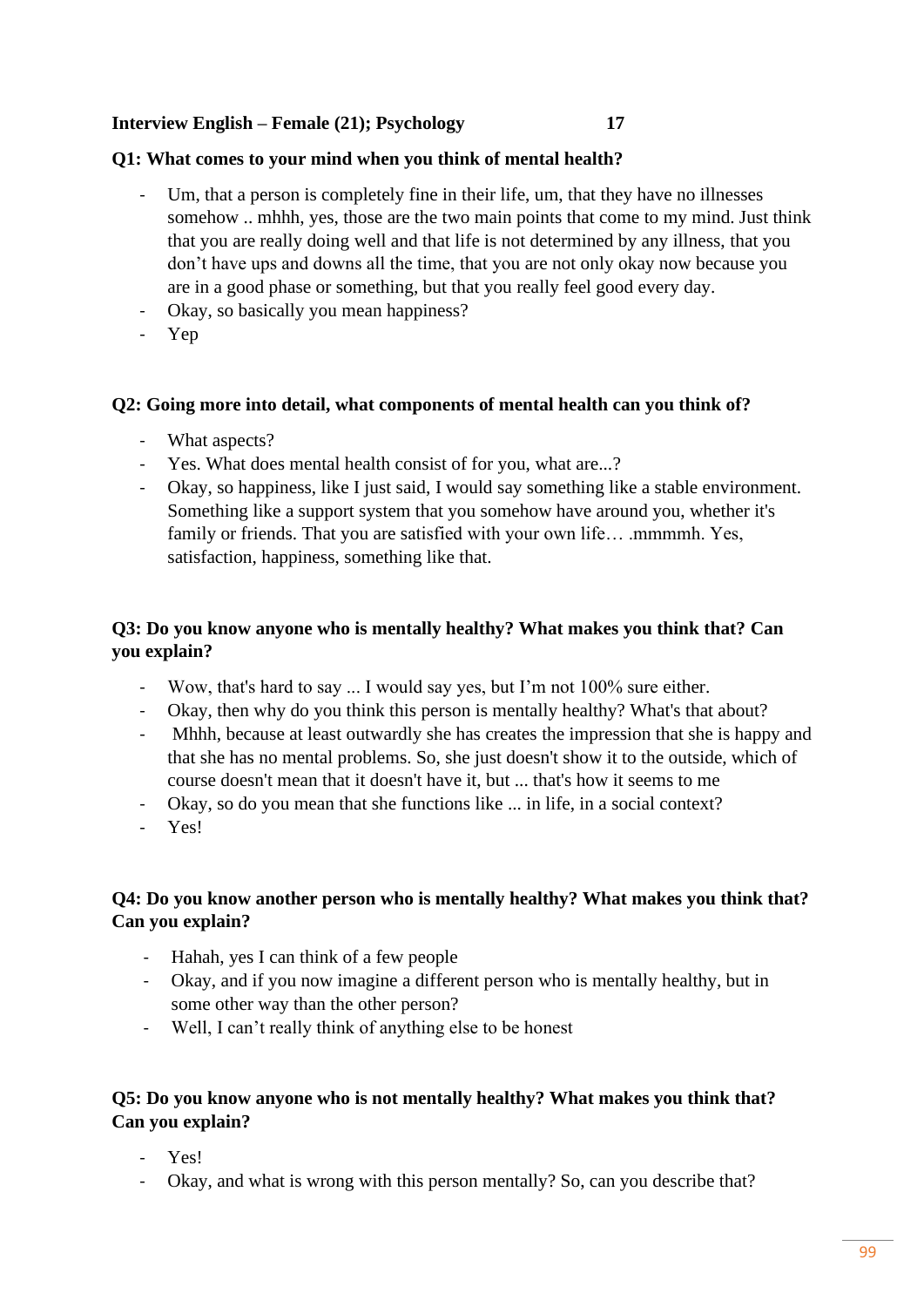**Interview English – Female (21); Psychology 17**

**Q1: What comes to your mind when you think of mental health?**

- Um, that a person is completely fine in their life, um, that they have no illnesses somehow .. mhhh, yes, those are the two main points that come to my mind. Just think that you are really doing well and that life is not determined by any illness, that you don't have ups and downs all the time, that you are not only okay now because you are in a good phase or something, but that you really feel good every day.
- Okay, so basically you mean happiness?
- Yep

**Q2: Going more into detail, what components of mental health can you think of?**

- What aspects?
- Yes. What does mental health consist of for you, what are...?
- Okay, so happiness, like I just said, I would say something like a stable environment. Something like a support system that you somehow have around you, whether it's family or friends. That you are satisfied with your own life… .mmmmh. Yes, satisfaction, happiness, something like that.

**Q3: Do you know anyone who is mentally healthy? What makes you think that? Can you explain?**

- Wow, that's hard to say ... I would say yes, but I'm not 100% sure either.
- Okay, then why do you think this person is mentally healthy? What's that about?
- Mhhh, because at least outwardly she has creates the impression that she is happy and that she has no mental problems. So, she just doesn't show it to the outside, which of course doesn't mean that it doesn't have it, but ... that's how it seems to me
- Okay, so do you mean that she functions like ... in life, in a social context?
- Yes!

**Q4: Do you know another person who is mentally healthy? What makes you think that? Can you explain?**

- Hahah, yes I can think of a few people
- Okay, and if you now imagine a different person who is mentally healthy, but in some other way than the other person?
- Well, I can't really think of anything else to be honest

**Q5: Do you know anyone who is not mentally healthy? What makes you think that? Can you explain?**

- Yes!
- Okay, and what is wrong with this person mentally? So, can you describe that?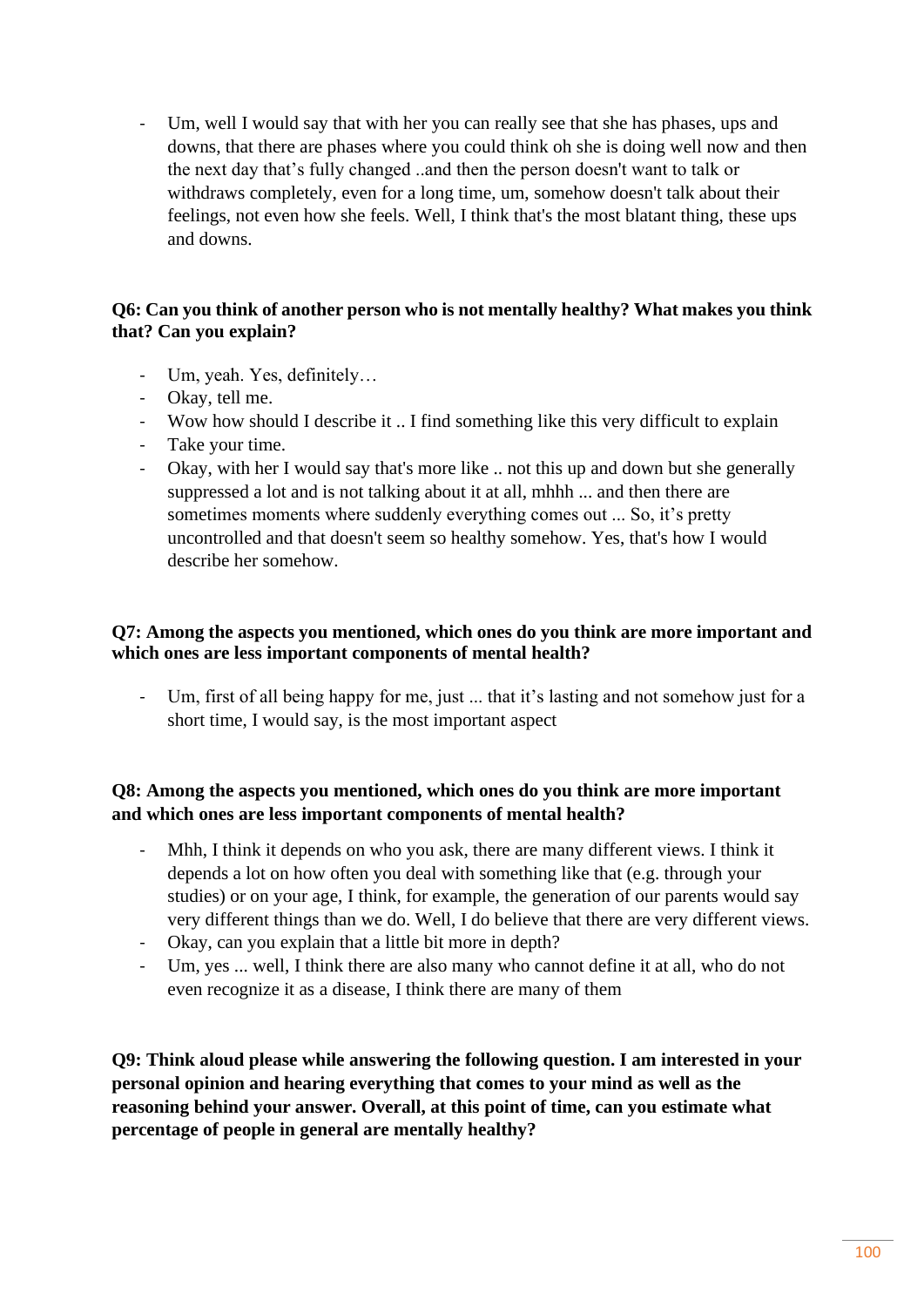- Um, well I would say that with her you can really see that she has phases, ups and downs, that there are phases where you could think oh she is doing well now and then the next day that's fully changed ..and then the person doesn't want to talk or withdraws completely, even for a long time, um, somehow doesn't talk about their feelings, not even how she feels. Well, I think that's the most blatant thing, these ups and downs.

**Q6: Can you think of another person who is not mentally healthy? What makes you think that? Can you explain?**

- Um, yeah. Yes, definitely…
- Okay, tell me.
- Wow how should I describe it .. I find something like this very difficult to explain
- Take your time.
- Okay, with her I would say that's more like .. not this up and down but she generally suppressed a lot and is not talking about it at all, mhhh ... and then there are sometimes moments where suddenly everything comes out ... So, it's pretty uncontrolled and that doesn't seem so healthy somehow. Yes, that's how I would describe her somehow.

**Q7: Among the aspects you mentioned, which ones do you think are more important and which ones are less important components of mental health?**

- Um, first of all being happy for me, just ... that it's lasting and not somehow just for a short time, I would say, is the most important aspect

**Q8: Among the aspects you mentioned, which ones do you think are more important and which ones are less important components of mental health?**

- Mhh, I think it depends on who you ask, there are many different views. I think it depends a lot on how often you deal with something like that (e.g. through your studies) or on your age, I think, for example, the generation of our parents would say very different things than we do. Well, I do believe that there are very different views.
- Okay, can you explain that a little bit more in depth?
- Um, yes ... well, I think there are also many who cannot define it at all, who do not even recognize it as a disease, I think there are many of them

**Q9: Think aloud please while answering the following question. I am interested in your personal opinion and hearing everything that comes to your mind as well as the reasoning behind your answer. Overall, at this point of time, can you estimate what percentage of people in general are mentally healthy?**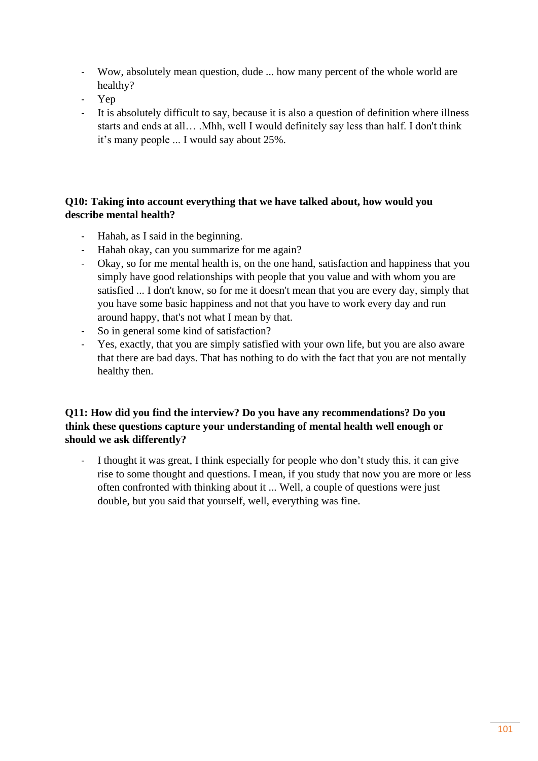- Wow, absolutely mean question, dude ... how many percent of the whole world are healthy?
- Yep
- It is absolutely difficult to say, because it is also a question of definition where illness starts and ends at all… .Mhh, well I would definitely say less than half. I don't think it’s many people ... I would say about 25%.

**Q10: Taking into account everything that we have talked about, how would you describe mental health?**

- Hahah, as I said in the beginning.
- Hahah okay, can you summarize for me again?
- Okay, so for me mental health is, on the one hand, satisfaction and happiness that you simply have good relationships with people that you value and with whom you are satisfied ... I don't know, so for me it doesn't mean that you are every day, simply that you have some basic happiness and not that you have to work every day and run around happy, that's not what I mean by that.
- So in general some kind of satisfaction?
- Yes, exactly, that you are simply satisfied with your own life, but you are also aware that there are bad days. That has nothing to do with the fact that you are not mentally healthy then.

**Q11: How did you find the interview? Do you have any recommendations? Do you think these questions capture your understanding of mental health well enough or should we ask differently?**

- I thought it was great, I think especially for people who don’t study this, it can give rise to some thought and questions. I mean, if you study that now you are more or less often confronted with thinking about it ... Well, a couple of questions were just double, but you said that yourself, well, everything was fine.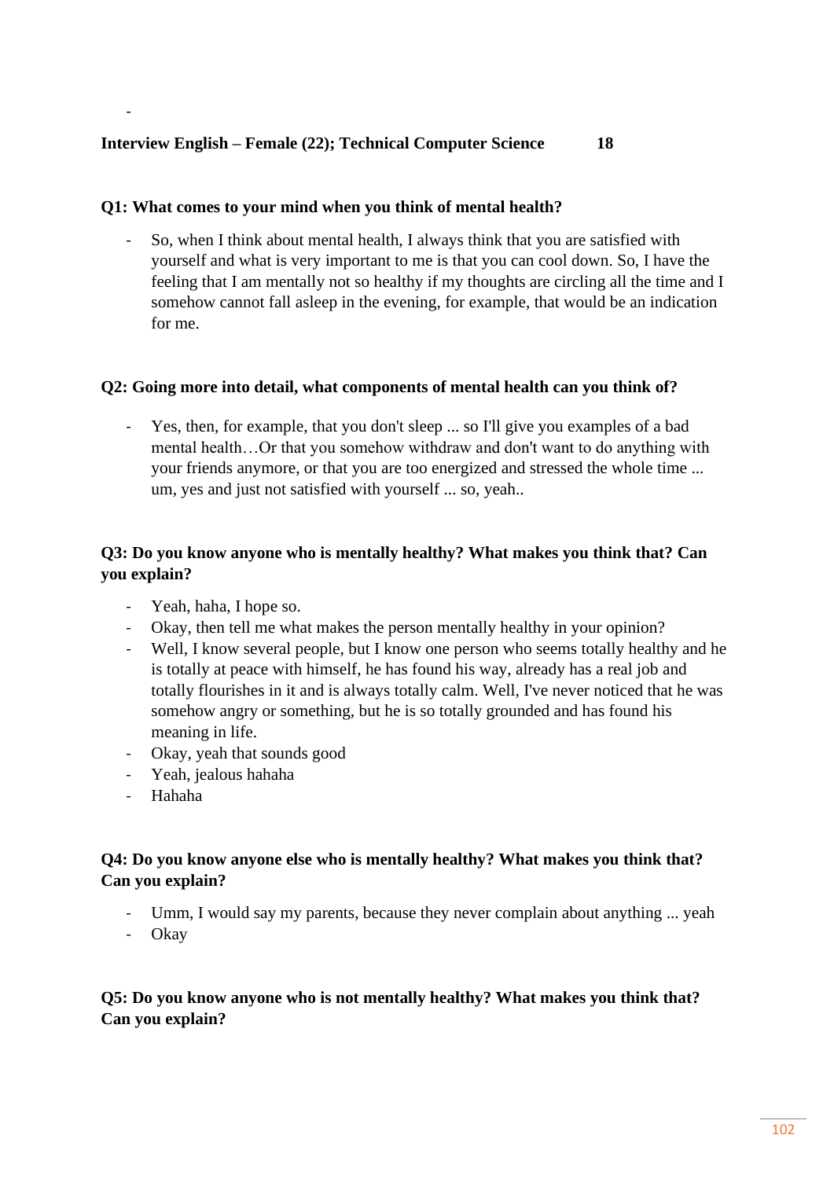-

**Interview English – Female (22); Technical Computer Science 18**

**Q1: What comes to your mind when you think of mental health?**

- So, when I think about mental health, I always think that you are satisfied with yourself and what is very important to me is that you can cool down. So, I have the feeling that I am mentally not so healthy if my thoughts are circling all the time and I somehow cannot fall asleep in the evening, for example, that would be an indication for me.

**Q2: Going more into detail, what components of mental health can you think of?**

- Yes, then, for example, that you don't sleep ... so I'll give you examples of a bad mental health…Or that you somehow withdraw and don't want to do anything with your friends anymore, or that you are too energized and stressed the whole time ... um, yes and just not satisfied with yourself ... so, yeah..

**Q3: Do you know anyone who is mentally healthy? What makes you think that? Can you explain?**

- Yeah, haha, I hope so.
- Okay, then tell me what makes the person mentally healthy in your opinion?
- Well, I know several people, but I know one person who seems totally healthy and he is totally at peace with himself, he has found his way, already has a real job and totally flourishes in it and is always totally calm. Well, I've never noticed that he was somehow angry or something, but he is so totally grounded and has found his meaning in life.
- Okay, yeah that sounds good
- Yeah, jealous hahaha
- Hahaha

**Q4: Do you know anyone else who is mentally healthy? What makes you think that? Can you explain?**

- Umm, I would say my parents, because they never complain about anything ... yeah
- Okay

**Q5: Do you know anyone who is not mentally healthy? What makes you think that? Can you explain?**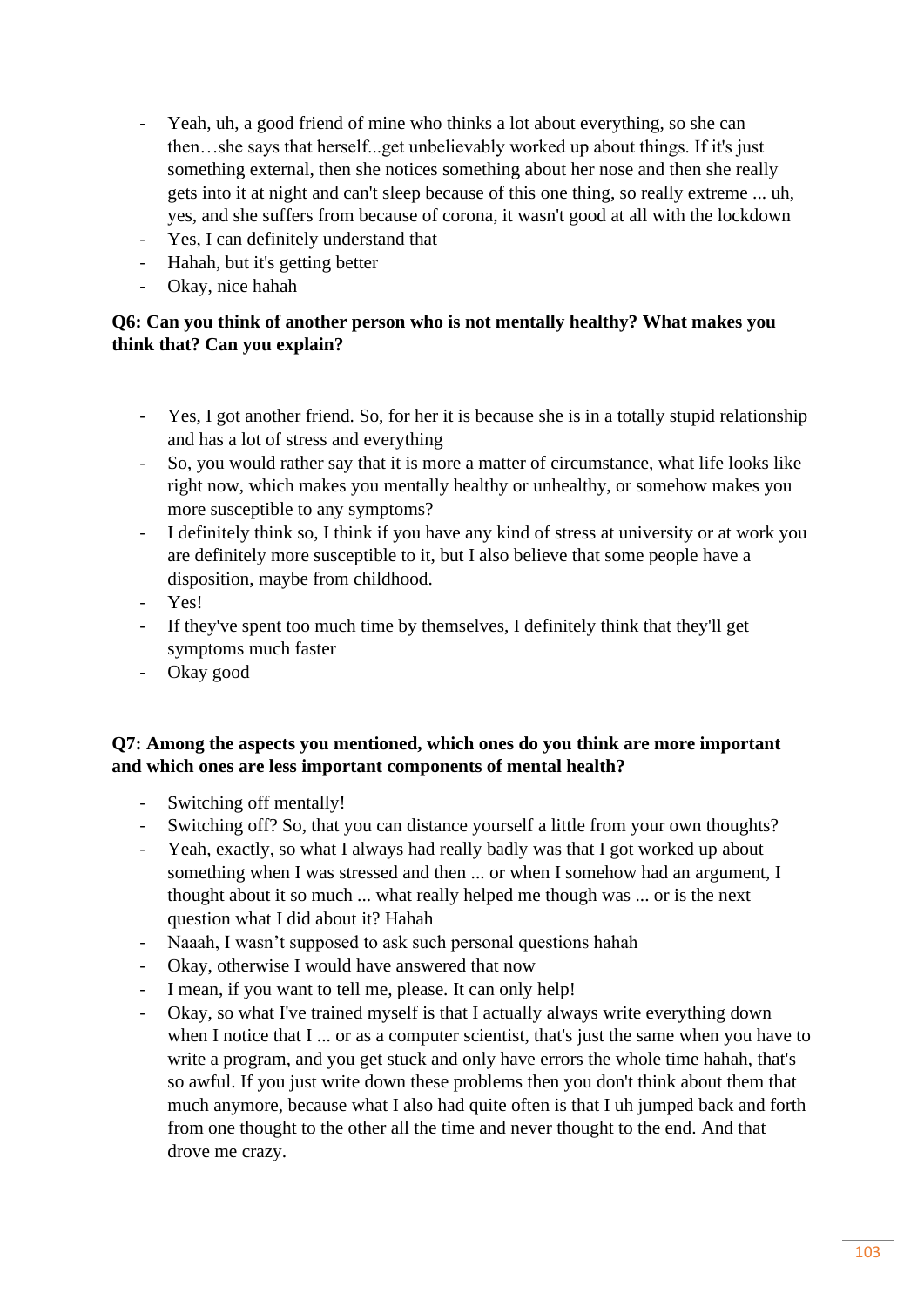- Yeah, uh, a good friend of mine who thinks a lot about everything, so she can then…she says that herself...get unbelievably worked up about things. If it's just something external, then she notices something about her nose and then she really gets into it at night and can't sleep because of this one thing, so really extreme ... uh, yes, and she suffers from because of corona, it wasn't good at all with the lockdown
- Yes, I can definitely understand that
- Hahah, but it's getting better
- Okay, nice hahah

**Q6: Can you think of another person who is not mentally healthy? What makes you think that? Can you explain?**

- Yes, I got another friend. So, for her it is because she is in a totally stupid relationship and has a lot of stress and everything
- So, you would rather say that it is more a matter of circumstance, what life looks like right now, which makes you mentally healthy or unhealthy, or somehow makes you more susceptible to any symptoms?
- I definitely think so, I think if you have any kind of stress at university or at work you are definitely more susceptible to it, but I also believe that some people have a disposition, maybe from childhood.
- Yes!
- If they've spent too much time by themselves, I definitely think that they'll get symptoms much faster
- Okay good

**Q7: Among the aspects you mentioned, which ones do you think are more important and which ones are less important components of mental health?**

- Switching off mentally!
- Switching off? So, that you can distance yourself a little from your own thoughts?
- Yeah, exactly, so what I always had really badly was that I got worked up about something when I was stressed and then ... or when I somehow had an argument, I thought about it so much ... what really helped me though was ... or is the next question what I did about it? Hahah
- Naaah, I wasn't supposed to ask such personal questions hahah
- Okay, otherwise I would have answered that now
- I mean, if you want to tell me, please. It can only help!
- Okay, so what I've trained myself is that I actually always write everything down when I notice that I ... or as a computer scientist, that's just the same when you have to write a program, and you get stuck and only have errors the whole time hahah, that's so awful. If you just write down these problems then you don't think about them that much anymore, because what I also had quite often is that I uh jumped back and forth from one thought to the other all the time and never thought to the end. And that drove me crazy.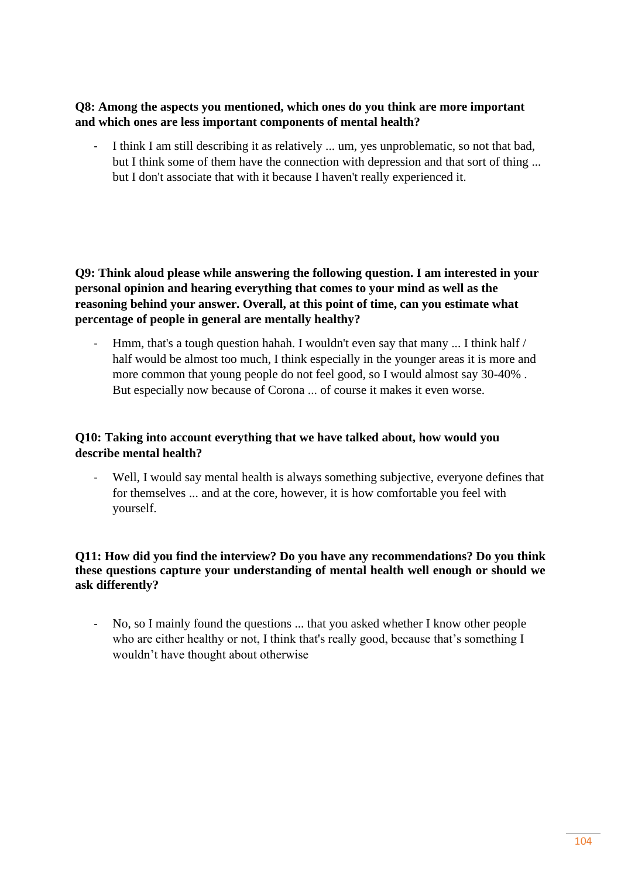**Q8: Among the aspects you mentioned, which ones do you think are more important and which ones are less important components of mental health?**

- I think I am still describing it as relatively ... um, yes unproblematic, so not that bad, but I think some of them have the connection with depression and that sort of thing ... but I don't associate that with it because I haven't really experienced it.

**Q9: Think aloud please while answering the following question. I am interested in your personal opinion and hearing everything that comes to your mind as well as the reasoning behind your answer. Overall, at this point of time, can you estimate what percentage of people in general are mentally healthy?**

- Hmm, that's a tough question hahah. I wouldn't even say that many ... I think half / half would be almost too much, I think especially in the younger areas it is more and more common that young people do not feel good, so I would almost say 30-40% . But especially now because of Corona ... of course it makes it even worse.

**Q10: Taking into account everything that we have talked about, how would you describe mental health?**

- Well, I would say mental health is always something subjective, everyone defines that for themselves ... and at the core, however, it is how comfortable you feel with yourself.

**Q11: How did you find the interview? Do you have any recommendations? Do you think these questions capture your understanding of mental health well enough or should we ask differently?**

- No, so I mainly found the questions ... that you asked whether I know other people who are either healthy or not, I think that's really good, because that’s something I wouldn’t have thought about otherwise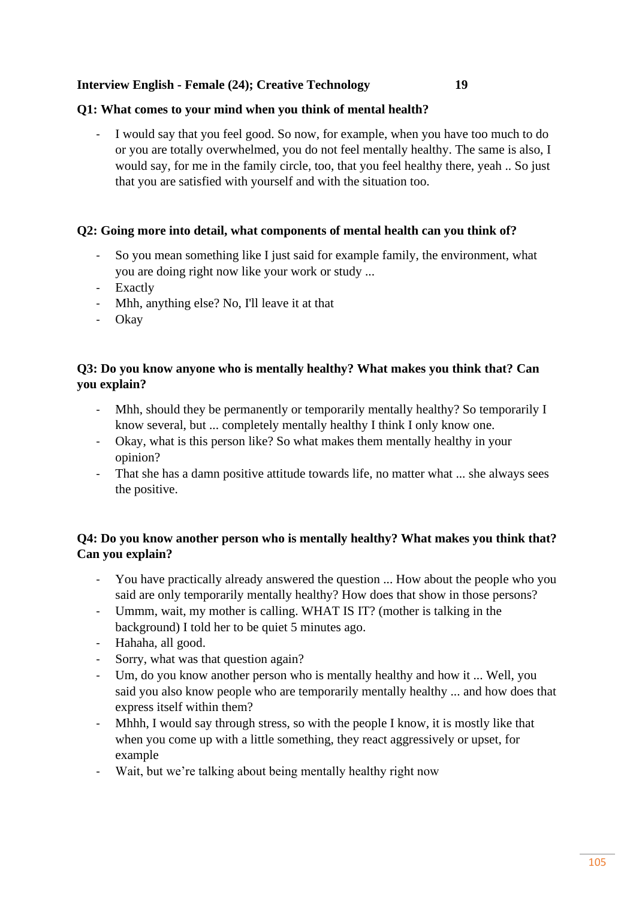**Interview English - Female (24); Creative Technology 19**

**Q1: What comes to your mind when you think of mental health?**

- I would say that you feel good. So now, for example, when you have too much to do or you are totally overwhelmed, you do not feel mentally healthy. The same is also, I would say, for me in the family circle, too, that you feel healthy there, yeah .. So just that you are satisfied with yourself and with the situation too.

**Q2: Going more into detail, what components of mental health can you think of?**

- So you mean something like I just said for example family, the environment, what you are doing right now like your work or study ...
- Exactly
- Mhh, anything else? No, I'll leave it at that
- Okay

**Q3: Do you know anyone who is mentally healthy? What makes you think that? Can you explain?**

- Mhh, should they be permanently or temporarily mentally healthy? So temporarily I know several, but ... completely mentally healthy I think I only know one.
- Okay, what is this person like? So what makes them mentally healthy in your opinion?
- That she has a damn positive attitude towards life, no matter what ... she always sees the positive.

**Q4: Do you know another person who is mentally healthy? What makes you think that? Can you explain?**

- You have practically already answered the question ... How about the people who you said are only temporarily mentally healthy? How does that show in those persons?
- Ummm, wait, my mother is calling. WHAT IS IT? (mother is talking in the background) I told her to be quiet 5 minutes ago.
- Hahaha, all good.
- Sorry, what was that question again?
- Um, do you know another person who is mentally healthy and how it ... Well, you said you also know people who are temporarily mentally healthy ... and how does that express itself within them?
- Mhhh, I would say through stress, so with the people I know, it is mostly like that when you come up with a little something, they react aggressively or upset, for example
- Wait, but we're talking about being mentally healthy right now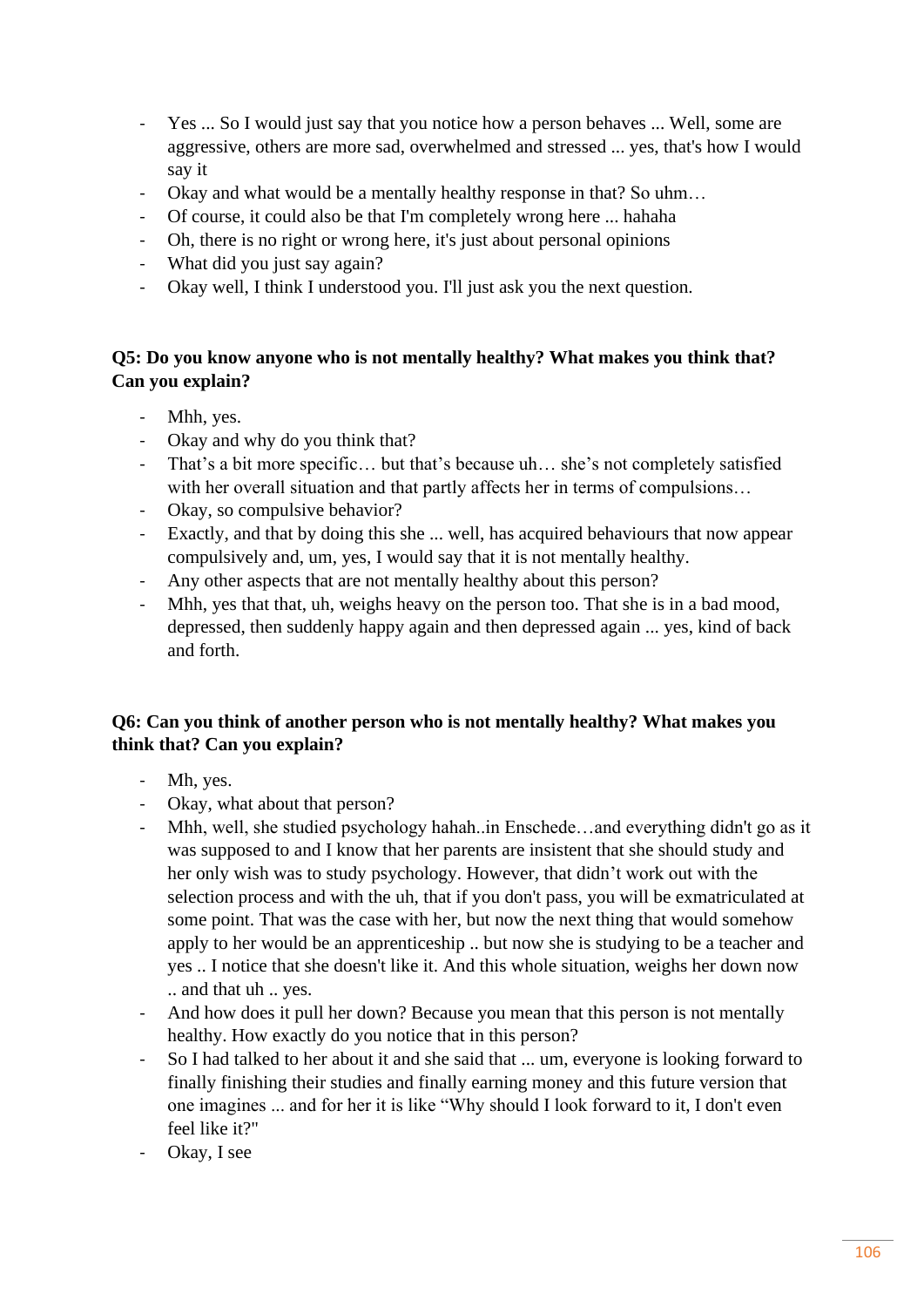- Yes ... So I would just say that you notice how a person behaves ... Well, some are aggressive, others are more sad, overwhelmed and stressed ... yes, that's how I would say it
- Okay and what would be a mentally healthy response in that? So uhm…
- Of course, it could also be that I'm completely wrong here ... hahaha
- Oh, there is no right or wrong here, it's just about personal opinions
- What did you just say again?
- Okay well, I think I understood you. I'll just ask you the next question.

**Q5: Do you know anyone who is not mentally healthy? What makes you think that? Can you explain?**

- Mhh, yes.
- Okay and why do you think that?
- That's a bit more specific… but that's because uh… she's not completely satisfied with her overall situation and that partly affects her in terms of compulsions…
- Okay, so compulsive behavior?
- Exactly, and that by doing this she ... well, has acquired behaviours that now appear compulsively and, um, yes, I would say that it is not mentally healthy.
- Any other aspects that are not mentally healthy about this person?
- Mhh, yes that that, uh, weighs heavy on the person too. That she is in a bad mood, depressed, then suddenly happy again and then depressed again ... yes, kind of back and forth.

**Q6: Can you think of another person who is not mentally healthy? What makes you think that? Can you explain?**

- Mh, yes.
- Okay, what about that person?
- Mhh, well, she studied psychology hahah..in Enschede…and everything didn't go as it was supposed to and I know that her parents are insistent that she should study and her only wish was to study psychology. However, that didn't work out with the selection process and with the uh, that if you don't pass, you will be exmatriculated at some point. That was the case with her, but now the next thing that would somehow apply to her would be an apprenticeship .. but now she is studying to be a teacher and yes .. I notice that she doesn't like it. And this whole situation, weighs her down now .. and that uh .. yes.
- And how does it pull her down? Because you mean that this person is not mentally healthy. How exactly do you notice that in this person?
- So I had talked to her about it and she said that ... um, everyone is looking forward to finally finishing their studies and finally earning money and this future version that one imagines ... and for her it is like "Why should I look forward to it, I don't even feel like it?"
- Okay, I see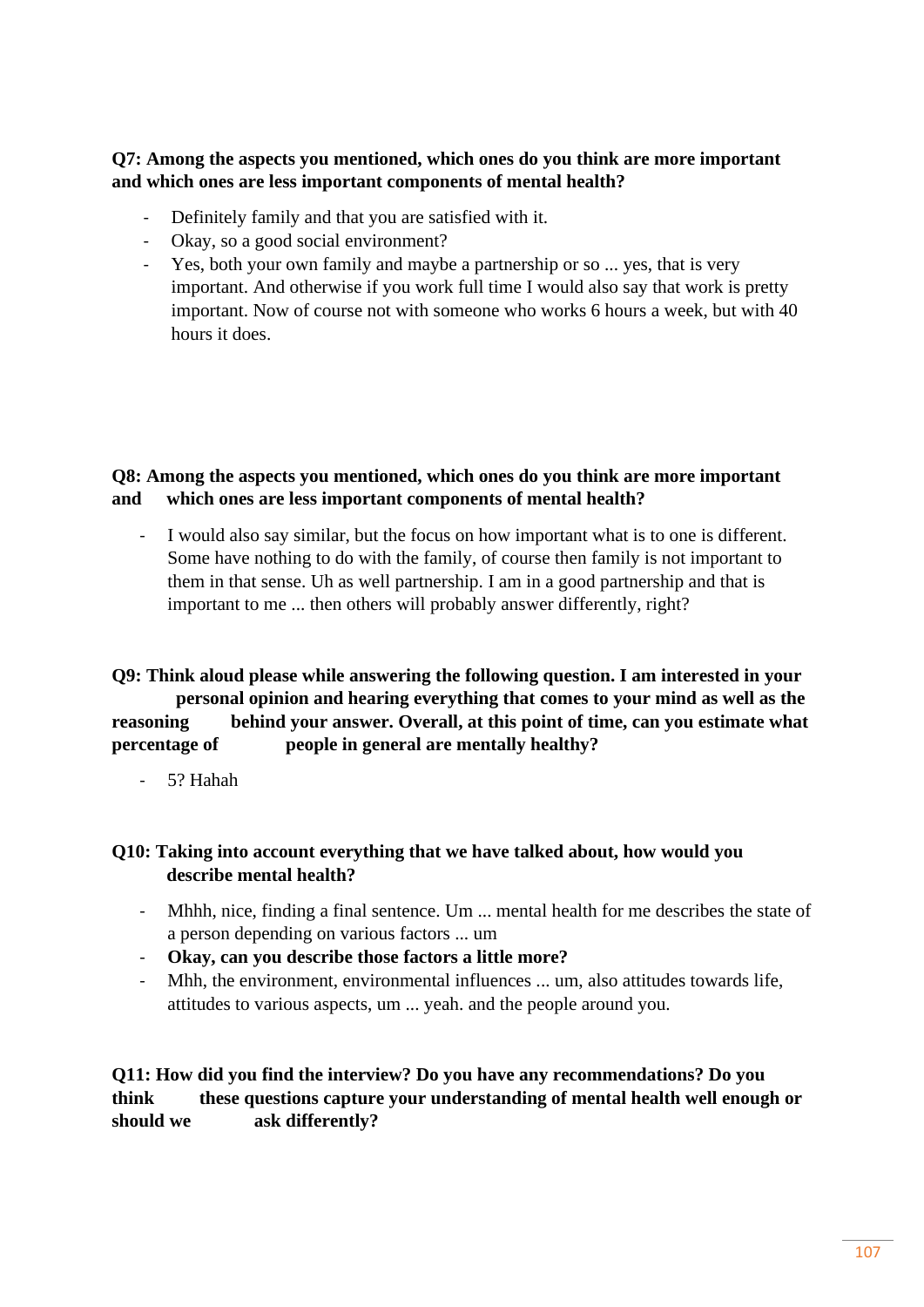**Q7: Among the aspects you mentioned, which ones do you think are more important and which ones are less important components of mental health?**

- Definitely family and that you are satisfied with it.
- Okay, so a good social environment?
- Yes, both your own family and maybe a partnership or so ... yes, that is very important. And otherwise if you work full time I would also say that work is pretty important. Now of course not with someone who works 6 hours a week, but with 40 hours it does.

**Q8: Among the aspects you mentioned, which ones do you think are more important and which ones are less important components of mental health?**

- I would also say similar, but the focus on how important what is to one is different. Some have nothing to do with the family, of course then family is not important to them in that sense. Uh as well partnership. I am in a good partnership and that is important to me ... then others will probably answer differently, right?

**Q9: Think aloud please while answering the following question. I am interested in your personal opinion and hearing everything that comes to your mind as well as the reasoning behind your answer. Overall, at this point of time, can you estimate what percentage of people in general are mentally healthy?**

- 5? Hahah

**Q10: Taking into account everything that we have talked about, how would you describe mental health?**

- Mhhh, nice, finding a final sentence. Um ... mental health for me describes the state of a person depending on various factors ... um
- **Okay, can you describe those factors a little more?**
- Mhh, the environment, environmental influences ... um, also attitudes towards life, attitudes to various aspects, um ... yeah. and the people around you.

**Q11: How did you find the interview? Do you have any recommendations? Do you think these questions capture your understanding of mental health well enough or should we ask differently?**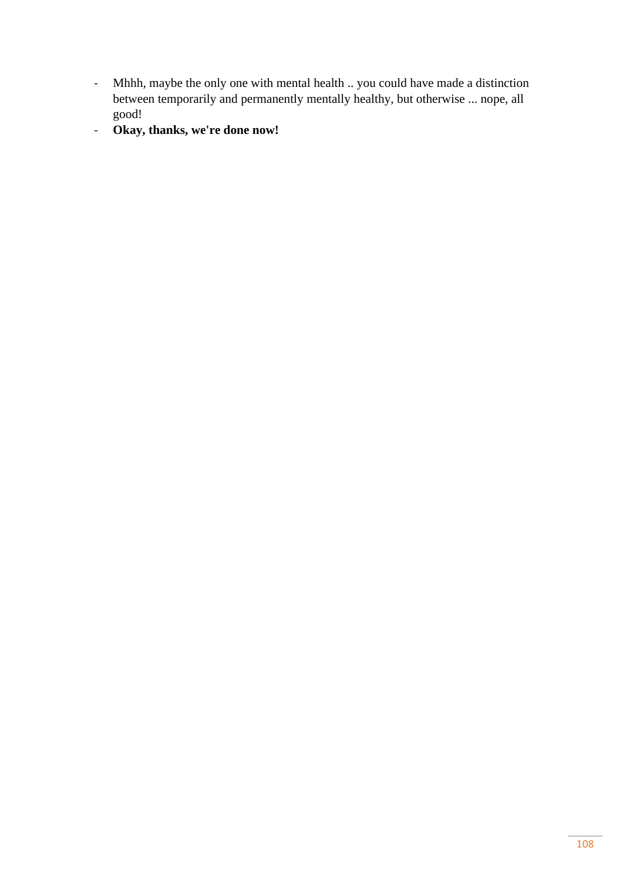- Mhhh, maybe the only one with mental health .. you could have made a distinction between temporarily and permanently mentally healthy, but otherwise ... nope, all good!
- **Okay, thanks, we're done now!**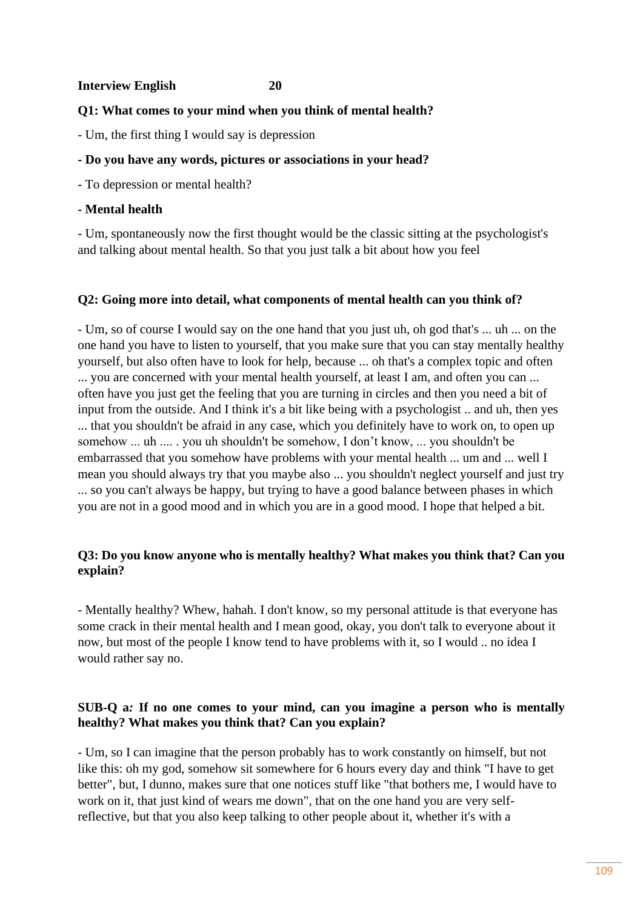**Interview English 20**

**Q1: What comes to your mind when you think of mental health?**

- Um, the first thing I would say is depression

**- Do you have any words, pictures or associations in your head?**

- To depression or mental health?

**- Mental health**

- Um, spontaneously now the first thought would be the classic sitting at the psychologist's and talking about mental health. So that you just talk a bit about how you feel

**Q2: Going more into detail, what components of mental health can you think of?**

- Um, so of course I would say on the one hand that you just uh, oh god that's ... uh ... on the one hand you have to listen to yourself, that you make sure that you can stay mentally healthy yourself, but also often have to look for help, because ... oh that's a complex topic and often ... you are concerned with your mental health yourself, at least I am, and often you can ... often have you just get the feeling that you are turning in circles and then you need a bit of input from the outside. And I think it's a bit like being with a psychologist .. and uh, then yes ... that you shouldn't be afraid in any case, which you definitely have to work on, to open up somehow ... uh .... . you uh shouldn't be somehow, I don't know, ... you shouldn't be embarrassed that you somehow have problems with your mental health ... um and ... well I mean you should always try that you maybe also ... you shouldn't neglect yourself and just try ... so you can't always be happy, but trying to have a good balance between phases in which you are not in a good mood and in which you are in a good mood. I hope that helped a bit.

**Q3: Do you know anyone who is mentally healthy? What makes you think that? Can you explain?**

- Mentally healthy? Whew, hahah. I don't know, so my personal attitude is that everyone has some crack in their mental health and I mean good, okay, you don't talk to everyone about it now, but most of the people I know tend to have problems with it, so I would .. no idea I would rather say no.

**SUB-Q a*:* If no one comes to your mind, can you imagine a person who is mentally healthy? What makes you think that? Can you explain?**

- Um, so I can imagine that the person probably has to work constantly on himself, but not like this: oh my god, somehow sit somewhere for 6 hours every day and think "I have to get better", but, I dunno, makes sure that one notices stuff like "that bothers me, I would have to work on it, that just kind of wears me down", that on the one hand you are very self-reflective, but that you also keep talking to other people about it, whether it's with a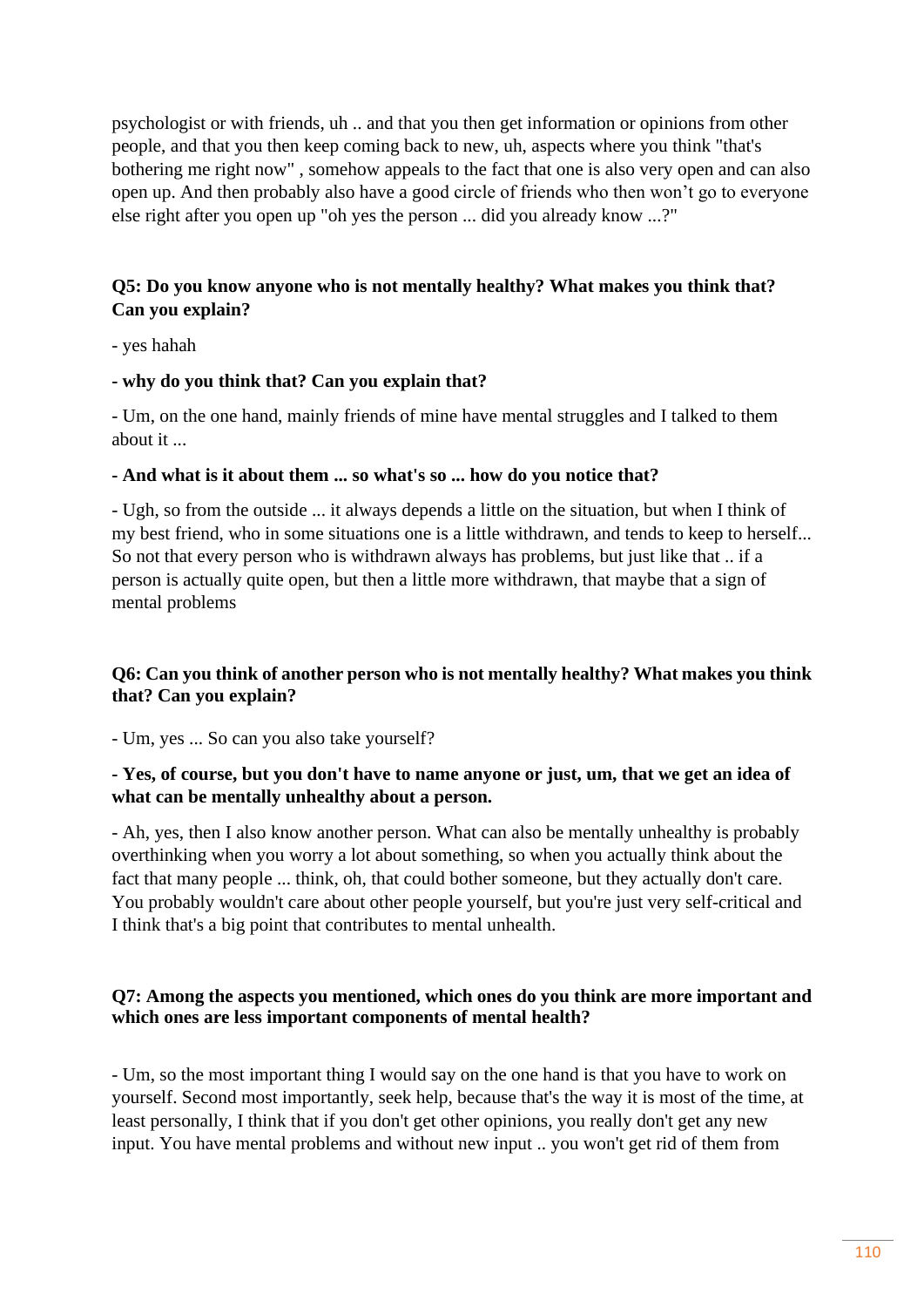psychologist or with friends, uh .. and that you then get information or opinions from other people, and that you then keep coming back to new, uh, aspects where you think "that's bothering me right now" , somehow appeals to the fact that one is also very open and can also open up. And then probably also have a good circle of friends who then won't go to everyone else right after you open up "oh yes the person ... did you already know ...?"

**Q5: Do you know anyone who is not mentally healthy? What makes you think that? Can you explain?**

- yes hahah

**- why do you think that? Can you explain that?**

- Um, on the one hand, mainly friends of mine have mental struggles and I talked to them about it ...

**- And what is it about them ... so what's so ... how do you notice that?**

- Ugh, so from the outside ... it always depends a little on the situation, but when I think of my best friend, who in some situations one is a little withdrawn, and tends to keep to herself... So not that every person who is withdrawn always has problems, but just like that .. if a person is actually quite open, but then a little more withdrawn, that maybe that a sign of mental problems

**Q6: Can you think of another person who is not mentally healthy? What makes you think that? Can you explain?**

- Um, yes ... So can you also take yourself?

**- Yes, of course, but you don't have to name anyone or just, um, that we get an idea of what can be mentally unhealthy about a person.**

- Ah, yes, then I also know another person. What can also be mentally unhealthy is probably overthinking when you worry a lot about something, so when you actually think about the fact that many people ... think, oh, that could bother someone, but they actually don't care. You probably wouldn't care about other people yourself, but you're just very self-critical and I think that's a big point that contributes to mental unhealth.

**Q7: Among the aspects you mentioned, which ones do you think are more important and which ones are less important components of mental health?**

- Um, so the most important thing I would say on the one hand is that you have to work on yourself. Second most importantly, seek help, because that's the way it is most of the time, at least personally, I think that if you don't get other opinions, you really don't get any new input. You have mental problems and without new input .. you won't get rid of them from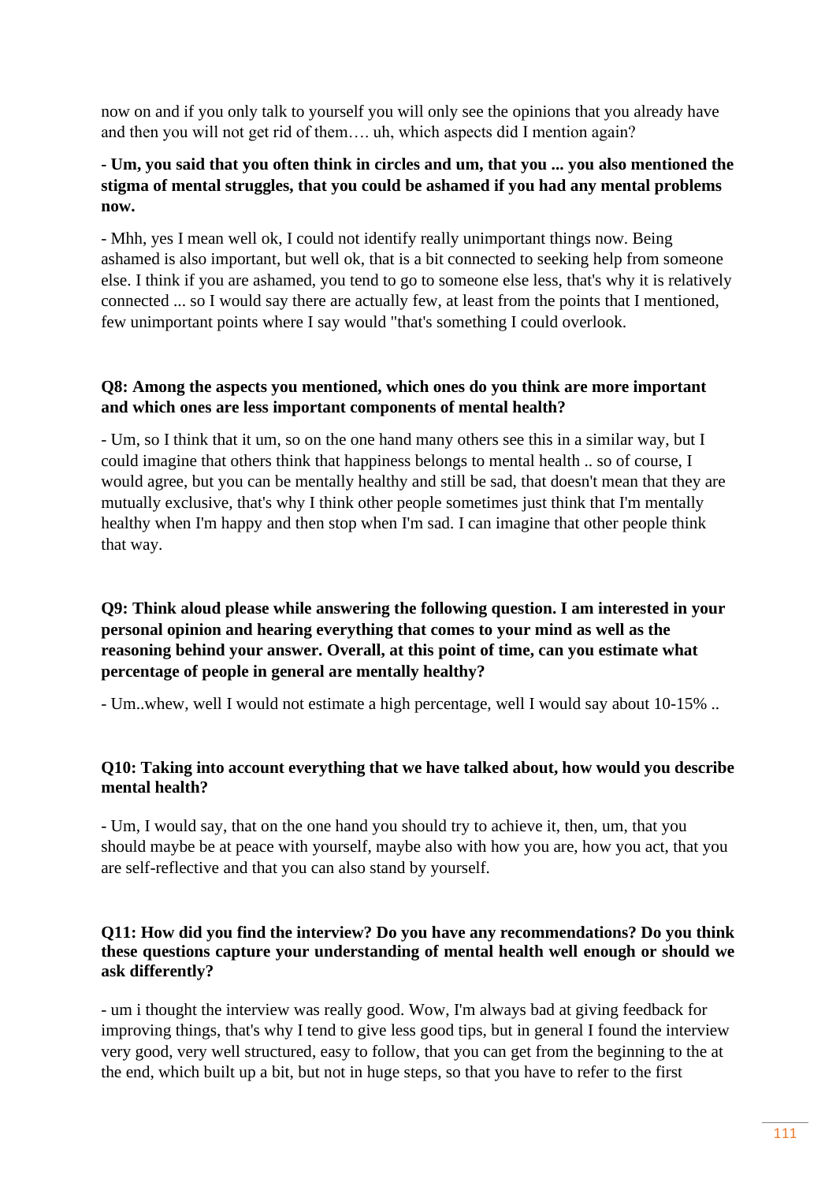now on and if you only talk to yourself you will only see the opinions that you already have and then you will not get rid of them…. uh, which aspects did I mention again?

**- Um, you said that you often think in circles and um, that you ... you also mentioned the stigma of mental struggles, that you could be ashamed if you had any mental problems now.**

- Mhh, yes I mean well ok, I could not identify really unimportant things now. Being ashamed is also important, but well ok, that is a bit connected to seeking help from someone else. I think if you are ashamed, you tend to go to someone else less, that's why it is relatively connected ... so I would say there are actually few, at least from the points that I mentioned, few unimportant points where I say would "that's something I could overlook.

**Q8: Among the aspects you mentioned, which ones do you think are more important and which ones are less important components of mental health?**

- Um, so I think that it um, so on the one hand many others see this in a similar way, but I could imagine that others think that happiness belongs to mental health .. so of course, I would agree, but you can be mentally healthy and still be sad, that doesn't mean that they are mutually exclusive, that's why I think other people sometimes just think that I'm mentally healthy when I'm happy and then stop when I'm sad. I can imagine that other people think that way.

**Q9: Think aloud please while answering the following question. I am interested in your personal opinion and hearing everything that comes to your mind as well as the reasoning behind your answer. Overall, at this point of time, can you estimate what percentage of people in general are mentally healthy?**

- Um..whew, well I would not estimate a high percentage, well I would say about 10-15% ..

**Q10: Taking into account everything that we have talked about, how would you describe mental health?**

- Um, I would say, that on the one hand you should try to achieve it, then, um, that you should maybe be at peace with yourself, maybe also with how you are, how you act, that you are self-reflective and that you can also stand by yourself.

**Q11: How did you find the interview? Do you have any recommendations? Do you think these questions capture your understanding of mental health well enough or should we ask differently?**

- um i thought the interview was really good. Wow, I'm always bad at giving feedback for improving things, that's why I tend to give less good tips, but in general I found the interview very good, very well structured, easy to follow, that you can get from the beginning to the at the end, which built up a bit, but not in huge steps, so that you have to refer to the first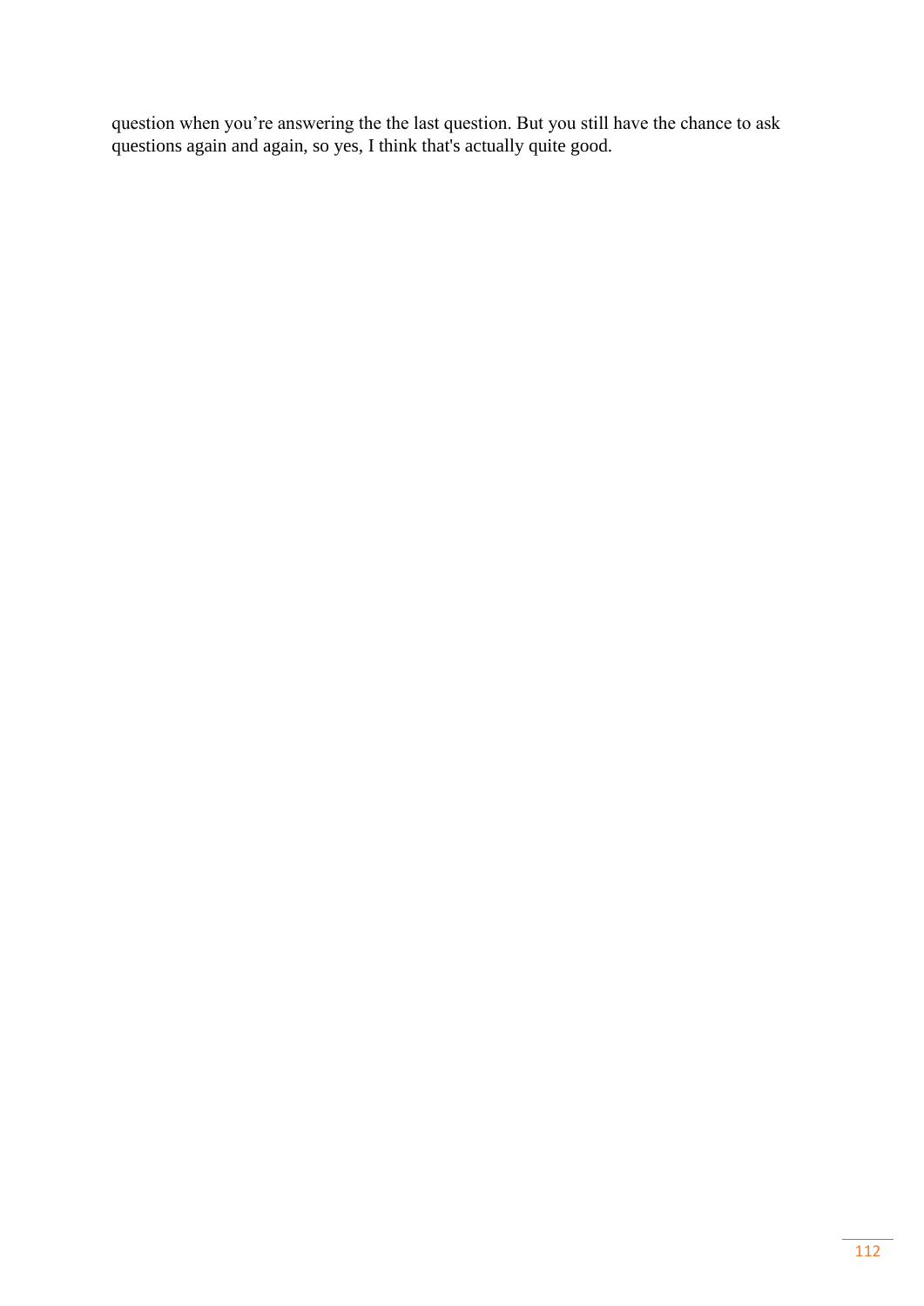question when you’re answering the the last question. But you still have the chance to ask questions again and again, so yes, I think that's actually quite good.